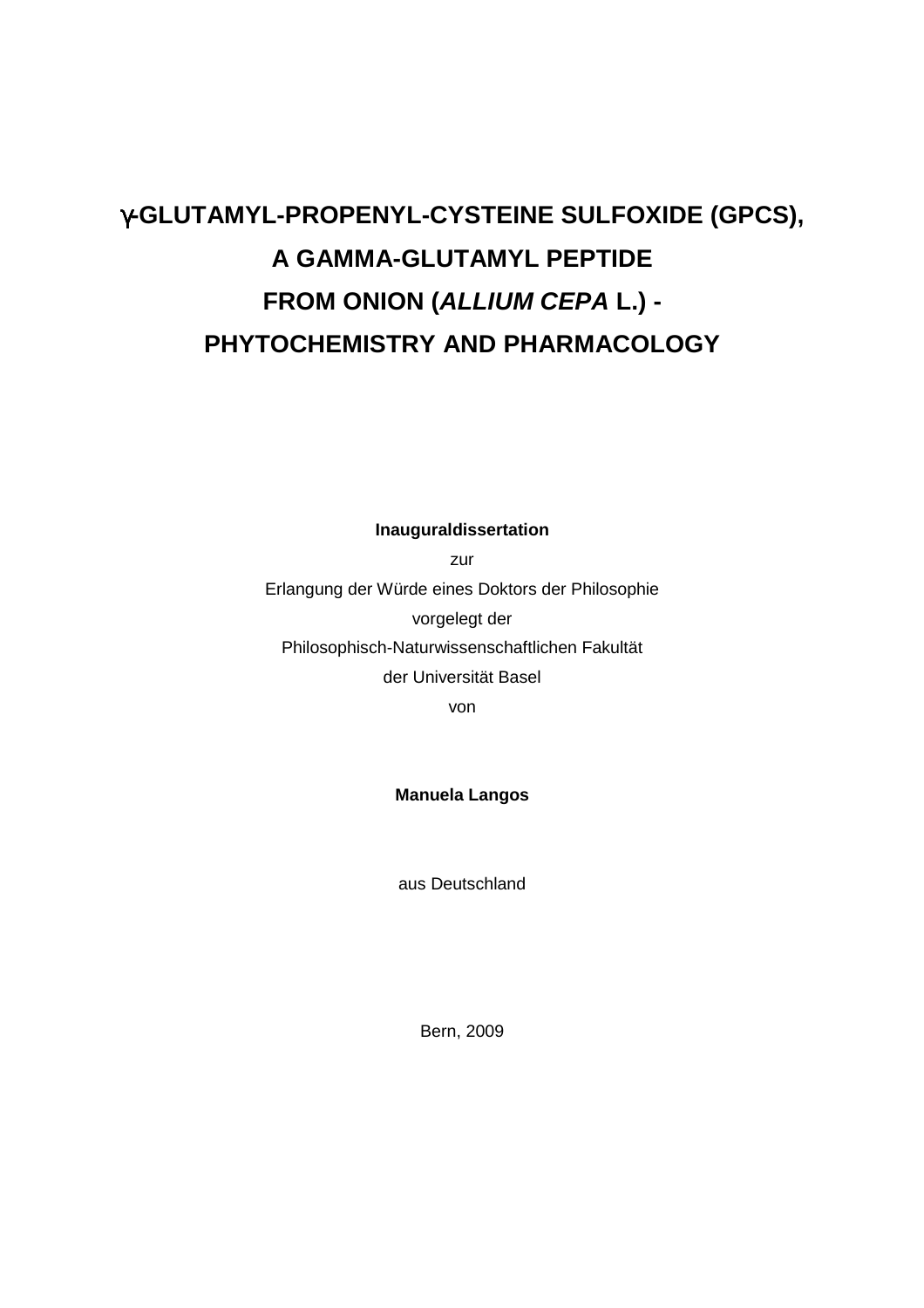# γ-GLUTAMYL-PROPENYL-CYSTEINE SULFOXIDE (GPCS), A GAMMA-GLUTAMYL PEPTIDE FROM ONION (*ALLIUM CEPA* L.) - PHYTOCHEMISTRY AND PHARMACOLOGY

**Inauguraldissertation**

zur

Erlangung der Würde eines Doktors der Philosophie

vorgelegt der

Philosophisch-Naturwissenschaftlichen Fakultät

der Universität Basel

von

**Manuela Langos**

aus Deutschland

Bern, 2009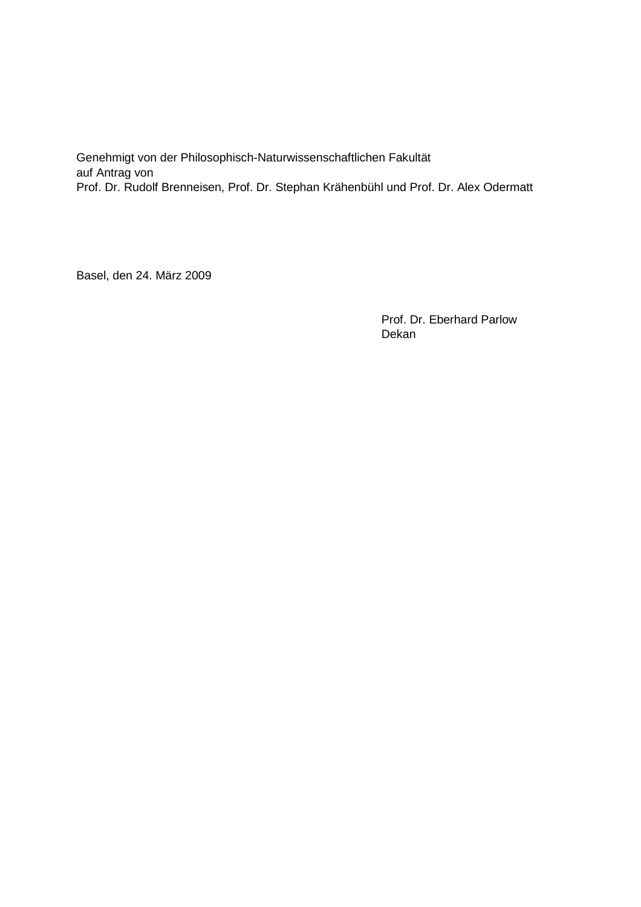Genehmigt von der Philosophisch-Naturwissenschaftlichen Fakultät
auf Antrag von
Prof. Dr. Rudolf Brenneisen, Prof. Dr. Stephan Krähenbühl und Prof. Dr. Alex Odermatt

Basel, den 24. März 2009

Prof. Dr. Eberhard Parlow
Dekan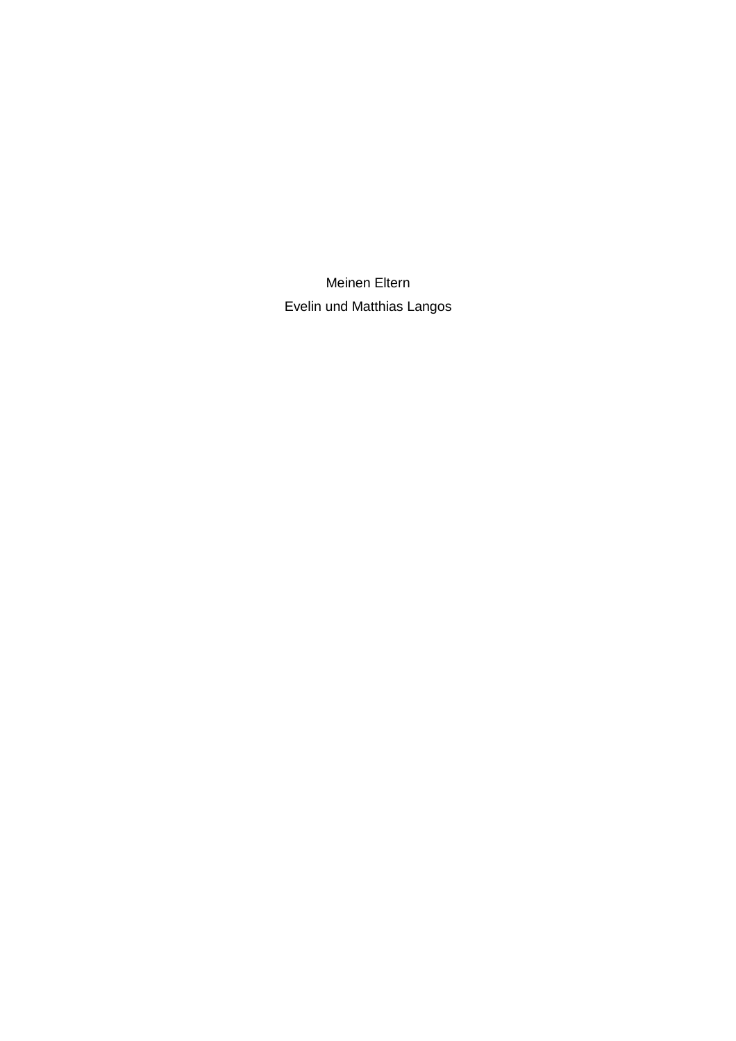Meinen Eltern

Evelin und Matthias Langos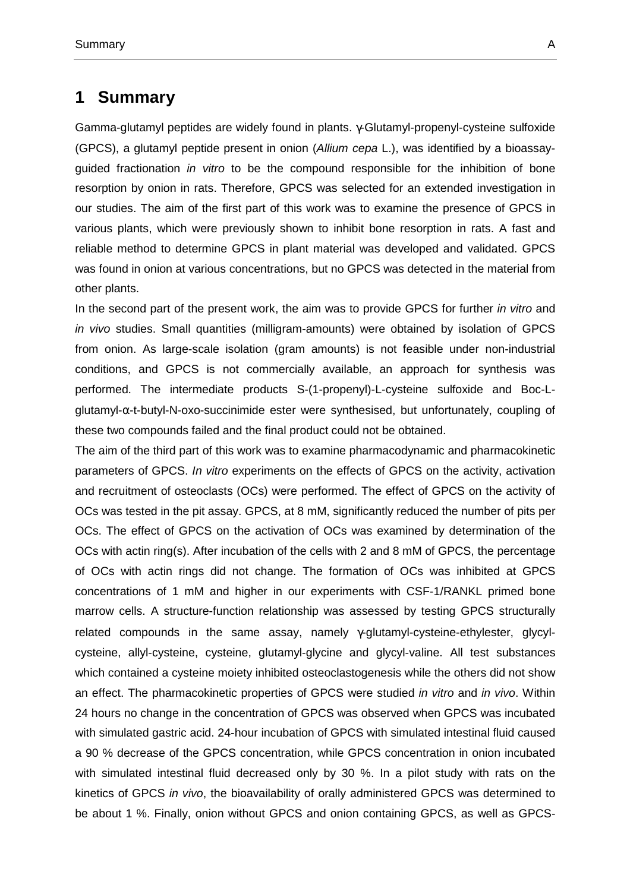# 1 Summary

Gamma-glutamyl peptides are widely found in plants. γ-Glutamyl-propenyl-cysteine sulfoxide (GPCS), a glutamyl peptide present in onion (*Allium cepa* L.), was identified by a bioassay-guided fractionation *in vitro* to be the compound responsible for the inhibition of bone resorption by onion in rats. Therefore, GPCS was selected for an extended investigation in our studies. The aim of the first part of this work was to examine the presence of GPCS in various plants, which were previously shown to inhibit bone resorption in rats. A fast and reliable method to determine GPCS in plant material was developed and validated. GPCS was found in onion at various concentrations, but no GPCS was detected in the material from other plants.

In the second part of the present work, the aim was to provide GPCS for further *in vitro* and *in vivo* studies. Small quantities (milligram-amounts) were obtained by isolation of GPCS from onion. As large-scale isolation (gram amounts) is not feasible under non-industrial conditions, and GPCS is not commercially available, an approach for synthesis was performed. The intermediate products S-(1-propenyl)-L-cysteine sulfoxide and Boc-L-glutamyl-α-t-butyl-N-oxo-succinimide ester were synthesised, but unfortunately, coupling of these two compounds failed and the final product could not be obtained.

The aim of the third part of this work was to examine pharmacodynamic and pharmacokinetic parameters of GPCS. *In vitro* experiments on the effects of GPCS on the activity, activation and recruitment of osteoclasts (OCs) were performed. The effect of GPCS on the activity of OCs was tested in the pit assay. GPCS, at 8 mM, significantly reduced the number of pits per OCs. The effect of GPCS on the activation of OCs was examined by determination of the OCs with actin ring(s). After incubation of the cells with 2 and 8 mM of GPCS, the percentage of OCs with actin rings did not change. The formation of OCs was inhibited at GPCS concentrations of 1 mM and higher in our experiments with CSF-1/RANKL primed bone marrow cells. A structure-function relationship was assessed by testing GPCS structurally related compounds in the same assay, namely γ-glutamyl-cysteine-ethylester, glycyl-cysteine, allyl-cysteine, cysteine, glutamyl-glycine and glycyl-valine. All test substances which contained a cysteine moiety inhibited osteoclastogenesis while the others did not show an effect. The pharmacokinetic properties of GPCS were studied *in vitro* and *in vivo*. Within 24 hours no change in the concentration of GPCS was observed when GPCS was incubated with simulated gastric acid. 24-hour incubation of GPCS with simulated intestinal fluid caused a 90 % decrease of the GPCS concentration, while GPCS concentration in onion incubated with simulated intestinal fluid decreased only by 30 %. In a pilot study with rats on the kinetics of GPCS *in vivo*, the bioavailability of orally administered GPCS was determined to be about 1 %. Finally, onion without GPCS and onion containing GPCS, as well as GPCS-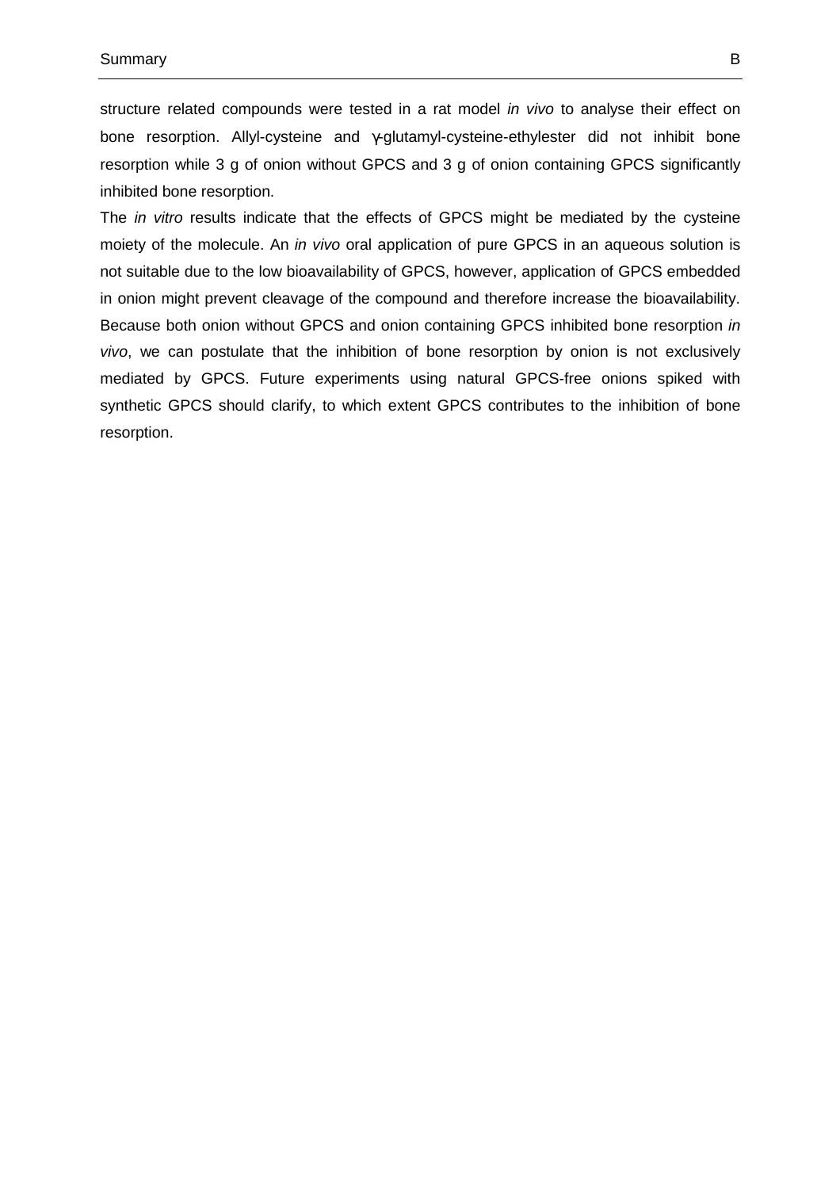structure related compounds were tested in a rat model *in vivo* to analyse their effect on bone resorption. Allyl-cysteine and γ-glutamyl-cysteine-ethylester did not inhibit bone resorption while 3 g of onion without GPCS and 3 g of onion containing GPCS significantly inhibited bone resorption.

The *in vitro* results indicate that the effects of GPCS might be mediated by the cysteine moiety of the molecule. An *in vivo* oral application of pure GPCS in an aqueous solution is not suitable due to the low bioavailability of GPCS, however, application of GPCS embedded in onion might prevent cleavage of the compound and therefore increase the bioavailability. Because both onion without GPCS and onion containing GPCS inhibited bone resorption *in vivo*, we can postulate that the inhibition of bone resorption by onion is not exclusively mediated by GPCS. Future experiments using natural GPCS-free onions spiked with synthetic GPCS should clarify, to which extent GPCS contributes to the inhibition of bone resorption.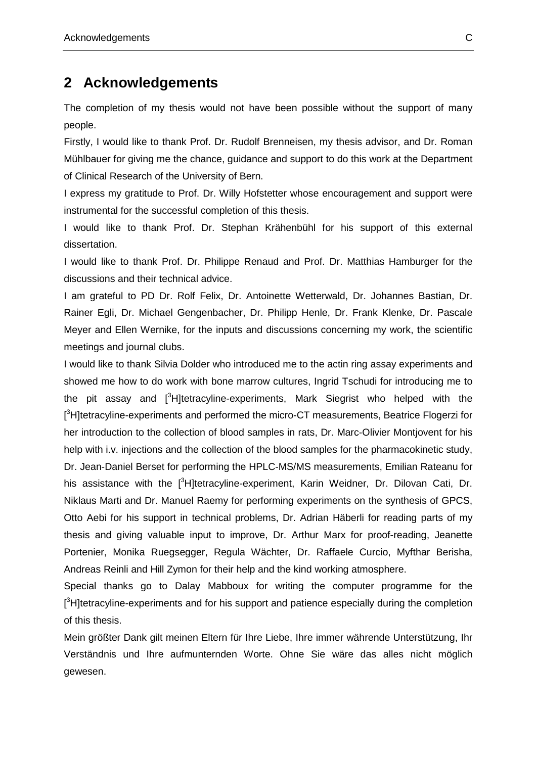## 2 Acknowledgements

The completion of my thesis would not have been possible without the support of many people.

Firstly, I would like to thank Prof. Dr. Rudolf Brenneisen, my thesis advisor, and Dr. Roman Mühlbauer for giving me the chance, guidance and support to do this work at the Department of Clinical Research of the University of Bern.

I express my gratitude to Prof. Dr. Willy Hofstetter whose encouragement and support were instrumental for the successful completion of this thesis.

I would like to thank Prof. Dr. Stephan Krähenbühl for his support of this external dissertation.

I would like to thank Prof. Dr. Philippe Renaud and Prof. Dr. Matthias Hamburger for the discussions and their technical advice.

I am grateful to PD Dr. Rolf Felix, Dr. Antoinette Wetterwald, Dr. Johannes Bastian, Dr. Rainer Egli, Dr. Michael Gengenbacher, Dr. Philipp Henle, Dr. Frank Klenke, Dr. Pascale Meyer and Ellen Wernike, for the inputs and discussions concerning my work, the scientific meetings and journal clubs.

I would like to thank Silvia Dolder who introduced me to the actin ring assay experiments and showed me how to do work with bone marrow cultures, Ingrid Tschudi for introducing me to the pit assay and [$^{3}$H]tetracyline-experiments, Mark Siegrist who helped with the [$^{3}$H]tetracyline-experiments and performed the micro-CT measurements, Beatrice Flogerzi for her introduction to the collection of blood samples in rats, Dr. Marc-Olivier Montjovent for his help with i.v. injections and the collection of the blood samples for the pharmacokinetic study, Dr. Jean-Daniel Berset for performing the HPLC-MS/MS measurements, Emilian Rateanu for his assistance with the [$^{3}$H]tetracyline-experiment, Karin Weidner, Dr. Dilovan Cati, Dr. Niklaus Marti and Dr. Manuel Raemy for performing experiments on the synthesis of GPCS, Otto Aebi for his support in technical problems, Dr. Adrian Häberli for reading parts of my thesis and giving valuable input to improve, Dr. Arthur Marx for proof-reading, Jeanette Portenier, Monika Ruegsegger, Regula Wächter, Dr. Raffaele Curcio, Myfthar Berisha, Andreas Reinli and Hill Zymon for their help and the kind working atmosphere.

Special thanks go to Dalay Mabboux for writing the computer programme for the [$^{3}$H]tetracyline-experiments and for his support and patience especially during the completion of this thesis.

Mein größter Dank gilt meinen Eltern für Ihre Liebe, Ihre immer währende Unterstützung, Ihr Verständnis und Ihre aufmunternden Worte. Ohne Sie wäre das alles nicht möglich gewesen.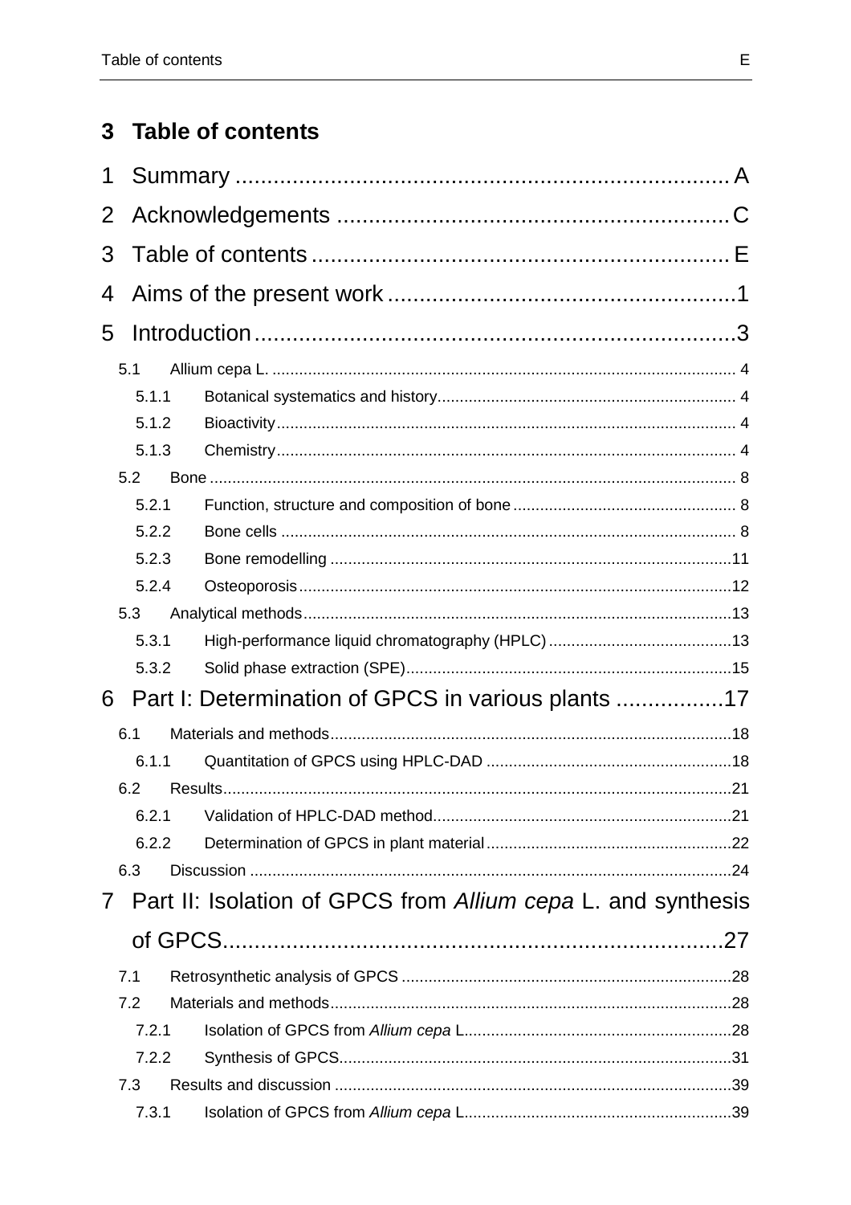# 3 Table of contents

1 Summary .............................................................................. A

2 Acknowledgements .............................................................. C

3 Table of contents .................................................................. E

4 Aims of the present work .......................................................1

5 Introduction............................................................................3

- 5.1 Allium cepa L. ........................................................................................................ 4
  - 5.1.1 Botanical systematics and history.................................................................... 4
  - 5.1.2 Bioactivity........................................................................................................ 4
  - 5.1.3 Chemistry........................................................................................................ 4
- 5.2 Bone ...................................................................................................................... 8
  - 5.2.1 Function, structure and composition of bone .................................................. 8
  - 5.2.2 Bone cells ....................................................................................................... 8
  - 5.2.3 Bone remodelling ...........................................................................................11
  - 5.2.4 Osteoporosis..................................................................................................12
- 5.3 Analytical methods.................................................................................................13
  - 5.3.1 High-performance liquid chromatography (HPLC) ..........................................13
  - 5.3.2 Solid phase extraction (SPE)..........................................................................15

6 Part I: Determination of GPCS in various plants .................17

- 6.1 Materials and methods...........................................................................................18
  - 6.1.1 Quantitation of GPCS using HPLC-DAD ........................................................18
- 6.2 Results..................................................................................................................21
  - 6.2.1 Validation of HPLC-DAD method....................................................................21
  - 6.2.2 Determination of GPCS in plant material........................................................22
- 6.3 Discussion ............................................................................................................24

7 Part II: Isolation of GPCS from *Allium cepa* L. and synthesis of GPCS..................................................................................27

- 7.1 Retrosynthetic analysis of GPCS ...........................................................................28
- 7.2 Materials and methods...........................................................................................28
  - 7.2.1 Isolation of GPCS from *Allium cepa* L.............................................................28
  - 7.2.2 Synthesis of GPCS.........................................................................................31
- 7.3 Results and discussion ..........................................................................................39
  - 7.3.1 Isolation of GPCS from *Allium cepa* L.............................................................39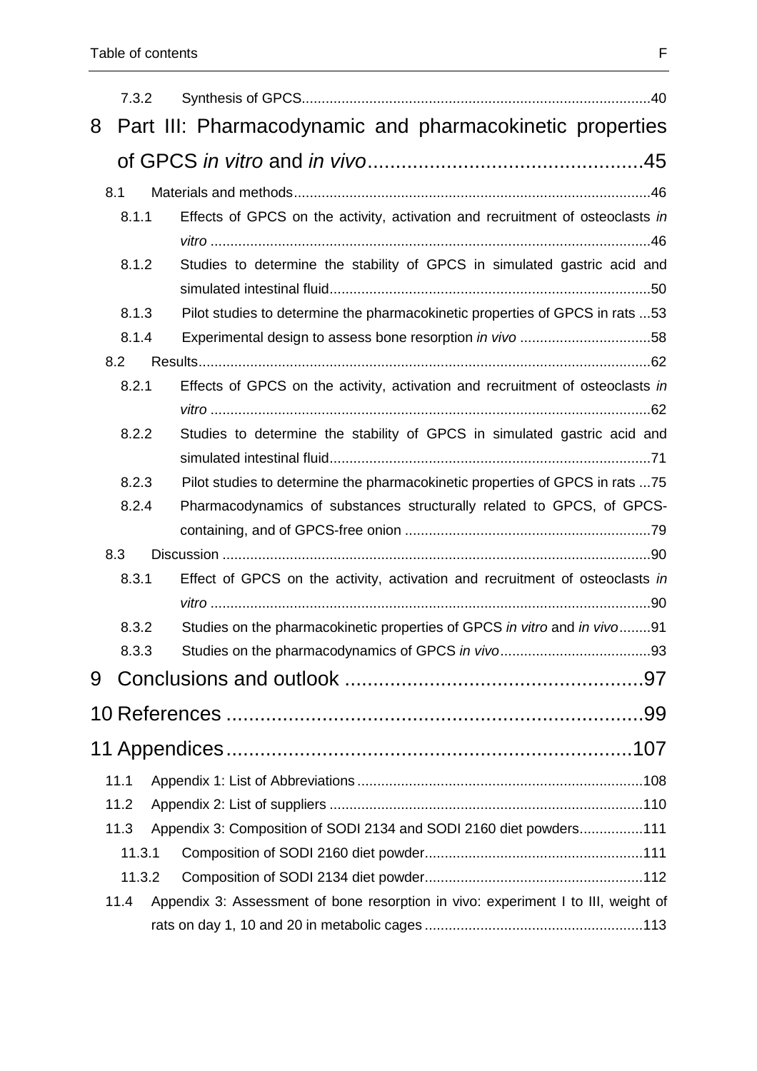7.3.2 Synthesis of GPCS........................................................................................40

8 Part III: Pharmacodynamic and pharmacokinetic properties of GPCS *in vitro* and *in vivo*..................................................45

8.1 Materials and methods..........................................................................................46

8.1.1 Effects of GPCS on the activity, activation and recruitment of osteoclasts *in vitro* ...............................................................................................................46

8.1.2 Studies to determine the stability of GPCS in simulated gastric acid and simulated intestinal fluid.................................................................................50

8.1.3 Pilot studies to determine the pharmacokinetic properties of GPCS in rats ...53

8.1.4 Experimental design to assess bone resorption *in vivo* .................................58

8.2 Results..................................................................................................................62

8.2.1 Effects of GPCS on the activity, activation and recruitment of osteoclasts *in vitro* ...............................................................................................................62

8.2.2 Studies to determine the stability of GPCS in simulated gastric acid and simulated intestinal fluid.................................................................................71

8.2.3 Pilot studies to determine the pharmacokinetic properties of GPCS in rats ...75

8.2.4 Pharmacodynamics of substances structurally related to GPCS, of GPCS-containing, and of GPCS-free onion ..............................................................79

8.3 Discussion ............................................................................................................90

8.3.1 Effect of GPCS on the activity, activation and recruitment of osteoclasts *in vitro* ...............................................................................................................90

8.3.2 Studies on the pharmacokinetic properties of GPCS *in vitro* and *in vivo*........91

8.3.3 Studies on the pharmacodynamics of GPCS *in vivo*......................................93

9 Conclusions and outlook .....................................................97

10 References ............................................................................99

11 Appendices.........................................................................107

11.1 Appendix 1: List of Abbreviations........................................................................108

11.2 Appendix 2: List of suppliers ...............................................................................110

11.3 Appendix 3: Composition of SODI 2134 and SODI 2160 diet powders................111

11.3.1 Composition of SODI 2160 diet powder.......................................................111

11.3.2 Composition of SODI 2134 diet powder.......................................................112

11.4 Appendix 3: Assessment of bone resorption in vivo: experiment I to III, weight of rats on day 1, 10 and 20 in metabolic cages .......................................................113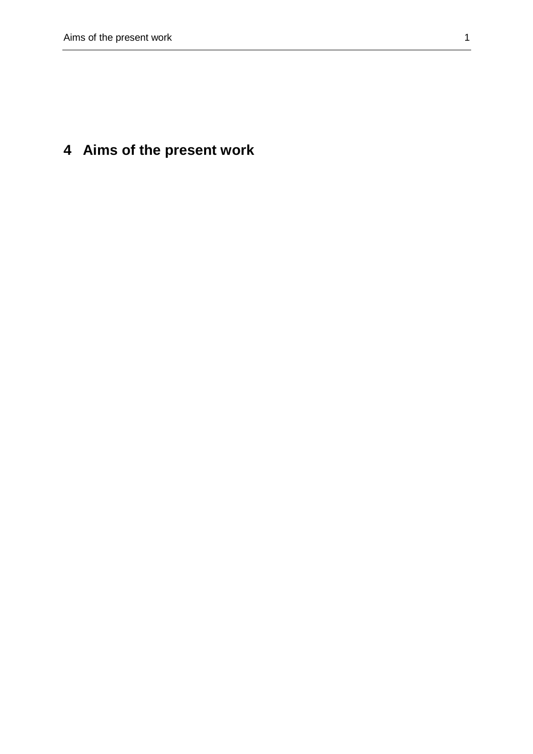# 4 Aims of the present work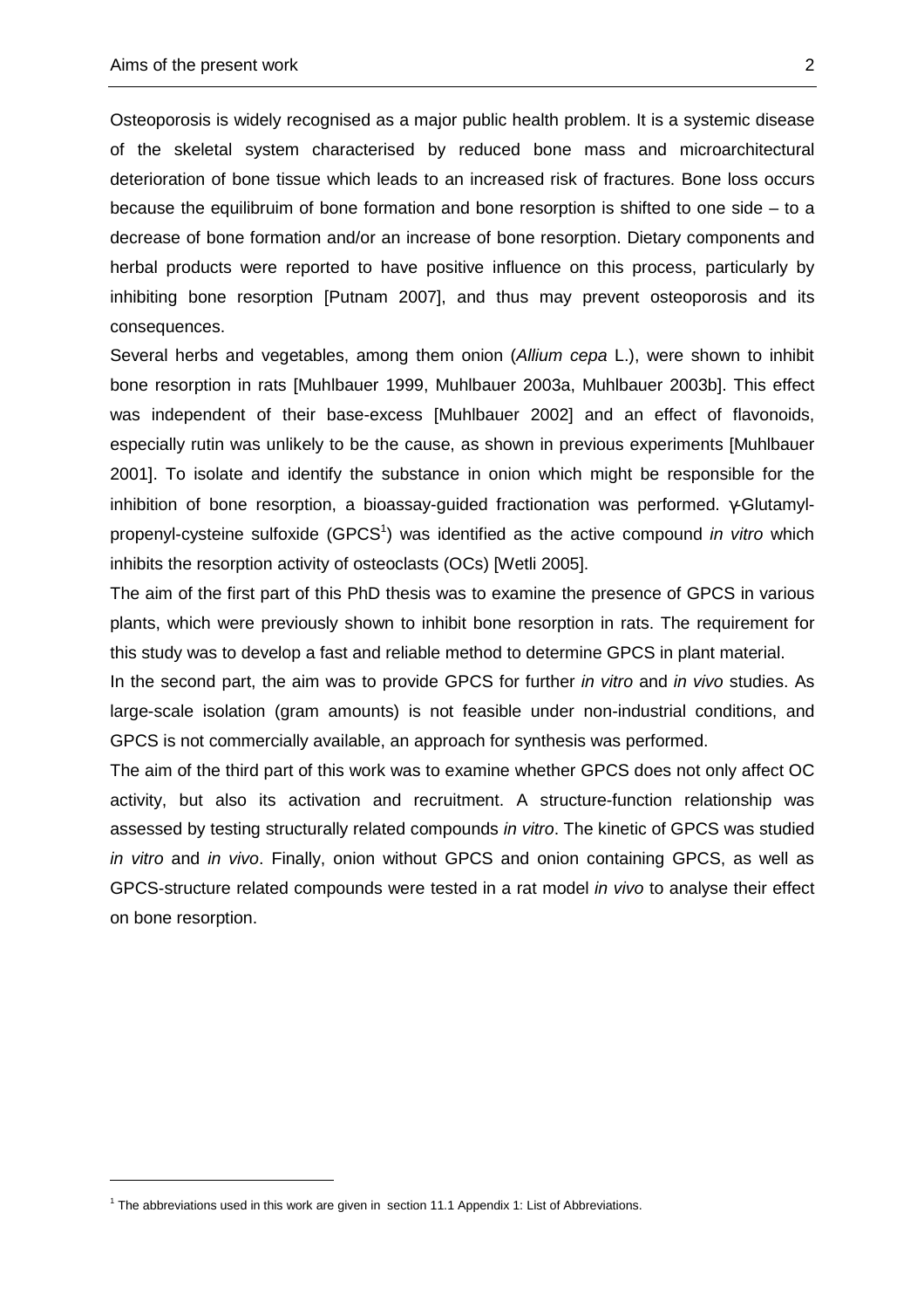Osteoporosis is widely recognised as a major public health problem. It is a systemic disease of the skeletal system characterised by reduced bone mass and microarchitectural deterioration of bone tissue which leads to an increased risk of fractures. Bone loss occurs because the equilibruim of bone formation and bone resorption is shifted to one side – to a decrease of bone formation and/or an increase of bone resorption. Dietary components and herbal products were reported to have positive influence on this process, particularly by inhibiting bone resorption [Putnam 2007], and thus may prevent osteoporosis and its consequences.

Several herbs and vegetables, among them onion (*Allium cepa* L.), were shown to inhibit bone resorption in rats [Muhlbauer 1999, Muhlbauer 2003a, Muhlbauer 2003b]. This effect was independent of their base-excess [Muhlbauer 2002] and an effect of flavonoids, especially rutin was unlikely to be the cause, as shown in previous experiments [Muhlbauer 2001]. To isolate and identify the substance in onion which might be responsible for the inhibition of bone resorption, a bioassay-guided fractionation was performed. γ-Glutamyl-propenyl-cysteine sulfoxide (GPCS[1]) was identified as the active compound *in vitro* which inhibits the resorption activity of osteoclasts (OCs) [Wetli 2005].

The aim of the first part of this PhD thesis was to examine the presence of GPCS in various plants, which were previously shown to inhibit bone resorption in rats. The requirement for this study was to develop a fast and reliable method to determine GPCS in plant material.

In the second part, the aim was to provide GPCS for further *in vitro* and *in vivo* studies. As large-scale isolation (gram amounts) is not feasible under non-industrial conditions, and GPCS is not commercially available, an approach for synthesis was performed.

The aim of the third part of this work was to examine whether GPCS does not only affect OC activity, but also its activation and recruitment. A structure-function relationship was assessed by testing structurally related compounds *in vitro*. The kinetic of GPCS was studied *in vitro* and *in vivo*. Finally, onion without GPCS and onion containing GPCS, as well as GPCS-structure related compounds were tested in a rat model *in vivo* to analyse their effect on bone resorption.

[1] The abbreviations used in this work are given in section 11.1 Appendix 1: List of Abbreviations.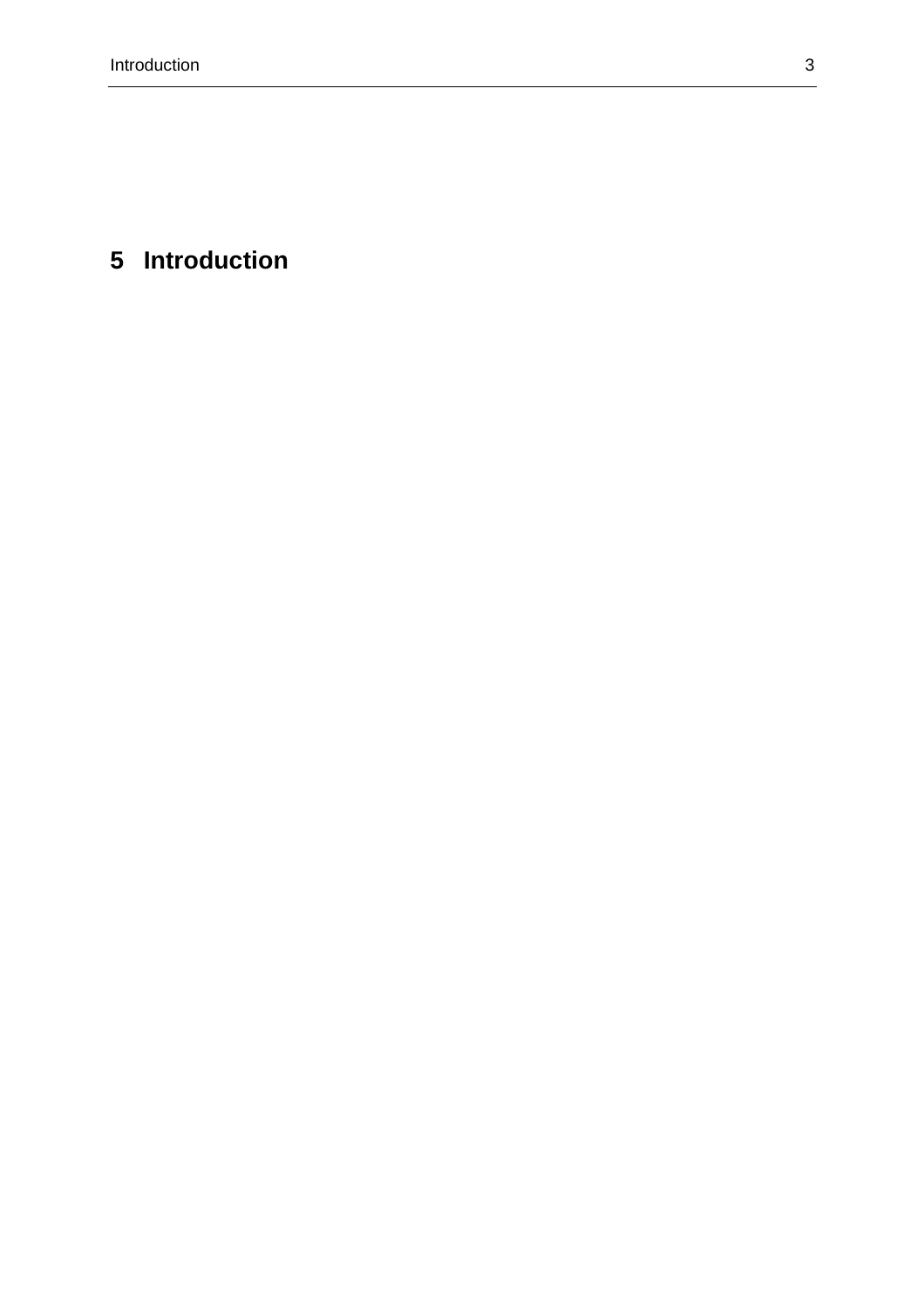# 5 Introduction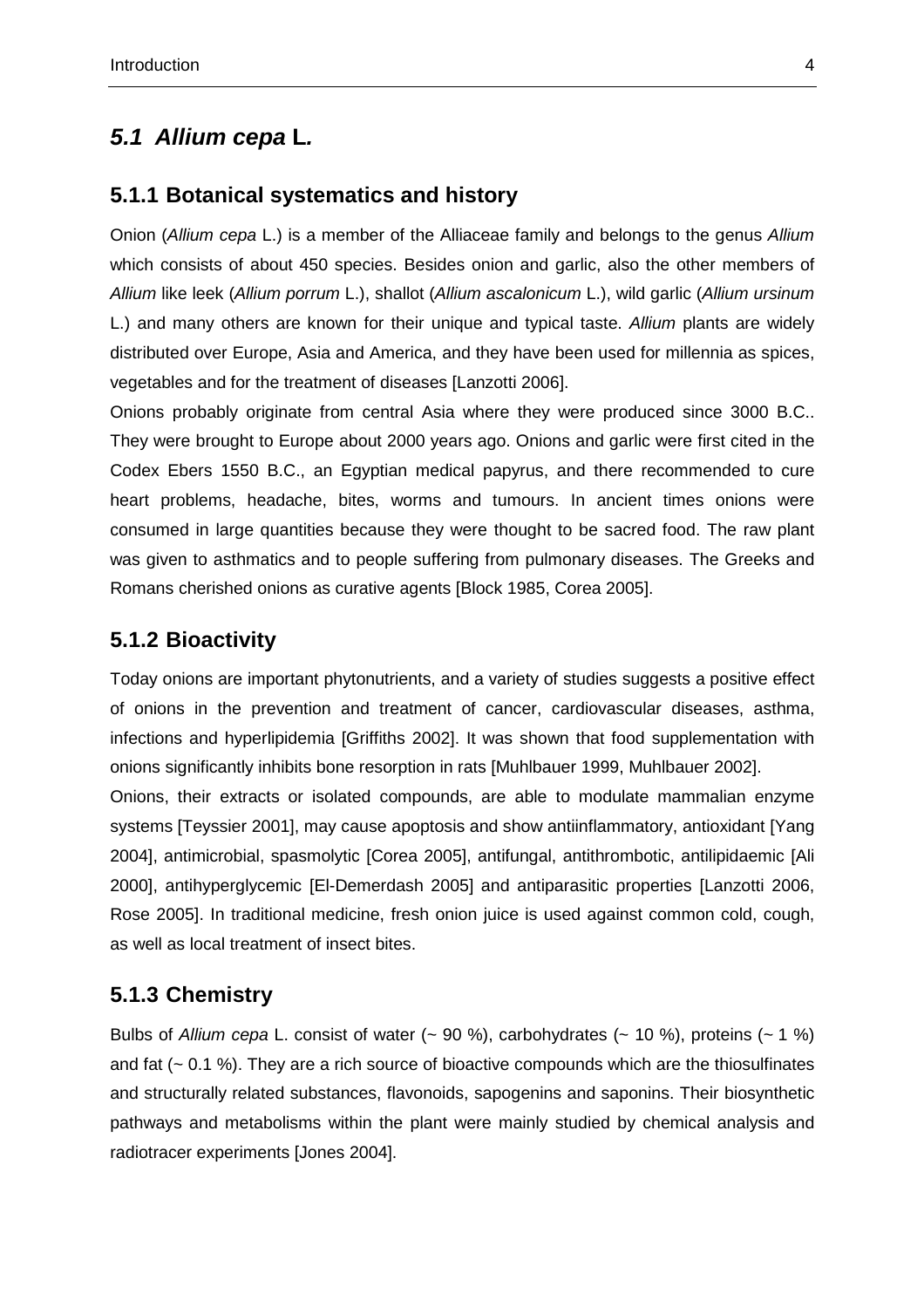## *5.1 Allium cepa* L.

### 5.1.1 Botanical systematics and history

Onion (*Allium cepa* L.) is a member of the Alliaceae family and belongs to the genus *Allium* which consists of about 450 species. Besides onion and garlic, also the other members of *Allium* like leek (*Allium porrum* L.), shallot (*Allium ascalonicum* L.), wild garlic (*Allium ursinum* L.) and many others are known for their unique and typical taste. *Allium* plants are widely distributed over Europe, Asia and America, and they have been used for millennia as spices, vegetables and for the treatment of diseases [Lanzotti 2006].

Onions probably originate from central Asia where they were produced since 3000 B.C.. They were brought to Europe about 2000 years ago. Onions and garlic were first cited in the Codex Ebers 1550 B.C., an Egyptian medical papyrus, and there recommended to cure heart problems, headache, bites, worms and tumours. In ancient times onions were consumed in large quantities because they were thought to be sacred food. The raw plant was given to asthmatics and to people suffering from pulmonary diseases. The Greeks and Romans cherished onions as curative agents [Block 1985, Corea 2005].

### 5.1.2 Bioactivity

Today onions are important phytonutrients, and a variety of studies suggests a positive effect of onions in the prevention and treatment of cancer, cardiovascular diseases, asthma, infections and hyperlipidemia [Griffiths 2002]. It was shown that food supplementation with onions significantly inhibits bone resorption in rats [Muhlbauer 1999, Muhlbauer 2002].

Onions, their extracts or isolated compounds, are able to modulate mammalian enzyme systems [Teyssier 2001], may cause apoptosis and show antiinflammatory, antioxidant [Yang 2004], antimicrobial, spasmolytic [Corea 2005], antifungal, antithrombotic, antilipidaemic [Ali 2000], antihyperglycemic [El-Demerdash 2005] and antiparasitic properties [Lanzotti 2006, Rose 2005]. In traditional medicine, fresh onion juice is used against common cold, cough, as well as local treatment of insect bites.

### 5.1.3 Chemistry

Bulbs of *Allium cepa* L. consist of water (~ 90 %), carbohydrates (~ 10 %), proteins (~ 1 %) and fat (~ 0.1 %). They are a rich source of bioactive compounds which are the thiosulfinates and structurally related substances, flavonoids, sapogenins and saponins. Their biosynthetic pathways and metabolisms within the plant were mainly studied by chemical analysis and radiotracer experiments [Jones 2004].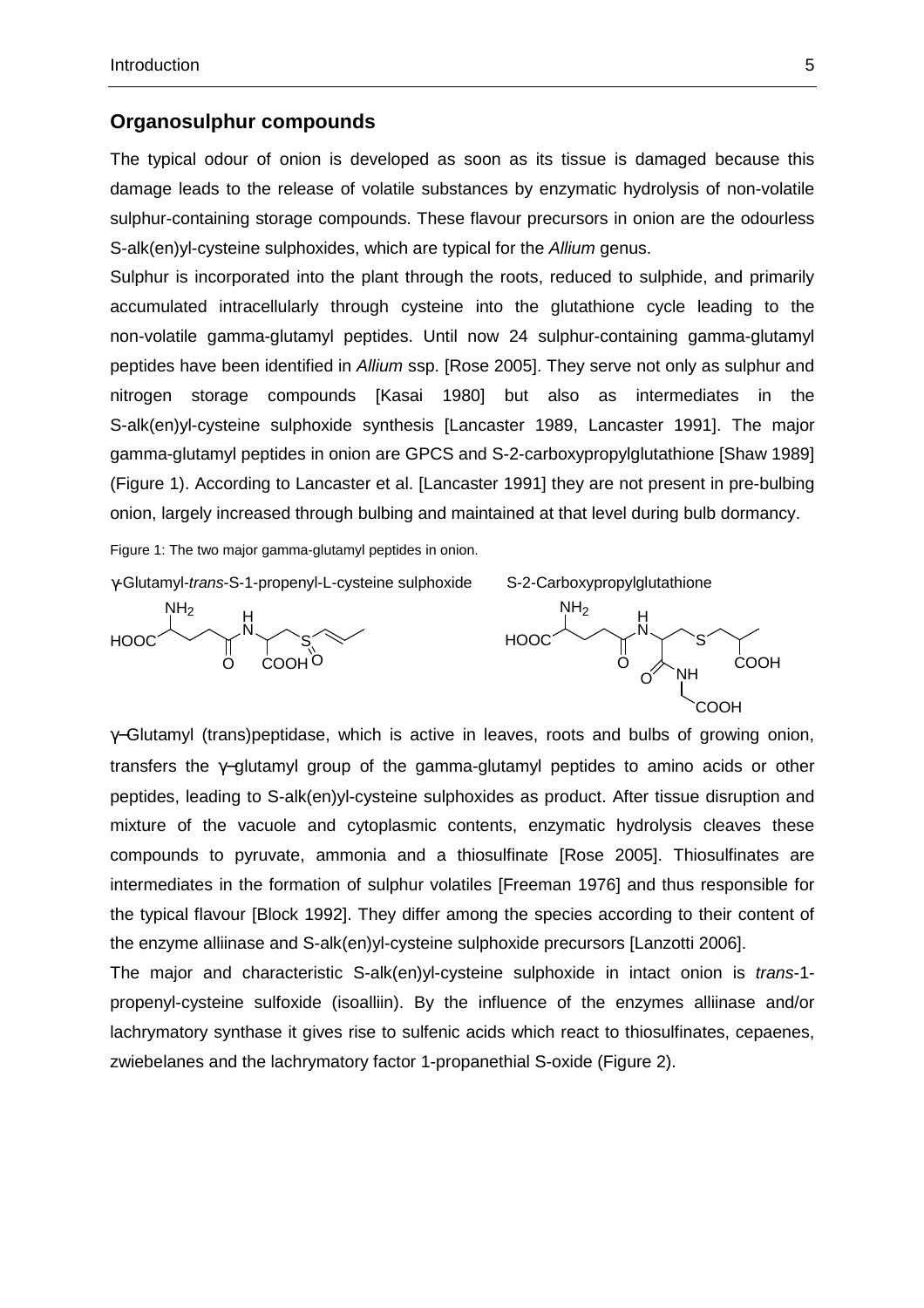## Organosulphur compounds

The typical odour of onion is developed as soon as its tissue is damaged because this damage leads to the release of volatile substances by enzymatic hydrolysis of non-volatile sulphur-containing storage compounds. These flavour precursors in onion are the odourless S-alk(en)yl-cysteine sulphoxides, which are typical for the *Allium* genus.

Sulphur is incorporated into the plant through the roots, reduced to sulphide, and primarily accumulated intracellularly through cysteine into the glutathione cycle leading to the non-volatile gamma-glutamyl peptides. Until now 24 sulphur-containing gamma-glutamyl peptides have been identified in *Allium* ssp. [Rose 2005]. They serve not only as sulphur and nitrogen storage compounds [Kasai 1980] but also as intermediates in the S-alk(en)yl-cysteine sulphoxide synthesis [Lancaster 1989, Lancaster 1991]. The major gamma-glutamyl peptides in onion are GPCS and S-2-carboxypropylglutathione [Shaw 1989] (Figure 1). According to Lancaster et al. [Lancaster 1991] they are not present in pre-bulbing onion, largely increased through bulbing and maintained at that level during bulb dormancy.

Figure 1: The two major gamma-glutamyl peptides in onion.

γ-Glutamyl-*trans*-S-1-propenyl-L-cysteine sulphoxide    S-2-Carboxypropylglutathione

γ–Glutamyl (trans)peptidase, which is active in leaves, roots and bulbs of growing onion, transfers the γ–glutamyl group of the gamma-glutamyl peptides to amino acids or other peptides, leading to S-alk(en)yl-cysteine sulphoxides as product. After tissue disruption and mixture of the vacuole and cytoplasmic contents, enzymatic hydrolysis cleaves these compounds to pyruvate, ammonia and a thiosulfinate [Rose 2005]. Thiosulfinates are intermediates in the formation of sulphur volatiles [Freeman 1976] and thus responsible for the typical flavour [Block 1992]. They differ among the species according to their content of the enzyme alliinase and S-alk(en)yl-cysteine sulphoxide precursors [Lanzotti 2006].

The major and characteristic S-alk(en)yl-cysteine sulphoxide in intact onion is *trans*-1-propenyl-cysteine sulfoxide (isoalliin). By the influence of the enzymes alliinase and/or lachrymatory synthase it gives rise to sulfenic acids which react to thiosulfinates, cepaenes, zwiebelanes and the lachrymatory factor 1-propanethial S-oxide (Figure 2).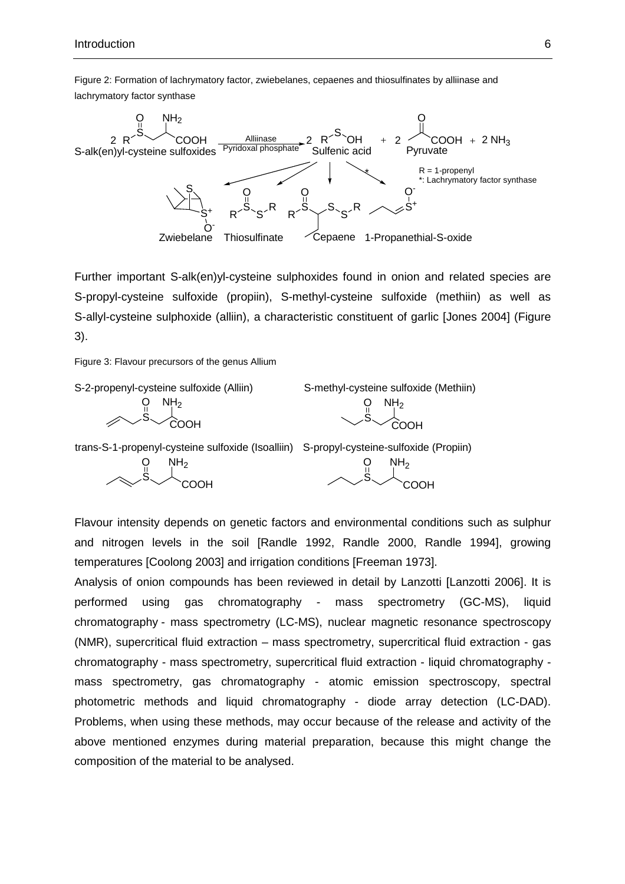Figure 2: Formation of lachrymatory factor, zwiebelanes, cepaenes and thiosulfinates by alliinase and lachrymatory factor synthase

Further important S-alk(en)yl-cysteine sulphoxides found in onion and related species are S-propyl-cysteine sulfoxide (propiin), S-methyl-cysteine sulfoxide (methiin) as well as S-allyl-cysteine sulphoxide (alliin), a characteristic constituent of garlic [Jones 2004] (Figure 3).

Figure 3: Flavour precursors of the genus Allium

Flavour intensity depends on genetic factors and environmental conditions such as sulphur and nitrogen levels in the soil [Randle 1992, Randle 2000, Randle 1994], growing temperatures [Coolong 2003] and irrigation conditions [Freeman 1973].

Analysis of onion compounds has been reviewed in detail by Lanzotti [Lanzotti 2006]. It is performed using gas chromatography - mass spectrometry (GC-MS), liquid chromatography - mass spectrometry (LC-MS), nuclear magnetic resonance spectroscopy (NMR), supercritical fluid extraction – mass spectrometry, supercritical fluid extraction - gas chromatography - mass spectrometry, supercritical fluid extraction - liquid chromatography - mass spectrometry, gas chromatography - atomic emission spectroscopy, spectral photometric methods and liquid chromatography - diode array detection (LC-DAD). Problems, when using these methods, may occur because of the release and activity of the above mentioned enzymes during material preparation, because this might change the composition of the material to be analysed.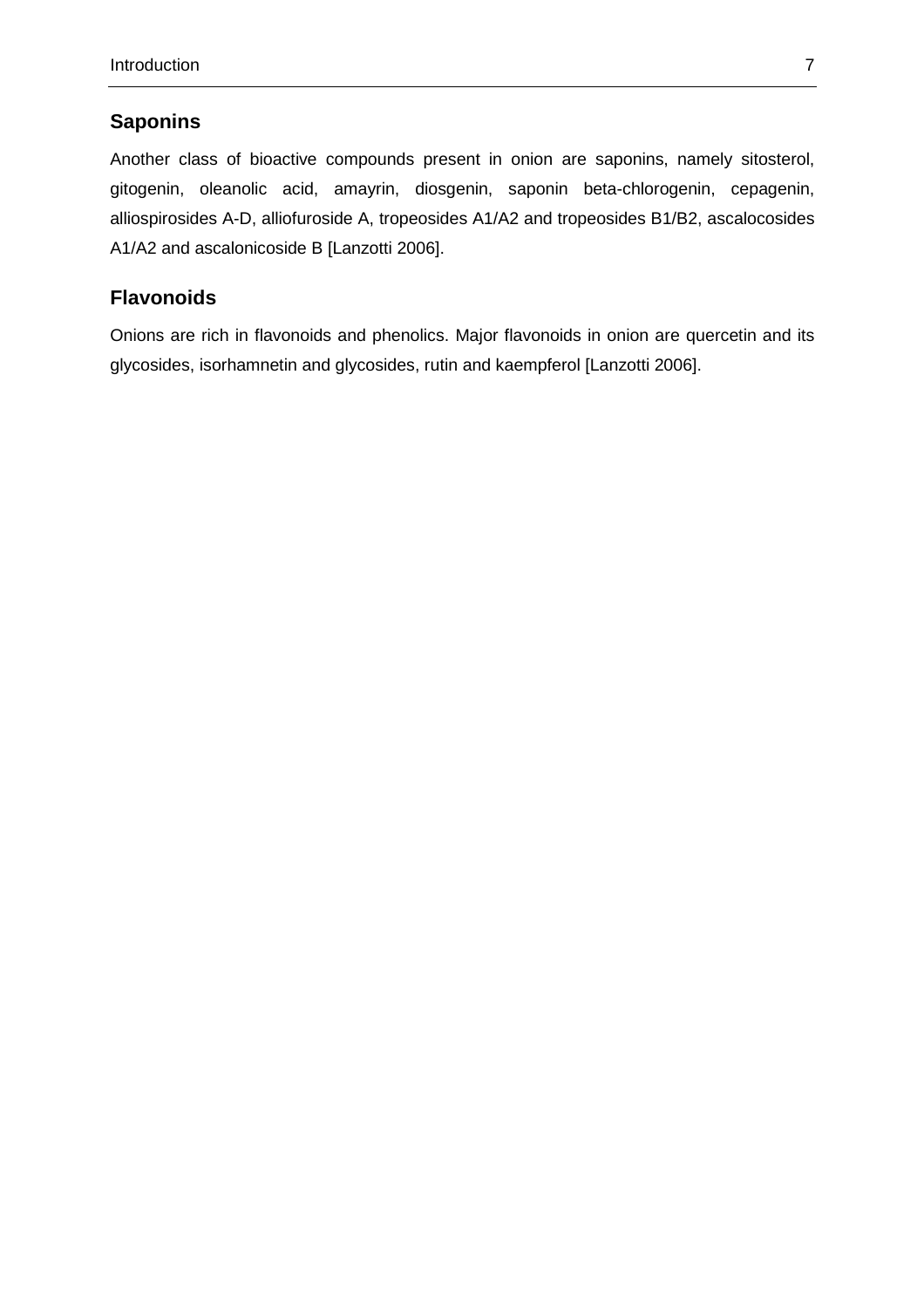## Saponins

Another class of bioactive compounds present in onion are saponins, namely sitosterol, gitogenin, oleanolic acid, amayrin, diosgenin, saponin beta-chlorogenin, cepagenin, alliospirosides A-D, alliofuroside A, tropeosides A1/A2 and tropeosides B1/B2, ascalocosides A1/A2 and ascalonicoside B [Lanzotti 2006].

## Flavonoids

Onions are rich in flavonoids and phenolics. Major flavonoids in onion are quercetin and its glycosides, isorhamnetin and glycosides, rutin and kaempferol [Lanzotti 2006].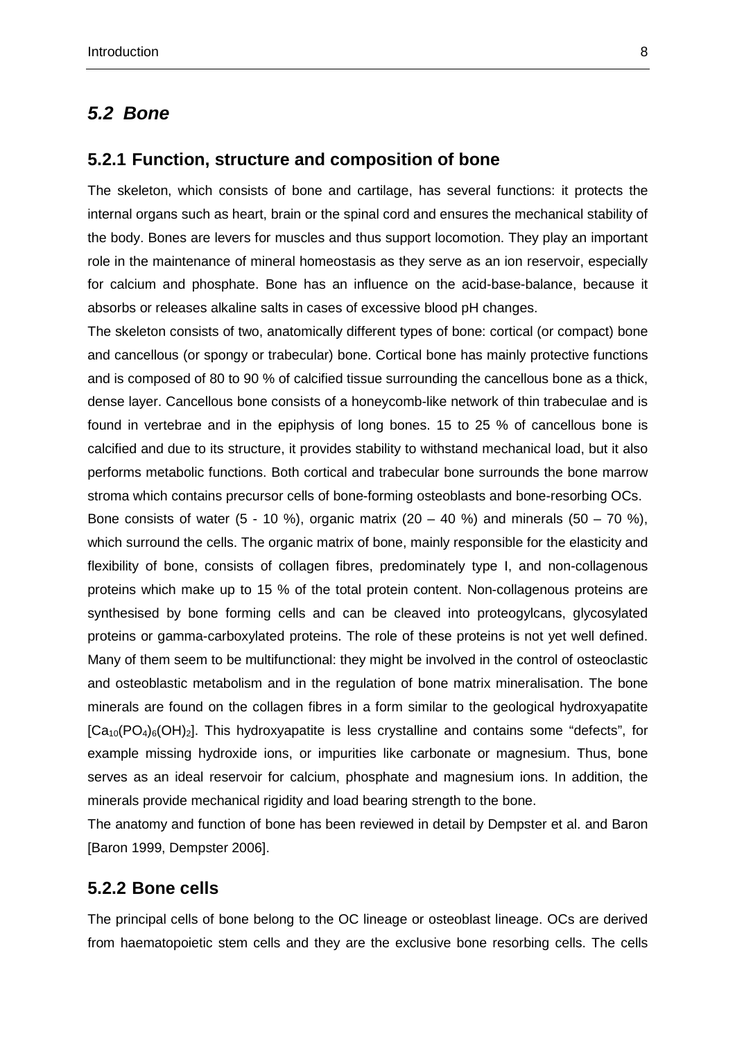## *5.2 Bone*

### 5.2.1 Function, structure and composition of bone

The skeleton, which consists of bone and cartilage, has several functions: it protects the internal organs such as heart, brain or the spinal cord and ensures the mechanical stability of the body. Bones are levers for muscles and thus support locomotion. They play an important role in the maintenance of mineral homeostasis as they serve as an ion reservoir, especially for calcium and phosphate. Bone has an influence on the acid-base-balance, because it absorbs or releases alkaline salts in cases of excessive blood pH changes.

The skeleton consists of two, anatomically different types of bone: cortical (or compact) bone and cancellous (or spongy or trabecular) bone. Cortical bone has mainly protective functions and is composed of 80 to 90 % of calcified tissue surrounding the cancellous bone as a thick, dense layer. Cancellous bone consists of a honeycomb-like network of thin trabeculae and is found in vertebrae and in the epiphysis of long bones. 15 to 25 % of cancellous bone is calcified and due to its structure, it provides stability to withstand mechanical load, but it also performs metabolic functions. Both cortical and trabecular bone surrounds the bone marrow stroma which contains precursor cells of bone-forming osteoblasts and bone-resorbing OCs.

Bone consists of water (5 - 10 %), organic matrix (20 – 40 %) and minerals (50 – 70 %), which surround the cells. The organic matrix of bone, mainly responsible for the elasticity and flexibility of bone, consists of collagen fibres, predominately type I, and non-collagenous proteins which make up to 15 % of the total protein content. Non-collagenous proteins are synthesised by bone forming cells and can be cleaved into proteogylcans, glycosylated proteins or gamma-carboxylated proteins. The role of these proteins is not yet well defined. Many of them seem to be multifunctional: they might be involved in the control of osteoclastic and osteoblastic metabolism and in the regulation of bone matrix mineralisation. The bone minerals are found on the collagen fibres in a form similar to the geological hydroxyapatite [$Ca_{10}(PO_4)_6(OH)_2$]. This hydroxyapatite is less crystalline and contains some "defects", for example missing hydroxide ions, or impurities like carbonate or magnesium. Thus, bone serves as an ideal reservoir for calcium, phosphate and magnesium ions. In addition, the minerals provide mechanical rigidity and load bearing strength to the bone.

The anatomy and function of bone has been reviewed in detail by Dempster et al. and Baron [Baron 1999, Dempster 2006].

### 5.2.2 Bone cells

The principal cells of bone belong to the OC lineage or osteoblast lineage. OCs are derived from haematopoietic stem cells and they are the exclusive bone resorbing cells. The cells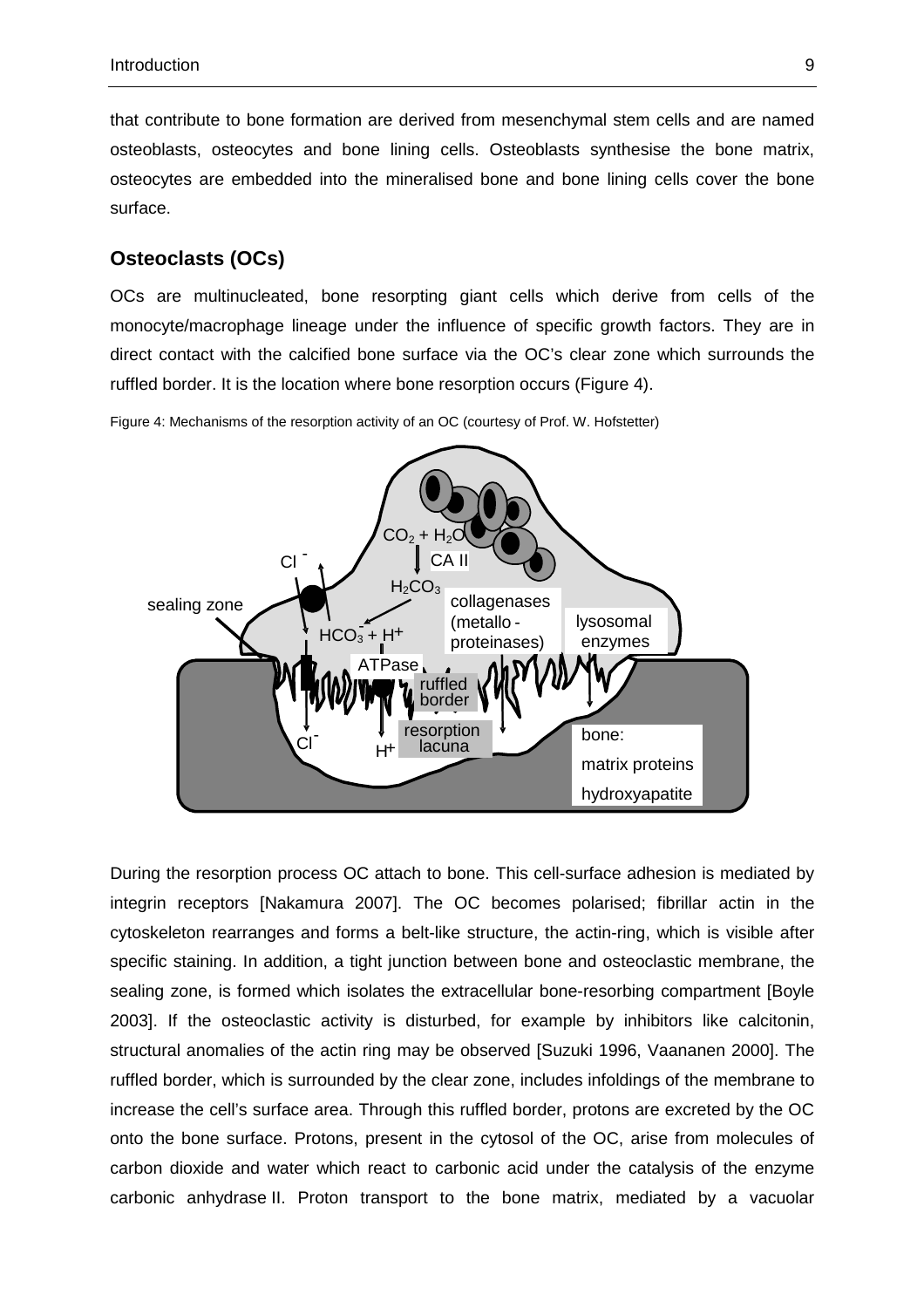that contribute to bone formation are derived from mesenchymal stem cells and are named osteoblasts, osteocytes and bone lining cells. Osteoblasts synthesise the bone matrix, osteocytes are embedded into the mineralised bone and bone lining cells cover the bone surface.

## Osteoclasts (OCs)

OCs are multinucleated, bone resorpting giant cells which derive from cells of the monocyte/macrophage lineage under the influence of specific growth factors. They are in direct contact with the calcified bone surface via the OC's clear zone which surrounds the ruffled border. It is the location where bone resorption occurs (Figure 4).

Figure 4: Mechanisms of the resorption activity of an OC (courtesy of Prof. W. Hofstetter)

During the resorption process OC attach to bone. This cell-surface adhesion is mediated by integrin receptors [Nakamura 2007]. The OC becomes polarised; fibrillar actin in the cytoskeleton rearranges and forms a belt-like structure, the actin-ring, which is visible after specific staining. In addition, a tight junction between bone and osteoclastic membrane, the sealing zone, is formed which isolates the extracellular bone-resorbing compartment [Boyle 2003]. If the osteoclastic activity is disturbed, for example by inhibitors like calcitonin, structural anomalies of the actin ring may be observed [Suzuki 1996, Vaananen 2000]. The ruffled border, which is surrounded by the clear zone, includes infoldings of the membrane to increase the cell's surface area. Through this ruffled border, protons are excreted by the OC onto the bone surface. Protons, present in the cytosol of the OC, arise from molecules of carbon dioxide and water which react to carbonic acid under the catalysis of the enzyme carbonic anhydrase II. Proton transport to the bone matrix, mediated by a vacuolar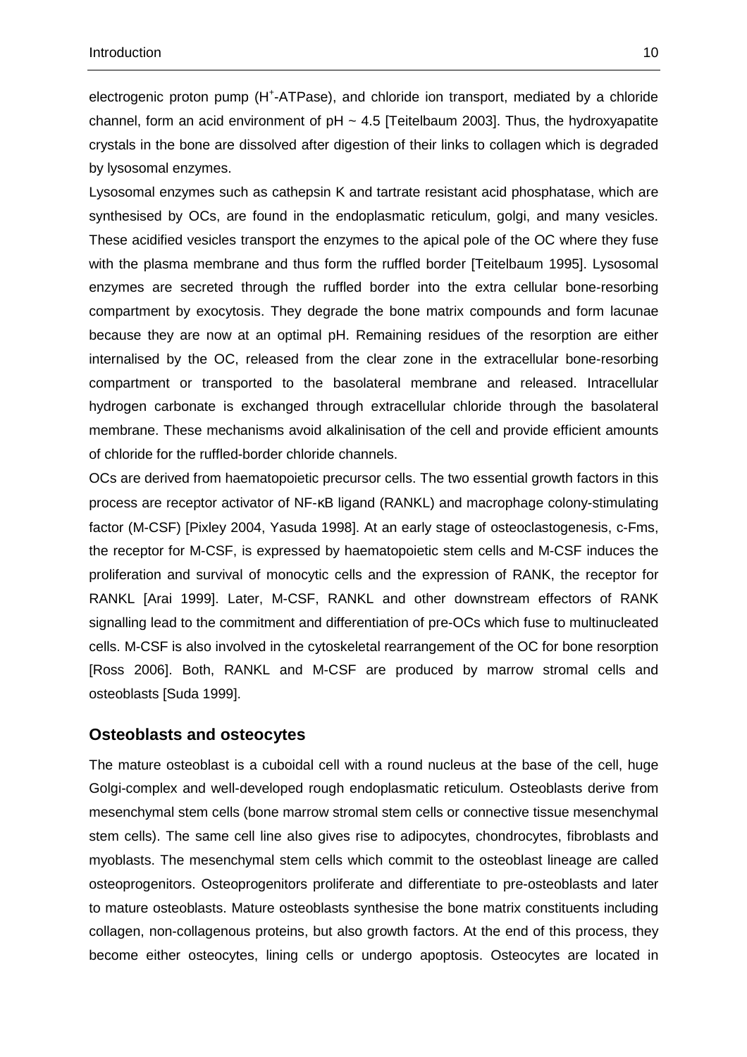electrogenic proton pump ($H^+$-ATPase), and chloride ion transport, mediated by a chloride channel, form an acid environment of pH ~ 4.5 [Teitelbaum 2003]. Thus, the hydroxyapatite crystals in the bone are dissolved after digestion of their links to collagen which is degraded by lysosomal enzymes.

Lysosomal enzymes such as cathepsin K and tartrate resistant acid phosphatase, which are synthesised by OCs, are found in the endoplasmatic reticulum, golgi, and many vesicles. These acidified vesicles transport the enzymes to the apical pole of the OC where they fuse with the plasma membrane and thus form the ruffled border [Teitelbaum 1995]. Lysosomal enzymes are secreted through the ruffled border into the extra cellular bone-resorbing compartment by exocytosis. They degrade the bone matrix compounds and form lacunae because they are now at an optimal pH. Remaining residues of the resorption are either internalised by the OC, released from the clear zone in the extracellular bone-resorbing compartment or transported to the basolateral membrane and released. Intracellular hydrogen carbonate is exchanged through extracellular chloride through the basolateral membrane. These mechanisms avoid alkalinisation of the cell and provide efficient amounts of chloride for the ruffled-border chloride channels.

OCs are derived from haematopoietic precursor cells. The two essential growth factors in this process are receptor activator of NF-κB ligand (RANKL) and macrophage colony-stimulating factor (M-CSF) [Pixley 2004, Yasuda 1998]. At an early stage of osteoclastogenesis, c-Fms, the receptor for M-CSF, is expressed by haematopoietic stem cells and M-CSF induces the proliferation and survival of monocytic cells and the expression of RANK, the receptor for RANKL [Arai 1999]. Later, M-CSF, RANKL and other downstream effectors of RANK signalling lead to the commitment and differentiation of pre-OCs which fuse to multinucleated cells. M-CSF is also involved in the cytoskeletal rearrangement of the OC for bone resorption [Ross 2006]. Both, RANKL and M-CSF are produced by marrow stromal cells and osteoblasts [Suda 1999].

### Osteoblasts and osteocytes

The mature osteoblast is a cuboidal cell with a round nucleus at the base of the cell, huge Golgi-complex and well-developed rough endoplasmatic reticulum. Osteoblasts derive from mesenchymal stem cells (bone marrow stromal stem cells or connective tissue mesenchymal stem cells). The same cell line also gives rise to adipocytes, chondrocytes, fibroblasts and myoblasts. The mesenchymal stem cells which commit to the osteoblast lineage are called osteoprogenitors. Osteoprogenitors proliferate and differentiate to pre-osteoblasts and later to mature osteoblasts. Mature osteoblasts synthesise the bone matrix constituents including collagen, non-collagenous proteins, but also growth factors. At the end of this process, they become either osteocytes, lining cells or undergo apoptosis. Osteocytes are located in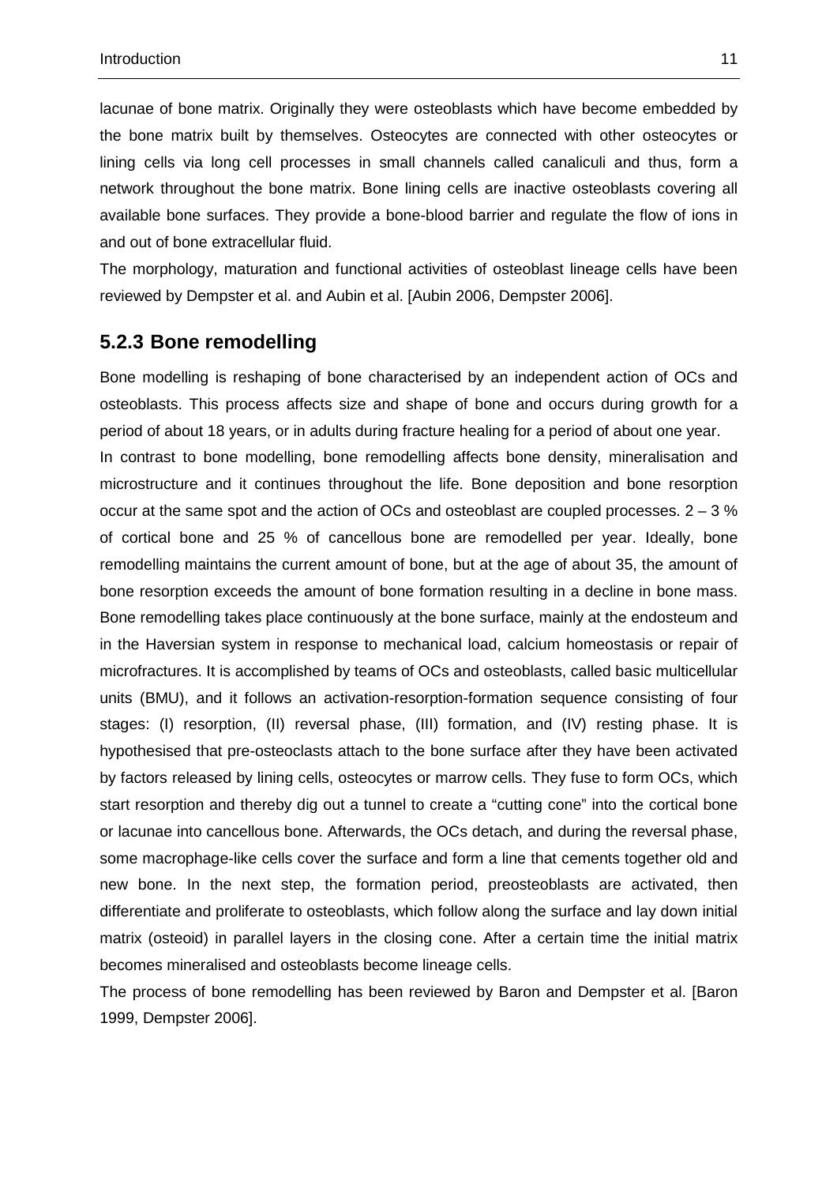lacunae of bone matrix. Originally they were osteoblasts which have become embedded by the bone matrix built by themselves. Osteocytes are connected with other osteocytes or lining cells via long cell processes in small channels called canaliculi and thus, form a network throughout the bone matrix. Bone lining cells are inactive osteoblasts covering all available bone surfaces. They provide a bone-blood barrier and regulate the flow of ions in and out of bone extracellular fluid.

The morphology, maturation and functional activities of osteoblast lineage cells have been reviewed by Dempster et al. and Aubin et al. [Aubin 2006, Dempster 2006].

### 5.2.3 Bone remodelling

Bone modelling is reshaping of bone characterised by an independent action of OCs and osteoblasts. This process affects size and shape of bone and occurs during growth for a period of about 18 years, or in adults during fracture healing for a period of about one year.

In contrast to bone modelling, bone remodelling affects bone density, mineralisation and microstructure and it continues throughout the life. Bone deposition and bone resorption occur at the same spot and the action of OCs and osteoblast are coupled processes. 2 – 3 % of cortical bone and 25 % of cancellous bone are remodelled per year. Ideally, bone remodelling maintains the current amount of bone, but at the age of about 35, the amount of bone resorption exceeds the amount of bone formation resulting in a decline in bone mass. Bone remodelling takes place continuously at the bone surface, mainly at the endosteum and in the Haversian system in response to mechanical load, calcium homeostasis or repair of microfractures. It is accomplished by teams of OCs and osteoblasts, called basic multicellular units (BMU), and it follows an activation-resorption-formation sequence consisting of four stages: (I) resorption, (II) reversal phase, (III) formation, and (IV) resting phase. It is hypothesised that pre-osteoclasts attach to the bone surface after they have been activated by factors released by lining cells, osteocytes or marrow cells. They fuse to form OCs, which start resorption and thereby dig out a tunnel to create a "cutting cone" into the cortical bone or lacunae into cancellous bone. Afterwards, the OCs detach, and during the reversal phase, some macrophage-like cells cover the surface and form a line that cements together old and new bone. In the next step, the formation period, preosteoblasts are activated, then differentiate and proliferate to osteoblasts, which follow along the surface and lay down initial matrix (osteoid) in parallel layers in the closing cone. After a certain time the initial matrix becomes mineralised and osteoblasts become lineage cells.

The process of bone remodelling has been reviewed by Baron and Dempster et al. [Baron 1999, Dempster 2006].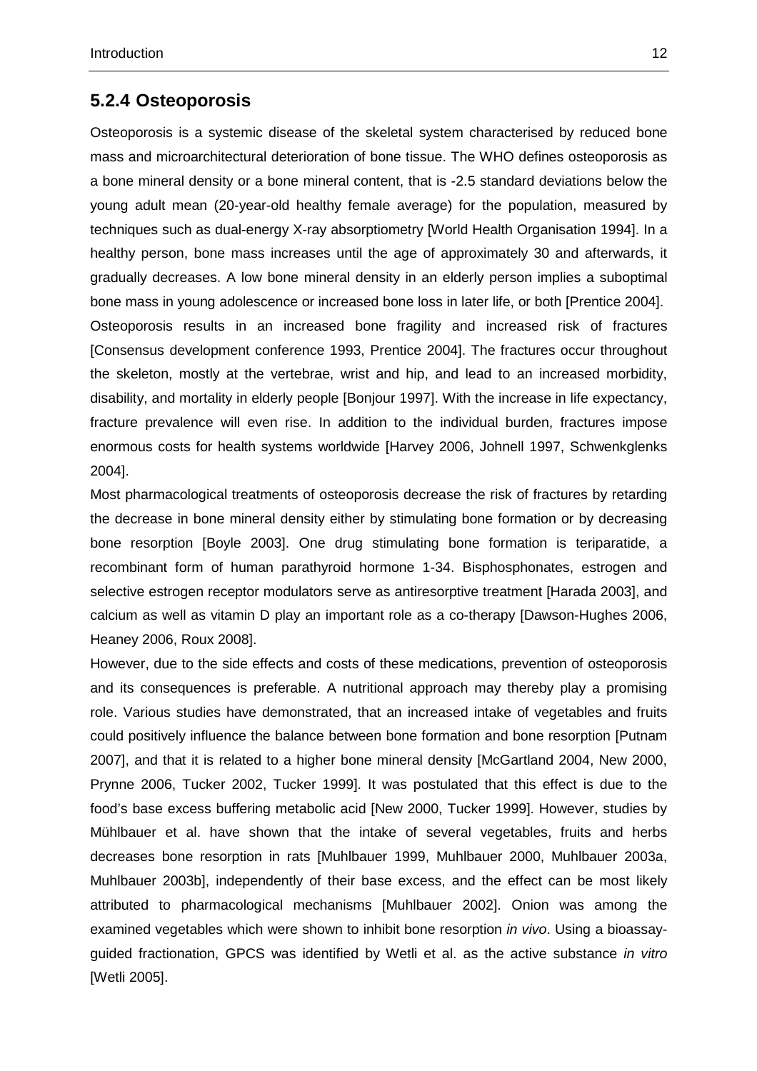### 5.2.4 Osteoporosis

Osteoporosis is a systemic disease of the skeletal system characterised by reduced bone mass and microarchitectural deterioration of bone tissue. The WHO defines osteoporosis as a bone mineral density or a bone mineral content, that is -2.5 standard deviations below the young adult mean (20-year-old healthy female average) for the population, measured by techniques such as dual-energy X-ray absorptiometry [World Health Organisation 1994]. In a healthy person, bone mass increases until the age of approximately 30 and afterwards, it gradually decreases. A low bone mineral density in an elderly person implies a suboptimal bone mass in young adolescence or increased bone loss in later life, or both [Prentice 2004].
Osteoporosis results in an increased bone fragility and increased risk of fractures [Consensus development conference 1993, Prentice 2004]. The fractures occur throughout the skeleton, mostly at the vertebrae, wrist and hip, and lead to an increased morbidity, disability, and mortality in elderly people [Bonjour 1997]. With the increase in life expectancy, fracture prevalence will even rise. In addition to the individual burden, fractures impose enormous costs for health systems worldwide [Harvey 2006, Johnell 1997, Schwenkglenks 2004].

Most pharmacological treatments of osteoporosis decrease the risk of fractures by retarding the decrease in bone mineral density either by stimulating bone formation or by decreasing bone resorption [Boyle 2003]. One drug stimulating bone formation is teriparatide, a recombinant form of human parathyroid hormone 1-34. Bisphosphonates, estrogen and selective estrogen receptor modulators serve as antiresorptive treatment [Harada 2003], and calcium as well as vitamin D play an important role as a co-therapy [Dawson-Hughes 2006, Heaney 2006, Roux 2008].

However, due to the side effects and costs of these medications, prevention of osteoporosis and its consequences is preferable. A nutritional approach may thereby play a promising role. Various studies have demonstrated, that an increased intake of vegetables and fruits could positively influence the balance between bone formation and bone resorption [Putnam 2007], and that it is related to a higher bone mineral density [McGartland 2004, New 2000, Prynne 2006, Tucker 2002, Tucker 1999]. It was postulated that this effect is due to the food's base excess buffering metabolic acid [New 2000, Tucker 1999]. However, studies by Mühlbauer et al. have shown that the intake of several vegetables, fruits and herbs decreases bone resorption in rats [Muhlbauer 1999, Muhlbauer 2000, Muhlbauer 2003a, Muhlbauer 2003b], independently of their base excess, and the effect can be most likely attributed to pharmacological mechanisms [Muhlbauer 2002]. Onion was among the examined vegetables which were shown to inhibit bone resorption *in vivo*. Using a bioassay-guided fractionation, GPCS was identified by Wetli et al. as the active substance *in vitro* [Wetli 2005].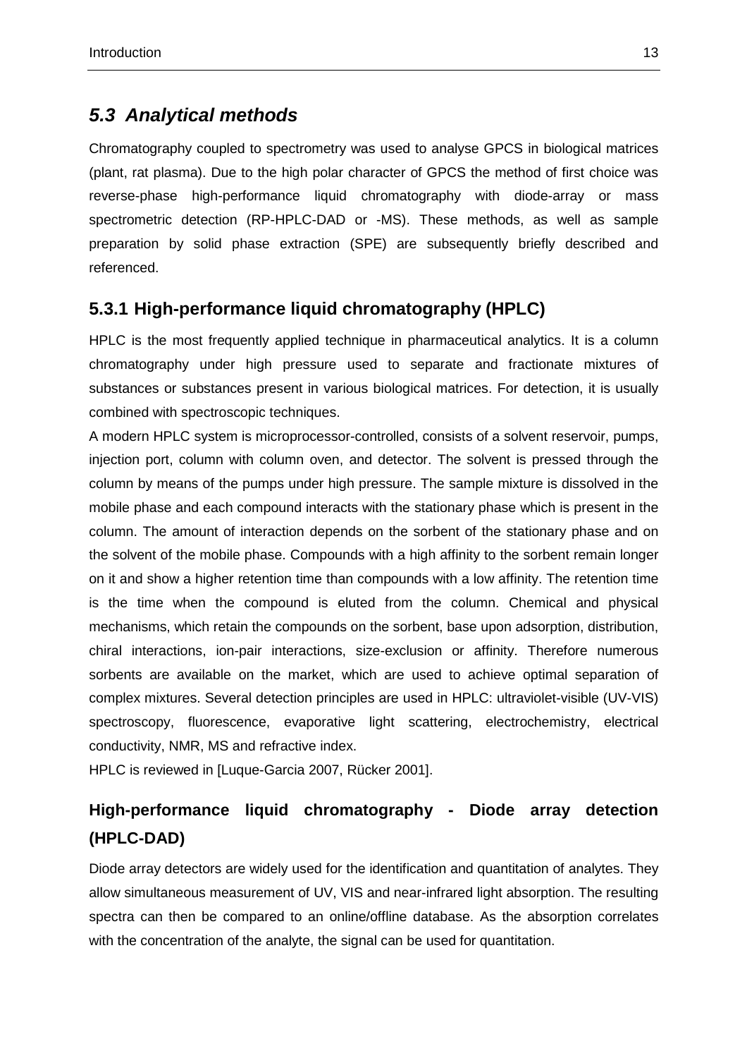## *5.3 Analytical methods*

Chromatography coupled to spectrometry was used to analyse GPCS in biological matrices (plant, rat plasma). Due to the high polar character of GPCS the method of first choice was reverse-phase high-performance liquid chromatography with diode-array or mass spectrometric detection (RP-HPLC-DAD or -MS). These methods, as well as sample preparation by solid phase extraction (SPE) are subsequently briefly described and referenced.

### 5.3.1 High-performance liquid chromatography (HPLC)

HPLC is the most frequently applied technique in pharmaceutical analytics. It is a column chromatography under high pressure used to separate and fractionate mixtures of substances or substances present in various biological matrices. For detection, it is usually combined with spectroscopic techniques.

A modern HPLC system is microprocessor-controlled, consists of a solvent reservoir, pumps, injection port, column with column oven, and detector. The solvent is pressed through the column by means of the pumps under high pressure. The sample mixture is dissolved in the mobile phase and each compound interacts with the stationary phase which is present in the column. The amount of interaction depends on the sorbent of the stationary phase and on the solvent of the mobile phase. Compounds with a high affinity to the sorbent remain longer on it and show a higher retention time than compounds with a low affinity. The retention time is the time when the compound is eluted from the column. Chemical and physical mechanisms, which retain the compounds on the sorbent, base upon adsorption, distribution, chiral interactions, ion-pair interactions, size-exclusion or affinity. Therefore numerous sorbents are available on the market, which are used to achieve optimal separation of complex mixtures. Several detection principles are used in HPLC: ultraviolet-visible (UV-VIS) spectroscopy, fluorescence, evaporative light scattering, electrochemistry, electrical conductivity, NMR, MS and refractive index.

HPLC is reviewed in [Luque-Garcia 2007, Rücker 2001].

### High-performance liquid chromatography - Diode array detection (HPLC-DAD)

Diode array detectors are widely used for the identification and quantitation of analytes. They allow simultaneous measurement of UV, VIS and near-infrared light absorption. The resulting spectra can then be compared to an online/offline database. As the absorption correlates with the concentration of the analyte, the signal can be used for quantitation.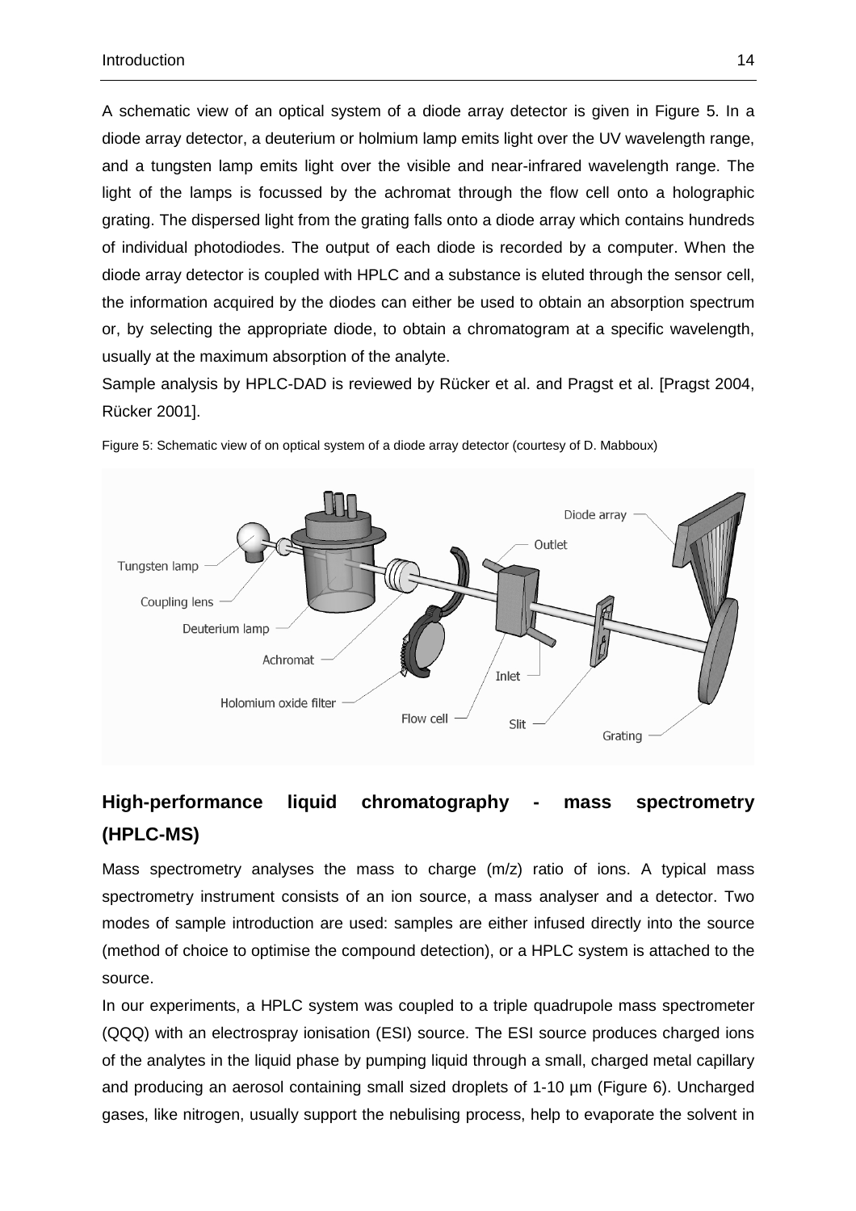A schematic view of an optical system of a diode array detector is given in Figure 5. In a diode array detector, a deuterium or holmium lamp emits light over the UV wavelength range, and a tungsten lamp emits light over the visible and near-infrared wavelength range. The light of the lamps is focussed by the achromat through the flow cell onto a holographic grating. The dispersed light from the grating falls onto a diode array which contains hundreds of individual photodiodes. The output of each diode is recorded by a computer. When the diode array detector is coupled with HPLC and a substance is eluted through the sensor cell, the information acquired by the diodes can either be used to obtain an absorption spectrum or, by selecting the appropriate diode, to obtain a chromatogram at a specific wavelength, usually at the maximum absorption of the analyte.

Sample analysis by HPLC-DAD is reviewed by Rücker et al. and Pragst et al. [Pragst 2004, Rücker 2001].

Figure 5: Schematic view of on optical system of a diode array detector (courtesy of D. Mabboux)

## High-performance liquid chromatography - mass spectrometry (HPLC-MS)

Mass spectrometry analyses the mass to charge (m/z) ratio of ions. A typical mass spectrometry instrument consists of an ion source, a mass analyser and a detector. Two modes of sample introduction are used: samples are either infused directly into the source (method of choice to optimise the compound detection), or a HPLC system is attached to the source.

In our experiments, a HPLC system was coupled to a triple quadrupole mass spectrometer (QQQ) with an electrospray ionisation (ESI) source. The ESI source produces charged ions of the analytes in the liquid phase by pumping liquid through a small, charged metal capillary and producing an aerosol containing small sized droplets of 1-10 µm (Figure 6). Uncharged gases, like nitrogen, usually support the nebulising process, help to evaporate the solvent in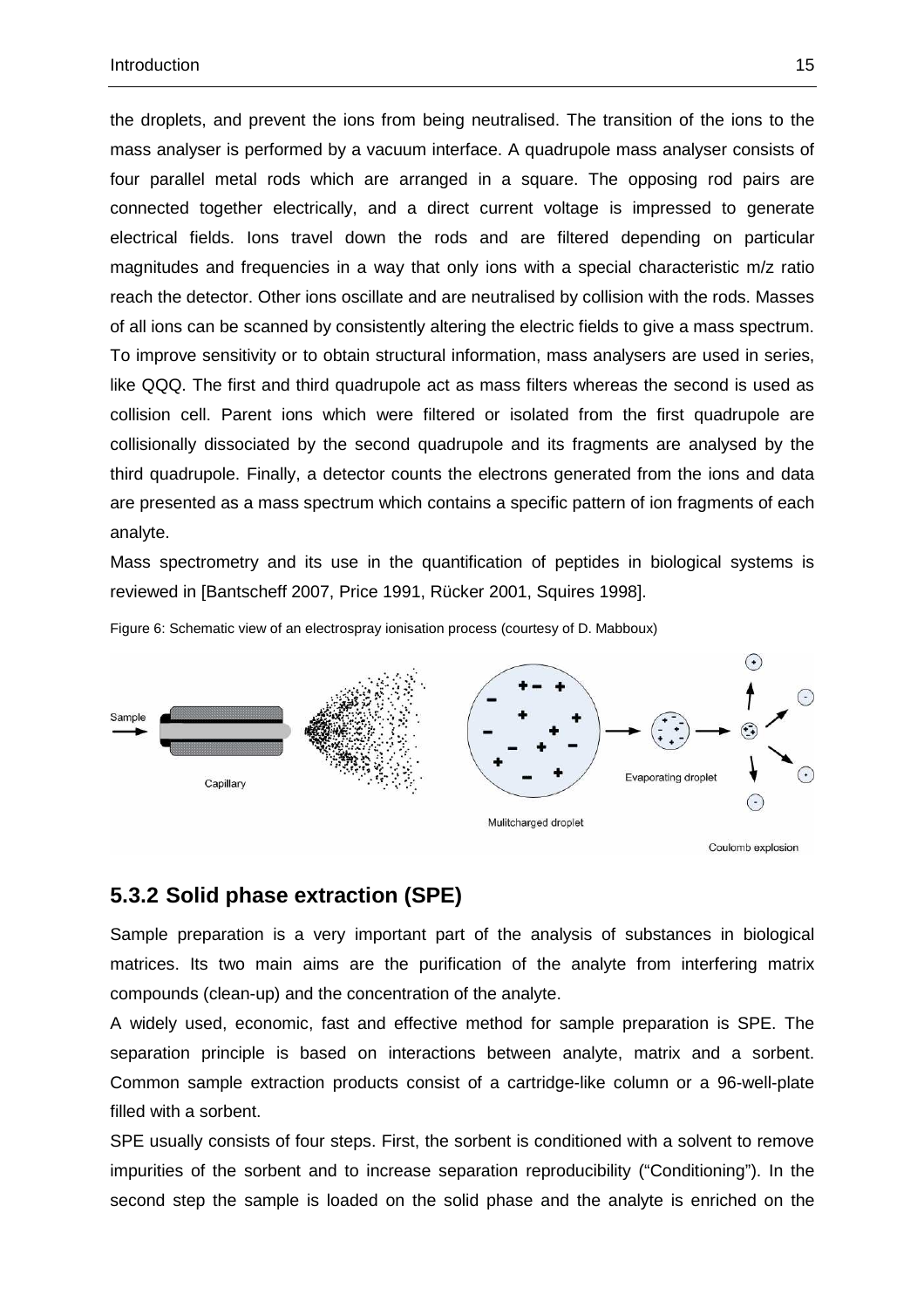the droplets, and prevent the ions from being neutralised. The transition of the ions to the mass analyser is performed by a vacuum interface. A quadrupole mass analyser consists of four parallel metal rods which are arranged in a square. The opposing rod pairs are connected together electrically, and a direct current voltage is impressed to generate electrical fields. Ions travel down the rods and are filtered depending on particular magnitudes and frequencies in a way that only ions with a special characteristic m/z ratio reach the detector. Other ions oscillate and are neutralised by collision with the rods. Masses of all ions can be scanned by consistently altering the electric fields to give a mass spectrum. To improve sensitivity or to obtain structural information, mass analysers are used in series, like QQQ. The first and third quadrupole act as mass filters whereas the second is used as collision cell. Parent ions which were filtered or isolated from the first quadrupole are collisionally dissociated by the second quadrupole and its fragments are analysed by the third quadrupole. Finally, a detector counts the electrons generated from the ions and data are presented as a mass spectrum which contains a specific pattern of ion fragments of each analyte.

Mass spectrometry and its use in the quantification of peptides in biological systems is reviewed in [Bantscheff 2007, Price 1991, Rücker 2001, Squires 1998].

Figure 6: Schematic view of an electrospray ionisation process (courtesy of D. Mabboux)

## 5.3.2 Solid phase extraction (SPE)

Sample preparation is a very important part of the analysis of substances in biological matrices. Its two main aims are the purification of the analyte from interfering matrix compounds (clean-up) and the concentration of the analyte.

A widely used, economic, fast and effective method for sample preparation is SPE. The separation principle is based on interactions between analyte, matrix and a sorbent. Common sample extraction products consist of a cartridge-like column or a 96-well-plate filled with a sorbent.

SPE usually consists of four steps. First, the sorbent is conditioned with a solvent to remove impurities of the sorbent and to increase separation reproducibility ("Conditioning"). In the second step the sample is loaded on the solid phase and the analyte is enriched on the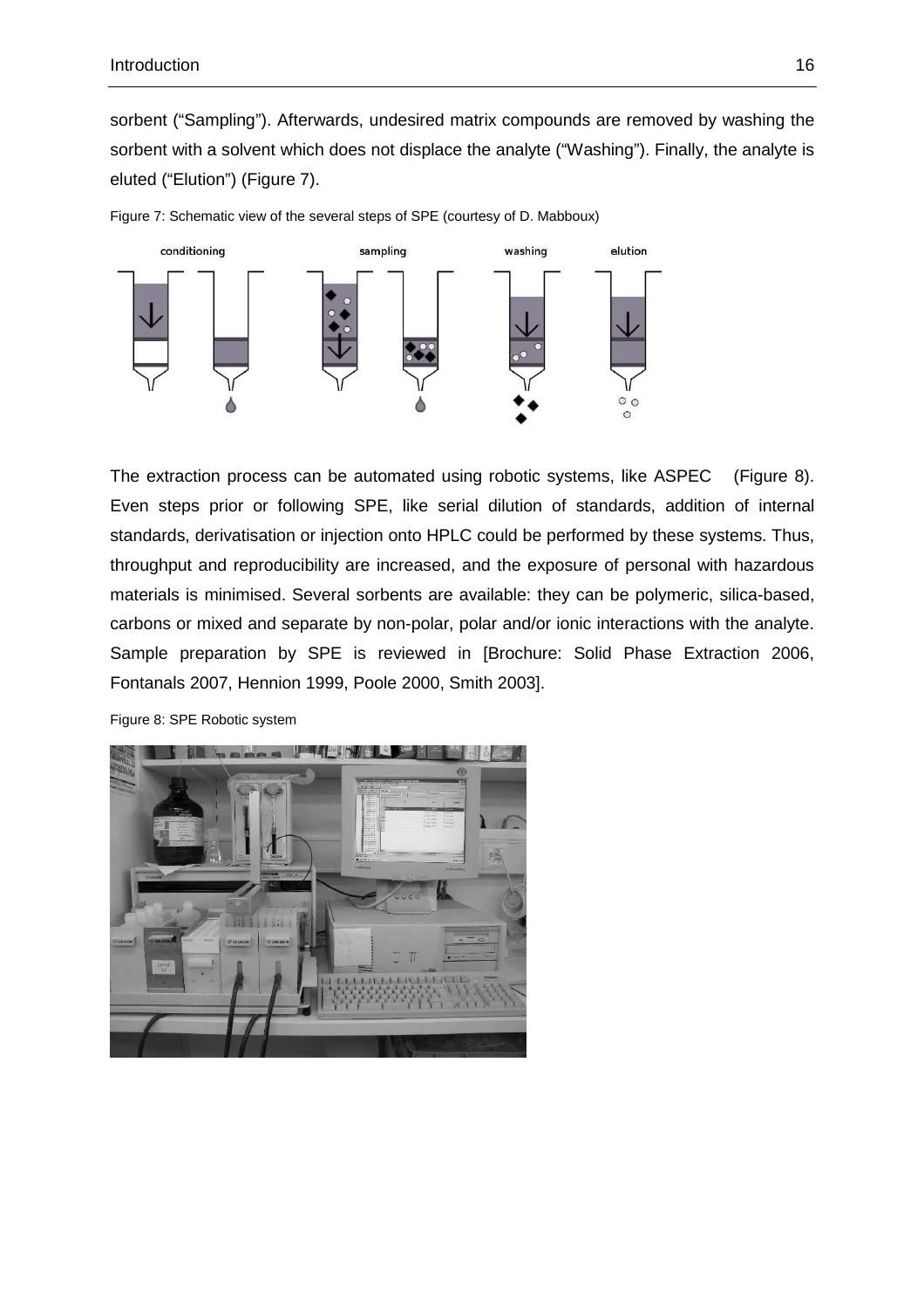sorbent ("Sampling"). Afterwards, undesired matrix compounds are removed by washing the sorbent with a solvent which does not displace the analyte ("Washing"). Finally, the analyte is eluted ("Elution") (Figure 7).

Figure 7: Schematic view of the several steps of SPE (courtesy of D. Mabboux)

The extraction process can be automated using robotic systems, like ASPEC (Figure 8). Even steps prior or following SPE, like serial dilution of standards, addition of internal standards, derivatisation or injection onto HPLC could be performed by these systems. Thus, throughput and reproducibility are increased, and the exposure of personal with hazardous materials is minimised. Several sorbents are available: they can be polymeric, silica-based, carbons or mixed and separate by non-polar, polar and/or ionic interactions with the analyte. Sample preparation by SPE is reviewed in [Brochure: Solid Phase Extraction 2006, Fontanals 2007, Hennion 1999, Poole 2000, Smith 2003].

Figure 8: SPE Robotic system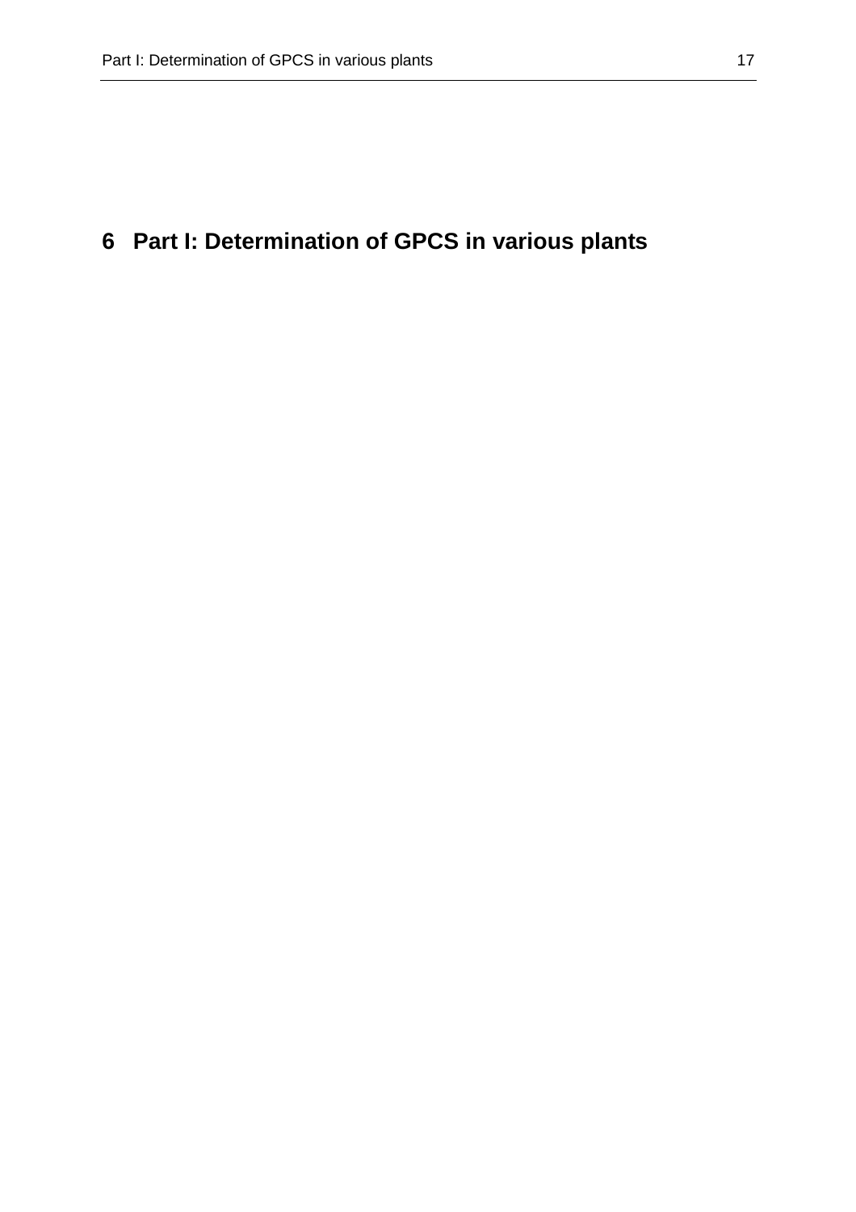# 6 Part I: Determination of GPCS in various plants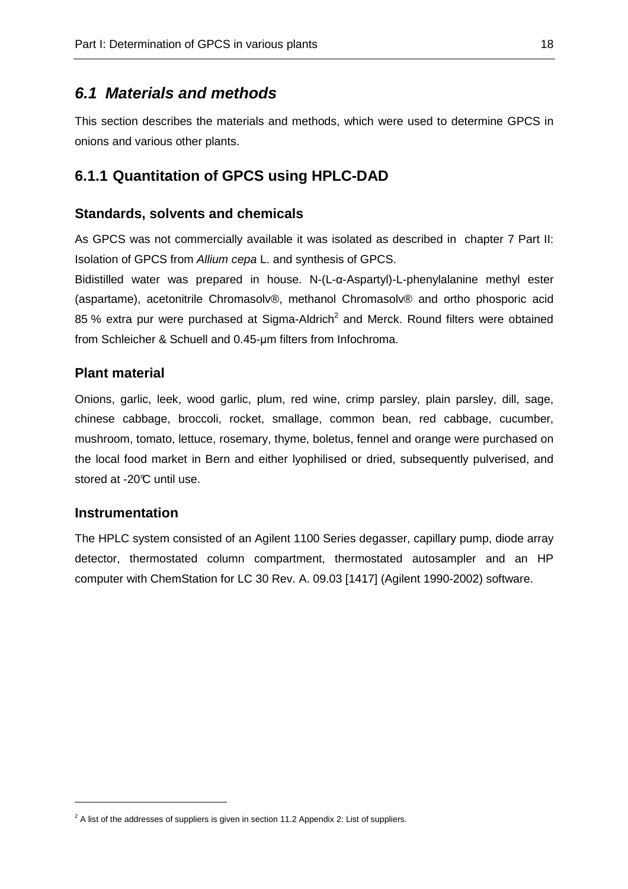## *6.1 Materials and methods*

This section describes the materials and methods, which were used to determine GPCS in onions and various other plants.

### 6.1.1 Quantitation of GPCS using HPLC-DAD

#### Standards, solvents and chemicals

As GPCS was not commercially available it was isolated as described in chapter 7 Part II: Isolation of GPCS from *Allium cepa* L. and synthesis of GPCS.

Bidistilled water was prepared in house. N-(L-α-Aspartyl)-L-phenylalanine methyl ester (aspartame), acetonitrile Chromasolv®, methanol Chromasolv® and ortho phosporic acid 85 % extra pur were purchased at Sigma-Aldrich[2] and Merck. Round filters were obtained from Schleicher & Schuell and 0.45-µm filters from Infochroma.

#### Plant material

Onions, garlic, leek, wood garlic, plum, red wine, crimp parsley, plain parsley, dill, sage, chinese cabbage, broccoli, rocket, smallage, common bean, red cabbage, cucumber, mushroom, tomato, lettuce, rosemary, thyme, boletus, fennel and orange were purchased on the local food market in Bern and either lyophilised or dried, subsequently pulverised, and stored at -20°C until use.

#### Instrumentation

The HPLC system consisted of an Agilent 1100 Series degasser, capillary pump, diode array detector, thermostated column compartment, thermostated autosampler and an HP computer with ChemStation for LC 30 Rev. A. 09.03 [1417] (Agilent 1990-2002) software.

[2] A list of the addresses of suppliers is given in section 11.2 Appendix 2: List of suppliers.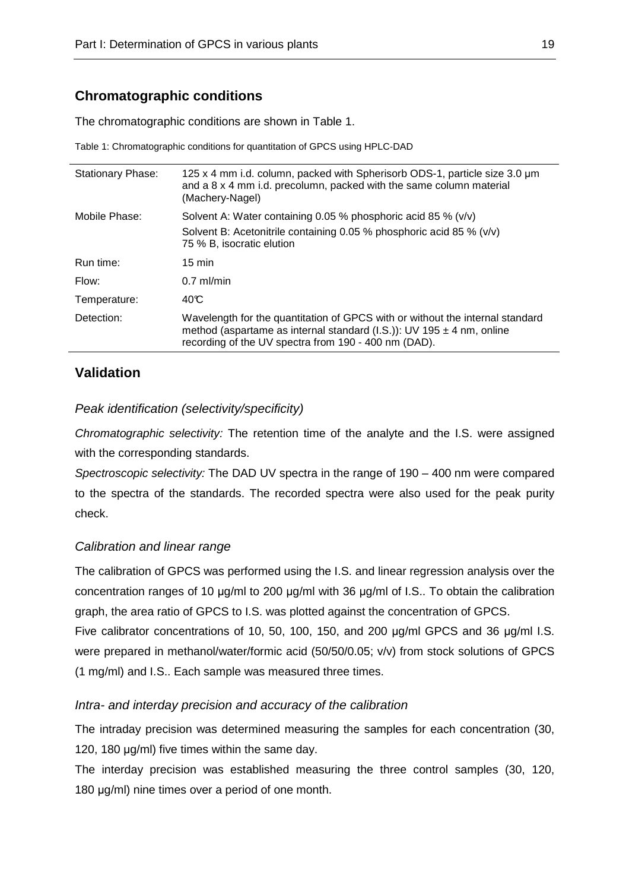## Chromatographic conditions

The chromatographic conditions are shown in Table 1.

Table 1: Chromatographic conditions for quantitation of GPCS using HPLC-DAD

| | |
|---|---|
| Stationary Phase: | 125 x 4 mm i.d. column, packed with Spherisorb ODS-1, particle size 3.0 µm and a 8 x 4 mm i.d. precolumn, packed with the same column material (Machery-Nagel) |
| Mobile Phase: | Solvent A: Water containing 0.05 % phosphoric acid 85 % (v/v)<br>Solvent B: Acetonitrile containing 0.05 % phosphoric acid 85 % (v/v)<br>75 % B, isocratic elution |
| Run time: | 15 min |
| Flow: | 0.7 ml/min |
| Temperature: | 40℃ |
| Detection: | Wavelength for the quantitation of GPCS with or without the internal standard method (aspartame as internal standard (I.S.)): UV 195 ± 4 nm, online recording of the UV spectra from 190 - 400 nm (DAD). |

## Validation

### *Peak identification (selectivity/specificity)*

*Chromatographic selectivity:* The retention time of the analyte and the I.S. were assigned with the corresponding standards.

*Spectroscopic selectivity:* The DAD UV spectra in the range of 190 – 400 nm were compared to the spectra of the standards. The recorded spectra were also used for the peak purity check.

### *Calibration and linear range*

The calibration of GPCS was performed using the I.S. and linear regression analysis over the concentration ranges of 10 µg/ml to 200 µg/ml with 36 µg/ml of I.S.. To obtain the calibration graph, the area ratio of GPCS to I.S. was plotted against the concentration of GPCS.

Five calibrator concentrations of 10, 50, 100, 150, and 200 µg/ml GPCS and 36 µg/ml I.S. were prepared in methanol/water/formic acid (50/50/0.05; v/v) from stock solutions of GPCS (1 mg/ml) and I.S.. Each sample was measured three times.

### *Intra- and interday precision and accuracy of the calibration*

The intraday precision was determined measuring the samples for each concentration (30, 120, 180 µg/ml) five times within the same day.

The interday precision was established measuring the three control samples (30, 120, 180 µg/ml) nine times over a period of one month.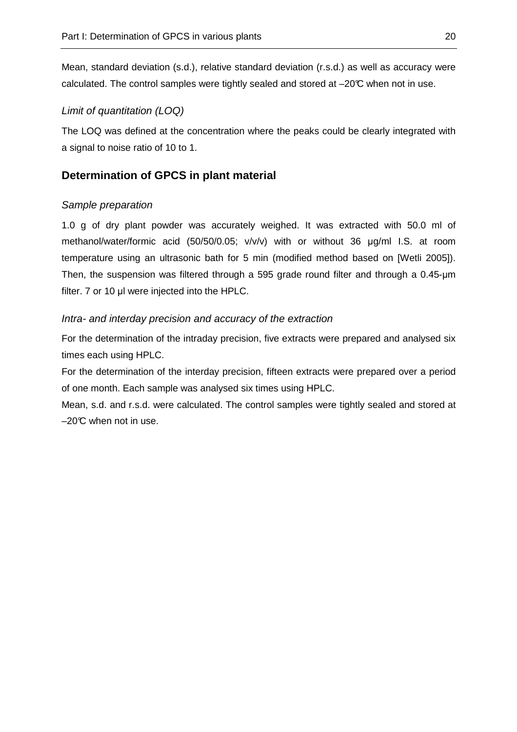Mean, standard deviation (s.d.), relative standard deviation (r.s.d.) as well as accuracy were calculated. The control samples were tightly sealed and stored at –20°C when not in use.

*Limit of quantitation (LOQ)*

The LOQ was defined at the concentration where the peaks could be clearly integrated with a signal to noise ratio of 10 to 1.

## Determination of GPCS in plant material

*Sample preparation*

1.0 g of dry plant powder was accurately weighed. It was extracted with 50.0 ml of methanol/water/formic acid (50/50/0.05; v/v/v) with or without 36 µg/ml I.S. at room temperature using an ultrasonic bath for 5 min (modified method based on [Wetli 2005]). Then, the suspension was filtered through a 595 grade round filter and through a 0.45-µm filter. 7 or 10 µl were injected into the HPLC.

*Intra- and interday precision and accuracy of the extraction*

For the determination of the intraday precision, five extracts were prepared and analysed six times each using HPLC.

For the determination of the interday precision, fifteen extracts were prepared over a period of one month. Each sample was analysed six times using HPLC.

Mean, s.d. and r.s.d. were calculated. The control samples were tightly sealed and stored at –20°C when not in use.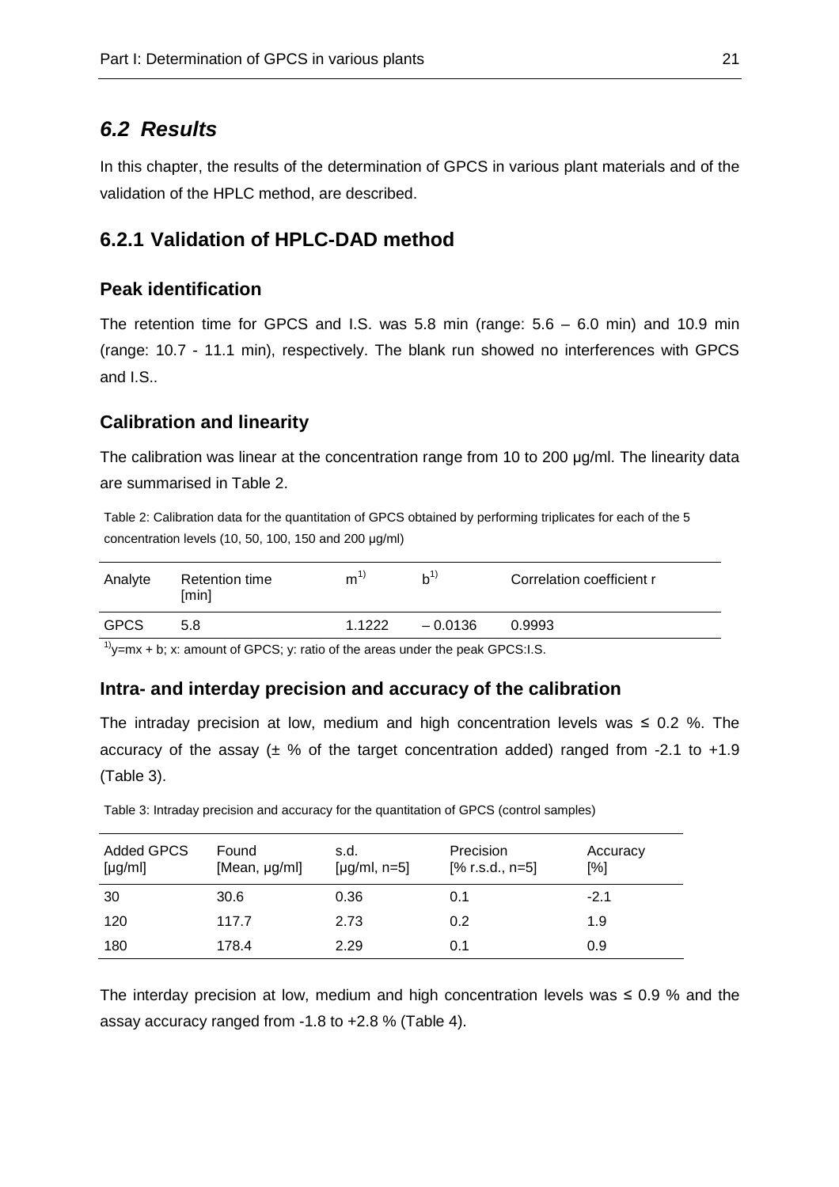## *6.2 Results*

In this chapter, the results of the determination of GPCS in various plant materials and of the validation of the HPLC method, are described.

### 6.2.1 Validation of HPLC-DAD method

#### Peak identification

The retention time for GPCS and I.S. was 5.8 min (range: 5.6 – 6.0 min) and 10.9 min (range: 10.7 - 11.1 min), respectively. The blank run showed no interferences with GPCS and I.S..

#### Calibration and linearity

The calibration was linear at the concentration range from 10 to 200 µg/ml. The linearity data are summarised in Table 2.

Table 2: Calibration data for the quantitation of GPCS obtained by performing triplicates for each of the 5 concentration levels (10, 50, 100, 150 and 200 µg/ml)

| Analyte | Retention time [min] | m[1)] | b[1)] | Correlation coefficient r |
|---|---|---|---|---|
| GPCS | 5.8 | 1.1222 | – 0.0136 | 0.9993 |

[1)] $y=mx + b$; x: amount of GPCS; y: ratio of the areas under the peak GPCS:I.S.

#### Intra- and interday precision and accuracy of the calibration

The intraday precision at low, medium and high concentration levels was ≤ 0.2 %. The accuracy of the assay (± % of the target concentration added) ranged from -2.1 to +1.9 (Table 3).

Table 3: Intraday precision and accuracy for the quantitation of GPCS (control samples)

| Added GPCS [µg/ml] | Found [Mean, µg/ml] | s.d. [µg/ml, n=5] | Precision [% r.s.d., n=5] | Accuracy [%] |
|---|---|---|---|---|
| 30 | 30.6 | 0.36 | 0.1 | -2.1 |
| 120 | 117.7 | 2.73 | 0.2 | 1.9 |
| 180 | 178.4 | 2.29 | 0.1 | 0.9 |

The interday precision at low, medium and high concentration levels was ≤ 0.9 % and the assay accuracy ranged from -1.8 to +2.8 % (Table 4).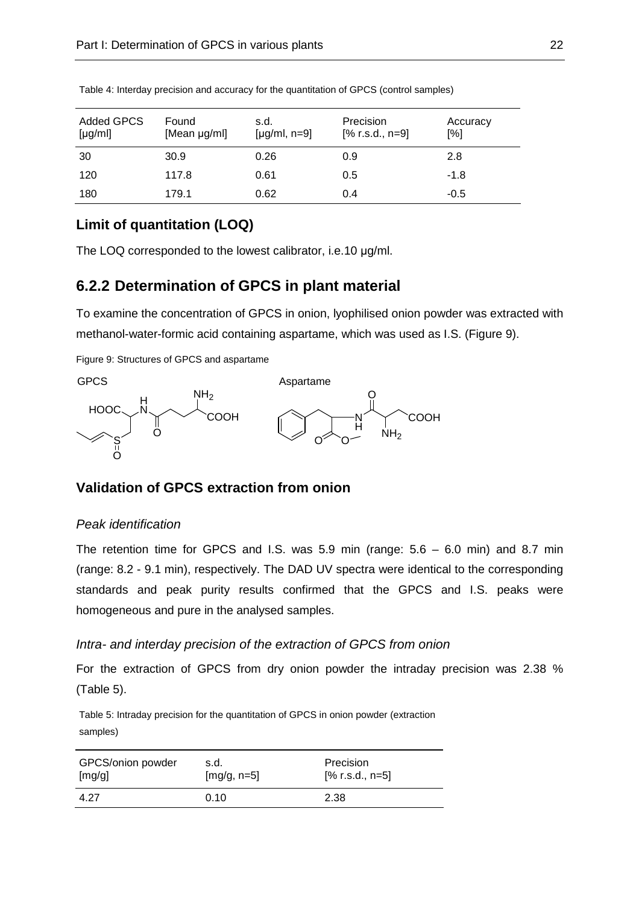Table 4: Interday precision and accuracy for the quantitation of GPCS (control samples)

| Added GPCS [µg/ml] | Found [Mean µg/ml] | s.d. [µg/ml, n=9] | Precision [% r.s.d., n=9] | Accuracy [%] |
|---|---|---|---|---|
| 30 | 30.9 | 0.26 | 0.9 | 2.8 |
| 120 | 117.8 | 0.61 | 0.5 | -1.8 |
| 180 | 179.1 | 0.62 | 0.4 | -0.5 |

### Limit of quantitation (LOQ)

The LOQ corresponded to the lowest calibrator, i.e.10 µg/ml.

## 6.2.2 Determination of GPCS in plant material

To examine the concentration of GPCS in onion, lyophilised onion powder was extracted with methanol-water-formic acid containing aspartame, which was used as I.S. (Figure 9).

Figure 9: Structures of GPCS and aspartame

### Validation of GPCS extraction from onion

*Peak identification*

The retention time for GPCS and I.S. was 5.9 min (range: 5.6 – 6.0 min) and 8.7 min (range: 8.2 - 9.1 min), respectively. The DAD UV spectra were identical to the corresponding standards and peak purity results confirmed that the GPCS and I.S. peaks were homogeneous and pure in the analysed samples.

*Intra- and interday precision of the extraction of GPCS from onion*

For the extraction of GPCS from dry onion powder the intraday precision was 2.38 % (Table 5).

Table 5: Intraday precision for the quantitation of GPCS in onion powder (extraction samples)

| GPCS/onion powder [mg/g] | s.d. [mg/g, n=5] | Precision [% r.s.d., n=5] |
|---|---|---|
| 4.27 | 0.10 | 2.38 |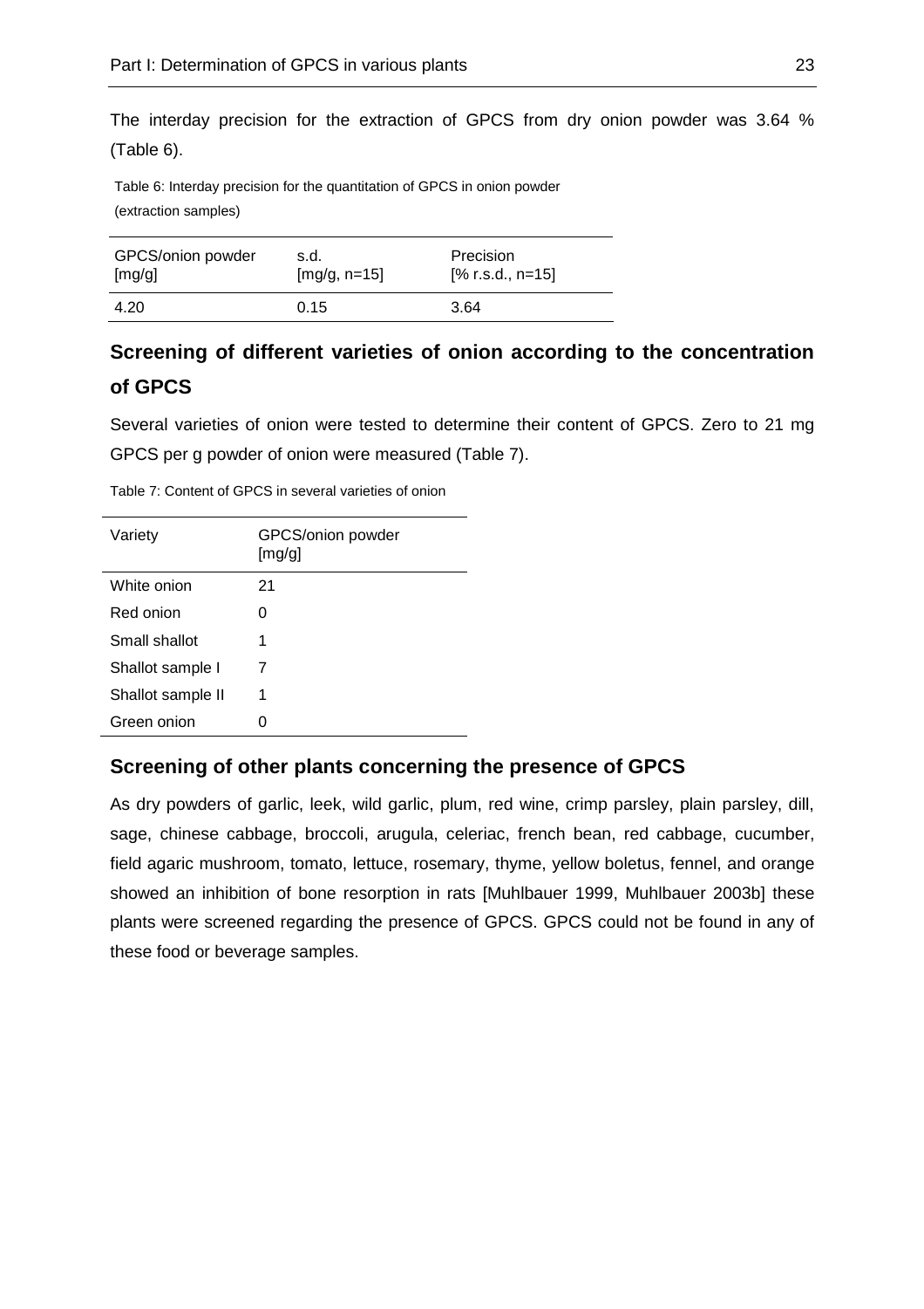The interday precision for the extraction of GPCS from dry onion powder was 3.64 % (Table 6).

Table 6: Interday precision for the quantitation of GPCS in onion powder (extraction samples)

| GPCS/onion powder [mg/g] | s.d. [mg/g, n=15] | Precision [% r.s.d., n=15] |
|---|---|---|
| 4.20 | 0.15 | 3.64 |

## Screening of different varieties of onion according to the concentration of GPCS

Several varieties of onion were tested to determine their content of GPCS. Zero to 21 mg GPCS per g powder of onion were measured (Table 7).

Table 7: Content of GPCS in several varieties of onion

| Variety | GPCS/onion powder [mg/g] |
|---|---|
| White onion | 21 |
| Red onion | 0 |
| Small shallot | 1 |
| Shallot sample I | 7 |
| Shallot sample II | 1 |
| Green onion | 0 |

## Screening of other plants concerning the presence of GPCS

As dry powders of garlic, leek, wild garlic, plum, red wine, crimp parsley, plain parsley, dill, sage, chinese cabbage, broccoli, arugula, celeriac, french bean, red cabbage, cucumber, field agaric mushroom, tomato, lettuce, rosemary, thyme, yellow boletus, fennel, and orange showed an inhibition of bone resorption in rats [Muhlbauer 1999, Muhlbauer 2003b] these plants were screened regarding the presence of GPCS. GPCS could not be found in any of these food or beverage samples.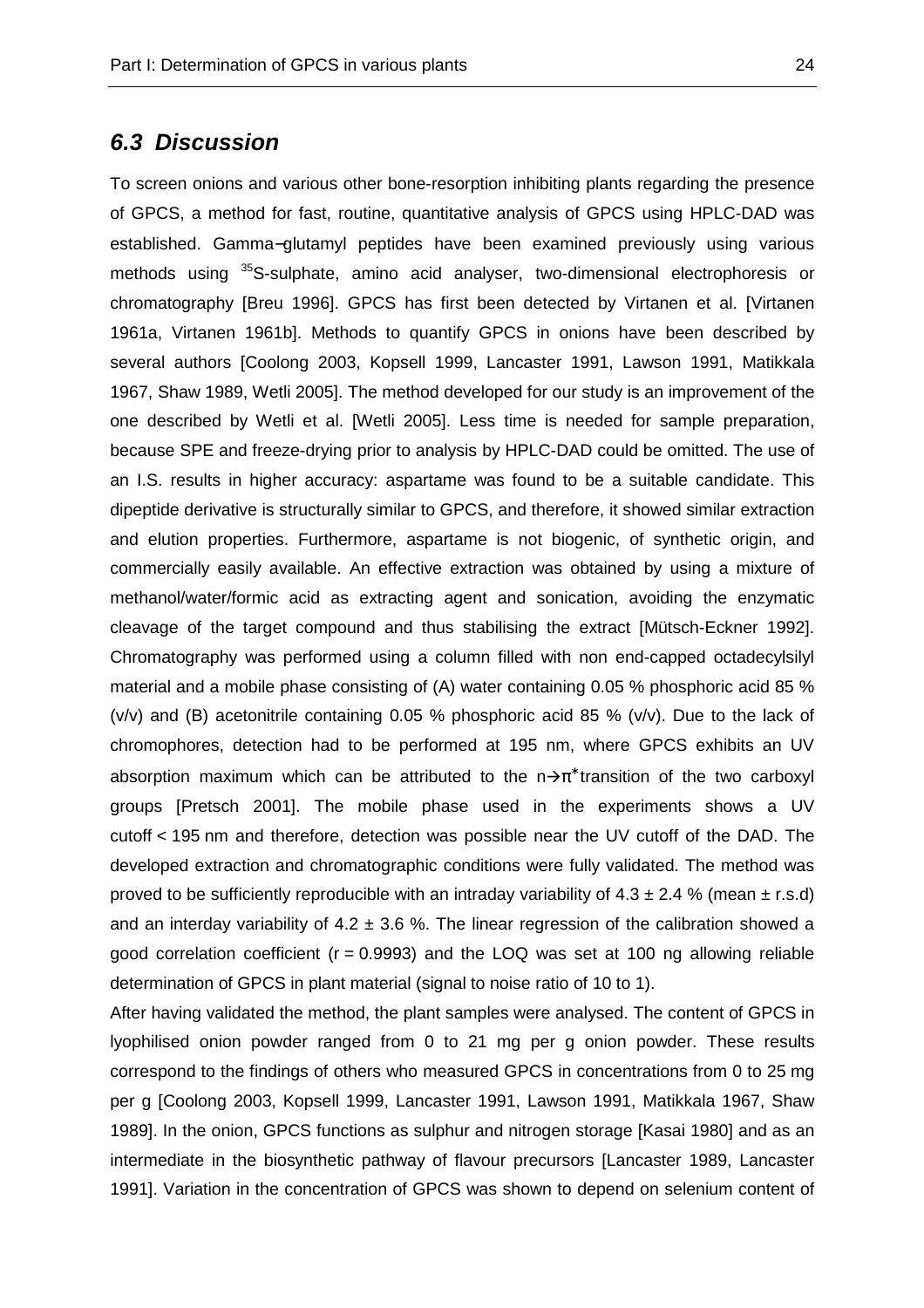## *6.3 Discussion*

To screen onions and various other bone-resorption inhibiting plants regarding the presence of GPCS, a method for fast, routine, quantitative analysis of GPCS using HPLC-DAD was established. Gamma−glutamyl peptides have been examined previously using various methods using $^{35}$S-sulphate, amino acid analyser, two-dimensional electrophoresis or chromatography [Breu 1996]. GPCS has first been detected by Virtanen et al. [Virtanen 1961a, Virtanen 1961b]. Methods to quantify GPCS in onions have been described by several authors [Coolong 2003, Kopsell 1999, Lancaster 1991, Lawson 1991, Matikkala 1967, Shaw 1989, Wetli 2005]. The method developed for our study is an improvement of the one described by Wetli et al. [Wetli 2005]. Less time is needed for sample preparation, because SPE and freeze-drying prior to analysis by HPLC-DAD could be omitted. The use of an I.S. results in higher accuracy: aspartame was found to be a suitable candidate. This dipeptide derivative is structurally similar to GPCS, and therefore, it showed similar extraction and elution properties. Furthermore, aspartame is not biogenic, of synthetic origin, and commercially easily available. An effective extraction was obtained by using a mixture of methanol/water/formic acid as extracting agent and sonication, avoiding the enzymatic cleavage of the target compound and thus stabilising the extract [Mütsch-Eckner 1992]. Chromatography was performed using a column filled with non end-capped octadecylsilyl material and a mobile phase consisting of (A) water containing 0.05 % phosphoric acid 85 % (v/v) and (B) acetonitrile containing 0.05 % phosphoric acid 85 % (v/v). Due to the lack of chromophores, detection had to be performed at 195 nm, where GPCS exhibits an UV absorption maximum which can be attributed to the $n \rightarrow \pi^*$ transition of the two carboxyl groups [Pretsch 2001]. The mobile phase used in the experiments shows a UV cutoff < 195 nm and therefore, detection was possible near the UV cutoff of the DAD. The developed extraction and chromatographic conditions were fully validated. The method was proved to be sufficiently reproducible with an intraday variability of 4.3 ± 2.4 % (mean ± r.s.d) and an interday variability of 4.2 ± 3.6 %. The linear regression of the calibration showed a good correlation coefficient ($r = 0.9993$) and the LOQ was set at 100 ng allowing reliable determination of GPCS in plant material (signal to noise ratio of 10 to 1).

After having validated the method, the plant samples were analysed. The content of GPCS in lyophilised onion powder ranged from 0 to 21 mg per g onion powder. These results correspond to the findings of others who measured GPCS in concentrations from 0 to 25 mg per g [Coolong 2003, Kopsell 1999, Lancaster 1991, Lawson 1991, Matikkala 1967, Shaw 1989]. In the onion, GPCS functions as sulphur and nitrogen storage [Kasai 1980] and as an intermediate in the biosynthetic pathway of flavour precursors [Lancaster 1989, Lancaster 1991]. Variation in the concentration of GPCS was shown to depend on selenium content of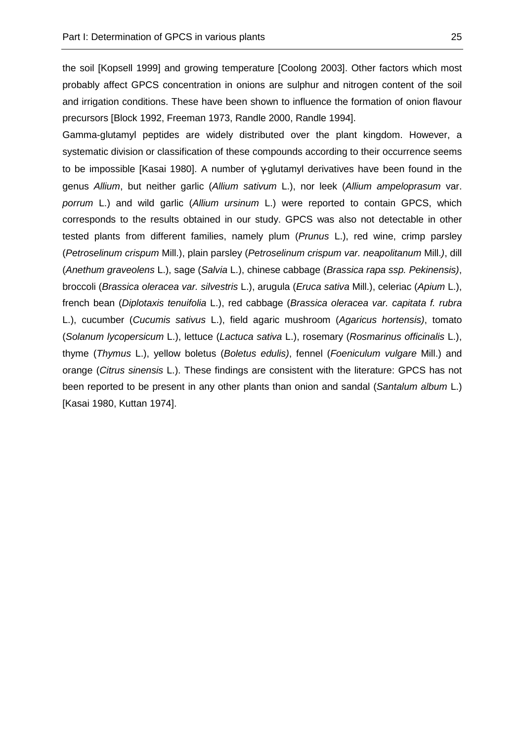the soil [Kopsell 1999] and growing temperature [Coolong 2003]. Other factors which most probably affect GPCS concentration in onions are sulphur and nitrogen content of the soil and irrigation conditions. These have been shown to influence the formation of onion flavour precursors [Block 1992, Freeman 1973, Randle 2000, Randle 1994].

Gamma-glutamyl peptides are widely distributed over the plant kingdom. However, a systematic division or classification of these compounds according to their occurrence seems to be impossible [Kasai 1980]. A number of γ-glutamyl derivatives have been found in the genus *Allium*, but neither garlic (*Allium sativum* L.), nor leek (*Allium ampeloprasum* var. *porrum* L.) and wild garlic (*Allium ursinum* L.) were reported to contain GPCS, which corresponds to the results obtained in our study. GPCS was also not detectable in other tested plants from different families, namely plum (*Prunus* L.), red wine, crimp parsley (*Petroselinum crispum* Mill.), plain parsley (*Petroselinum crispum var. neapolitanum* Mill.*)*, dill (*Anethum graveolens* L.), sage (*Salvia* L.), chinese cabbage (*Brassica rapa ssp. Pekinensis)*, broccoli (*Brassica oleracea var. silvestris* L.), arugula (*Eruca sativa* Mill.), celeriac (*Apium* L.), french bean (*Diplotaxis tenuifolia* L.), red cabbage (*Brassica oleracea var. capitata f. rubra* L.), cucumber (*Cucumis sativus* L.), field agaric mushroom (*Agaricus hortensis)*, tomato (*Solanum lycopersicum* L.), lettuce (*Lactuca sativa* L.), rosemary (*Rosmarinus officinalis* L.), thyme (*Thymus* L.), yellow boletus (*Boletus edulis)*, fennel (*Foeniculum vulgare* Mill.) and orange (*Citrus sinensis* L.). These findings are consistent with the literature: GPCS has not been reported to be present in any other plants than onion and sandal (*Santalum album* L.) [Kasai 1980, Kuttan 1974].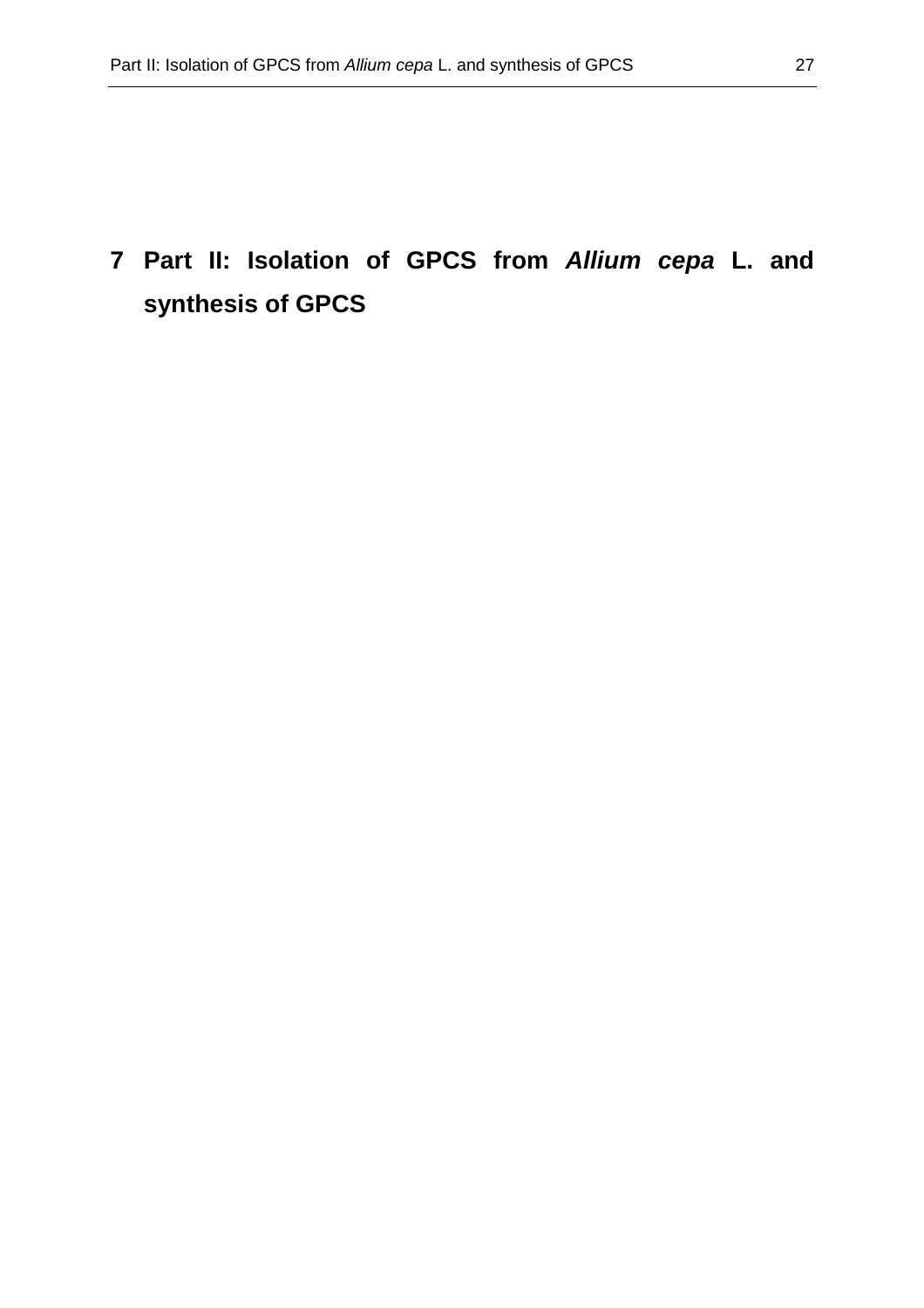# 7 Part II: Isolation of GPCS from *Allium cepa* L. and synthesis of GPCS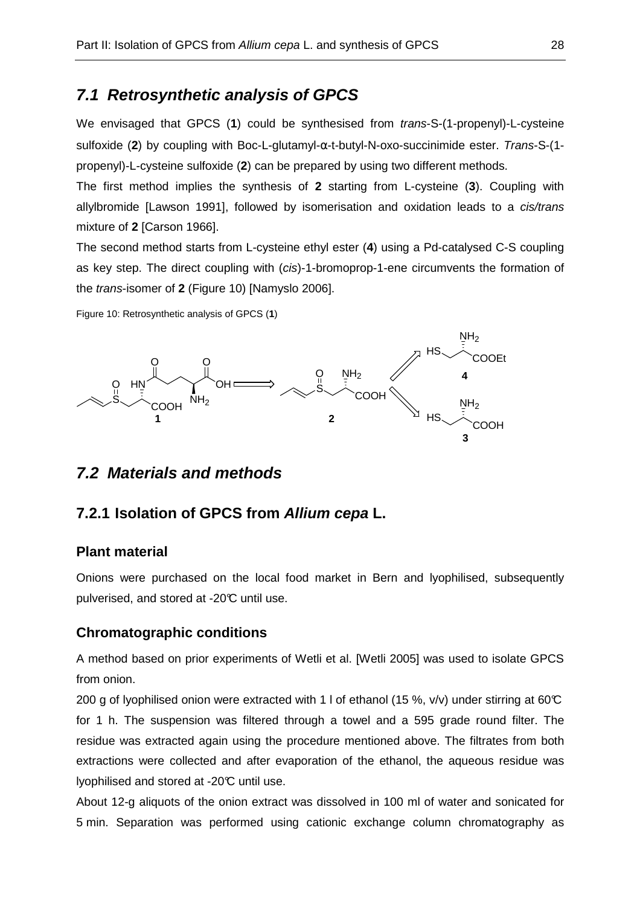## 7.1 Retrosynthetic analysis of GPCS

We envisaged that GPCS (**1**) could be synthesised from *trans*-S-(1-propenyl)-L-cysteine sulfoxide (**2**) by coupling with Boc-L-glutamyl-α-t-butyl-N-oxo-succinimide ester. *Trans*-S-(1-propenyl)-L-cysteine sulfoxide (**2**) can be prepared by using two different methods.

The first method implies the synthesis of **2** starting from L-cysteine (**3**). Coupling with allylbromide [Lawson 1991], followed by isomerisation and oxidation leads to a *cis/trans* mixture of **2** [Carson 1966].

The second method starts from L-cysteine ethyl ester (**4**) using a Pd-catalysed C-S coupling as key step. The direct coupling with (*cis*)-1-bromoprop-1-ene circumvents the formation of the *trans*-isomer of **2** (Figure 10) [Namyslo 2006].

Figure 10: Retrosynthetic analysis of GPCS (**1**)

## 7.2 Materials and methods

### 7.2.1 Isolation of GPCS from *Allium cepa* L.

#### Plant material

Onions were purchased on the local food market in Bern and lyophilised, subsequently pulverised, and stored at -20°C until use.

#### Chromatographic conditions

A method based on prior experiments of Wetli et al. [Wetli 2005] was used to isolate GPCS from onion.

200 g of lyophilised onion were extracted with 1 l of ethanol (15 %, v/v) under stirring at 60°C for 1 h. The suspension was filtered through a towel and a 595 grade round filter. The residue was extracted again using the procedure mentioned above. The filtrates from both extractions were collected and after evaporation of the ethanol, the aqueous residue was lyophilised and stored at -20°C until use.

About 12-g aliquots of the onion extract was dissolved in 100 ml of water and sonicated for 5 min. Separation was performed using cationic exchange column chromatography as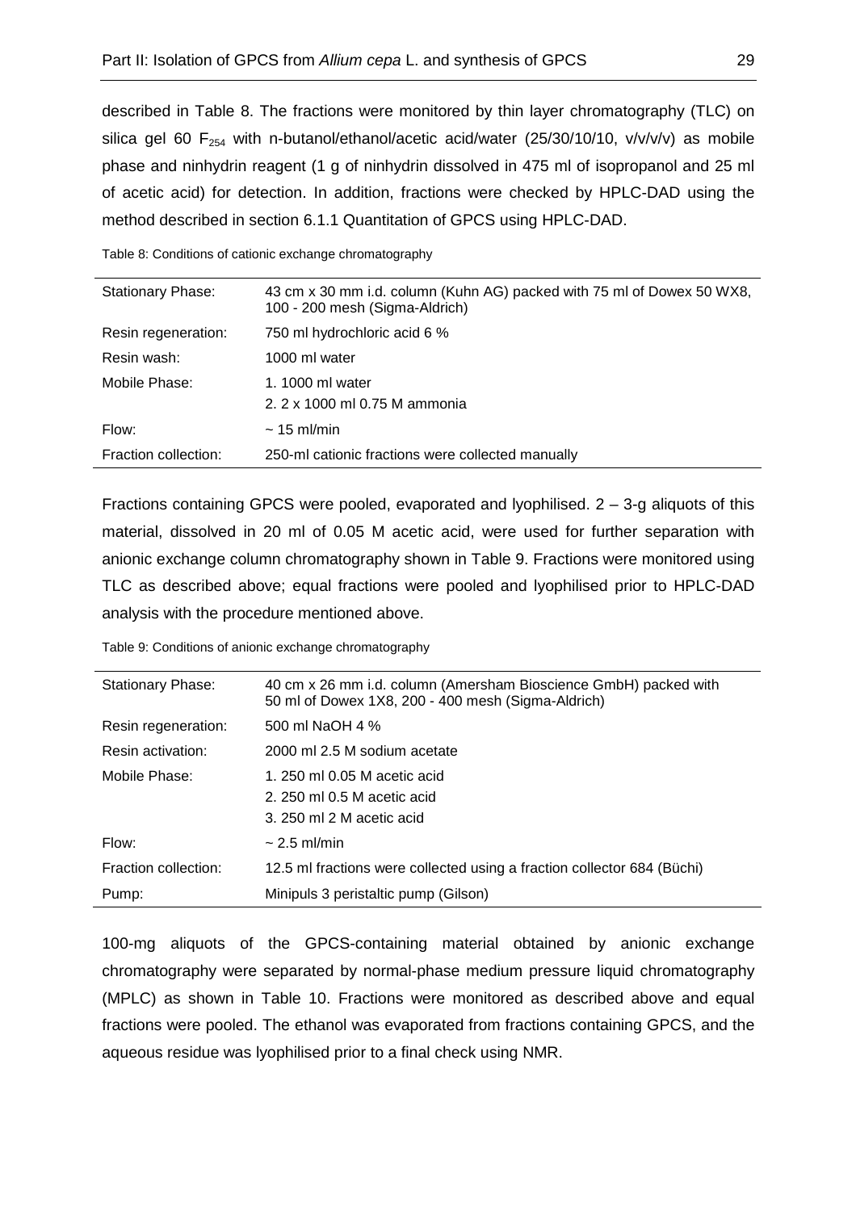described in Table 8. The fractions were monitored by thin layer chromatography (TLC) on silica gel 60 $F_{254}$ with n-butanol/ethanol/acetic acid/water (25/30/10/10, v/v/v/v) as mobile phase and ninhydrin reagent (1 g of ninhydrin dissolved in 475 ml of isopropanol and 25 ml of acetic acid) for detection. In addition, fractions were checked by HPLC-DAD using the method described in section 6.1.1 Quantitation of GPCS using HPLC-DAD.

Table 8: Conditions of cationic exchange chromatography

| | |
|---|---|
| Stationary Phase: | 43 cm x 30 mm i.d. column (Kuhn AG) packed with 75 ml of Dowex 50 WX8, 100 - 200 mesh (Sigma-Aldrich) |
| Resin regeneration: | 750 ml hydrochloric acid 6 % |
| Resin wash: | 1000 ml water |
| Mobile Phase: | 1. 1000 ml water<br>2. 2 x 1000 ml 0.75 M ammonia |
| Flow: | ~ 15 ml/min |
| Fraction collection: | 250-ml cationic fractions were collected manually |

Fractions containing GPCS were pooled, evaporated and lyophilised. 2 – 3-g aliquots of this material, dissolved in 20 ml of 0.05 M acetic acid, were used for further separation with anionic exchange column chromatography shown in Table 9. Fractions were monitored using TLC as described above; equal fractions were pooled and lyophilised prior to HPLC-DAD analysis with the procedure mentioned above.

Table 9: Conditions of anionic exchange chromatography

| | |
|---|---|
| Stationary Phase: | 40 cm x 26 mm i.d. column (Amersham Bioscience GmbH) packed with 50 ml of Dowex 1X8, 200 - 400 mesh (Sigma-Aldrich) |
| Resin regeneration: | 500 ml NaOH 4 % |
| Resin activation: | 2000 ml 2.5 M sodium acetate |
| Mobile Phase: | 1. 250 ml 0.05 M acetic acid<br>2. 250 ml 0.5 M acetic acid<br>3. 250 ml 2 M acetic acid |
| Flow: | ~ 2.5 ml/min |
| Fraction collection: | 12.5 ml fractions were collected using a fraction collector 684 (Büchi) |
| Pump: | Minipuls 3 peristaltic pump (Gilson) |

100-mg aliquots of the GPCS-containing material obtained by anionic exchange chromatography were separated by normal-phase medium pressure liquid chromatography (MPLC) as shown in Table 10. Fractions were monitored as described above and equal fractions were pooled. The ethanol was evaporated from fractions containing GPCS, and the aqueous residue was lyophilised prior to a final check using NMR.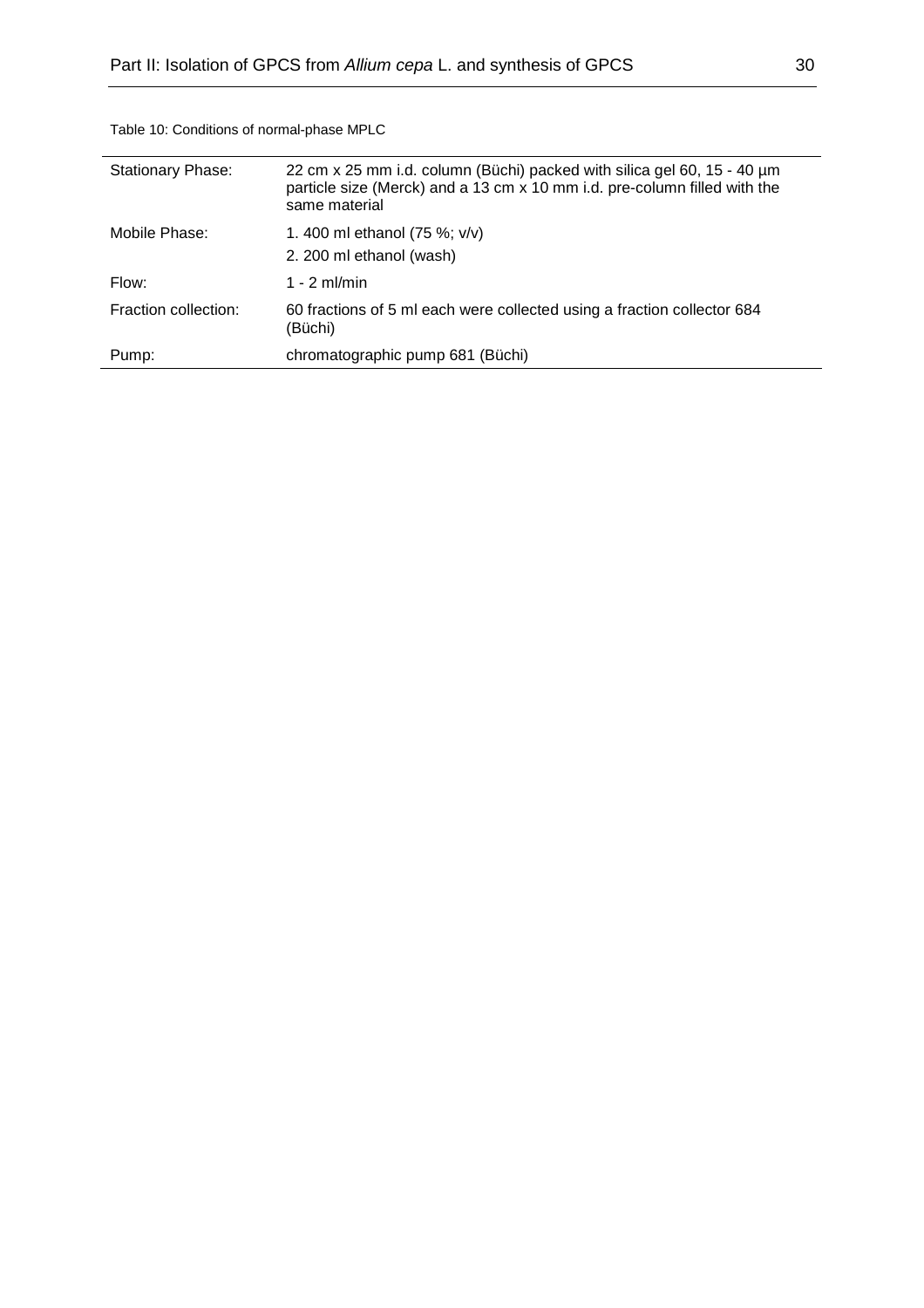Table 10: Conditions of normal-phase MPLC

| | |
|---|---|
| Stationary Phase: | 22 cm x 25 mm i.d. column (Büchi) packed with silica gel 60, 15 - 40 µm particle size (Merck) and a 13 cm x 10 mm i.d. pre-column filled with the same material |
| Mobile Phase: | 1. 400 ml ethanol (75 %; v/v)<br>2. 200 ml ethanol (wash) |
| Flow: | 1 - 2 ml/min |
| Fraction collection: | 60 fractions of 5 ml each were collected using a fraction collector 684 (Büchi) |
| Pump: | chromatographic pump 681 (Büchi) |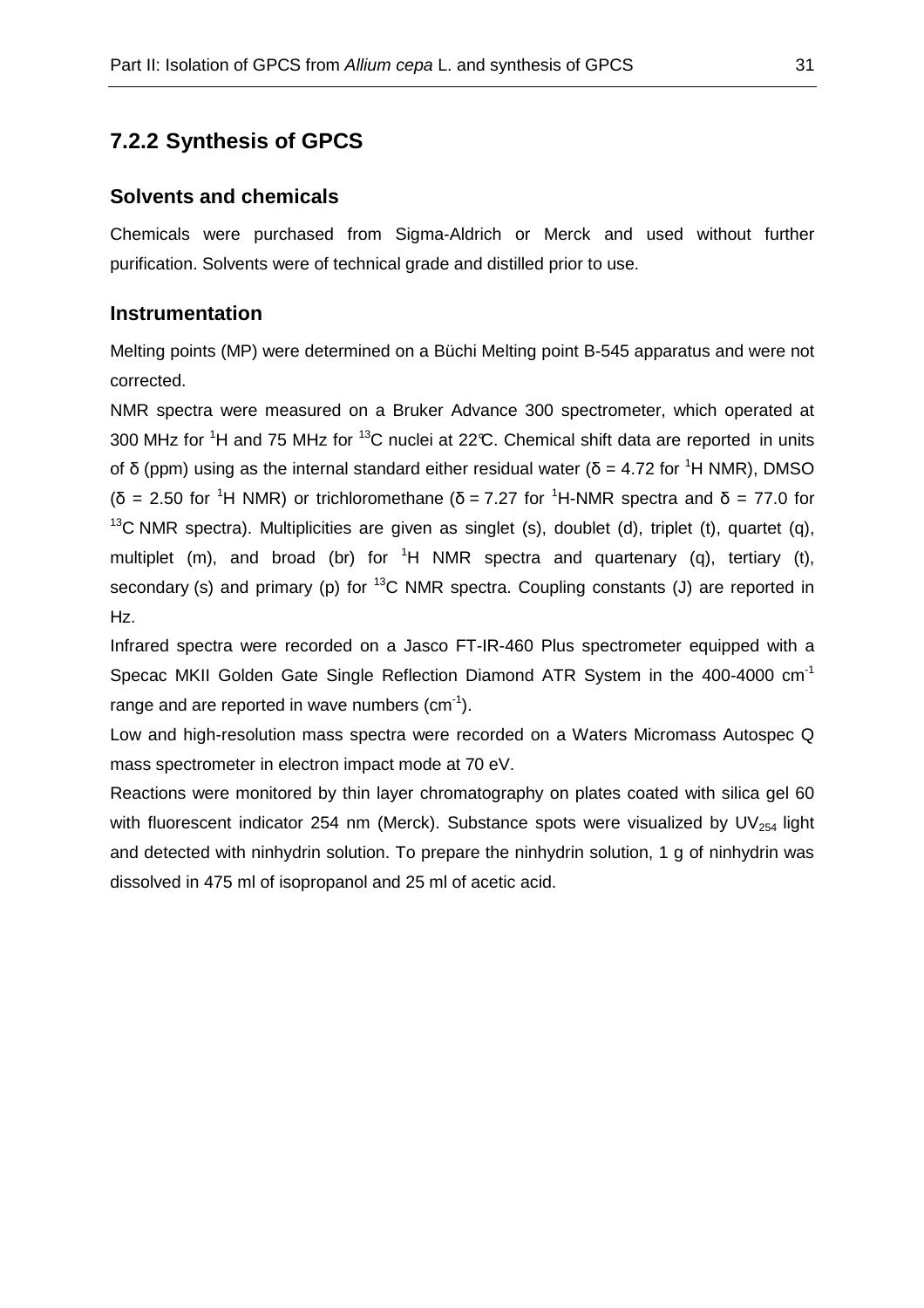## 7.2.2 Synthesis of GPCS

### Solvents and chemicals

Chemicals were purchased from Sigma-Aldrich or Merck and used without further purification. Solvents were of technical grade and distilled prior to use.

### Instrumentation

Melting points (MP) were determined on a Büchi Melting point B-545 apparatus and were not corrected.

NMR spectra were measured on a Bruker Advance 300 spectrometer, which operated at 300 MHz for $^{1}$H and 75 MHz for $^{13}$C nuclei at 22°C. Chemical shift data are reported in units of δ (ppm) using as the internal standard either residual water (δ = 4.72 for $^{1}$H NMR), DMSO (δ = 2.50 for $^{1}$H NMR) or trichloromethane (δ = 7.27 for $^{1}$H-NMR spectra and δ = 77.0 for $^{13}$C NMR spectra). Multiplicities are given as singlet (s), doublet (d), triplet (t), quartet (q), multiplet (m), and broad (br) for $^{1}$H NMR spectra and quartenary (q), tertiary (t), secondary (s) and primary (p) for $^{13}$C NMR spectra. Coupling constants (J) are reported in Hz.

Infrared spectra were recorded on a Jasco FT-IR-460 Plus spectrometer equipped with a Specac MKII Golden Gate Single Reflection Diamond ATR System in the 400-4000 $cm^{-1}$ range and are reported in wave numbers ($cm^{-1}$).

Low and high-resolution mass spectra were recorded on a Waters Micromass Autospec Q mass spectrometer in electron impact mode at 70 eV.

Reactions were monitored by thin layer chromatography on plates coated with silica gel 60 with fluorescent indicator 254 nm (Merck). Substance spots were visualized by $UV_{254}$ light and detected with ninhydrin solution. To prepare the ninhydrin solution, 1 g of ninhydrin was dissolved in 475 ml of isopropanol and 25 ml of acetic acid.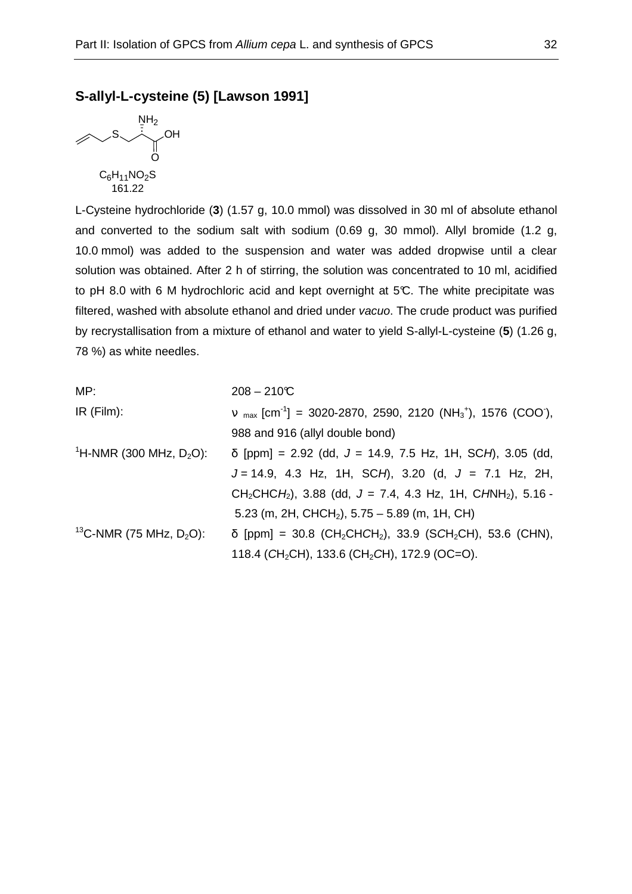## S-allyl-L-cysteine (5) [Lawson 1991]

$C_6H_{11}NO_2S$
161.22

L-Cysteine hydrochloride (**3**) (1.57 g, 10.0 mmol) was dissolved in 30 ml of absolute ethanol and converted to the sodium salt with sodium (0.69 g, 30 mmol). Allyl bromide (1.2 g, 10.0 mmol) was added to the suspension and water was added dropwise until a clear solution was obtained. After 2 h of stirring, the solution was concentrated to 10 ml, acidified to pH 8.0 with 6 M hydrochloric acid and kept overnight at 5°C. The white precipitate was filtered, washed with absolute ethanol and dried under *vacuo*. The crude product was purified by recrystallisation from a mixture of ethanol and water to yield S-allyl-L-cysteine (**5**) (1.26 g, 78 %) as white needles.

| | |
|---|---|
| MP: | 208 – 210°C |
| IR (Film): | $\nu_{max}$ [cm$^{-1}$] = 3020-2870, 2590, 2120 ($NH_3^+$), 1576 ($COO^-$), 988 and 916 (allyl double bond) |
| $^1$H-NMR (300 MHz, $D_2O$): | δ [ppm] = 2.92 (dd, *J* = 14.9, 7.5 Hz, 1H, SC*H*), 3.05 (dd, *J* = 14.9, 4.3 Hz, 1H, SC*H*), 3.20 (d, *J* = 7.1 Hz, 2H, $CH_2CHCH_2$), 3.88 (dd, *J* = 7.4, 4.3 Hz, 1H, C*H*$NH_2$), 5.16 - 5.23 (m, 2H, $CHCH_2$), 5.75 – 5.89 (m, 1H, CH) |
| $^{13}$C-NMR (75 MHz, $D_2O$): | δ [ppm] = 30.8 ($CH_2CHCH_2$), 33.9 ($SCH_2CH$), 53.6 (CHN), 118.4 ($CH_2CH$), 133.6 ($CH_2CH$), 172.9 (OC=O). |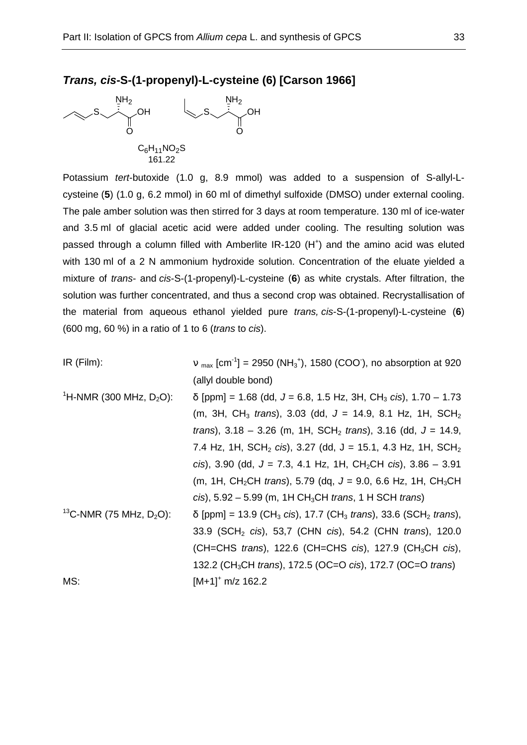### ***Trans, cis*-S-(1-propenyl)-L-cysteine (6) [Carson 1966]**

$C_6H_{11}NO_2S$
161.22

Potassium *tert*-butoxide (1.0 g, 8.9 mmol) was added to a suspension of S-allyl-L-cysteine (**5**) (1.0 g, 6.2 mmol) in 60 ml of dimethyl sulfoxide (DMSO) under external cooling. The pale amber solution was then stirred for 3 days at room temperature. 130 ml of ice-water and 3.5 ml of glacial acetic acid were added under cooling. The resulting solution was passed through a column filled with Amberlite IR-120 ($H^+$) and the amino acid was eluted with 130 ml of a 2 N ammonium hydroxide solution. Concentration of the eluate yielded a mixture of *trans*- and *cis*-S-(1-propenyl)-L-cysteine (**6**) as white crystals. After filtration, the solution was further concentrated, and thus a second crop was obtained. Recrystallisation of the material from aqueous ethanol yielded pure *trans, cis*-S-(1-propenyl)-L-cysteine (**6**) (600 mg, 60 %) in a ratio of 1 to 6 (*trans* to *cis*).

IR (Film): $\nu_{max}$ [$cm^{-1}$] = 2950 ($NH_3^+$), 1580 ($COO^-$), no absorption at 920 (allyl double bond)

$^1$H-NMR (300 MHz, $D_2O$): δ [ppm] = 1.68 (dd, *J* = 6.8, 1.5 Hz, 3H, $CH_3$ *cis*), 1.70 – 1.73 (m, 3H, $CH_3$ *trans*), 3.03 (dd, *J* = 14.9, 8.1 Hz, 1H, $SCH_2$ *trans*), 3.18 – 3.26 (m, 1H, $SCH_2$ *trans*), 3.16 (dd, *J* = 14.9, 7.4 Hz, 1H, $SCH_2$ *cis*), 3.27 (dd, J = 15.1, 4.3 Hz, 1H, $SCH_2$ *cis*), 3.90 (dd, *J* = 7.3, 4.1 Hz, 1H, $CH_2CH$ *cis*), 3.86 – 3.91 (m, 1H, $CH_2CH$ *trans*), 5.79 (dq, *J* = 9.0, 6.6 Hz, 1H, $CH_3CH$ *cis*), 5.92 – 5.99 (m, 1H $CH_3CH$ *trans*, 1 H SCH *trans*)

$^{13}$C-NMR (75 MHz, $D_2O$): δ [ppm] = 13.9 ($CH_3$ *cis*), 17.7 ($CH_3$ *trans*), 33.6 ($SCH_2$ *trans*), 33.9 ($SCH_2$ *cis*), 53,7 (CHN *cis*), 54.2 (CHN *trans*), 120.0 (CH=CHS *trans*), 122.6 (CH=CHS *cis*), 127.9 ($CH_3CH$ *cis*), 132.2 ($CH_3CH$ *trans*), 172.5 (OC=O *cis*), 172.7 (OC=O *trans*)

MS: $[M+1]^+$ m/z 162.2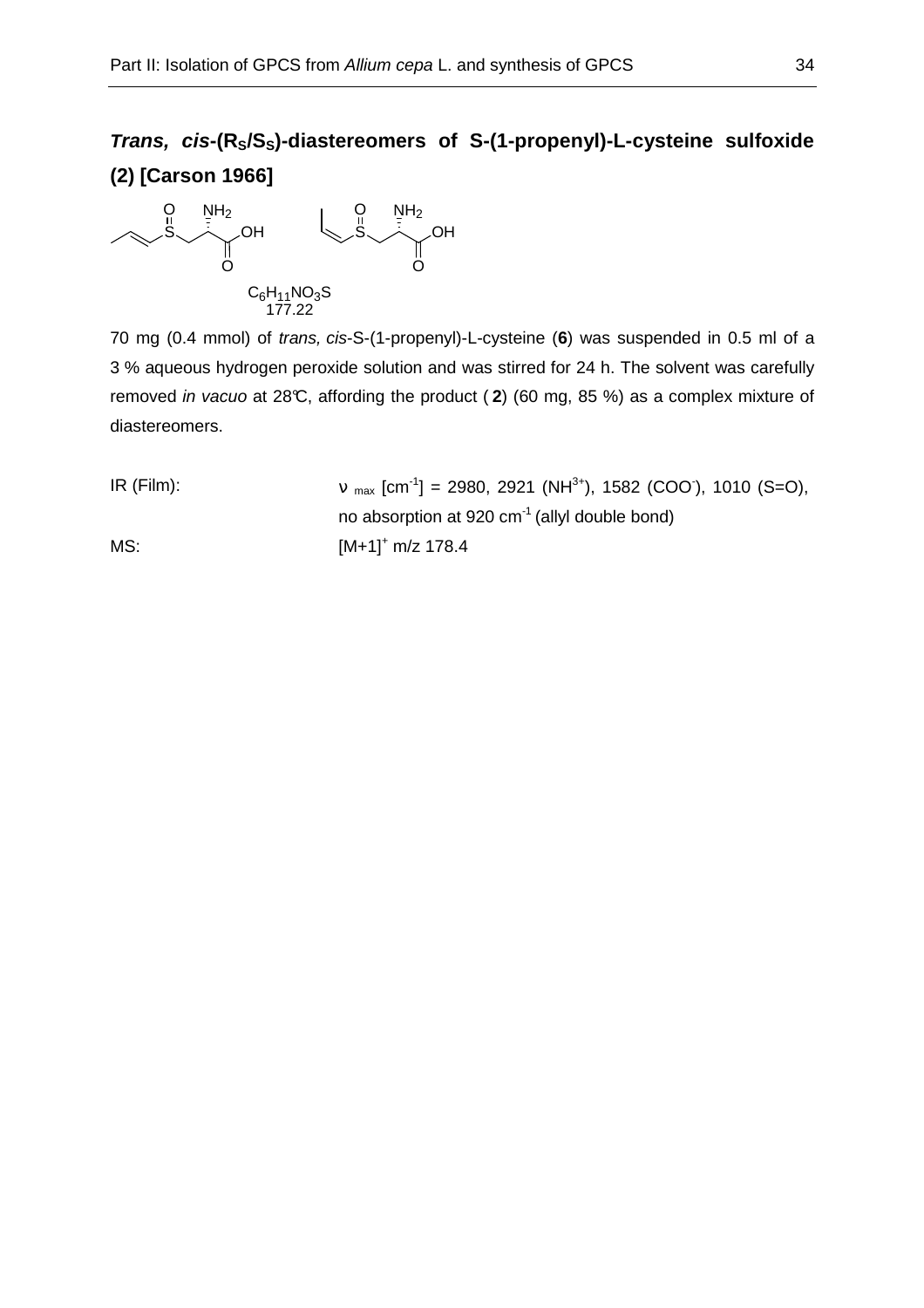## *Trans, cis*-($R_S$/$S_S$)-diastereomers of S-(1-propenyl)-L-cysteine sulfoxide (2) [Carson 1966]

$C_6H_{11}NO_3S$
177.22

70 mg (0.4 mmol) of *trans, cis*-S-(1-propenyl)-L-cysteine (**6**) was suspended in 0.5 ml of a 3 % aqueous hydrogen peroxide solution and was stirred for 24 h. The solvent was carefully removed *in vacuo* at 28°C, affording the product (**2**) (60 mg, 85 %) as a complex mixture of diastereomers.

| | |
|---|---|
| IR (Film): | $\nu_{max}$ [$cm^{-1}$] = 2980, 2921 ($NH^{3+}$), 1582 ($COO^-$), 1010 (S=O), no absorption at 920 $cm^{-1}$ (allyl double bond) |
| MS: | $[M+1]^+$ m/z 178.4 |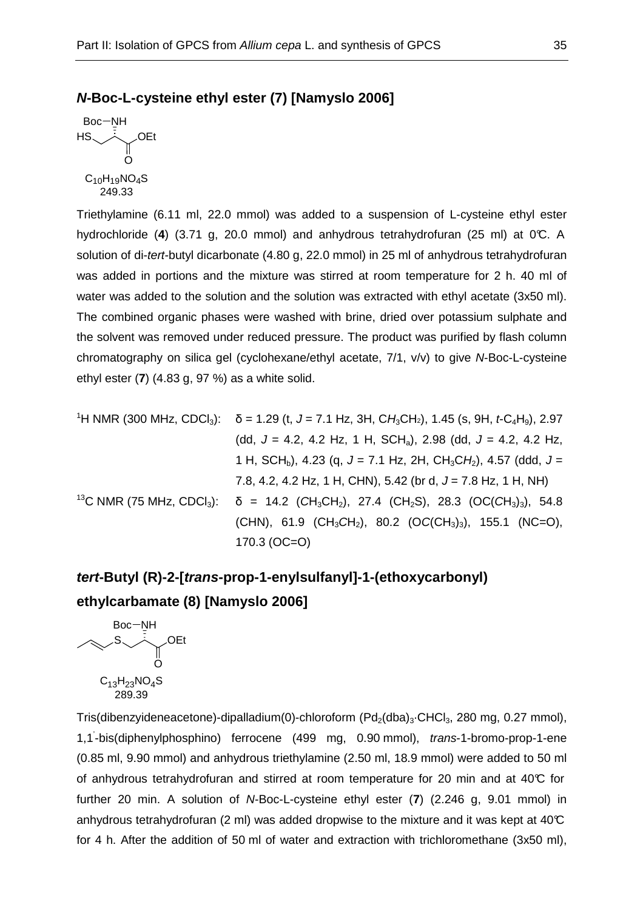## *N*-Boc-L-cysteine ethyl ester (7) [Namyslo 2006]

$C_{10}H_{19}NO_4S$
249.33

Triethylamine (6.11 ml, 22.0 mmol) was added to a suspension of L-cysteine ethyl ester hydrochloride (**4**) (3.71 g, 20.0 mmol) and anhydrous tetrahydrofuran (25 ml) at 0°C. A solution of di-*tert*-butyl dicarbonate (4.80 g, 22.0 mmol) in 25 ml of anhydrous tetrahydrofuran was added in portions and the mixture was stirred at room temperature for 2 h. 40 ml of water was added to the solution and the solution was extracted with ethyl acetate (3x50 ml). The combined organic phases were washed with brine, dried over potassium sulphate and the solvent was removed under reduced pressure. The product was purified by flash column chromatography on silica gel (cyclohexane/ethyl acetate, 7/1, v/v) to give *N*-Boc-L-cysteine ethyl ester (**7**) (4.83 g, 97 %) as a white solid.

$^1$H NMR (300 MHz, $CDCl_3$): δ = 1.29 (t, *J* = 7.1 Hz, 3H, $CH_3CH_2$), 1.45 (s, 9H, *t*-$C_4H_9$), 2.97 (dd, *J* = 4.2, 4.2 Hz, 1 H, $SCH_a$), 2.98 (dd, *J* = 4.2, 4.2 Hz, 1 H, $SCH_b$), 4.23 (q, *J* = 7.1 Hz, 2H, $CH_3CH_2$), 4.57 (ddd, *J* = 7.8, 4.2, 4.2 Hz, 1 H, CHN), 5.42 (br d, *J* = 7.8 Hz, 1 H, NH)

$^{13}$C NMR (75 MHz, $CDCl_3$): δ = 14.2 ($CH_3CH_2$), 27.4 ($CH_2S$), 28.3 ($OC(CH_3)_3$), 54.8 (CHN), 61.9 ($CH_3CH_2$), 80.2 ($OC(CH_3)_3$), 155.1 (NC=O), 170.3 (OC=O)

## *tert*-Butyl (R)-2-[*trans*-prop-1-enylsulfanyl]-1-(ethoxycarbonyl) ethylcarbamate (8) [Namyslo 2006]

$C_{13}H_{23}NO_4S$
289.39

Tris(dibenzyideneacetone)-dipalladium(0)-chloroform ($Pd_2(dba)_3\cdot CHCl_3$, 280 mg, 0.27 mmol), 1,1'-bis(diphenylphosphino) ferrocene (499 mg, 0.90 mmol), *trans*-1-bromo-prop-1-ene (0.85 ml, 9.90 mmol) and anhydrous triethylamine (2.50 ml, 18.9 mmol) were added to 50 ml of anhydrous tetrahydrofuran and stirred at room temperature for 20 min and at 40°C for further 20 min. A solution of *N*-Boc-L-cysteine ethyl ester (**7**) (2.246 g, 9.01 mmol) in anhydrous tetrahydrofuran (2 ml) was added dropwise to the mixture and it was kept at 40°C for 4 h. After the addition of 50 ml of water and extraction with trichloromethane (3x50 ml),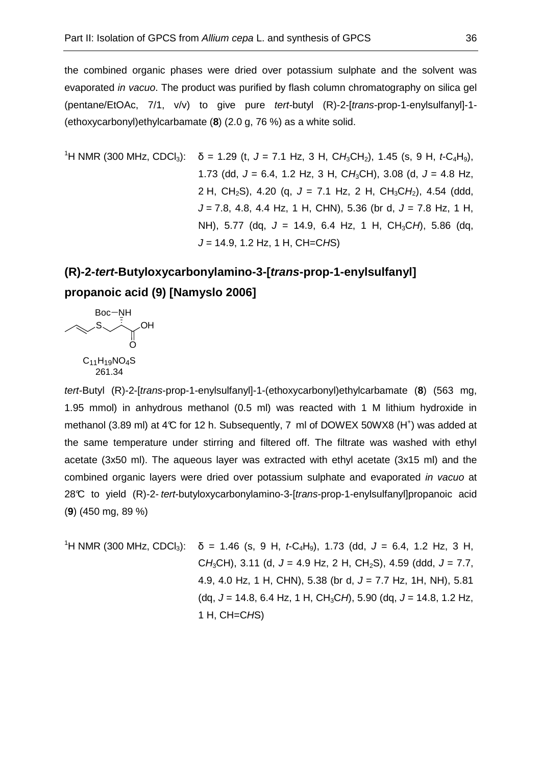the combined organic phases were dried over potassium sulphate and the solvent was evaporated *in vacuo*. The product was purified by flash column chromatography on silica gel (pentane/EtOAc, 7/1, v/v) to give pure *tert*-butyl (R)-2-[*trans*-prop-1-enylsulfanyl]-1-(ethoxycarbonyl)ethylcarbamate (**8**) (2.0 g, 76 %) as a white solid.

$^1$H NMR (300 MHz, $CDCl_3$): δ = 1.29 (t, *J* = 7.1 Hz, 3 H, $CH_3CH_2$), 1.45 (s, 9 H, *t*-$C_4H_9$), 1.73 (dd, *J* = 6.4, 1.2 Hz, 3 H, $CH_3CH$), 3.08 (d, *J* = 4.8 Hz, 2 H, $CH_2S$), 4.20 (q, *J* = 7.1 Hz, 2 H, $CH_3CH_2$), 4.54 (ddd, *J* = 7.8, 4.8, 4.4 Hz, 1 H, CHN), 5.36 (br d, *J* = 7.8 Hz, 1 H, NH), 5.77 (dq, *J* = 14.9, 6.4 Hz, 1 H, $CH_3CH$), 5.86 (dq, *J* = 14.9, 1.2 Hz, 1 H, CH=C*H*S)

## (R)-2-*tert*-Butyloxycarbonylamino-3-[*trans*-prop-1-enylsulfanyl] propanoic acid (9) [Namyslo 2006]

$C_{11}H_{19}NO_4S$
261.34

*tert*-Butyl (R)-2-[*trans*-prop-1-enylsulfanyl]-1-(ethoxycarbonyl)ethylcarbamate (**8**) (563 mg, 1.95 mmol) in anhydrous methanol (0.5 ml) was reacted with 1 M lithium hydroxide in methanol (3.89 ml) at 4°C for 12 h. Subsequently, 7 ml of DOWEX 50WX8 ($H^+$) was added at the same temperature under stirring and filtered off. The filtrate was washed with ethyl acetate (3x50 ml). The aqueous layer was extracted with ethyl acetate (3x15 ml) and the combined organic layers were dried over potassium sulphate and evaporated *in vacuo* at 28°C to yield (R)-2-*tert*-butyloxycarbonylamino-3-[*trans*-prop-1-enylsulfanyl]propanoic acid (**9**) (450 mg, 89 %)

$^1$H NMR (300 MHz, $CDCl_3$): δ = 1.46 (s, 9 H, *t*-$C_4H_9$), 1.73 (dd, *J* = 6.4, 1.2 Hz, 3 H, $CH_3CH$), 3.11 (d, *J* = 4.9 Hz, 2 H, $CH_2S$), 4.59 (ddd, *J* = 7.7, 4.9, 4.0 Hz, 1 H, CHN), 5.38 (br d, *J* = 7.7 Hz, 1H, NH), 5.81 (dq, *J* = 14.8, 6.4 Hz, 1 H, $CH_3CH$), 5.90 (dq, *J* = 14.8, 1.2 Hz, 1 H, CH=C*H*S)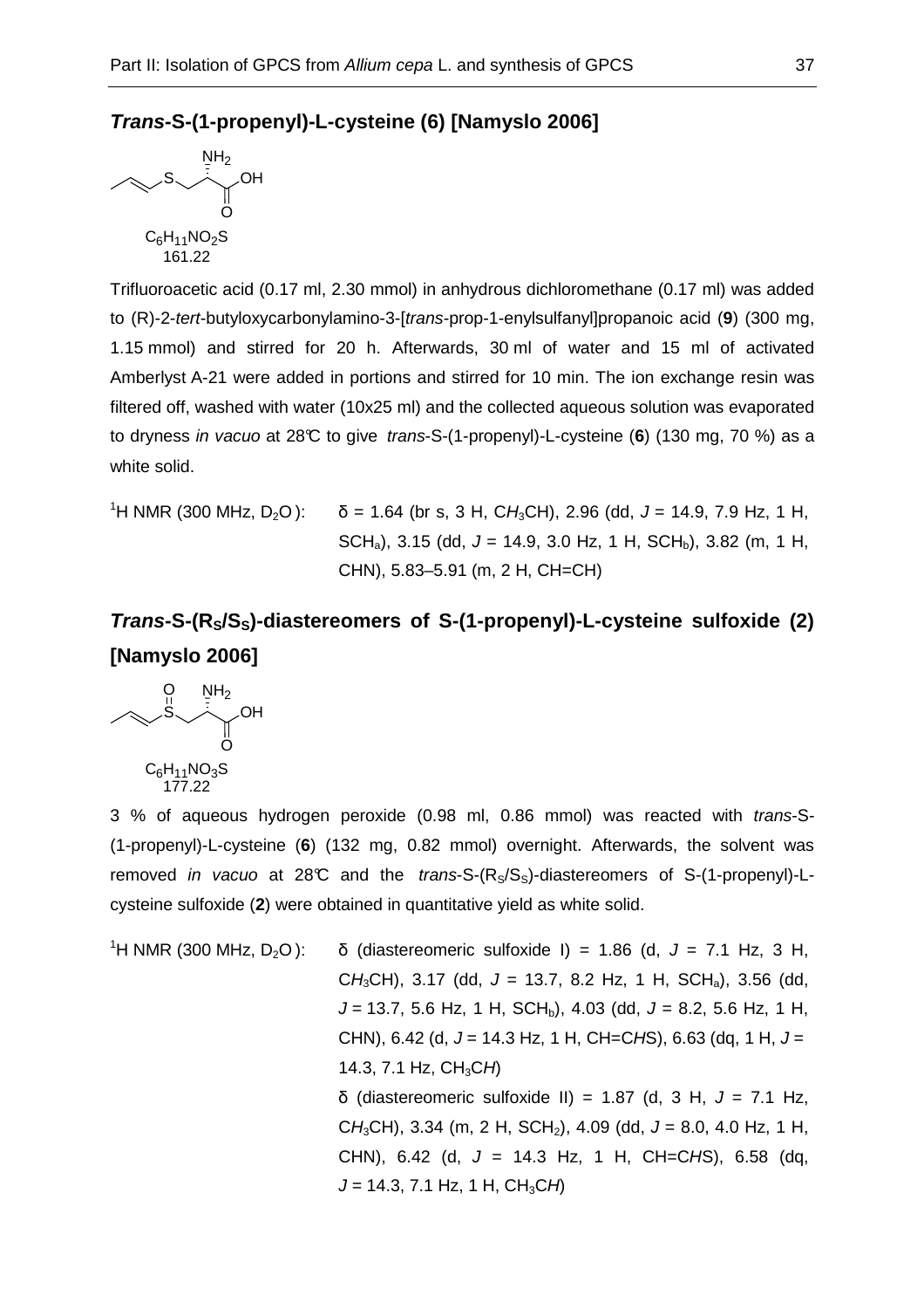### *Trans*-S-(1-propenyl)-L-cysteine (6) [Namyslo 2006]

$C_6H_{11}NO_2S$
161.22

Trifluoroacetic acid (0.17 ml, 2.30 mmol) in anhydrous dichloromethane (0.17 ml) was added to (R)-2-*tert*-butyloxycarbonylamino-3-[*trans*-prop-1-enylsulfanyl]propanoic acid (**9**) (300 mg, 1.15 mmol) and stirred for 20 h. Afterwards, 30 ml of water and 15 ml of activated Amberlyst A-21 were added in portions and stirred for 10 min. The ion exchange resin was filtered off, washed with water (10x25 ml) and the collected aqueous solution was evaporated to dryness *in vacuo* at 28°C to give *trans*-S-(1-propenyl)-L-cysteine (**6**) (130 mg, 70 %) as a white solid.

$^1$H NMR (300 MHz, $D_2O$): δ = 1.64 (br s, 3 H, C$H_3$CH), 2.96 (dd, $J$ = 14.9, 7.9 Hz, 1 H, $SCH_a$), 3.15 (dd, $J$ = 14.9, 3.0 Hz, 1 H, $SCH_b$), 3.82 (m, 1 H, CHN), 5.83–5.91 (m, 2 H, CH=CH)

### *Trans*-S-($R_S$/$S_S$)-diastereomers of S-(1-propenyl)-L-cysteine sulfoxide (2) [Namyslo 2006]

$C_6H_{11}NO_3S$
177.22

3 % of aqueous hydrogen peroxide (0.98 ml, 0.86 mmol) was reacted with *trans*-S-(1-propenyl)-L-cysteine (**6**) (132 mg, 0.82 mmol) overnight. Afterwards, the solvent was removed *in vacuo* at 28°C and the *trans*-S-($R_S$/$S_S$)-diastereomers of S-(1-propenyl)-L-cysteine sulfoxide (**2**) were obtained in quantitative yield as white solid.

$^1$H NMR (300 MHz, $D_2O$): δ (diastereomeric sulfoxide I) = 1.86 (d, $J$ = 7.1 Hz, 3 H, C$H_3$CH), 3.17 (dd, $J$ = 13.7, 8.2 Hz, 1 H, $SCH_a$), 3.56 (dd, $J$ = 13.7, 5.6 Hz, 1 H, $SCH_b$), 4.03 (dd, $J$ = 8.2, 5.6 Hz, 1 H, CHN), 6.42 (d, $J$ = 14.3 Hz, 1 H, CH=C*H*S), 6.63 (dq, 1 H, $J$ = 14.3, 7.1 Hz, $CH_3$C*H*)

δ (diastereomeric sulfoxide II) = 1.87 (d, 3 H, $J$ = 7.1 Hz, C$H_3$CH), 3.34 (m, 2 H, $SCH_2$), 4.09 (dd, $J$ = 8.0, 4.0 Hz, 1 H, CHN), 6.42 (d, $J$ = 14.3 Hz, 1 H, CH=C*H*S), 6.58 (dq, $J$ = 14.3, 7.1 Hz, 1 H, $CH_3$C*H*)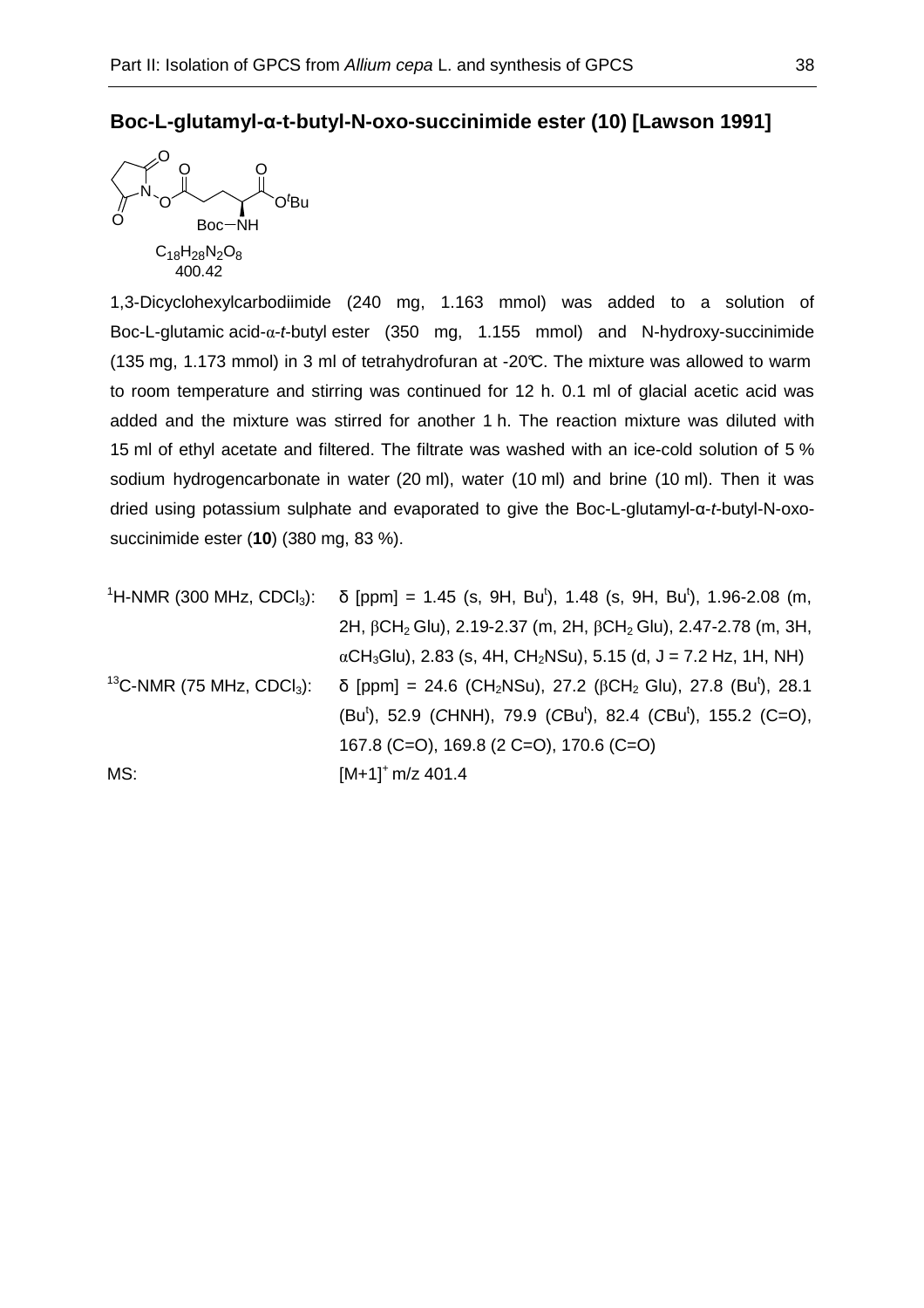## Boc-L-glutamyl-α-t-butyl-N-oxo-succinimide ester (10) [Lawson 1991]

$C_{18}H_{28}N_2O_8$
400.42

1,3-Dicyclohexylcarbodiimide (240 mg, 1.163 mmol) was added to a solution of Boc-L-glutamic acid-α-*t*-butyl ester (350 mg, 1.155 mmol) and N-hydroxy-succinimide (135 mg, 1.173 mmol) in 3 ml of tetrahydrofuran at -20℃. The mixture was allowed to warm to room temperature and stirring was continued for 12 h. 0.1 ml of glacial acetic acid was added and the mixture was stirred for another 1 h. The reaction mixture was diluted with 15 ml of ethyl acetate and filtered. The filtrate was washed with an ice-cold solution of 5 % sodium hydrogencarbonate in water (20 ml), water (10 ml) and brine (10 ml). Then it was dried using potassium sulphate and evaporated to give the Boc-L-glutamyl-α-*t*-butyl-N-oxo-succinimide ester (**10**) (380 mg, 83 %).

| | |
|---|---|
| $^1$H-NMR (300 MHz, $CDCl_3$): | δ [ppm] = 1.45 (s, 9H, $Bu^t$), 1.48 (s, 9H, $Bu^t$), 1.96-2.08 (m, 2H, β$CH_2$ Glu), 2.19-2.37 (m, 2H, β$CH_2$ Glu), 2.47-2.78 (m, 3H, α$CH_3$Glu), 2.83 (s, 4H, $CH_2$NSu), 5.15 (d, J = 7.2 Hz, 1H, NH) |
| $^{13}$C-NMR (75 MHz, $CDCl_3$): | δ [ppm] = 24.6 ($CH_2$NSu), 27.2 (β$CH_2$ Glu), 27.8 ($Bu^t$), 28.1 ($Bu^t$), 52.9 (*C*HNH), 79.9 (*C*$Bu^t$), 82.4 (*C*$Bu^t$), 155.2 (C=O), 167.8 (C=O), 169.8 (2 C=O), 170.6 (C=O) |
| MS: | $[M+1]^+$ m/z 401.4 |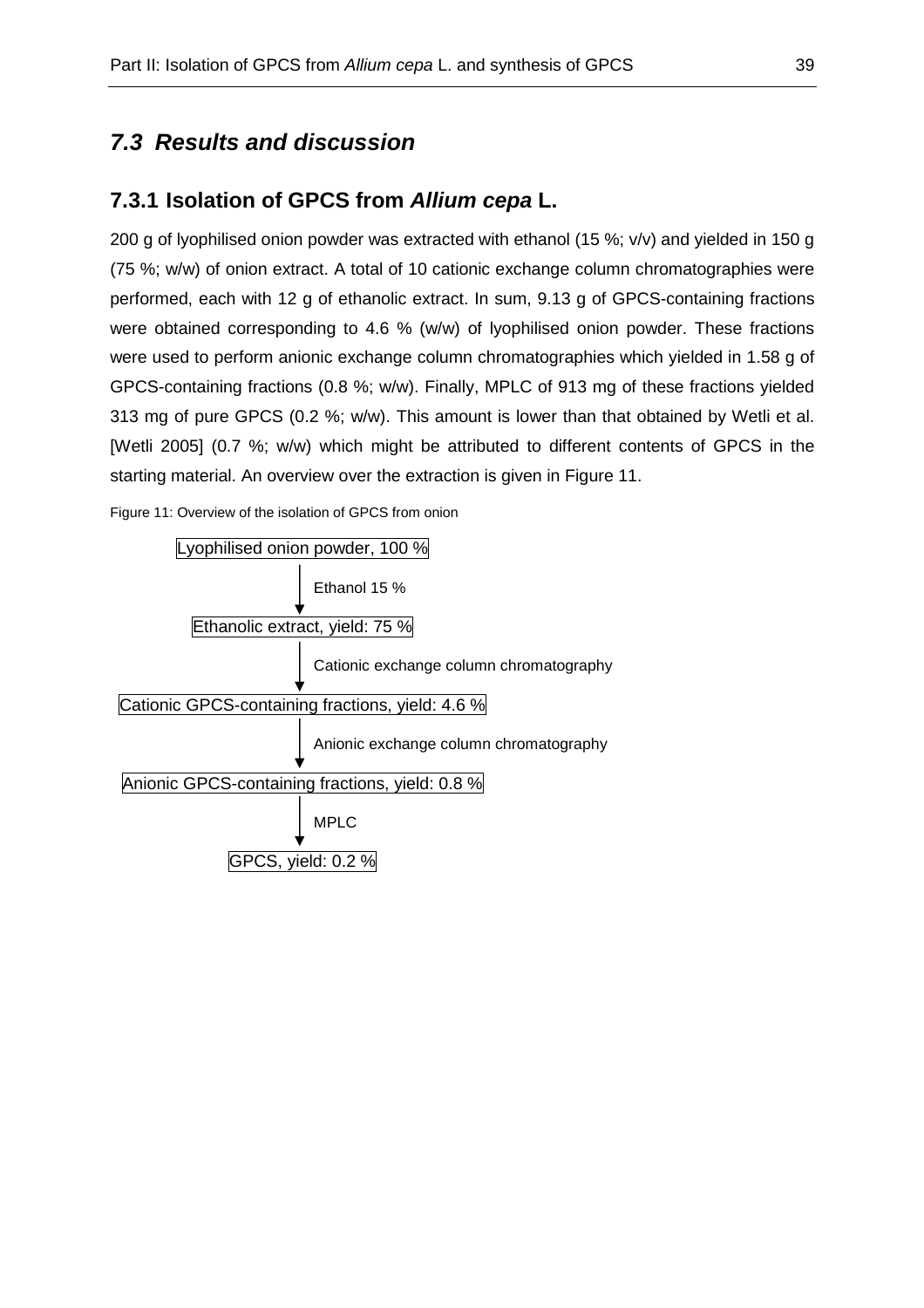## *7.3 Results and discussion*

### 7.3.1 Isolation of GPCS from *Allium cepa* L.

200 g of lyophilised onion powder was extracted with ethanol (15 %; v/v) and yielded in 150 g (75 %; w/w) of onion extract. A total of 10 cationic exchange column chromatographies were performed, each with 12 g of ethanolic extract. In sum, 9.13 g of GPCS-containing fractions were obtained corresponding to 4.6 % (w/w) of lyophilised onion powder. These fractions were used to perform anionic exchange column chromatographies which yielded in 1.58 g of GPCS-containing fractions (0.8 %; w/w). Finally, MPLC of 913 mg of these fractions yielded 313 mg of pure GPCS (0.2 %; w/w). This amount is lower than that obtained by Wetli et al. [Wetli 2005] (0.7 %; w/w) which might be attributed to different contents of GPCS in the starting material. An overview over the extraction is given in Figure 11.

Figure 11: Overview of the isolation of GPCS from onion

Lyophilised onion powder, 100 %

↓ Ethanol 15 %

Ethanolic extract, yield: 75 %

↓ Cationic exchange column chromatography

Cationic GPCS-containing fractions, yield: 4.6 %

↓ Anionic exchange column chromatography

Anionic GPCS-containing fractions, yield: 0.8 %

↓ MPLC

GPCS, yield: 0.2 %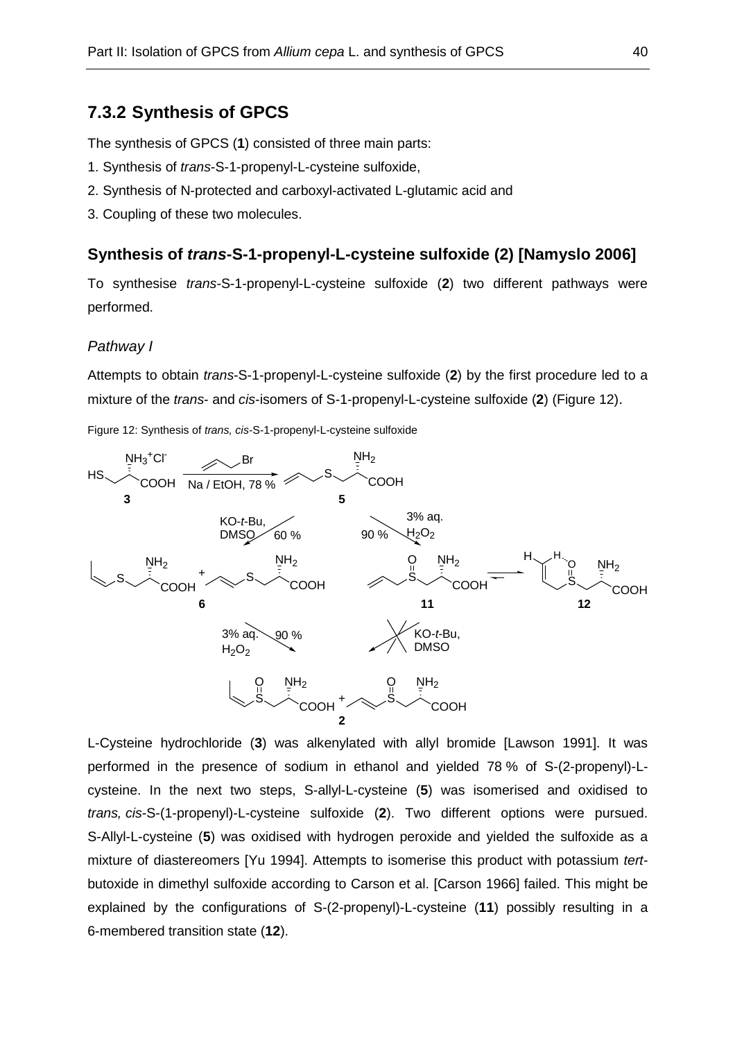## 7.3.2 Synthesis of GPCS

The synthesis of GPCS (**1**) consisted of three main parts:

1. Synthesis of *trans*-S-1-propenyl-L-cysteine sulfoxide,
2. Synthesis of N-protected and carboxyl-activated L-glutamic acid and
3. Coupling of these two molecules.

### Synthesis of *trans*-S-1-propenyl-L-cysteine sulfoxide (2) [Namyslo 2006]

To synthesise *trans*-S-1-propenyl-L-cysteine sulfoxide (**2**) two different pathways were performed.

#### *Pathway I*

Attempts to obtain *trans*-S-1-propenyl-L-cysteine sulfoxide (**2**) by the first procedure led to a mixture of the *trans*- and *cis*-isomers of S-1-propenyl-L-cysteine sulfoxide (**2**) (Figure 12).

Figure 12: Synthesis of *trans, cis*-S-1-propenyl-L-cysteine sulfoxide

L-Cysteine hydrochloride (**3**) was alkenylated with allyl bromide [Lawson 1991]. It was performed in the presence of sodium in ethanol and yielded 78 % of S-(2-propenyl)-L-cysteine. In the next two steps, S-allyl-L-cysteine (**5**) was isomerised and oxidised to *trans, cis*-S-(1-propenyl)-L-cysteine sulfoxide (**2**). Two different options were pursued. S-Allyl-L-cysteine (**5**) was oxidised with hydrogen peroxide and yielded the sulfoxide as a mixture of diastereomers [Yu 1994]. Attempts to isomerise this product with potassium *tert*-butoxide in dimethyl sulfoxide according to Carson et al. [Carson 1966] failed. This might be explained by the configurations of S-(2-propenyl)-L-cysteine (**11**) possibly resulting in a 6-membered transition state (**12**).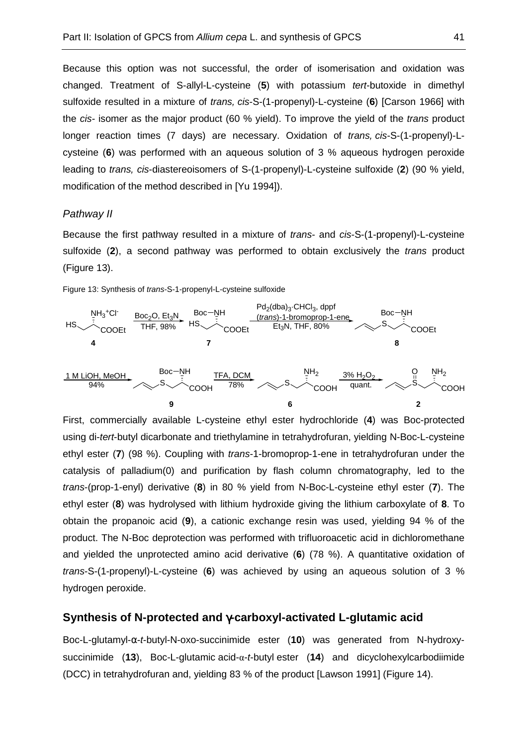Because this option was not successful, the order of isomerisation and oxidation was changed. Treatment of S-allyl-L-cysteine (**5**) with potassium *tert*-butoxide in dimethyl sulfoxide resulted in a mixture of *trans, cis*-S-(1-propenyl)-L-cysteine (**6**) [Carson 1966] with the *cis*- isomer as the major product (60 % yield). To improve the yield of the *trans* product longer reaction times (7 days) are necessary. Oxidation of *trans, cis*-S-(1-propenyl)-L-cysteine (**6**) was performed with an aqueous solution of 3 % aqueous hydrogen peroxide leading to *trans, cis*-diastereoisomers of S-(1-propenyl)-L-cysteine sulfoxide (**2**) (90 % yield, modification of the method described in [Yu 1994]).

### *Pathway II*

Because the first pathway resulted in a mixture of *trans*- and *cis*-S-(1-propenyl)-L-cysteine sulfoxide (**2**), a second pathway was performed to obtain exclusively the *trans* product (Figure 13).

Figure 13: Synthesis of *trans*-S-1-propenyl-L-cysteine sulfoxide

**4** → ($Boc_2O$, $Et_3N$, THF, 98%) → **7** → ($Pd_2(dba)_3{\cdot}CHCl_3$, dppf, (*trans*)-1-bromoprop-1-ene, $Et_3N$, THF, 80%) → **8**

→ (1 M LiOH, MeOH, 94%) → **9** → (TFA, DCM, 78%) → **6** → (3% $H_2O_2$, quant.) → **2**

First, commercially available L-cysteine ethyl ester hydrochloride (**4**) was Boc-protected using di-*tert*-butyl dicarbonate and triethylamine in tetrahydrofuran, yielding N-Boc-L-cysteine ethyl ester (**7**) (98 %). Coupling with *trans*-1-bromoprop-1-ene in tetrahydrofuran under the catalysis of palladium(0) and purification by flash column chromatography, led to the *trans*-(prop-1-enyl) derivative (**8**) in 80 % yield from N-Boc-L-cysteine ethyl ester (**7**). The ethyl ester (**8**) was hydrolysed with lithium hydroxide giving the lithium carboxylate of **8**. To obtain the propanoic acid (**9**), a cationic exchange resin was used, yielding 94 % of the product. The N-Boc deprotection was performed with trifluoroacetic acid in dichloromethane and yielded the unprotected amino acid derivative (**6**) (78 %). A quantitative oxidation of *trans*-S-(1-propenyl)-L-cysteine (**6**) was achieved by using an aqueous solution of 3 % hydrogen peroxide.

## Synthesis of N-protected and γ-carboxyl-activated L-glutamic acid

Boc-L-glutamyl-α-*t*-butyl-N-oxo-succinimide ester (**10**) was generated from N-hydroxy-succinimide (**13**), Boc-L-glutamic acid-α-*t*-butyl ester (**14**) and dicyclohexylcarbodiimide (DCC) in tetrahydrofuran and, yielding 83 % of the product [Lawson 1991] (Figure 14).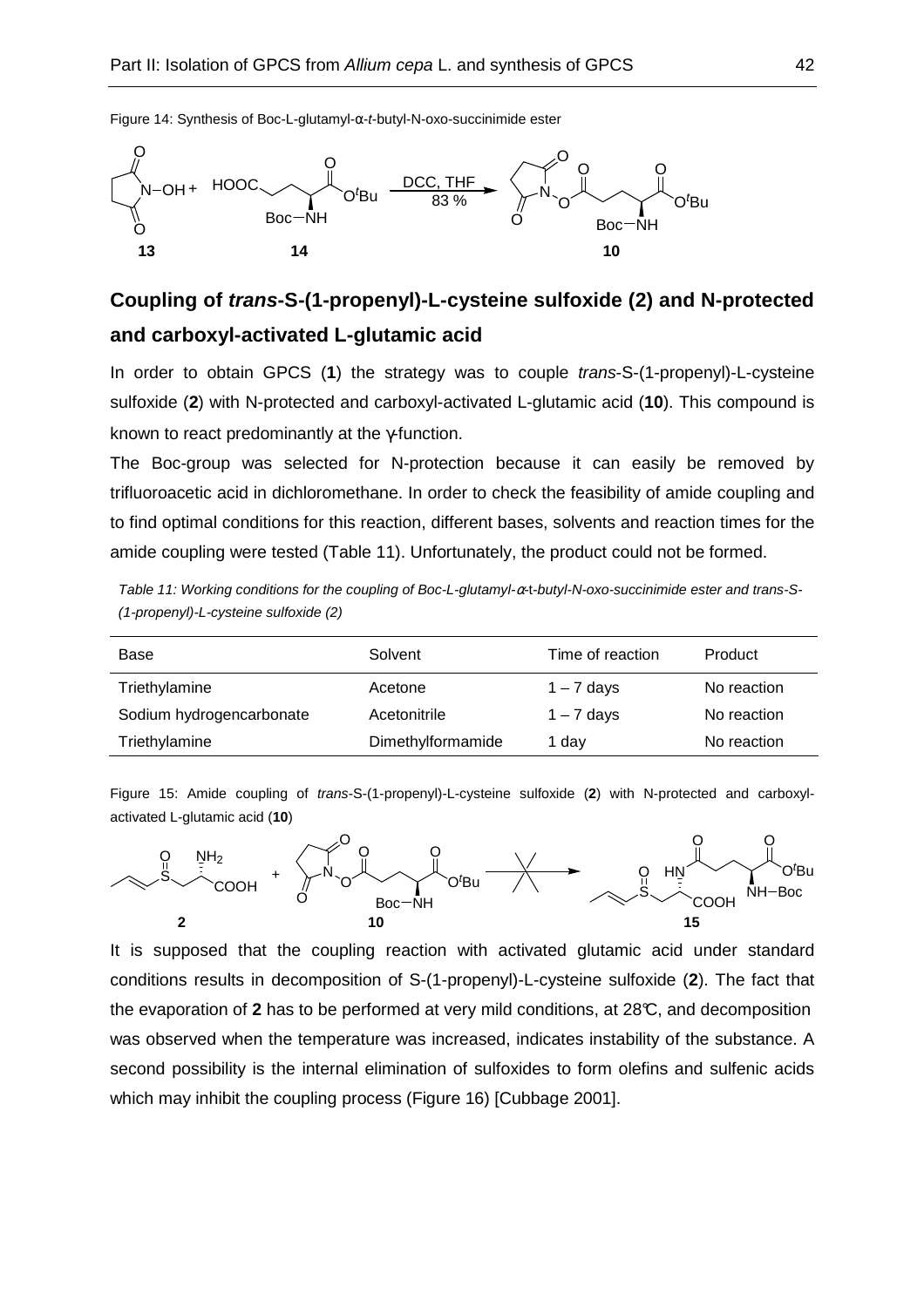Figure 14: Synthesis of Boc-L-glutamyl-α-*t*-butyl-N-oxo-succinimide ester

## Coupling of *trans*-S-(1-propenyl)-L-cysteine sulfoxide (2) and N-protected and carboxyl-activated L-glutamic acid

In order to obtain GPCS (**1**) the strategy was to couple *trans*-S-(1-propenyl)-L-cysteine sulfoxide (**2**) with N-protected and carboxyl-activated L-glutamic acid (**10**). This compound is known to react predominantly at the γ-function.

The Boc-group was selected for N-protection because it can easily be removed by trifluoroacetic acid in dichloromethane. In order to check the feasibility of amide coupling and to find optimal conditions for this reaction, different bases, solvents and reaction times for the amide coupling were tested (Table 11). Unfortunately, the product could not be formed.

*Table 11: Working conditions for the coupling of Boc-L-glutamyl-α-t-butyl-N-oxo-succinimide ester and trans-S-(1-propenyl)-L-cysteine sulfoxide (2)*

| Base | Solvent | Time of reaction | Product |
|---|---|---|---|
| Triethylamine | Acetone | 1 – 7 days | No reaction |
| Sodium hydrogencarbonate | Acetonitrile | 1 – 7 days | No reaction |
| Triethylamine | Dimethylformamide | 1 day | No reaction |

Figure 15: Amide coupling of *trans*-S-(1-propenyl)-L-cysteine sulfoxide (**2**) with N-protected and carboxyl-activated L-glutamic acid (**10**)

It is supposed that the coupling reaction with activated glutamic acid under standard conditions results in decomposition of S-(1-propenyl)-L-cysteine sulfoxide (**2**). The fact that the evaporation of **2** has to be performed at very mild conditions, at 28°C, and decomposition was observed when the temperature was increased, indicates instability of the substance. A second possibility is the internal elimination of sulfoxides to form olefins and sulfenic acids which may inhibit the coupling process (Figure 16) [Cubbage 2001].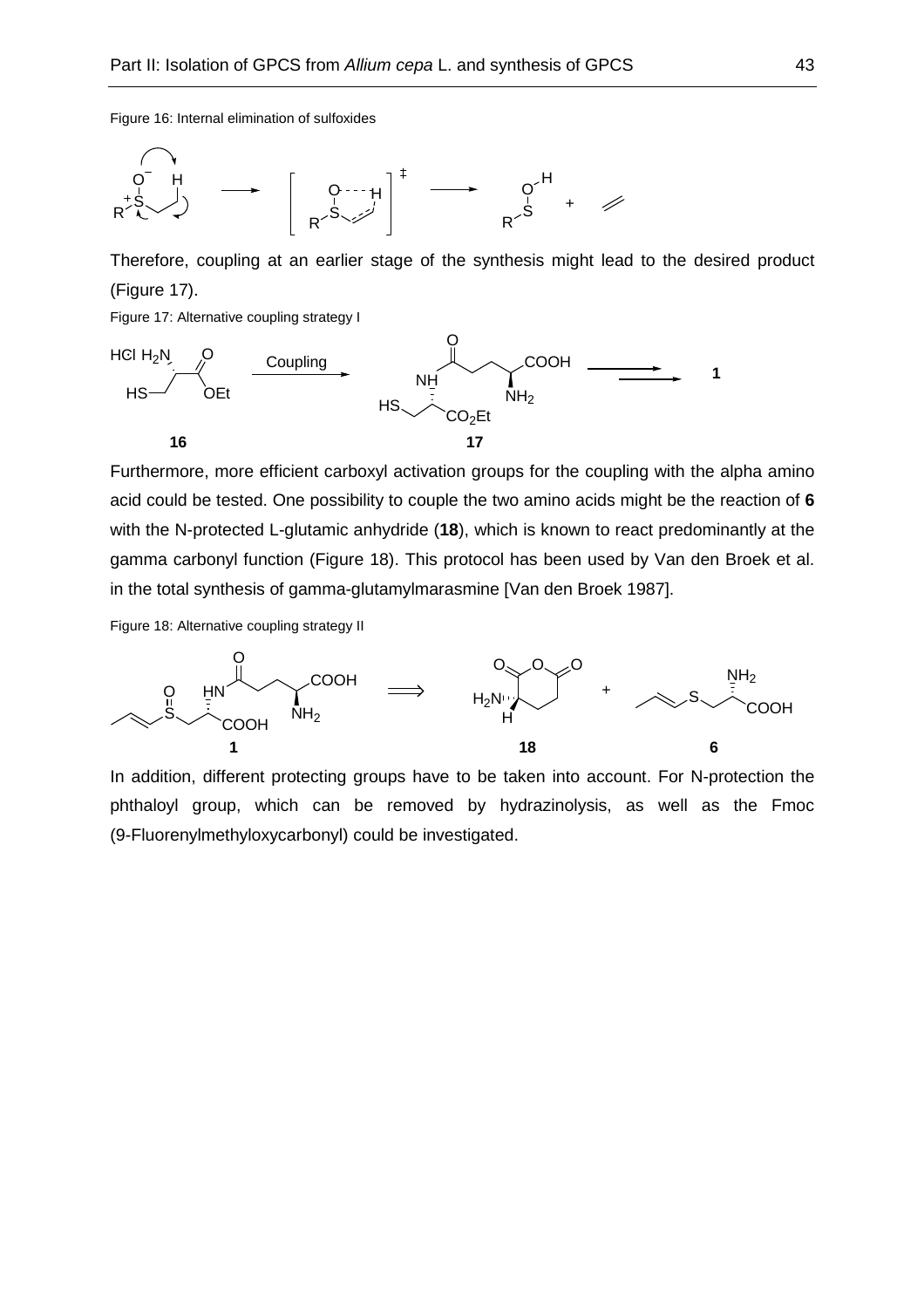Figure 16: Internal elimination of sulfoxides

Therefore, coupling at an earlier stage of the synthesis might lead to the desired product (Figure 17).

Figure 17: Alternative coupling strategy I

Furthermore, more efficient carboxyl activation groups for the coupling with the alpha amino acid could be tested. One possibility to couple the two amino acids might be the reaction of **6** with the N-protected L-glutamic anhydride (**18**), which is known to react predominantly at the gamma carbonyl function (Figure 18). This protocol has been used by Van den Broek et al. in the total synthesis of gamma-glutamylmarasmine [Van den Broek 1987].

Figure 18: Alternative coupling strategy II

In addition, different protecting groups have to be taken into account. For N-protection the phthaloyl group, which can be removed by hydrazinolysis, as well as the Fmoc (9-Fluorenylmethyloxycarbonyl) could be investigated.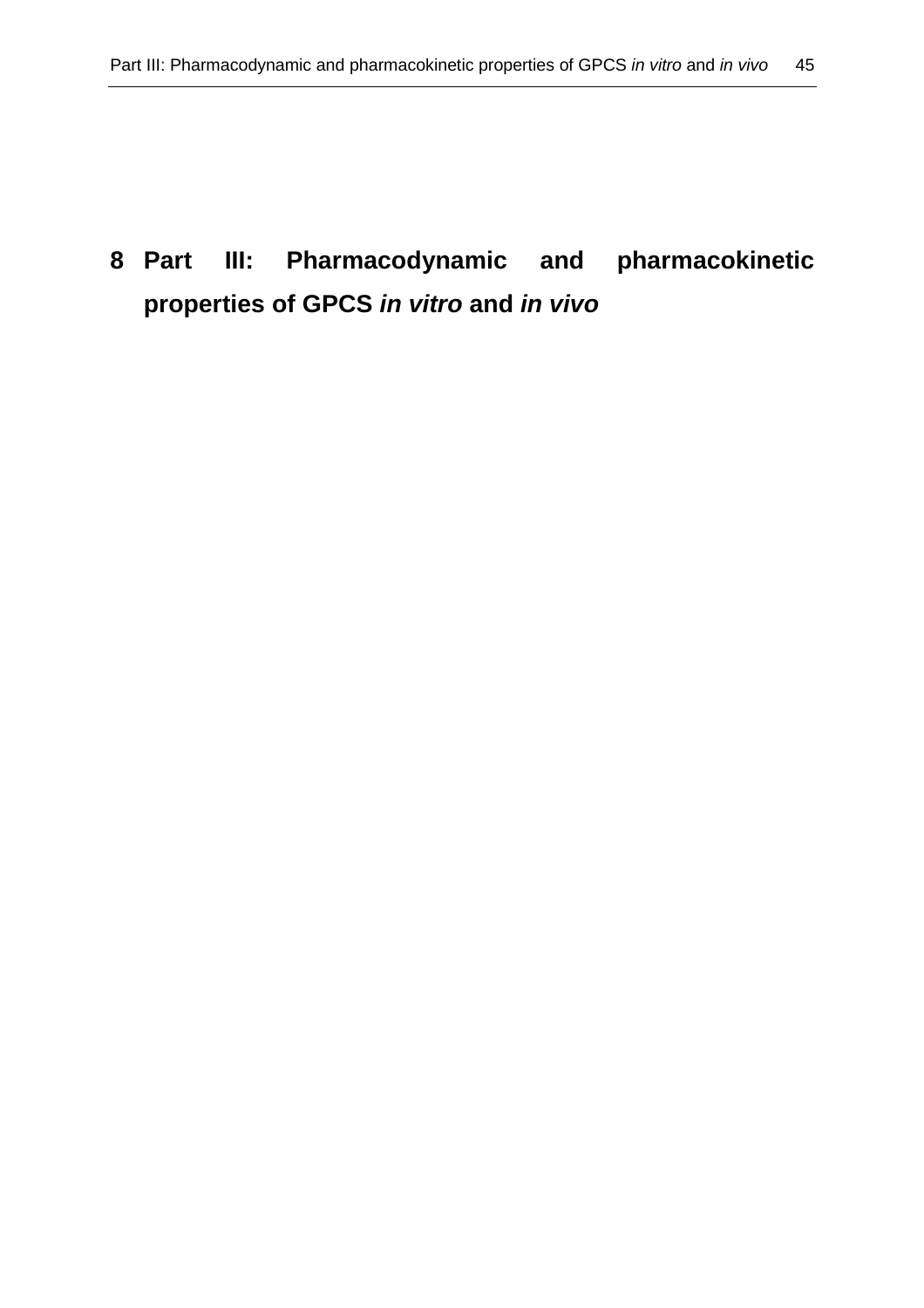# 8 Part III: Pharmacodynamic and pharmacokinetic properties of GPCS *in vitro* and *in vivo*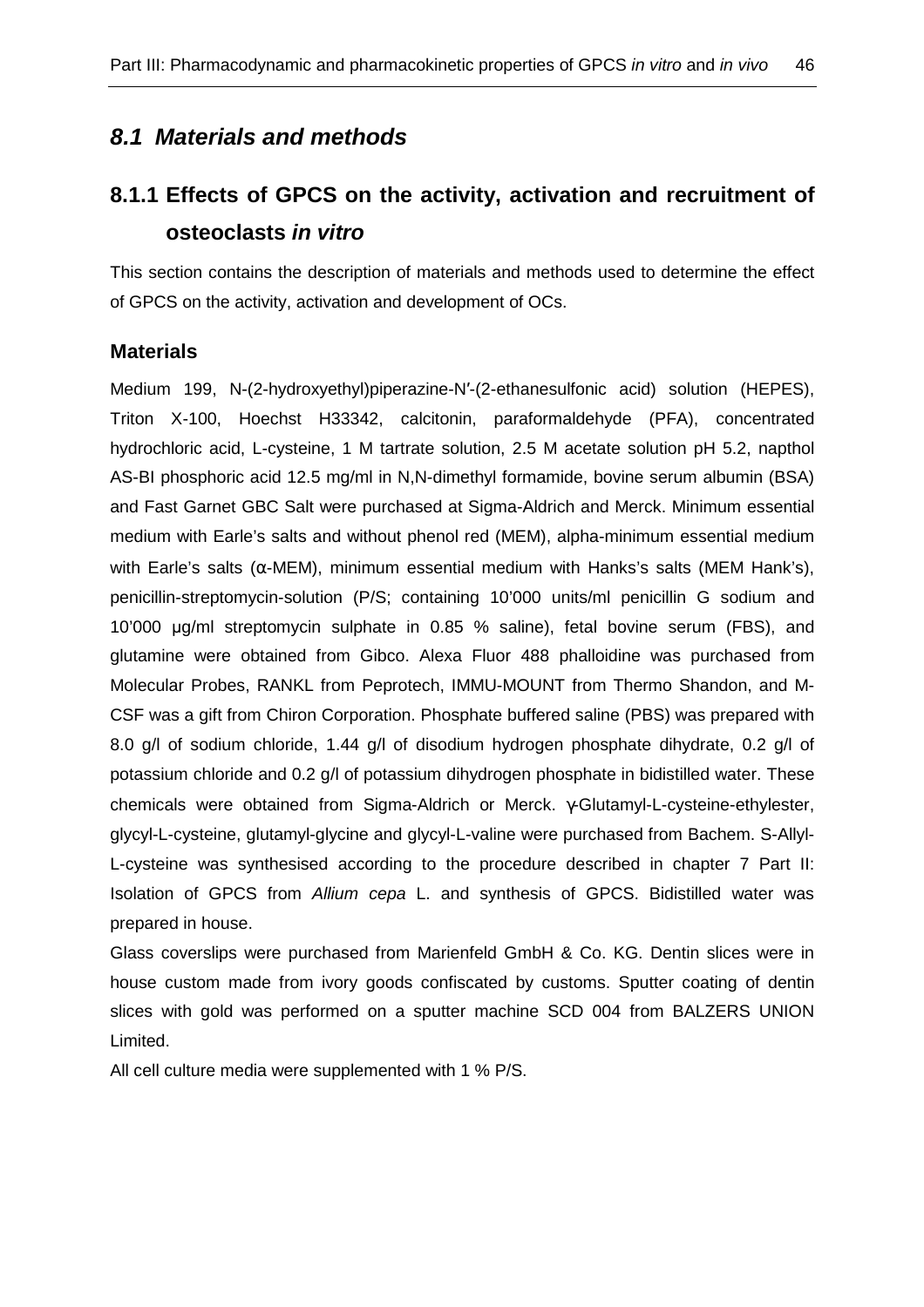## *8.1 Materials and methods*

### 8.1.1 Effects of GPCS on the activity, activation and recruitment of osteoclasts *in vitro*

This section contains the description of materials and methods used to determine the effect of GPCS on the activity, activation and development of OCs.

#### Materials

Medium 199, N-(2-hydroxyethyl)piperazine-N′-(2-ethanesulfonic acid) solution (HEPES), Triton X-100, Hoechst H33342, calcitonin, paraformaldehyde (PFA), concentrated hydrochloric acid, L-cysteine, 1 M tartrate solution, 2.5 M acetate solution pH 5.2, napthol AS-BI phosphoric acid 12.5 mg/ml in N,N-dimethyl formamide, bovine serum albumin (BSA) and Fast Garnet GBC Salt were purchased at Sigma-Aldrich and Merck. Minimum essential medium with Earle's salts and without phenol red (MEM), alpha-minimum essential medium with Earle's salts (α-MEM), minimum essential medium with Hanks's salts (MEM Hank's), penicillin-streptomycin-solution (P/S; containing 10'000 units/ml penicillin G sodium and 10'000 µg/ml streptomycin sulphate in 0.85 % saline), fetal bovine serum (FBS), and glutamine were obtained from Gibco. Alexa Fluor 488 phalloidine was purchased from Molecular Probes, RANKL from Peprotech, IMMU-MOUNT from Thermo Shandon, and M-CSF was a gift from Chiron Corporation. Phosphate buffered saline (PBS) was prepared with 8.0 g/l of sodium chloride, 1.44 g/l of disodium hydrogen phosphate dihydrate, 0.2 g/l of potassium chloride and 0.2 g/l of potassium dihydrogen phosphate in bidistilled water. These chemicals were obtained from Sigma-Aldrich or Merck. γ-Glutamyl-L-cysteine-ethylester, glycyl-L-cysteine, glutamyl-glycine and glycyl-L-valine were purchased from Bachem. S-Allyl-L-cysteine was synthesised according to the procedure described in chapter 7 Part II: Isolation of GPCS from *Allium cepa* L. and synthesis of GPCS. Bidistilled water was prepared in house.

Glass coverslips were purchased from Marienfeld GmbH & Co. KG. Dentin slices were in house custom made from ivory goods confiscated by customs. Sputter coating of dentin slices with gold was performed on a sputter machine SCD 004 from BALZERS UNION Limited.

All cell culture media were supplemented with 1 % P/S.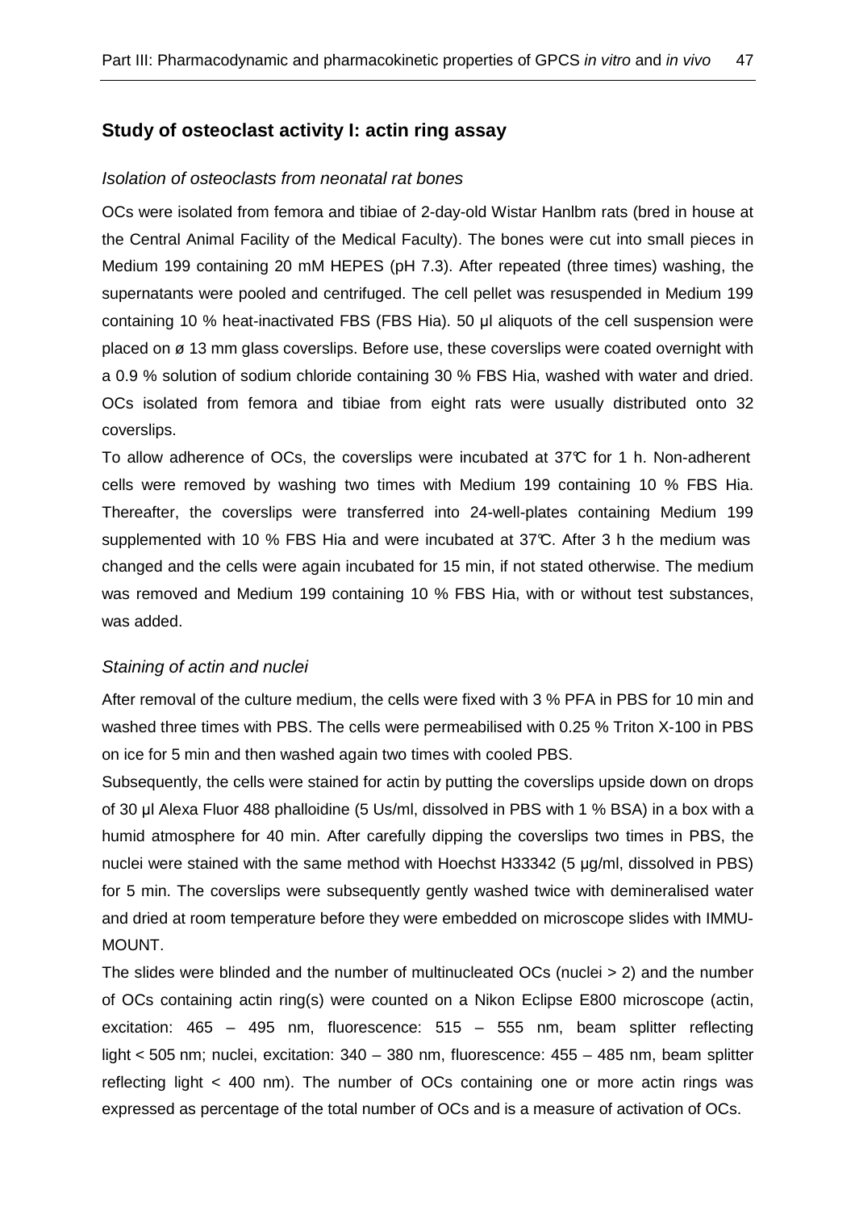## Study of osteoclast activity I: actin ring assay

### *Isolation of osteoclasts from neonatal rat bones*

OCs were isolated from femora and tibiae of 2-day-old Wistar Hanlbm rats (bred in house at the Central Animal Facility of the Medical Faculty). The bones were cut into small pieces in Medium 199 containing 20 mM HEPES (pH 7.3). After repeated (three times) washing, the supernatants were pooled and centrifuged. The cell pellet was resuspended in Medium 199 containing 10 % heat-inactivated FBS (FBS Hia). 50 µl aliquots of the cell suspension were placed on ø 13 mm glass coverslips. Before use, these coverslips were coated overnight with a 0.9 % solution of sodium chloride containing 30 % FBS Hia, washed with water and dried. OCs isolated from femora and tibiae from eight rats were usually distributed onto 32 coverslips.

To allow adherence of OCs, the coverslips were incubated at 37°C for 1 h. Non-adherent cells were removed by washing two times with Medium 199 containing 10 % FBS Hia. Thereafter, the coverslips were transferred into 24-well-plates containing Medium 199 supplemented with 10 % FBS Hia and were incubated at 37°C. After 3 h the medium was changed and the cells were again incubated for 15 min, if not stated otherwise. The medium was removed and Medium 199 containing 10 % FBS Hia, with or without test substances, was added.

### *Staining of actin and nuclei*

After removal of the culture medium, the cells were fixed with 3 % PFA in PBS for 10 min and washed three times with PBS. The cells were permeabilised with 0.25 % Triton X-100 in PBS on ice for 5 min and then washed again two times with cooled PBS.

Subsequently, the cells were stained for actin by putting the coverslips upside down on drops of 30 µl Alexa Fluor 488 phalloidine (5 Us/ml, dissolved in PBS with 1 % BSA) in a box with a humid atmosphere for 40 min. After carefully dipping the coverslips two times in PBS, the nuclei were stained with the same method with Hoechst H33342 (5 µg/ml, dissolved in PBS) for 5 min. The coverslips were subsequently gently washed twice with demineralised water and dried at room temperature before they were embedded on microscope slides with IMMU-MOUNT.

The slides were blinded and the number of multinucleated OCs (nuclei > 2) and the number of OCs containing actin ring(s) were counted on a Nikon Eclipse E800 microscope (actin, excitation: 465 – 495 nm, fluorescence: 515 – 555 nm, beam splitter reflecting light < 505 nm; nuclei, excitation: 340 – 380 nm, fluorescence: 455 – 485 nm, beam splitter reflecting light < 400 nm). The number of OCs containing one or more actin rings was expressed as percentage of the total number of OCs and is a measure of activation of OCs.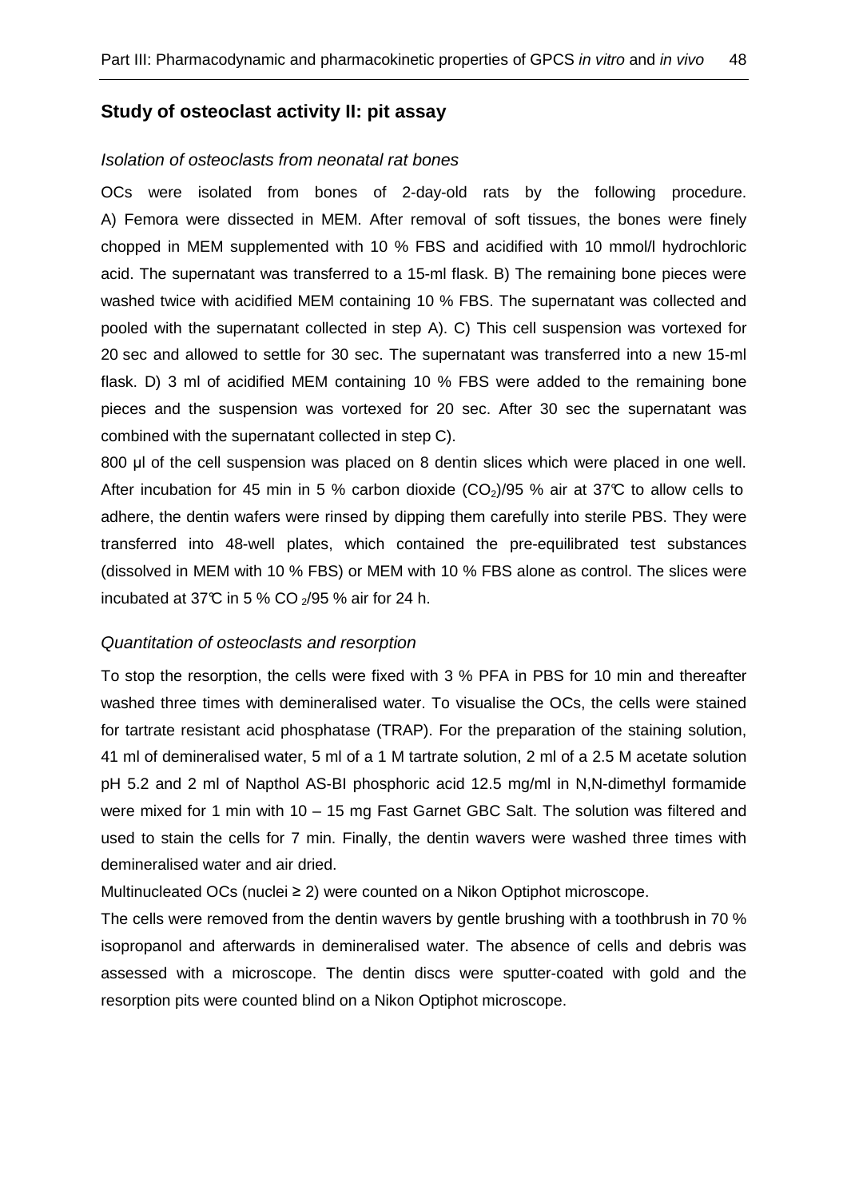## Study of osteoclast activity II: pit assay

### *Isolation of osteoclasts from neonatal rat bones*

OCs were isolated from bones of 2-day-old rats by the following procedure. A) Femora were dissected in MEM. After removal of soft tissues, the bones were finely chopped in MEM supplemented with 10 % FBS and acidified with 10 mmol/l hydrochloric acid. The supernatant was transferred to a 15-ml flask. B) The remaining bone pieces were washed twice with acidified MEM containing 10 % FBS. The supernatant was collected and pooled with the supernatant collected in step A). C) This cell suspension was vortexed for 20 sec and allowed to settle for 30 sec. The supernatant was transferred into a new 15-ml flask. D) 3 ml of acidified MEM containing 10 % FBS were added to the remaining bone pieces and the suspension was vortexed for 20 sec. After 30 sec the supernatant was combined with the supernatant collected in step C).

800 µl of the cell suspension was placed on 8 dentin slices which were placed in one well. After incubation for 45 min in 5 % carbon dioxide ($CO_2$)/95 % air at 37°C to allow cells to adhere, the dentin wafers were rinsed by dipping them carefully into sterile PBS. They were transferred into 48-well plates, which contained the pre-equilibrated test substances (dissolved in MEM with 10 % FBS) or MEM with 10 % FBS alone as control. The slices were incubated at 37°C in 5 % $CO_2$/95 % air for 24 h.

### *Quantitation of osteoclasts and resorption*

To stop the resorption, the cells were fixed with 3 % PFA in PBS for 10 min and thereafter washed three times with demineralised water. To visualise the OCs, the cells were stained for tartrate resistant acid phosphatase (TRAP). For the preparation of the staining solution, 41 ml of demineralised water, 5 ml of a 1 M tartrate solution, 2 ml of a 2.5 M acetate solution pH 5.2 and 2 ml of Napthol AS-BI phosphoric acid 12.5 mg/ml in N,N-dimethyl formamide were mixed for 1 min with 10 – 15 mg Fast Garnet GBC Salt. The solution was filtered and used to stain the cells for 7 min. Finally, the dentin wavers were washed three times with demineralised water and air dried.

Multinucleated OCs (nuclei ≥ 2) were counted on a Nikon Optiphot microscope.

The cells were removed from the dentin wavers by gentle brushing with a toothbrush in 70 % isopropanol and afterwards in demineralised water. The absence of cells and debris was assessed with a microscope. The dentin discs were sputter-coated with gold and the resorption pits were counted blind on a Nikon Optiphot microscope.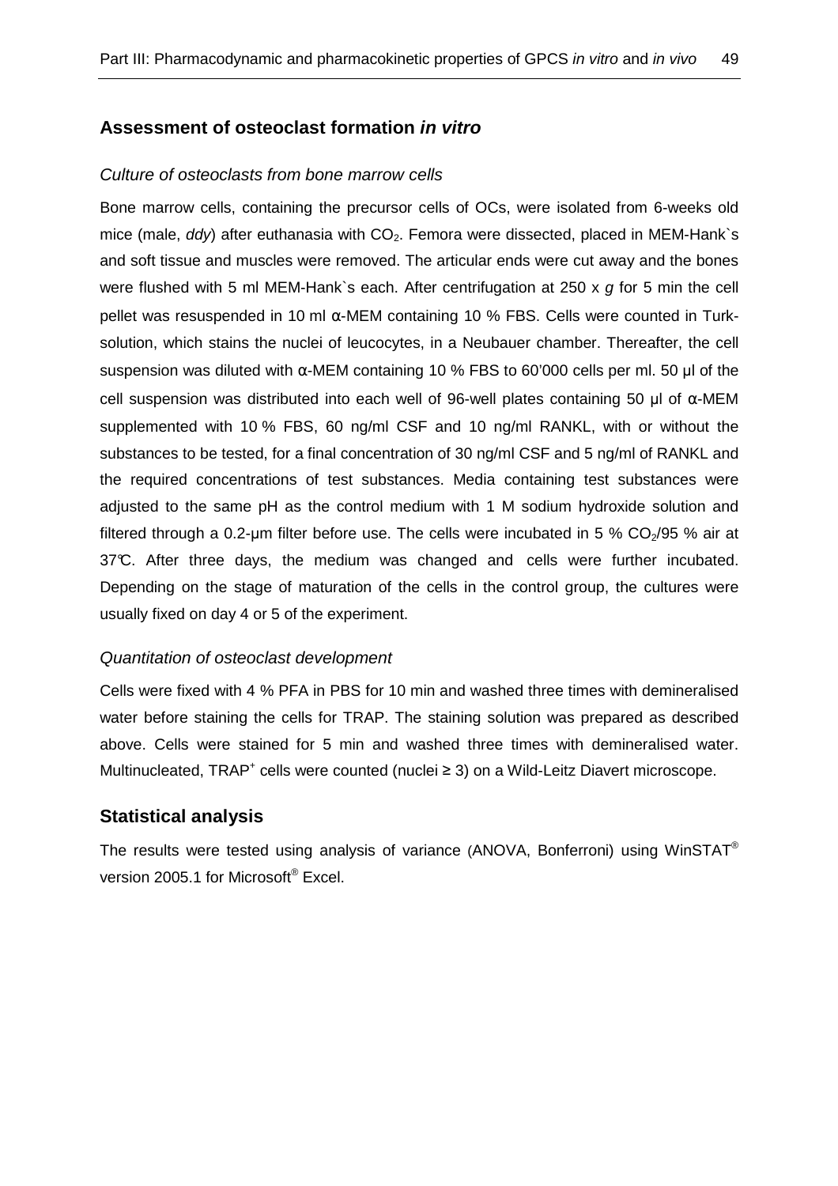## Assessment of osteoclast formation *in vitro*

### *Culture of osteoclasts from bone marrow cells*

Bone marrow cells, containing the precursor cells of OCs, were isolated from 6-weeks old mice (male, *ddy*) after euthanasia with $CO_2$. Femora were dissected, placed in MEM-Hank`s and soft tissue and muscles were removed. The articular ends were cut away and the bones were flushed with 5 ml MEM-Hank`s each. After centrifugation at 250 x *g* for 5 min the cell pellet was resuspended in 10 ml α-MEM containing 10 % FBS. Cells were counted in Turk-solution, which stains the nuclei of leucocytes, in a Neubauer chamber. Thereafter, the cell suspension was diluted with α-MEM containing 10 % FBS to 60'000 cells per ml. 50 µl of the cell suspension was distributed into each well of 96-well plates containing 50 µl of α-MEM supplemented with 10 % FBS, 60 ng/ml CSF and 10 ng/ml RANKL, with or without the substances to be tested, for a final concentration of 30 ng/ml CSF and 5 ng/ml of RANKL and the required concentrations of test substances. Media containing test substances were adjusted to the same pH as the control medium with 1 M sodium hydroxide solution and filtered through a 0.2-µm filter before use. The cells were incubated in 5 % $CO_2$/95 % air at 37°C. After three days, the medium was changed and cells were further incubated. Depending on the stage of maturation of the cells in the control group, the cultures were usually fixed on day 4 or 5 of the experiment.

### *Quantitation of osteoclast development*

Cells were fixed with 4 % PFA in PBS for 10 min and washed three times with demineralised water before staining the cells for TRAP. The staining solution was prepared as described above. Cells were stained for 5 min and washed three times with demineralised water. Multinucleated, $TRAP^+$ cells were counted (nuclei ≥ 3) on a Wild-Leitz Diavert microscope.

## Statistical analysis

The results were tested using analysis of variance (ANOVA, Bonferroni) using WinSTAT® version 2005.1 for Microsoft® Excel.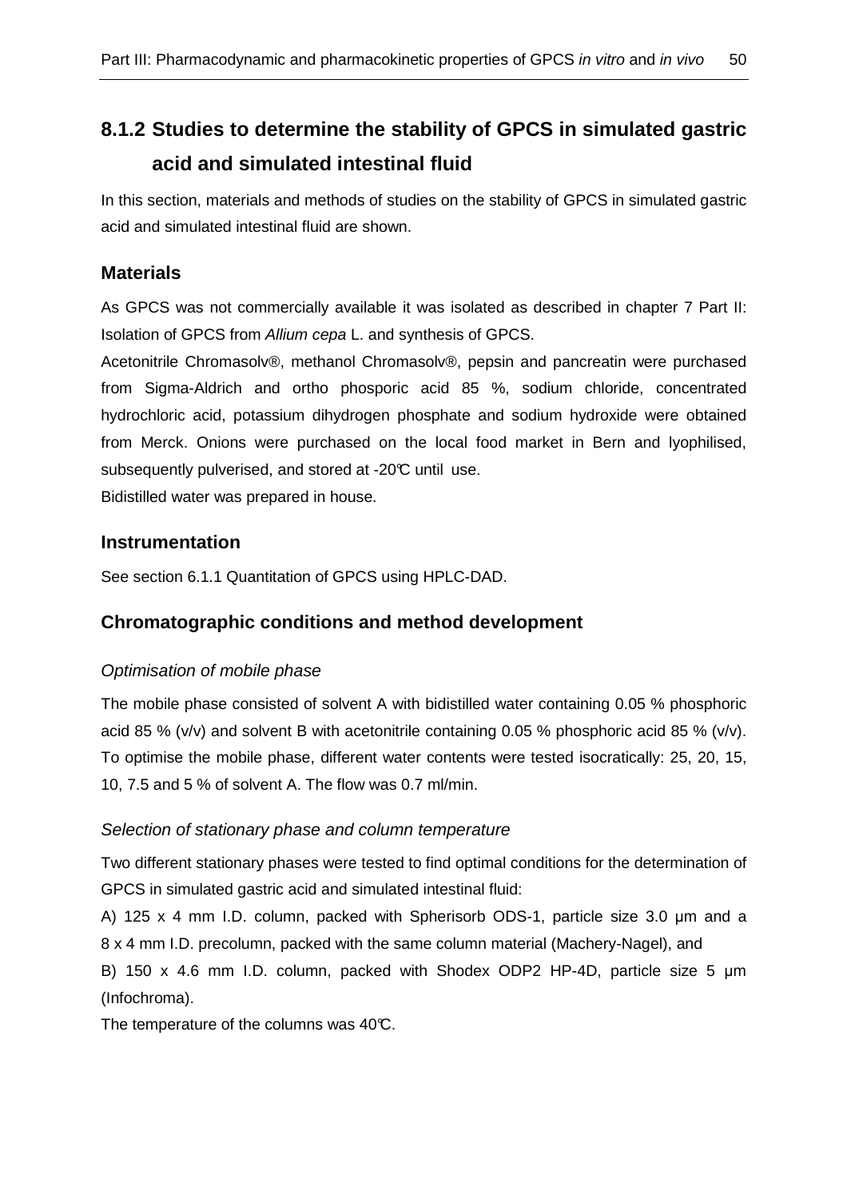## 8.1.2 Studies to determine the stability of GPCS in simulated gastric acid and simulated intestinal fluid

In this section, materials and methods of studies on the stability of GPCS in simulated gastric acid and simulated intestinal fluid are shown.

### Materials

As GPCS was not commercially available it was isolated as described in chapter 7 Part II: Isolation of GPCS from *Allium cepa* L. and synthesis of GPCS.

Acetonitrile Chromasolv®, methanol Chromasolv®, pepsin and pancreatin were purchased from Sigma-Aldrich and ortho phosporic acid 85 %, sodium chloride, concentrated hydrochloric acid, potassium dihydrogen phosphate and sodium hydroxide were obtained from Merck. Onions were purchased on the local food market in Bern and lyophilised, subsequently pulverised, and stored at -20℃ until use.

Bidistilled water was prepared in house.

### Instrumentation

See section 6.1.1 Quantitation of GPCS using HPLC-DAD.

### Chromatographic conditions and method development

*Optimisation of mobile phase*

The mobile phase consisted of solvent A with bidistilled water containing 0.05 % phosphoric acid 85 % (v/v) and solvent B with acetonitrile containing 0.05 % phosphoric acid 85 % (v/v). To optimise the mobile phase, different water contents were tested isocratically: 25, 20, 15, 10, 7.5 and 5 % of solvent A. The flow was 0.7 ml/min.

*Selection of stationary phase and column temperature*

Two different stationary phases were tested to find optimal conditions for the determination of GPCS in simulated gastric acid and simulated intestinal fluid:

A) 125 x 4 mm I.D. column, packed with Spherisorb ODS-1, particle size 3.0 µm and a 8 x 4 mm I.D. precolumn, packed with the same column material (Machery-Nagel), and

B) 150 x 4.6 mm I.D. column, packed with Shodex ODP2 HP-4D, particle size 5 µm (Infochroma).

The temperature of the columns was 40℃.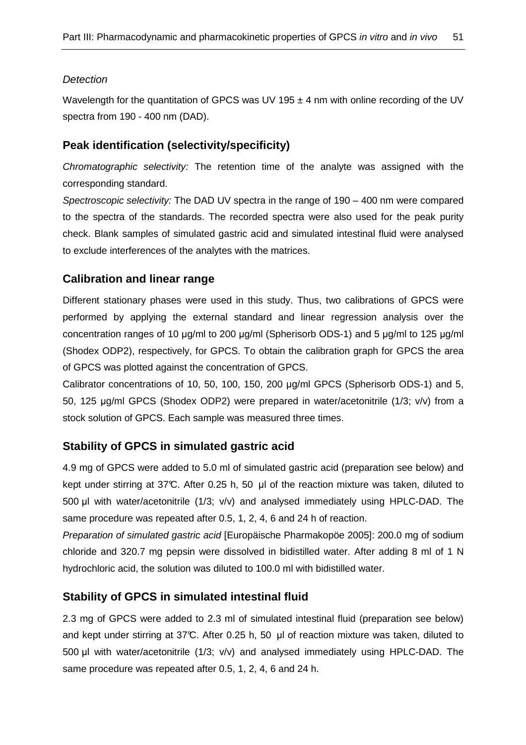*Detection*

Wavelength for the quantitation of GPCS was UV 195 ± 4 nm with online recording of the UV spectra from 190 - 400 nm (DAD).

## Peak identification (selectivity/specificity)

*Chromatographic selectivity:* The retention time of the analyte was assigned with the corresponding standard.

*Spectroscopic selectivity:* The DAD UV spectra in the range of 190 – 400 nm were compared to the spectra of the standards. The recorded spectra were also used for the peak purity check. Blank samples of simulated gastric acid and simulated intestinal fluid were analysed to exclude interferences of the analytes with the matrices.

## Calibration and linear range

Different stationary phases were used in this study. Thus, two calibrations of GPCS were performed by applying the external standard and linear regression analysis over the concentration ranges of 10 µg/ml to 200 µg/ml (Spherisorb ODS-1) and 5 µg/ml to 125 µg/ml (Shodex ODP2), respectively, for GPCS. To obtain the calibration graph for GPCS the area of GPCS was plotted against the concentration of GPCS.

Calibrator concentrations of 10, 50, 100, 150, 200 µg/ml GPCS (Spherisorb ODS-1) and 5, 50, 125 µg/ml GPCS (Shodex ODP2) were prepared in water/acetonitrile (1/3; v/v) from a stock solution of GPCS. Each sample was measured three times.

## Stability of GPCS in simulated gastric acid

4.9 mg of GPCS were added to 5.0 ml of simulated gastric acid (preparation see below) and kept under stirring at 37°C. After 0.25 h, 50 µl of the reaction mixture was taken, diluted to 500 µl with water/acetonitrile (1/3; v/v) and analysed immediately using HPLC-DAD. The same procedure was repeated after 0.5, 1, 2, 4, 6 and 24 h of reaction.

*Preparation of simulated gastric acid* [Europäische Pharmakopöe 2005]: 200.0 mg of sodium chloride and 320.7 mg pepsin were dissolved in bidistilled water. After adding 8 ml of 1 N hydrochloric acid, the solution was diluted to 100.0 ml with bidistilled water.

## Stability of GPCS in simulated intestinal fluid

2.3 mg of GPCS were added to 2.3 ml of simulated intestinal fluid (preparation see below) and kept under stirring at 37°C. After 0.25 h, 50 µl of reaction mixture was taken, diluted to 500 µl with water/acetonitrile (1/3; v/v) and analysed immediately using HPLC-DAD. The same procedure was repeated after 0.5, 1, 2, 4, 6 and 24 h.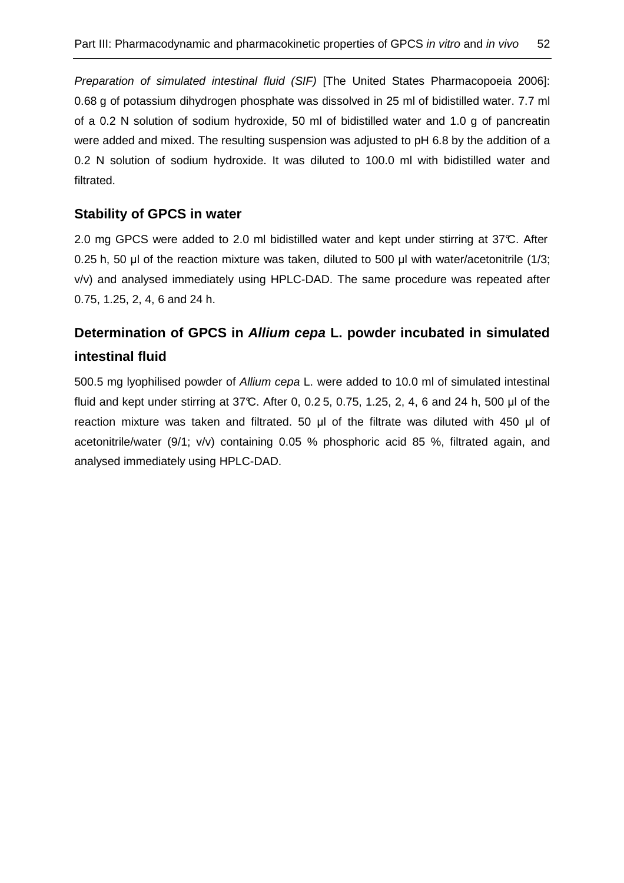*Preparation of simulated intestinal fluid (SIF)* [The United States Pharmacopoeia 2006]: 0.68 g of potassium dihydrogen phosphate was dissolved in 25 ml of bidistilled water. 7.7 ml of a 0.2 N solution of sodium hydroxide, 50 ml of bidistilled water and 1.0 g of pancreatin were added and mixed. The resulting suspension was adjusted to pH 6.8 by the addition of a 0.2 N solution of sodium hydroxide. It was diluted to 100.0 ml with bidistilled water and filtrated.

### Stability of GPCS in water

2.0 mg GPCS were added to 2.0 ml bidistilled water and kept under stirring at 37℃. After 0.25 h, 50 µl of the reaction mixture was taken, diluted to 500 µl with water/acetonitrile (1/3; v/v) and analysed immediately using HPLC-DAD. The same procedure was repeated after 0.75, 1.25, 2, 4, 6 and 24 h.

## Determination of GPCS in *Allium cepa* L. powder incubated in simulated intestinal fluid

500.5 mg lyophilised powder of *Allium cepa* L. were added to 10.0 ml of simulated intestinal fluid and kept under stirring at 37℃. After 0, 0.2 5, 0.75, 1.25, 2, 4, 6 and 24 h, 500 µl of the reaction mixture was taken and filtrated. 50 µl of the filtrate was diluted with 450 µl of acetonitrile/water (9/1; v/v) containing 0.05 % phosphoric acid 85 %, filtrated again, and analysed immediately using HPLC-DAD.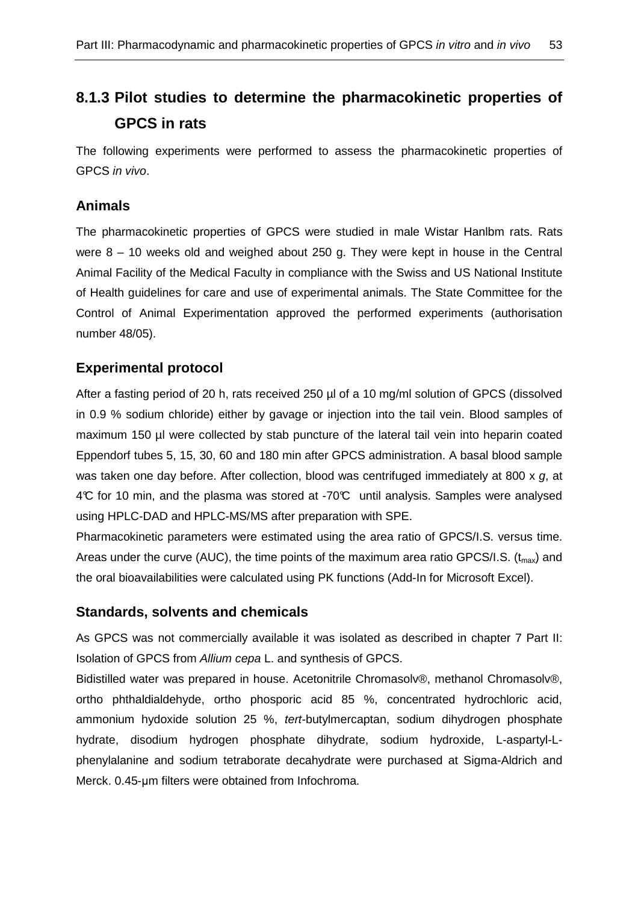### 8.1.3 Pilot studies to determine the pharmacokinetic properties of GPCS in rats

The following experiments were performed to assess the pharmacokinetic properties of GPCS *in vivo*.

#### Animals

The pharmacokinetic properties of GPCS were studied in male Wistar Hanlbm rats. Rats were 8 – 10 weeks old and weighed about 250 g. They were kept in house in the Central Animal Facility of the Medical Faculty in compliance with the Swiss and US National Institute of Health guidelines for care and use of experimental animals. The State Committee for the Control of Animal Experimentation approved the performed experiments (authorisation number 48/05).

#### Experimental protocol

After a fasting period of 20 h, rats received 250 µl of a 10 mg/ml solution of GPCS (dissolved in 0.9 % sodium chloride) either by gavage or injection into the tail vein. Blood samples of maximum 150 µl were collected by stab puncture of the lateral tail vein into heparin coated Eppendorf tubes 5, 15, 30, 60 and 180 min after GPCS administration. A basal blood sample was taken one day before. After collection, blood was centrifuged immediately at 800 x *g*, at 4℃ for 10 min, and the plasma was stored at -70℃ until analysis. Samples were analysed using HPLC-DAD and HPLC-MS/MS after preparation with SPE.

Pharmacokinetic parameters were estimated using the area ratio of GPCS/I.S. versus time. Areas under the curve (AUC), the time points of the maximum area ratio GPCS/I.S. ($t_{max}$) and the oral bioavailabilities were calculated using PK functions (Add-In for Microsoft Excel).

#### Standards, solvents and chemicals

As GPCS was not commercially available it was isolated as described in chapter 7 Part II: Isolation of GPCS from *Allium cepa* L. and synthesis of GPCS.

Bidistilled water was prepared in house. Acetonitrile Chromasolv®, methanol Chromasolv®, ortho phthaldialdehyde, ortho phosporic acid 85 %, concentrated hydrochloric acid, ammonium hydoxide solution 25 %, *tert*-butylmercaptan, sodium dihydrogen phosphate hydrate, disodium hydrogen phosphate dihydrate, sodium hydroxide, L-aspartyl-L-phenylalanine and sodium tetraborate decahydrate were purchased at Sigma-Aldrich and Merck. 0.45-µm filters were obtained from Infochroma.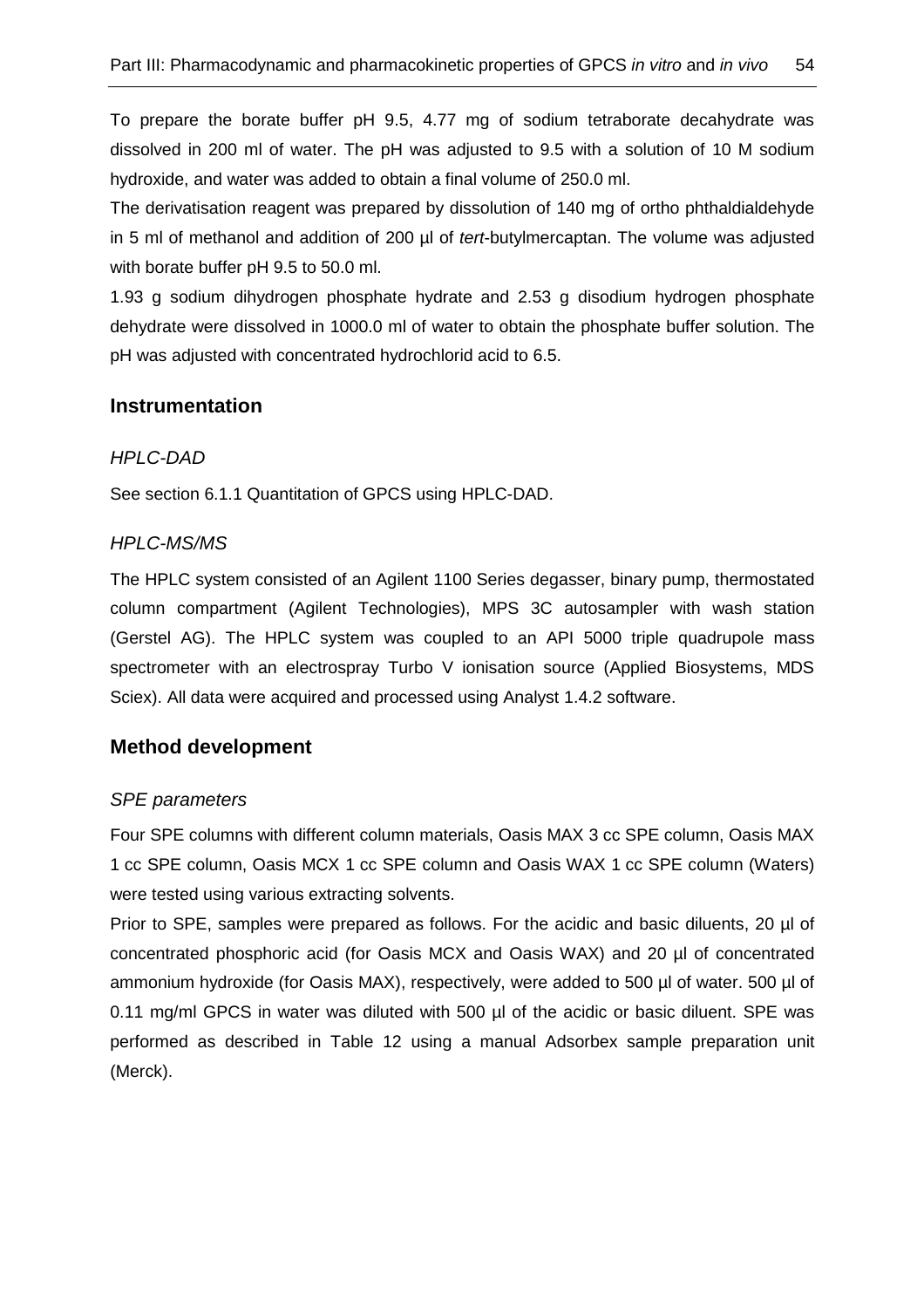To prepare the borate buffer pH 9.5, 4.77 mg of sodium tetraborate decahydrate was dissolved in 200 ml of water. The pH was adjusted to 9.5 with a solution of 10 M sodium hydroxide, and water was added to obtain a final volume of 250.0 ml.

The derivatisation reagent was prepared by dissolution of 140 mg of ortho phthaldialdehyde in 5 ml of methanol and addition of 200 µl of *tert*-butylmercaptan. The volume was adjusted with borate buffer pH 9.5 to 50.0 ml.

1.93 g sodium dihydrogen phosphate hydrate and 2.53 g disodium hydrogen phosphate dehydrate were dissolved in 1000.0 ml of water to obtain the phosphate buffer solution. The pH was adjusted with concentrated hydrochlorid acid to 6.5.

## Instrumentation

### *HPLC-DAD*

See section 6.1.1 Quantitation of GPCS using HPLC-DAD.

### *HPLC-MS/MS*

The HPLC system consisted of an Agilent 1100 Series degasser, binary pump, thermostated column compartment (Agilent Technologies), MPS 3C autosampler with wash station (Gerstel AG). The HPLC system was coupled to an API 5000 triple quadrupole mass spectrometer with an electrospray Turbo V ionisation source (Applied Biosystems, MDS Sciex). All data were acquired and processed using Analyst 1.4.2 software.

## Method development

### *SPE parameters*

Four SPE columns with different column materials, Oasis MAX 3 cc SPE column, Oasis MAX 1 cc SPE column, Oasis MCX 1 cc SPE column and Oasis WAX 1 cc SPE column (Waters) were tested using various extracting solvents.

Prior to SPE, samples were prepared as follows. For the acidic and basic diluents, 20 µl of concentrated phosphoric acid (for Oasis MCX and Oasis WAX) and 20 µl of concentrated ammonium hydroxide (for Oasis MAX), respectively, were added to 500 µl of water. 500 µl of 0.11 mg/ml GPCS in water was diluted with 500 µl of the acidic or basic diluent. SPE was performed as described in Table 12 using a manual Adsorbex sample preparation unit (Merck).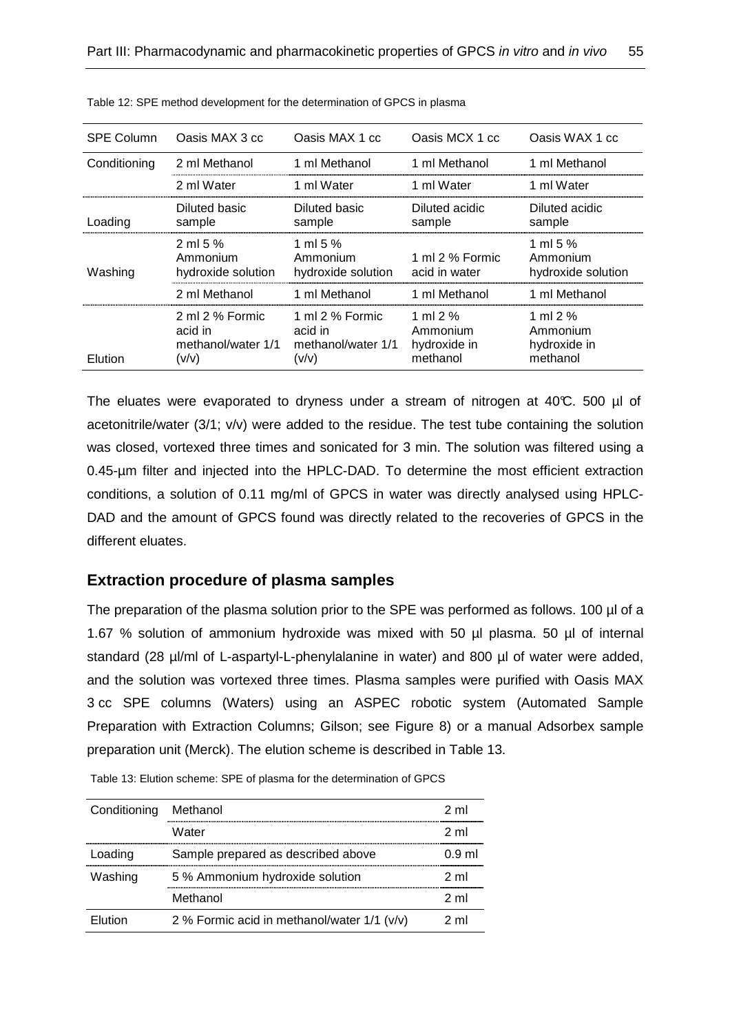Table 12: SPE method development for the determination of GPCS in plasma

| SPE Column | Oasis MAX 3 cc | Oasis MAX 1 cc | Oasis MCX 1 cc | Oasis WAX 1 cc |
|---|---|---|---|---|
| Conditioning | 2 ml Methanol | 1 ml Methanol | 1 ml Methanol | 1 ml Methanol |
| | 2 ml Water | 1 ml Water | 1 ml Water | 1 ml Water |
| Loading | Diluted basic sample | Diluted basic sample | Diluted acidic sample | Diluted acidic sample |
| Washing | 2 ml 5 % Ammonium hydroxide solution | 1 ml 5 % Ammonium hydroxide solution | 1 ml 2 % Formic acid in water | 1 ml 5 % Ammonium hydroxide solution |
| | 2 ml Methanol | 1 ml Methanol | 1 ml Methanol | 1 ml Methanol |
| Elution | 2 ml 2 % Formic acid in methanol/water 1/1 (v/v) | 1 ml 2 % Formic acid in methanol/water 1/1 (v/v) | 1 ml 2 % Ammonium hydroxide in methanol | 1 ml 2 % Ammonium hydroxide in methanol |

The eluates were evaporated to dryness under a stream of nitrogen at 40°C. 500 µl of acetonitrile/water (3/1; v/v) were added to the residue. The test tube containing the solution was closed, vortexed three times and sonicated for 3 min. The solution was filtered using a 0.45-µm filter and injected into the HPLC-DAD. To determine the most efficient extraction conditions, a solution of 0.11 mg/ml of GPCS in water was directly analysed using HPLC-DAD and the amount of GPCS found was directly related to the recoveries of GPCS in the different eluates.

## Extraction procedure of plasma samples

The preparation of the plasma solution prior to the SPE was performed as follows. 100 µl of a 1.67 % solution of ammonium hydroxide was mixed with 50 µl plasma. 50 µl of internal standard (28 µl/ml of L-aspartyl-L-phenylalanine in water) and 800 µl of water were added, and the solution was vortexed three times. Plasma samples were purified with Oasis MAX 3 cc SPE columns (Waters) using an ASPEC robotic system (Automated Sample Preparation with Extraction Columns; Gilson; see Figure 8) or a manual Adsorbex sample preparation unit (Merck). The elution scheme is described in Table 13.

Table 13: Elution scheme: SPE of plasma for the determination of GPCS

| | | |
|---|---|---|
| Conditioning | Methanol | 2 ml |
| | Water | 2 ml |
| Loading | Sample prepared as described above | 0.9 ml |
| Washing | 5 % Ammonium hydroxide solution | 2 ml |
| | Methanol | 2 ml |
| Elution | 2 % Formic acid in methanol/water 1/1 (v/v) | 2 ml |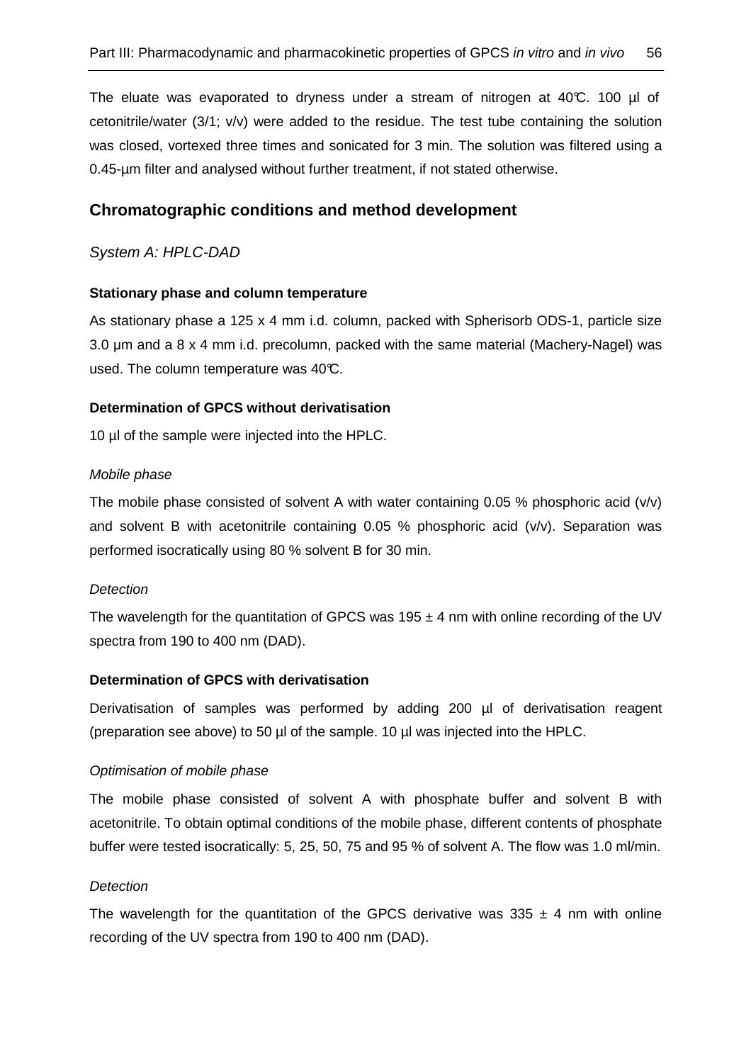The eluate was evaporated to dryness under a stream of nitrogen at 40°C. 100 µl of cetonitrile/water (3/1; v/v) were added to the residue. The test tube containing the solution was closed, vortexed three times and sonicated for 3 min. The solution was filtered using a 0.45-µm filter and analysed without further treatment, if not stated otherwise.

## Chromatographic conditions and method development

### *System A: HPLC-DAD*

#### Stationary phase and column temperature

As stationary phase a 125 x 4 mm i.d. column, packed with Spherisorb ODS-1, particle size 3.0 µm and a 8 x 4 mm i.d. precolumn, packed with the same material (Machery-Nagel) was used. The column temperature was 40°C.

#### Determination of GPCS without derivatisation

10 µl of the sample were injected into the HPLC.

*Mobile phase*

The mobile phase consisted of solvent A with water containing 0.05 % phosphoric acid (v/v) and solvent B with acetonitrile containing 0.05 % phosphoric acid (v/v). Separation was performed isocratically using 80 % solvent B for 30 min.

*Detection*

The wavelength for the quantitation of GPCS was 195 ± 4 nm with online recording of the UV spectra from 190 to 400 nm (DAD).

#### Determination of GPCS with derivatisation

Derivatisation of samples was performed by adding 200 µl of derivatisation reagent (preparation see above) to 50 µl of the sample. 10 µl was injected into the HPLC.

*Optimisation of mobile phase*

The mobile phase consisted of solvent A with phosphate buffer and solvent B with acetonitrile. To obtain optimal conditions of the mobile phase, different contents of phosphate buffer were tested isocratically: 5, 25, 50, 75 and 95 % of solvent A. The flow was 1.0 ml/min.

*Detection*

The wavelength for the quantitation of the GPCS derivative was 335 ± 4 nm with online recording of the UV spectra from 190 to 400 nm (DAD).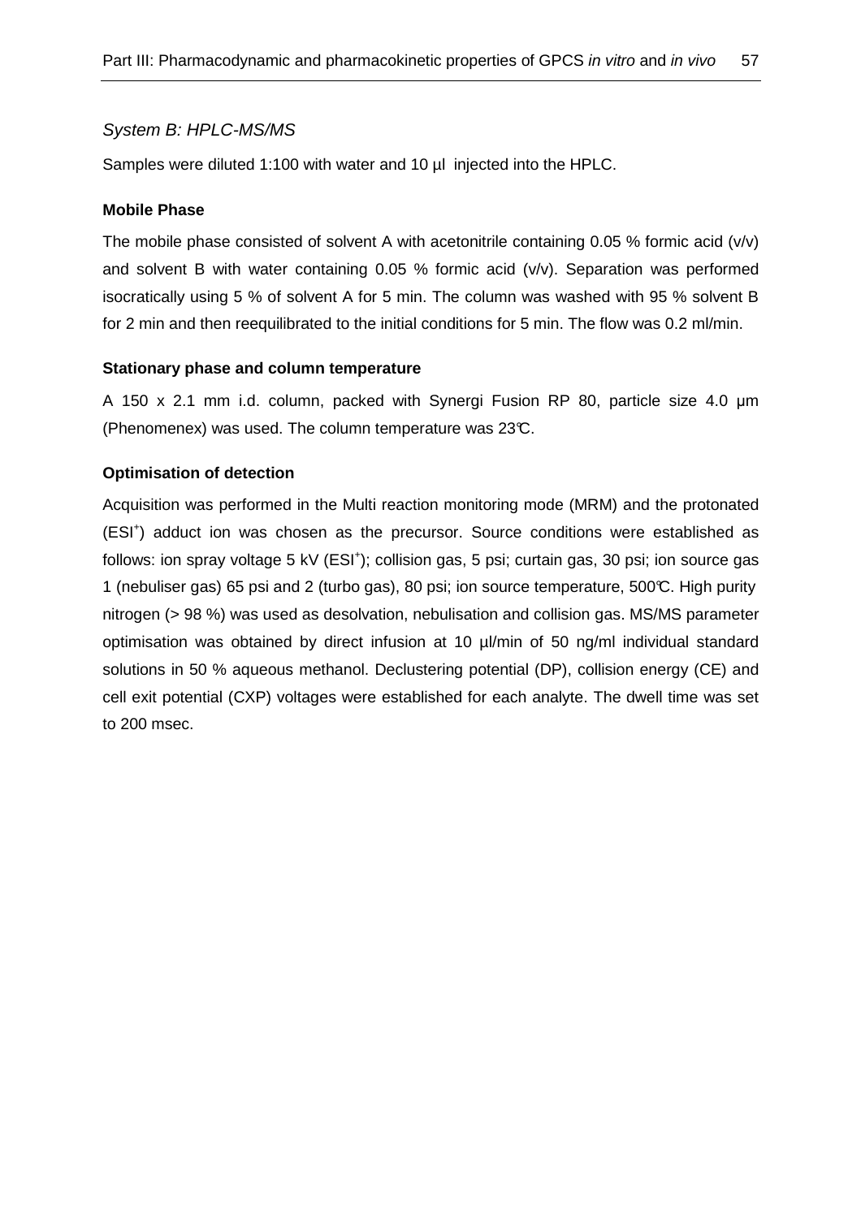*System B: HPLC-MS/MS*

Samples were diluted 1:100 with water and 10 µl injected into the HPLC.

**Mobile Phase**

The mobile phase consisted of solvent A with acetonitrile containing 0.05 % formic acid (v/v) and solvent B with water containing 0.05 % formic acid (v/v). Separation was performed isocratically using 5 % of solvent A for 5 min. The column was washed with 95 % solvent B for 2 min and then reequilibrated to the initial conditions for 5 min. The flow was 0.2 ml/min.

**Stationary phase and column temperature**

A 150 x 2.1 mm i.d. column, packed with Synergi Fusion RP 80, particle size 4.0 µm (Phenomenex) was used. The column temperature was 23°C.

**Optimisation of detection**

Acquisition was performed in the Multi reaction monitoring mode (MRM) and the protonated ($ESI^+$) adduct ion was chosen as the precursor. Source conditions were established as follows: ion spray voltage 5 kV ($ESI^+$); collision gas, 5 psi; curtain gas, 30 psi; ion source gas 1 (nebuliser gas) 65 psi and 2 (turbo gas), 80 psi; ion source temperature, 500°C. High purity nitrogen (> 98 %) was used as desolvation, nebulisation and collision gas. MS/MS parameter optimisation was obtained by direct infusion at 10 µl/min of 50 ng/ml individual standard solutions in 50 % aqueous methanol. Declustering potential (DP), collision energy (CE) and cell exit potential (CXP) voltages were established for each analyte. The dwell time was set to 200 msec.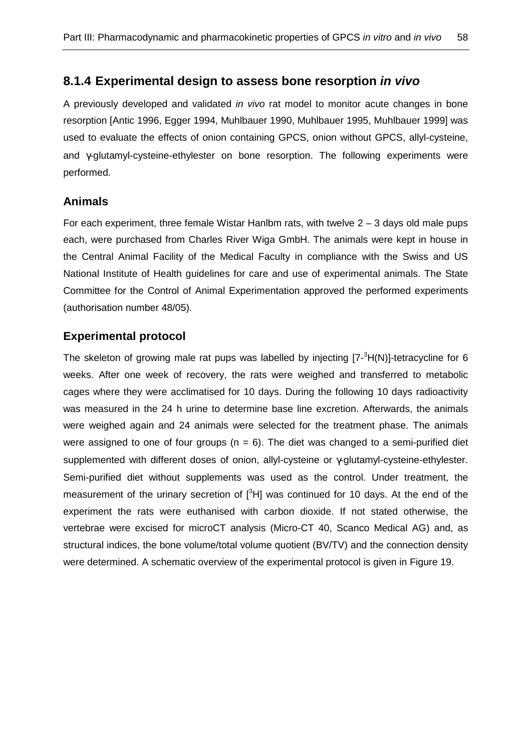### 8.1.4 Experimental design to assess bone resorption *in vivo*

A previously developed and validated *in vivo* rat model to monitor acute changes in bone resorption [Antic 1996, Egger 1994, Muhlbauer 1990, Muhlbauer 1995, Muhlbauer 1999] was used to evaluate the effects of onion containing GPCS, onion without GPCS, allyl-cysteine, and γ-glutamyl-cysteine-ethylester on bone resorption. The following experiments were performed.

#### Animals

For each experiment, three female Wistar Hanlbm rats, with twelve 2 – 3 days old male pups each, were purchased from Charles River Wiga GmbH. The animals were kept in house in the Central Animal Facility of the Medical Faculty in compliance with the Swiss and US National Institute of Health guidelines for care and use of experimental animals. The State Committee for the Control of Animal Experimentation approved the performed experiments (authorisation number 48/05).

#### Experimental protocol

The skeleton of growing male rat pups was labelled by injecting [7-$^{3}$H(N)]-tetracycline for 6 weeks. After one week of recovery, the rats were weighed and transferred to metabolic cages where they were acclimatised for 10 days. During the following 10 days radioactivity was measured in the 24 h urine to determine base line excretion. Afterwards, the animals were weighed again and 24 animals were selected for the treatment phase. The animals were assigned to one of four groups ($n = 6$). The diet was changed to a semi-purified diet supplemented with different doses of onion, allyl-cysteine or γ-glutamyl-cysteine-ethylester. Semi-purified diet without supplements was used as the control. Under treatment, the measurement of the urinary secretion of [$^{3}$H] was continued for 10 days. At the end of the experiment the rats were euthanised with carbon dioxide. If not stated otherwise, the vertebrae were excised for microCT analysis (Micro-CT 40, Scanco Medical AG) and, as structural indices, the bone volume/total volume quotient (BV/TV) and the connection density were determined. A schematic overview of the experimental protocol is given in Figure 19.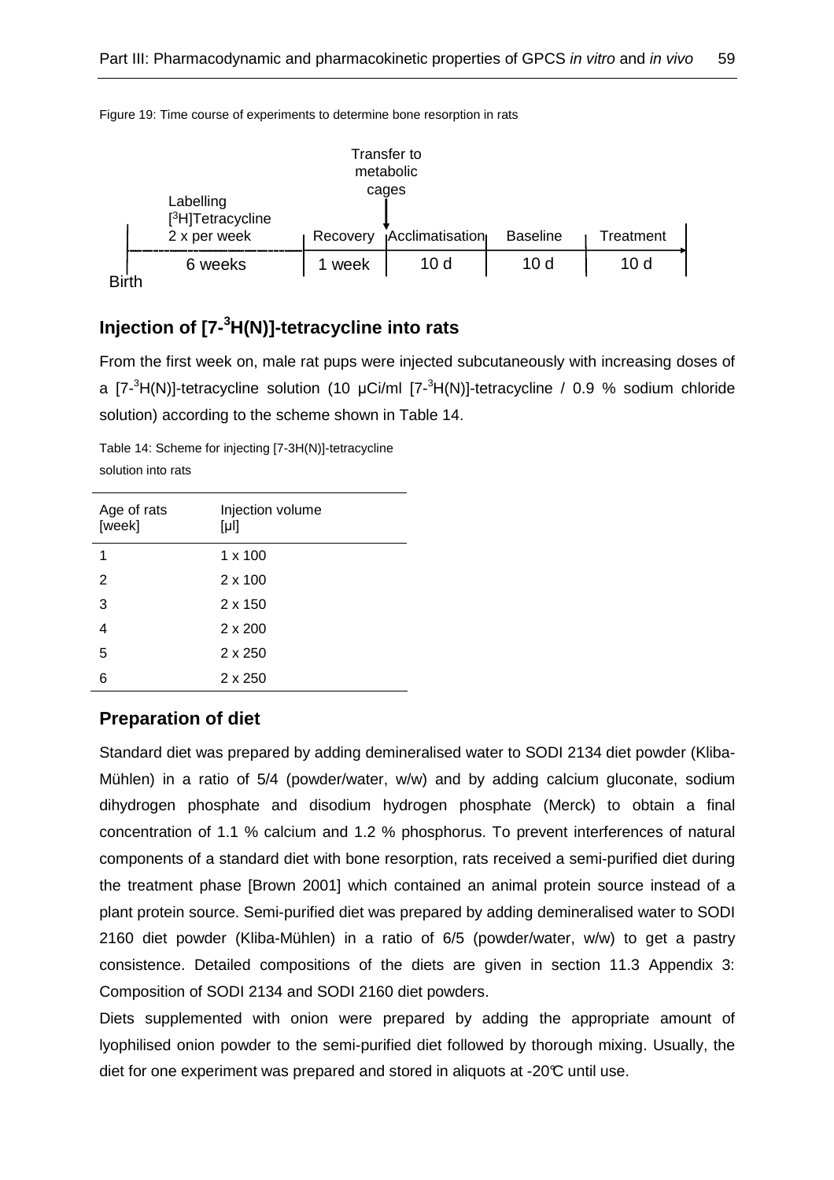Figure 19: Time course of experiments to determine bone resorption in rats

| | Labelling [$^3$H]Tetracycline 2 x per week | Recovery | Acclimatisation | Baseline | Treatment |
|---|---|---|---|---|---|
| Birth | 6 weeks | 1 week | 10 d | 10 d | 10 d |

Transfer to metabolic cages (between Recovery and Acclimatisation)

## Injection of [7-$^3$H(N)]-tetracycline into rats

From the first week on, male rat pups were injected subcutaneously with increasing doses of a [7-$^3$H(N)]-tetracycline solution (10 µCi/ml [7-$^3$H(N)]-tetracycline / 0.9 % sodium chloride solution) according to the scheme shown in Table 14.

Table 14: Scheme for injecting [7-3H(N)]-tetracycline solution into rats

| Age of rats [week] | Injection volume [µl] |
|---|---|
| 1 | 1 x 100 |
| 2 | 2 x 100 |
| 3 | 2 x 150 |
| 4 | 2 x 200 |
| 5 | 2 x 250 |
| 6 | 2 x 250 |

## Preparation of diet

Standard diet was prepared by adding demineralised water to SODI 2134 diet powder (Kliba-Mühlen) in a ratio of 5/4 (powder/water, w/w) and by adding calcium gluconate, sodium dihydrogen phosphate and disodium hydrogen phosphate (Merck) to obtain a final concentration of 1.1 % calcium and 1.2 % phosphorus. To prevent interferences of natural components of a standard diet with bone resorption, rats received a semi-purified diet during the treatment phase [Brown 2001] which contained an animal protein source instead of a plant protein source. Semi-purified diet was prepared by adding demineralised water to SODI 2160 diet powder (Kliba-Mühlen) in a ratio of 6/5 (powder/water, w/w) to get a pastry consistence. Detailed compositions of the diets are given in section 11.3 Appendix 3: Composition of SODI 2134 and SODI 2160 diet powders.

Diets supplemented with onion were prepared by adding the appropriate amount of lyophilised onion powder to the semi-purified diet followed by thorough mixing. Usually, the diet for one experiment was prepared and stored in aliquots at -20℃ until use.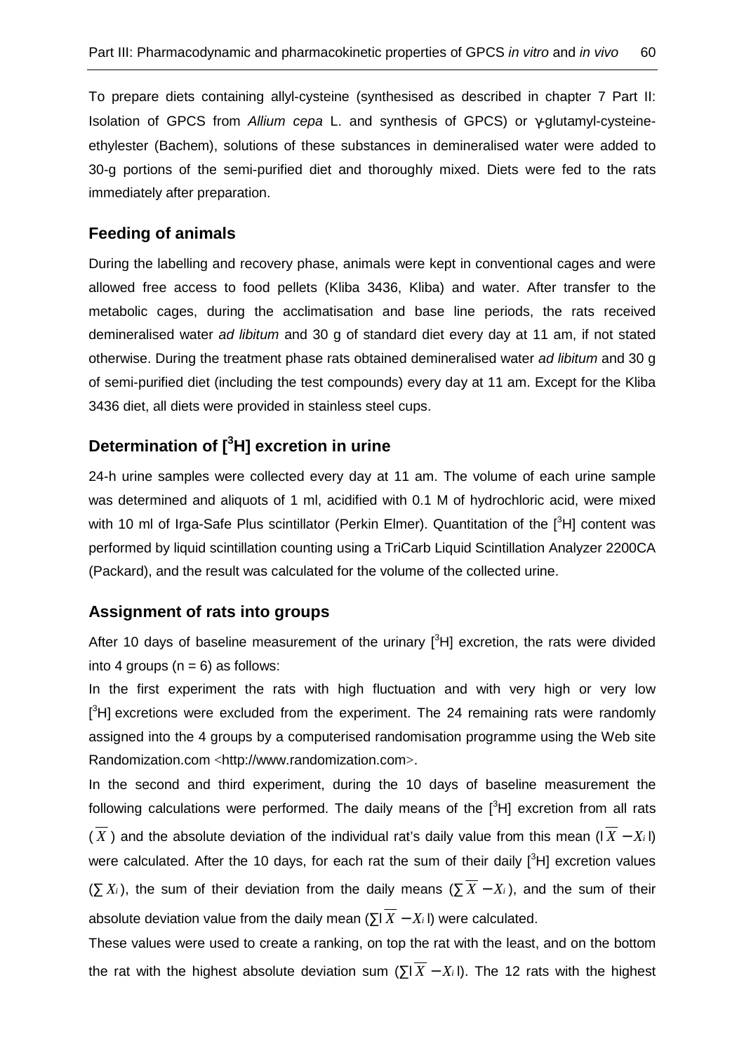To prepare diets containing allyl-cysteine (synthesised as described in chapter 7 Part II: Isolation of GPCS from *Allium cepa* L. and synthesis of GPCS) or γ-glutamyl-cysteine-ethylester (Bachem), solutions of these substances in demineralised water were added to 30-g portions of the semi-purified diet and thoroughly mixed. Diets were fed to the rats immediately after preparation.

## Feeding of animals

During the labelling and recovery phase, animals were kept in conventional cages and were allowed free access to food pellets (Kliba 3436, Kliba) and water. After transfer to the metabolic cages, during the acclimatisation and base line periods, the rats received demineralised water *ad libitum* and 30 g of standard diet every day at 11 am, if not stated otherwise. During the treatment phase rats obtained demineralised water *ad libitum* and 30 g of semi-purified diet (including the test compounds) every day at 11 am. Except for the Kliba 3436 diet, all diets were provided in stainless steel cups.

## Determination of [$^3$H] excretion in urine

24-h urine samples were collected every day at 11 am. The volume of each urine sample was determined and aliquots of 1 ml, acidified with 0.1 M of hydrochloric acid, were mixed with 10 ml of Irga-Safe Plus scintillator (Perkin Elmer). Quantitation of the [$^3$H] content was performed by liquid scintillation counting using a TriCarb Liquid Scintillation Analyzer 2200CA (Packard), and the result was calculated for the volume of the collected urine.

## Assignment of rats into groups

After 10 days of baseline measurement of the urinary [$^3$H] excretion, the rats were divided into 4 groups (n = 6) as follows:

In the first experiment the rats with high fluctuation and with very high or very low [$^3$H] excretions were excluded from the experiment. The 24 remaining rats were randomly assigned into the 4 groups by a computerised randomisation programme using the Web site Randomization.com <http://www.randomization.com>.

In the second and third experiment, during the 10 days of baseline measurement the following calculations were performed. The daily means of the [$^3$H] excretion from all rats ($\overline{X}$) and the absolute deviation of the individual rat's daily value from this mean ($|\overline{X} - X_i|$) were calculated. After the 10 days, for each rat the sum of their daily [$^3$H] excretion values ($\sum X_i$), the sum of their deviation from the daily means ($\sum \overline{X} - X_i$), and the sum of their absolute deviation value from the daily mean ($\sum|\overline{X} - X_i|$) were calculated.

These values were used to create a ranking, on top the rat with the least, and on the bottom the rat with the highest absolute deviation sum ($\sum|\overline{X} - X_i|$). The 12 rats with the highest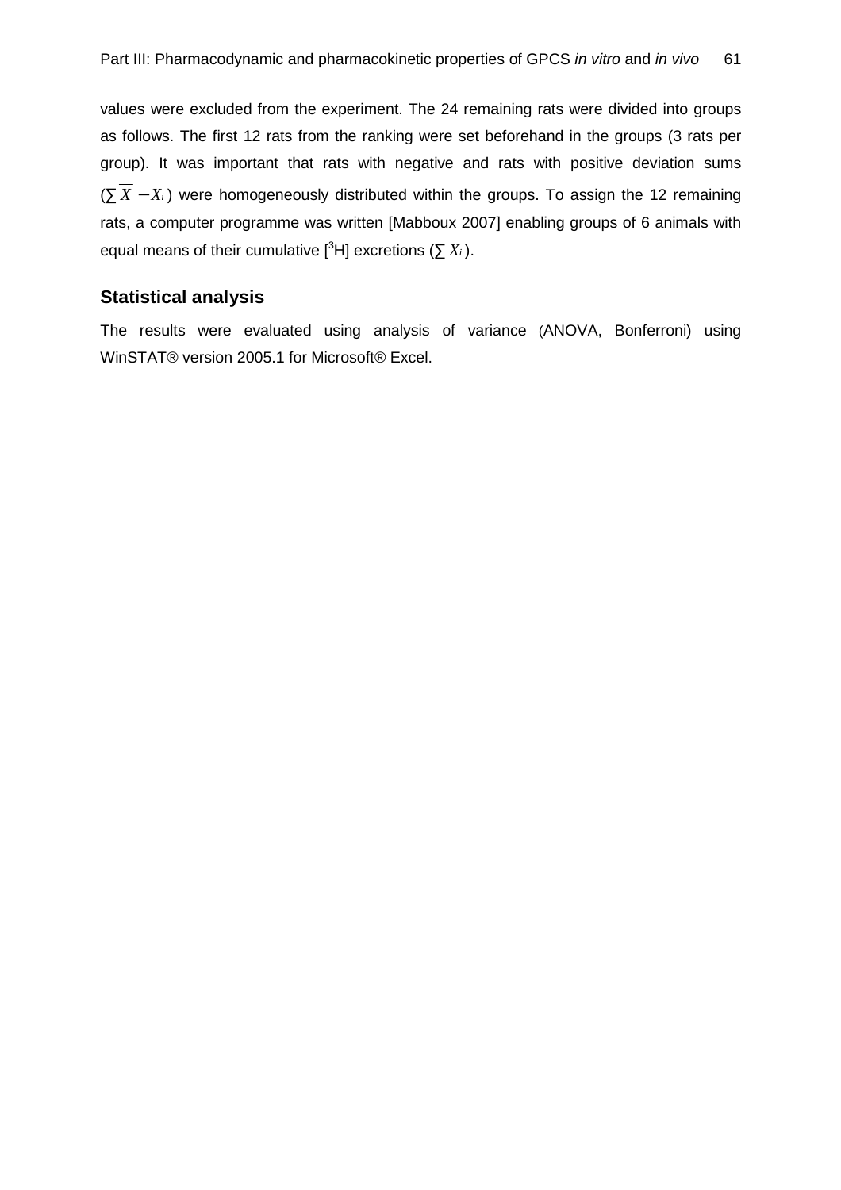values were excluded from the experiment. The 24 remaining rats were divided into groups as follows. The first 12 rats from the ranking were set beforehand in the groups (3 rats per group). It was important that rats with negative and rats with positive deviation sums ($\sum \overline{X} - X_i$) were homogeneously distributed within the groups. To assign the 12 remaining rats, a computer programme was written [Mabboux 2007] enabling groups of 6 animals with equal means of their cumulative [$^3$H] excretions ($\sum X_i$).

## Statistical analysis

The results were evaluated using analysis of variance (ANOVA, Bonferroni) using WinSTAT® version 2005.1 for Microsoft® Excel.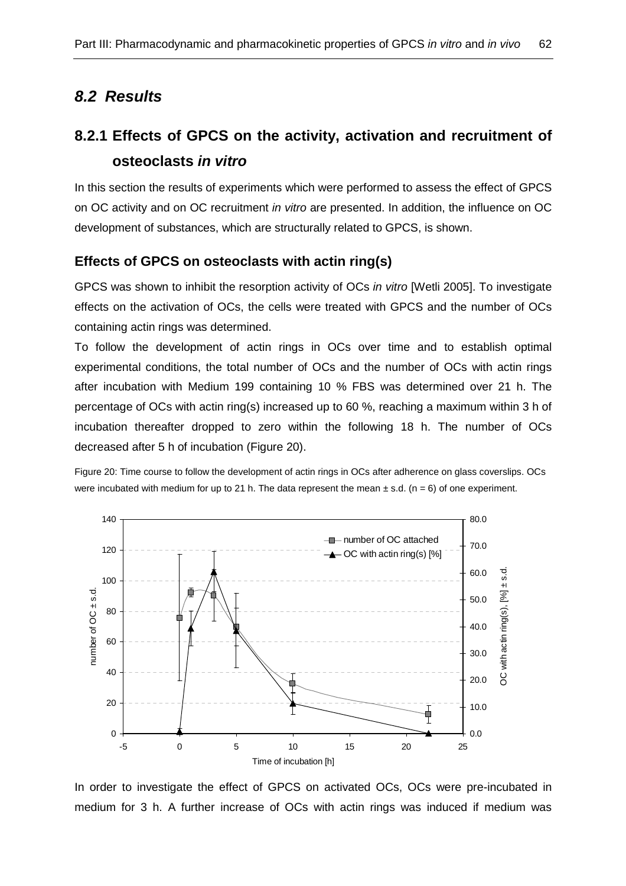## *8.2 Results*

## 8.2.1 Effects of GPCS on the activity, activation and recruitment of osteoclasts *in vitro*

In this section the results of experiments which were performed to assess the effect of GPCS on OC activity and on OC recruitment *in vitro* are presented. In addition, the influence on OC development of substances, which are structurally related to GPCS, is shown.

### Effects of GPCS on osteoclasts with actin ring(s)

GPCS was shown to inhibit the resorption activity of OCs *in vitro* [Wetli 2005]. To investigate effects on the activation of OCs, the cells were treated with GPCS and the number of OCs containing actin rings was determined.

To follow the development of actin rings in OCs over time and to establish optimal experimental conditions, the total number of OCs and the number of OCs with actin rings after incubation with Medium 199 containing 10 % FBS was determined over 21 h. The percentage of OCs with actin ring(s) increased up to 60 %, reaching a maximum within 3 h of incubation thereafter dropped to zero within the following 18 h. The number of OCs decreased after 5 h of incubation (Figure 20).

Figure 20: Time course to follow the development of actin rings in OCs after adherence on glass coverslips. OCs were incubated with medium for up to 21 h. The data represent the mean ± s.d. (n = 6) of one experiment.

In order to investigate the effect of GPCS on activated OCs, OCs were pre-incubated in medium for 3 h. A further increase of OCs with actin rings was induced if medium was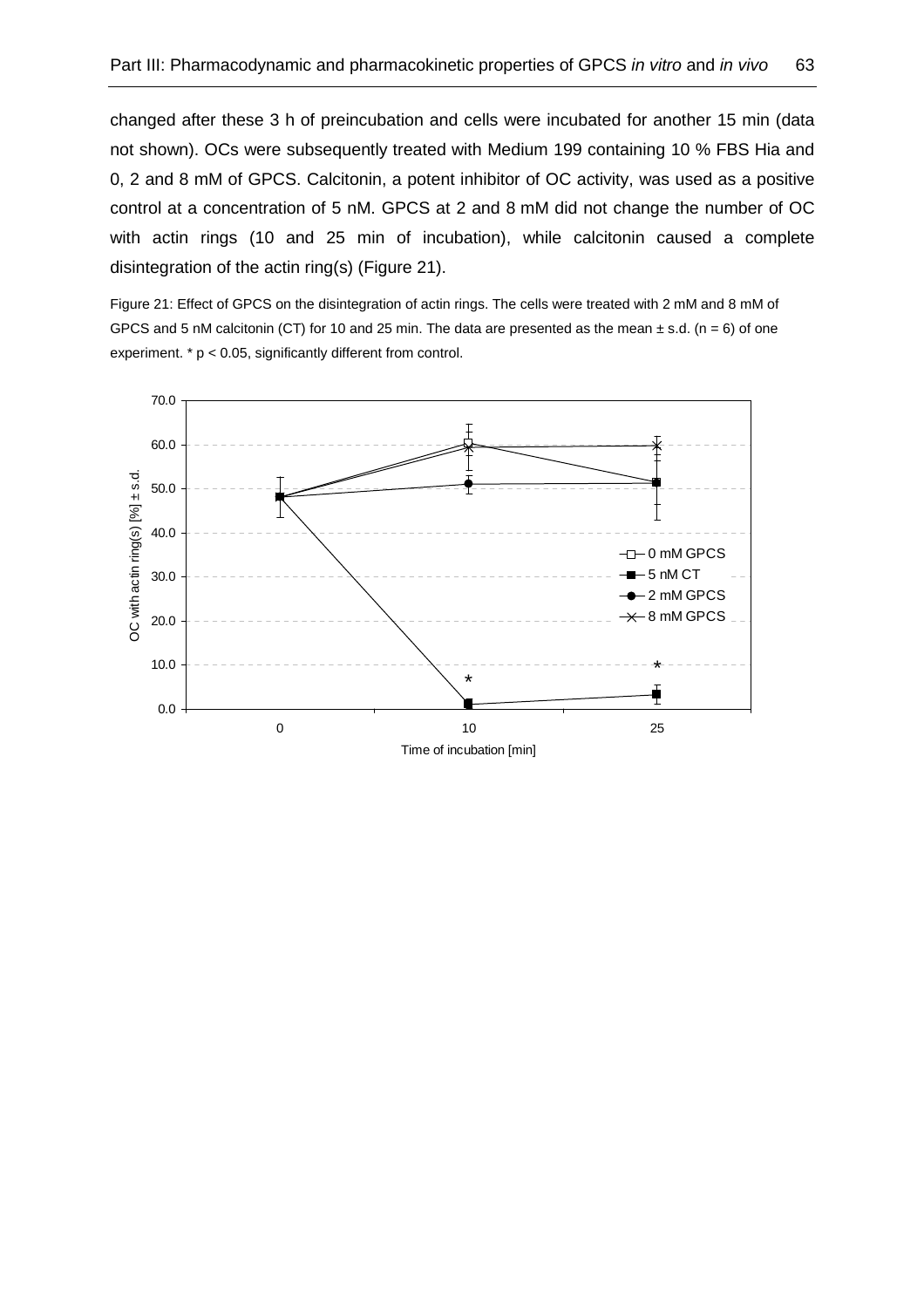changed after these 3 h of preincubation and cells were incubated for another 15 min (data not shown). OCs were subsequently treated with Medium 199 containing 10 % FBS Hia and 0, 2 and 8 mM of GPCS. Calcitonin, a potent inhibitor of OC activity, was used as a positive control at a concentration of 5 nM. GPCS at 2 and 8 mM did not change the number of OC with actin rings (10 and 25 min of incubation), while calcitonin caused a complete disintegration of the actin ring(s) (Figure 21).

Figure 21: Effect of GPCS on the disintegration of actin rings. The cells were treated with 2 mM and 8 mM of GPCS and 5 nM calcitonin (CT) for 10 and 25 min. The data are presented as the mean ± s.d. (n = 6) of one experiment. * $p < 0.05$, significantly different from control.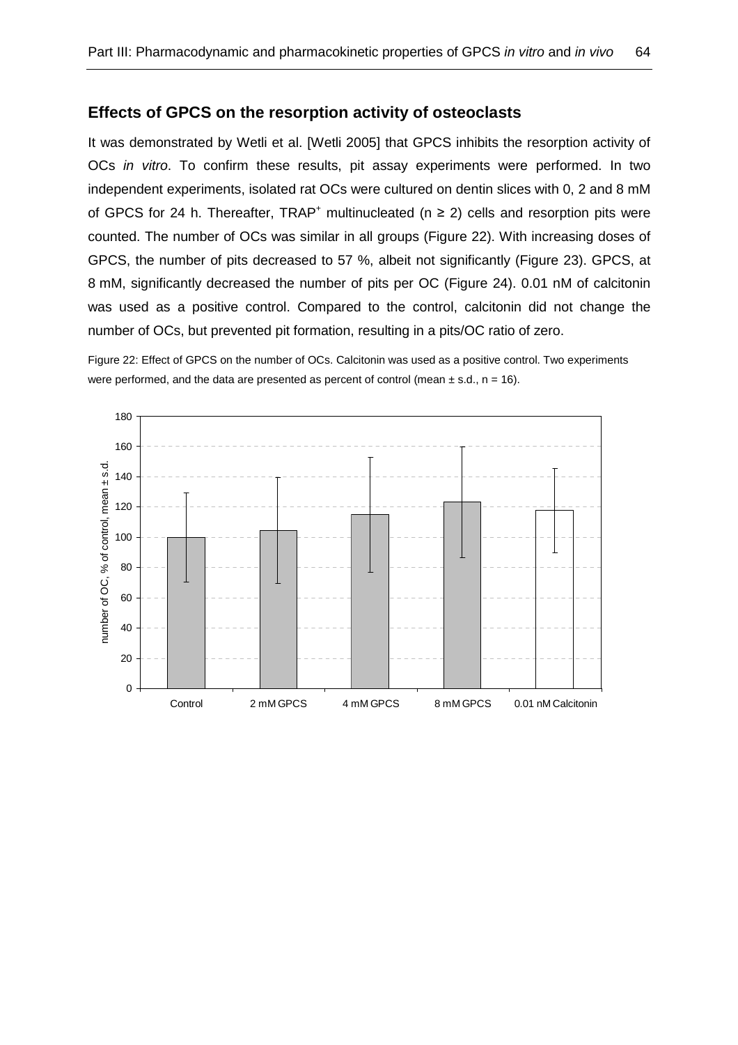## Effects of GPCS on the resorption activity of osteoclasts

It was demonstrated by Wetli et al. [Wetli 2005] that GPCS inhibits the resorption activity of OCs *in vitro*. To confirm these results, pit assay experiments were performed. In two independent experiments, isolated rat OCs were cultured on dentin slices with 0, 2 and 8 mM of GPCS for 24 h. Thereafter, $TRAP^+$ multinucleated ($n \geq 2$) cells and resorption pits were counted. The number of OCs was similar in all groups (Figure 22). With increasing doses of GPCS, the number of pits decreased to 57 %, albeit not significantly (Figure 23). GPCS, at 8 mM, significantly decreased the number of pits per OC (Figure 24). 0.01 nM of calcitonin was used as a positive control. Compared to the control, calcitonin did not change the number of OCs, but prevented pit formation, resulting in a pits/OC ratio of zero.

Figure 22: Effect of GPCS on the number of OCs. Calcitonin was used as a positive control. Two experiments were performed, and the data are presented as percent of control (mean ± s.d., n = 16).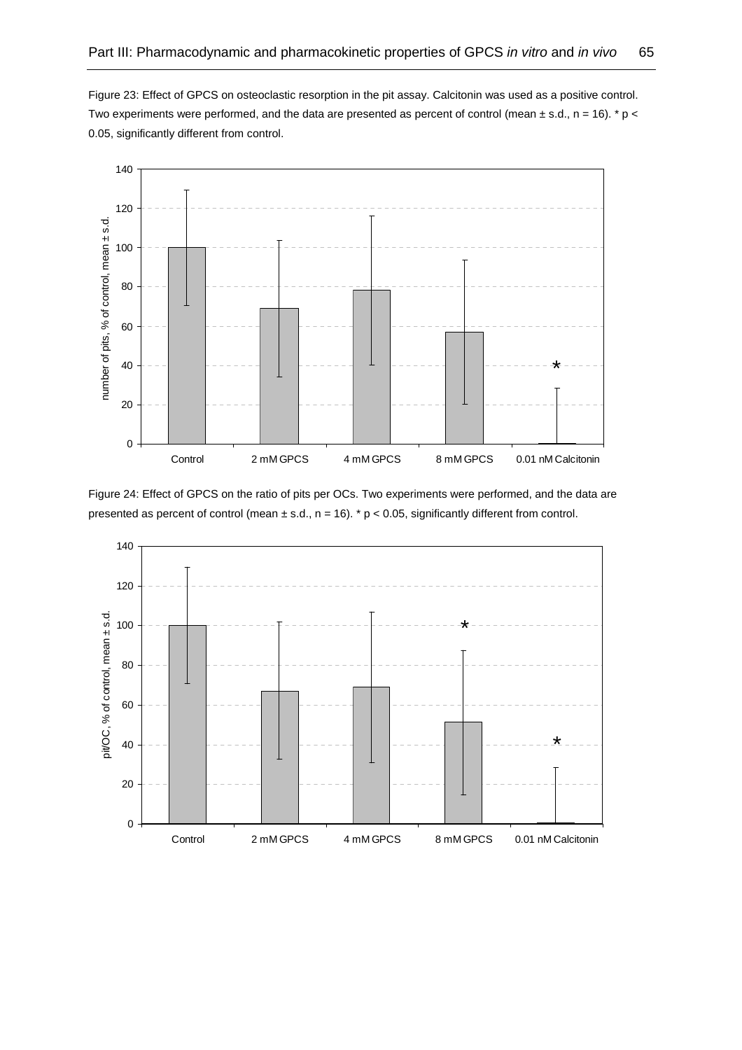Figure 23: Effect of GPCS on osteoclastic resorption in the pit assay. Calcitonin was used as a positive control. Two experiments were performed, and the data are presented as percent of control (mean ± s.d., n = 16). * $p < 0.05$, significantly different from control.

Figure 24: Effect of GPCS on the ratio of pits per OCs. Two experiments were performed, and the data are presented as percent of control (mean ± s.d., n = 16). * $p < 0.05$, significantly different from control.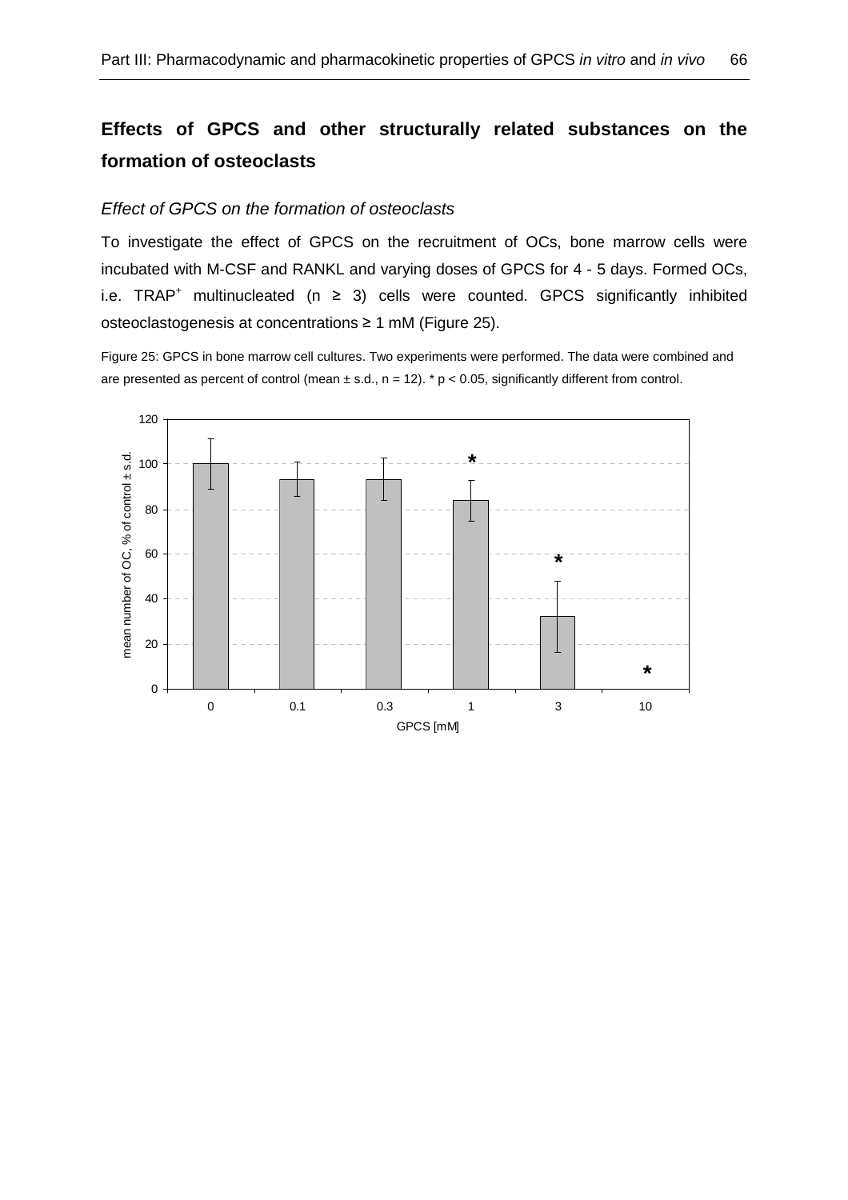## Effects of GPCS and other structurally related substances on the formation of osteoclasts

### *Effect of GPCS on the formation of osteoclasts*

To investigate the effect of GPCS on the recruitment of OCs, bone marrow cells were incubated with M-CSF and RANKL and varying doses of GPCS for 4 - 5 days. Formed OCs, i.e. $TRAP^+$ multinucleated ($n \geq 3$) cells were counted. GPCS significantly inhibited osteoclastogenesis at concentrations ≥ 1 mM (Figure 25).

Figure 25: GPCS in bone marrow cell cultures. Two experiments were performed. The data were combined and are presented as percent of control (mean ± s.d., n = 12). * $p < 0.05$, significantly different from control.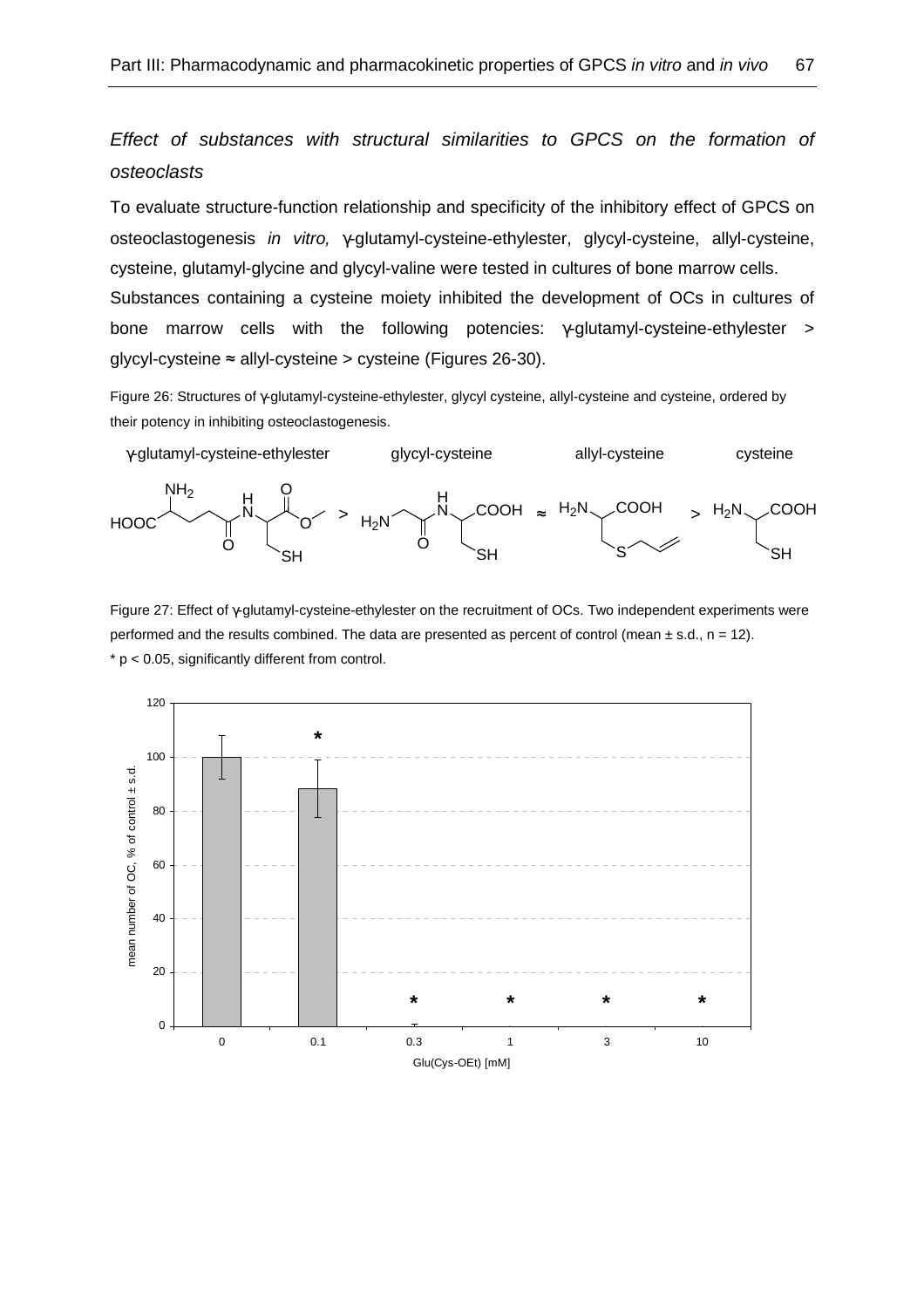*Effect of substances with structural similarities to GPCS on the formation of osteoclasts*

To evaluate structure-function relationship and specificity of the inhibitory effect of GPCS on osteoclastogenesis *in vitro,* γ-glutamyl-cysteine-ethylester, glycyl-cysteine, allyl-cysteine, cysteine, glutamyl-glycine and glycyl-valine were tested in cultures of bone marrow cells. Substances containing a cysteine moiety inhibited the development of OCs in cultures of bone marrow cells with the following potencies: γ-glutamyl-cysteine-ethylester > glycyl-cysteine ≈ allyl-cysteine > cysteine (Figures 26-30).

Figure 26: Structures of γ-glutamyl-cysteine-ethylester, glycyl cysteine, allyl-cysteine and cysteine, ordered by their potency in inhibiting osteoclastogenesis.

γ-glutamyl-cysteine-ethylester > glycyl-cysteine ≈ allyl-cysteine > cysteine

Figure 27: Effect of γ-glutamyl-cysteine-ethylester on the recruitment of OCs. Two independent experiments were performed and the results combined. The data are presented as percent of control (mean ± s.d., n = 12). * $p < 0.05$, significantly different from control.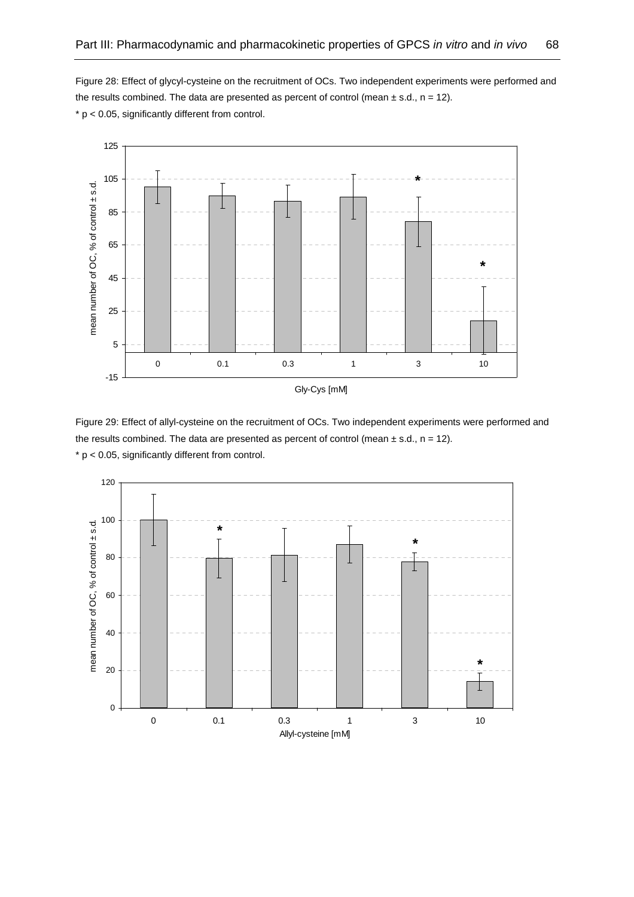Figure 28: Effect of glycyl-cysteine on the recruitment of OCs. Two independent experiments were performed and the results combined. The data are presented as percent of control (mean ± s.d., n = 12).
* $p < 0.05$, significantly different from control.

Figure 29: Effect of allyl-cysteine on the recruitment of OCs. Two independent experiments were performed and the results combined. The data are presented as percent of control (mean ± s.d., n = 12).
* $p < 0.05$, significantly different from control.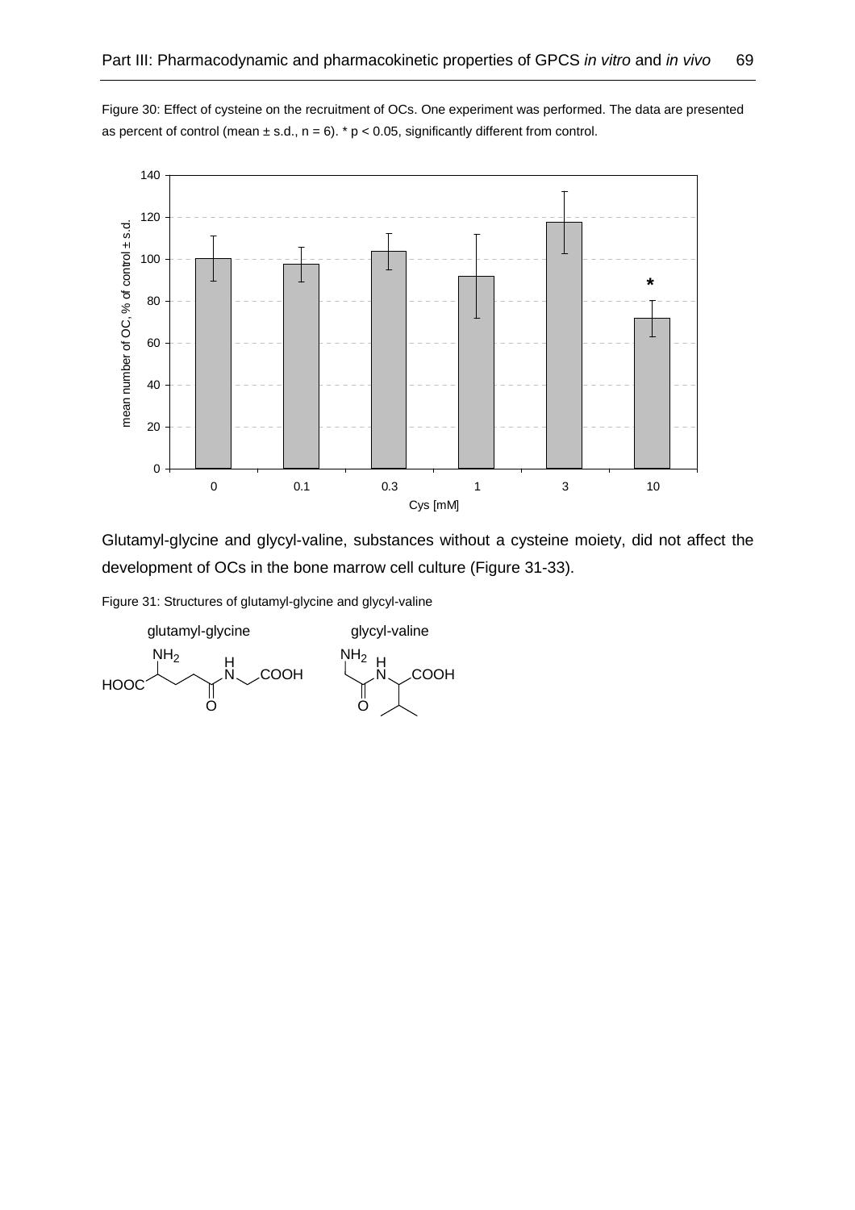Figure 30: Effect of cysteine on the recruitment of OCs. One experiment was performed. The data are presented as percent of control (mean ± s.d., n = 6). * $p < 0.05$, significantly different from control.

Glutamyl-glycine and glycyl-valine, substances without a cysteine moiety, did not affect the development of OCs in the bone marrow cell culture (Figure 31-33).

Figure 31: Structures of glutamyl-glycine and glycyl-valine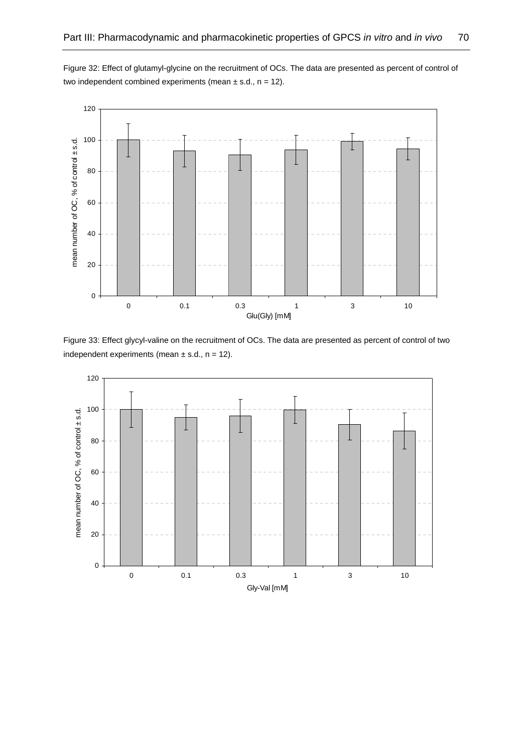Figure 32: Effect of glutamyl-glycine on the recruitment of OCs. The data are presented as percent of control of two independent combined experiments (mean ± s.d., n = 12).

Figure 33: Effect glycyl-valine on the recruitment of OCs. The data are presented as percent of control of two independent experiments (mean ± s.d., n = 12).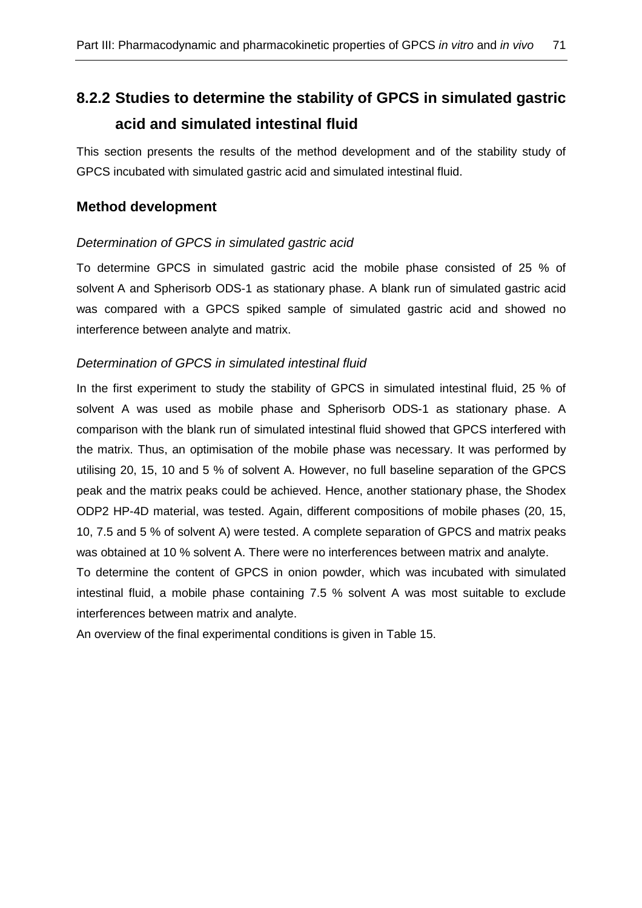## 8.2.2 Studies to determine the stability of GPCS in simulated gastric acid and simulated intestinal fluid

This section presents the results of the method development and of the stability study of GPCS incubated with simulated gastric acid and simulated intestinal fluid.

### Method development

*Determination of GPCS in simulated gastric acid*

To determine GPCS in simulated gastric acid the mobile phase consisted of 25 % of solvent A and Spherisorb ODS-1 as stationary phase. A blank run of simulated gastric acid was compared with a GPCS spiked sample of simulated gastric acid and showed no interference between analyte and matrix.

*Determination of GPCS in simulated intestinal fluid*

In the first experiment to study the stability of GPCS in simulated intestinal fluid, 25 % of solvent A was used as mobile phase and Spherisorb ODS-1 as stationary phase. A comparison with the blank run of simulated intestinal fluid showed that GPCS interfered with the matrix. Thus, an optimisation of the mobile phase was necessary. It was performed by utilising 20, 15, 10 and 5 % of solvent A. However, no full baseline separation of the GPCS peak and the matrix peaks could be achieved. Hence, another stationary phase, the Shodex ODP2 HP-4D material, was tested. Again, different compositions of mobile phases (20, 15, 10, 7.5 and 5 % of solvent A) were tested. A complete separation of GPCS and matrix peaks was obtained at 10 % solvent A. There were no interferences between matrix and analyte.

To determine the content of GPCS in onion powder, which was incubated with simulated intestinal fluid, a mobile phase containing 7.5 % solvent A was most suitable to exclude interferences between matrix and analyte.

An overview of the final experimental conditions is given in Table 15.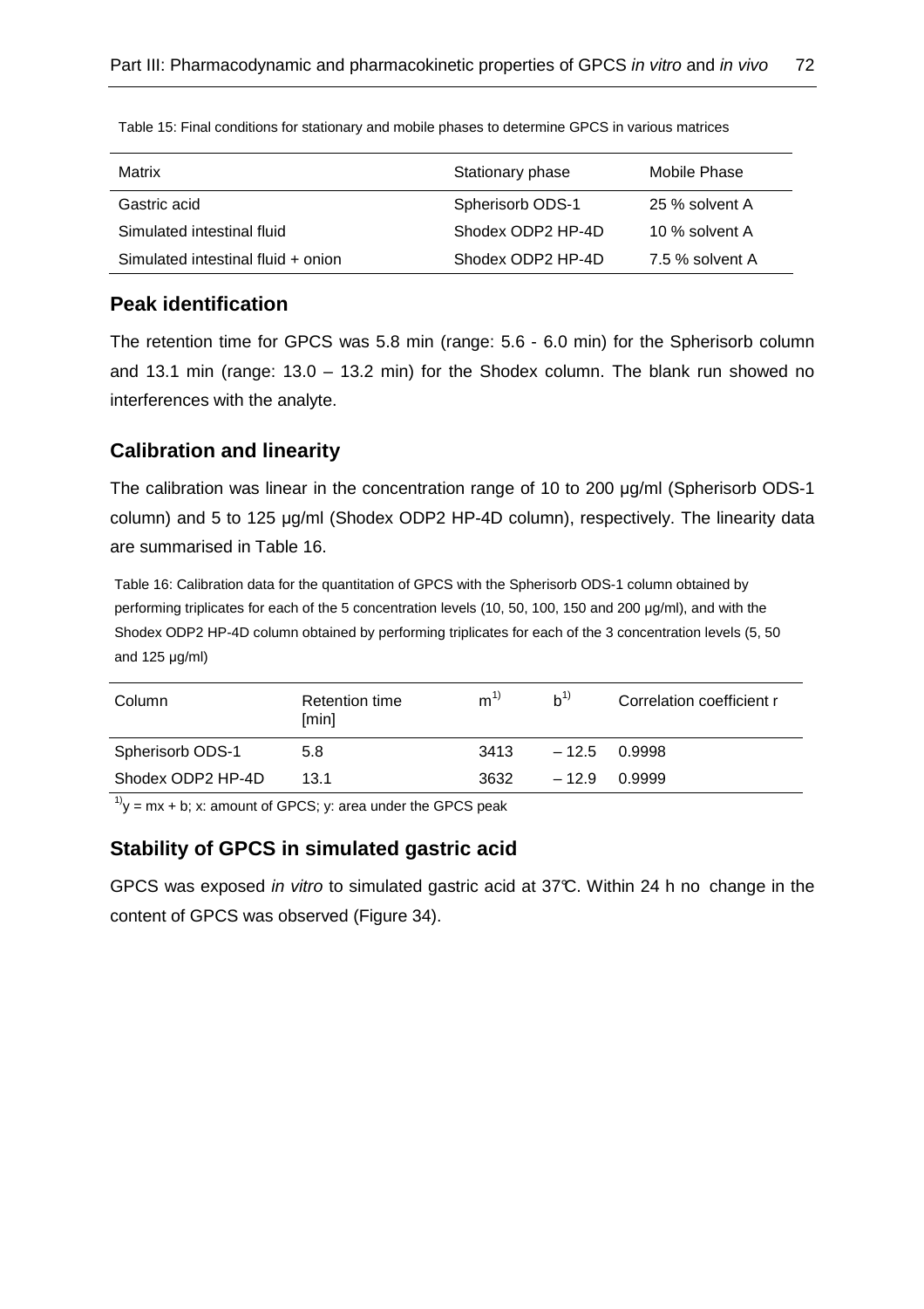Table 15: Final conditions for stationary and mobile phases to determine GPCS in various matrices

| Matrix | Stationary phase | Mobile Phase |
|---|---|---|
| Gastric acid | Spherisorb ODS-1 | 25 % solvent A |
| Simulated intestinal fluid | Shodex ODP2 HP-4D | 10 % solvent A |
| Simulated intestinal fluid + onion | Shodex ODP2 HP-4D | 7.5 % solvent A |

## Peak identification

The retention time for GPCS was 5.8 min (range: 5.6 - 6.0 min) for the Spherisorb column and 13.1 min (range: 13.0 – 13.2 min) for the Shodex column. The blank run showed no interferences with the analyte.

## Calibration and linearity

The calibration was linear in the concentration range of 10 to 200 µg/ml (Spherisorb ODS-1 column) and 5 to 125 µg/ml (Shodex ODP2 HP-4D column), respectively. The linearity data are summarised in Table 16.

Table 16: Calibration data for the quantitation of GPCS with the Spherisorb ODS-1 column obtained by performing triplicates for each of the 5 concentration levels (10, 50, 100, 150 and 200 µg/ml), and with the Shodex ODP2 HP-4D column obtained by performing triplicates for each of the 3 concentration levels (5, 50 and 125 µg/ml)

| Column | Retention time [min] | m[1)] | b[1)] | Correlation coefficient r |
|---|---|---|---|---|
| Spherisorb ODS-1 | 5.8 | 3413 | – 12.5 | 0.9998 |
| Shodex ODP2 HP-4D | 13.1 | 3632 | – 12.9 | 0.9999 |

[1)] $y = mx + b$; x: amount of GPCS; y: area under the GPCS peak

## Stability of GPCS in simulated gastric acid

GPCS was exposed *in vitro* to simulated gastric acid at 37°C. Within 24 h no change in the content of GPCS was observed (Figure 34).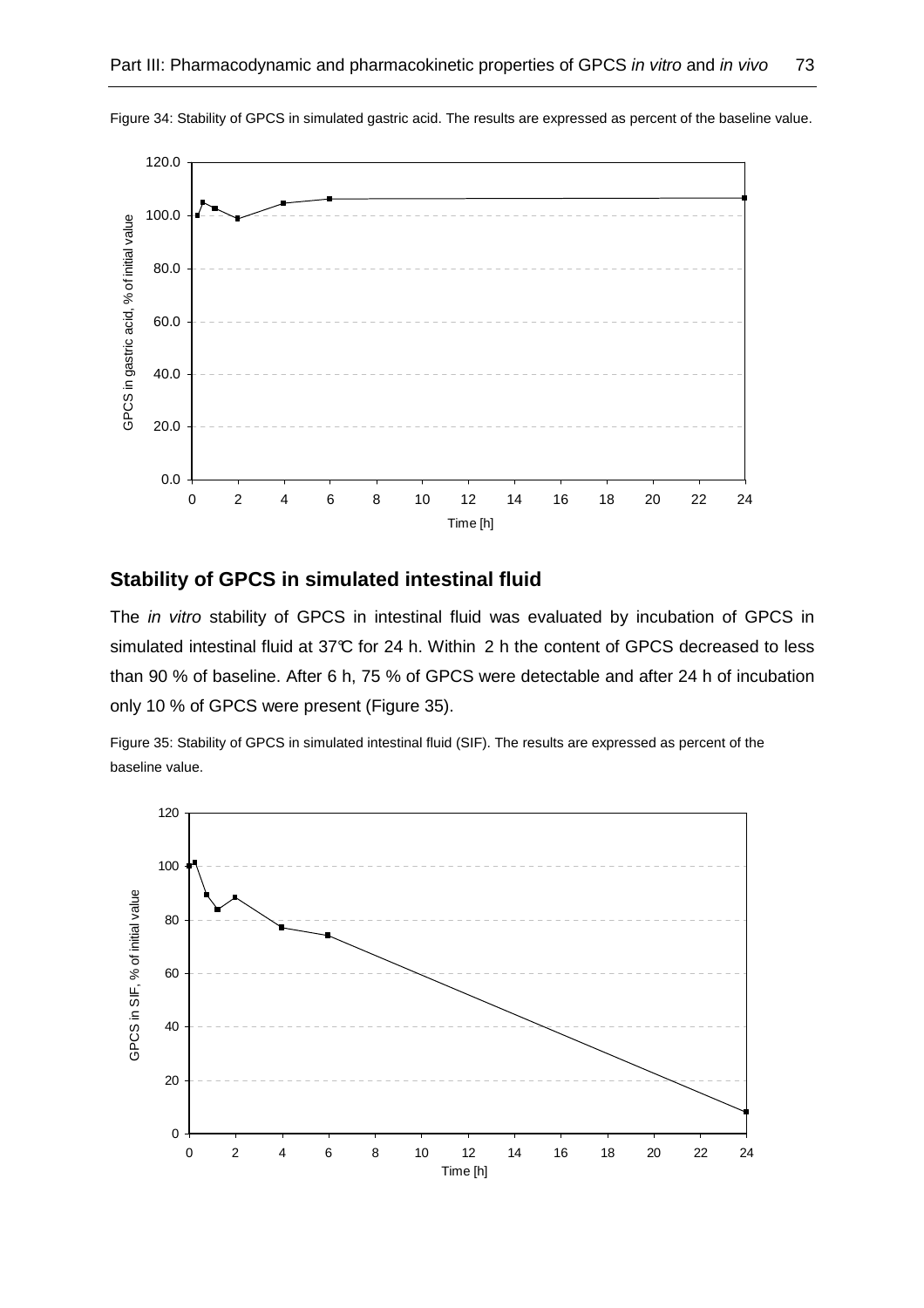Figure 34: Stability of GPCS in simulated gastric acid. The results are expressed as percent of the baseline value.

## Stability of GPCS in simulated intestinal fluid

The *in vitro* stability of GPCS in intestinal fluid was evaluated by incubation of GPCS in simulated intestinal fluid at 37°C for 24 h. Within 2 h the content of GPCS decreased to less than 90 % of baseline. After 6 h, 75 % of GPCS were detectable and after 24 h of incubation only 10 % of GPCS were present (Figure 35).

Figure 35: Stability of GPCS in simulated intestinal fluid (SIF). The results are expressed as percent of the baseline value.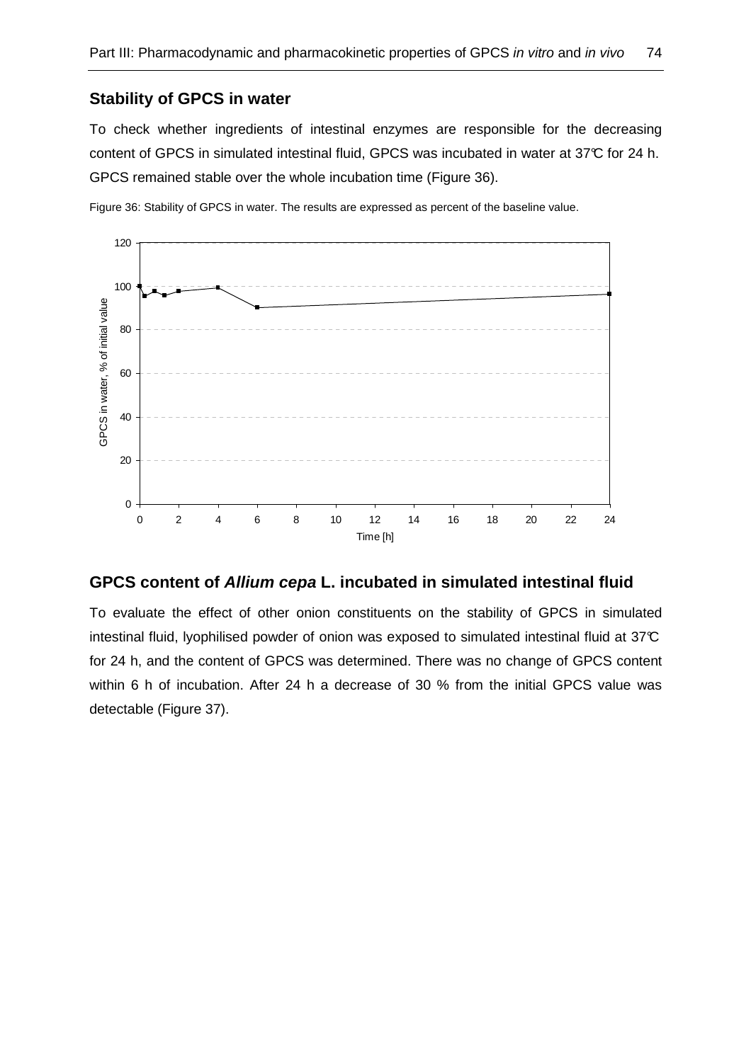## Stability of GPCS in water

To check whether ingredients of intestinal enzymes are responsible for the decreasing content of GPCS in simulated intestinal fluid, GPCS was incubated in water at 37°C for 24 h. GPCS remained stable over the whole incubation time (Figure 36).

Figure 36: Stability of GPCS in water. The results are expressed as percent of the baseline value.

## GPCS content of ***Allium cepa*** L. incubated in simulated intestinal fluid

To evaluate the effect of other onion constituents on the stability of GPCS in simulated intestinal fluid, lyophilised powder of onion was exposed to simulated intestinal fluid at 37°C for 24 h, and the content of GPCS was determined. There was no change of GPCS content within 6 h of incubation. After 24 h a decrease of 30 % from the initial GPCS value was detectable (Figure 37).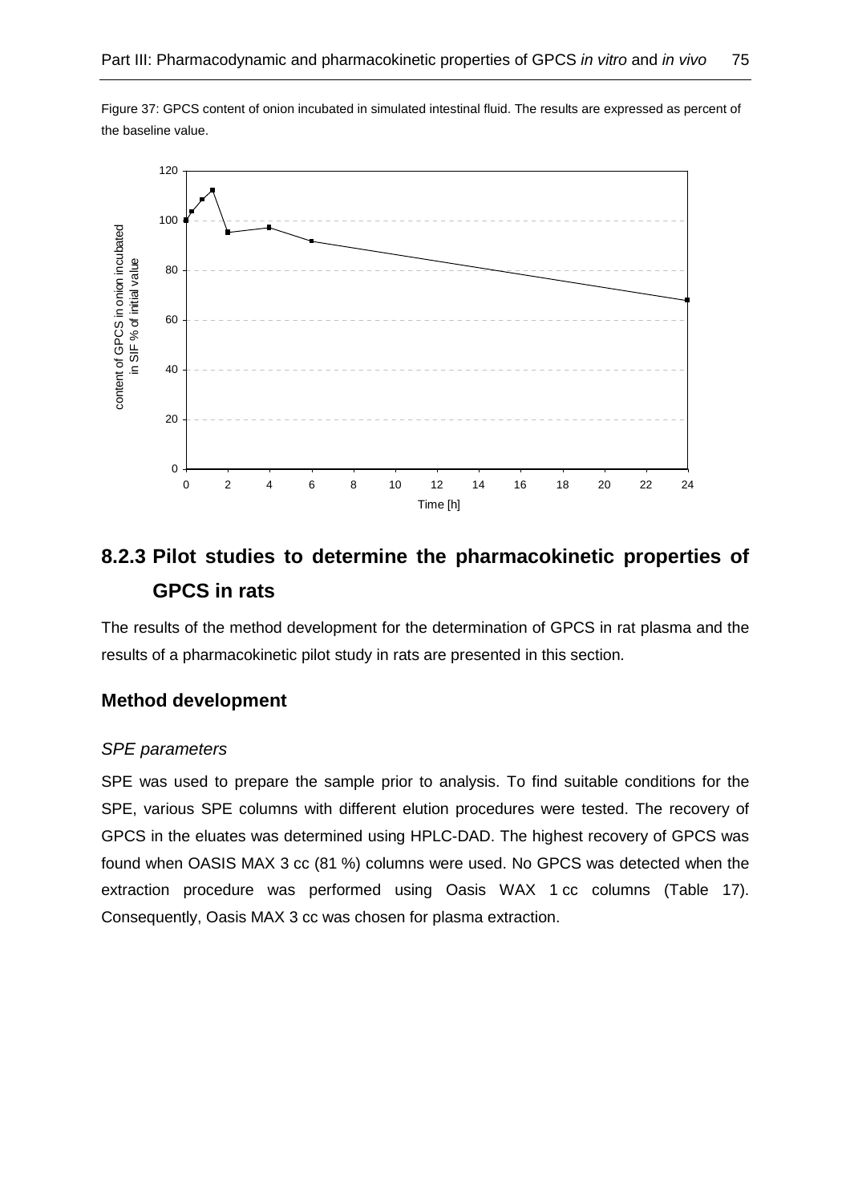Figure 37: GPCS content of onion incubated in simulated intestinal fluid. The results are expressed as percent of the baseline value.

## 8.2.3 Pilot studies to determine the pharmacokinetic properties of GPCS in rats

The results of the method development for the determination of GPCS in rat plasma and the results of a pharmacokinetic pilot study in rats are presented in this section.

### Method development

*SPE parameters*

SPE was used to prepare the sample prior to analysis. To find suitable conditions for the SPE, various SPE columns with different elution procedures were tested. The recovery of GPCS in the eluates was determined using HPLC-DAD. The highest recovery of GPCS was found when OASIS MAX 3 cc (81 %) columns were used. No GPCS was detected when the extraction procedure was performed using Oasis WAX 1 cc columns (Table 17). Consequently, Oasis MAX 3 cc was chosen for plasma extraction.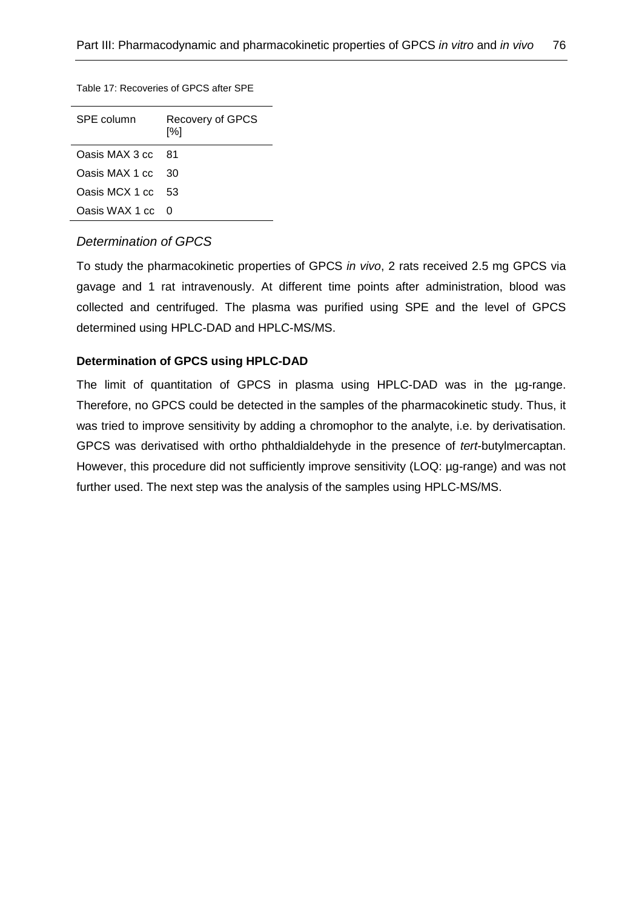Table 17: Recoveries of GPCS after SPE

| SPE column | Recovery of GPCS [%] |
|---|---|
| Oasis MAX 3 cc | 81 |
| Oasis MAX 1 cc | 30 |
| Oasis MCX 1 cc | 53 |
| Oasis WAX 1 cc | 0 |

### *Determination of GPCS*

To study the pharmacokinetic properties of GPCS *in vivo*, 2 rats received 2.5 mg GPCS via gavage and 1 rat intravenously. At different time points after administration, blood was collected and centrifuged. The plasma was purified using SPE and the level of GPCS determined using HPLC-DAD and HPLC-MS/MS.

**Determination of GPCS using HPLC-DAD**

The limit of quantitation of GPCS in plasma using HPLC-DAD was in the µg-range. Therefore, no GPCS could be detected in the samples of the pharmacokinetic study. Thus, it was tried to improve sensitivity by adding a chromophor to the analyte, i.e. by derivatisation. GPCS was derivatised with ortho phthaldialdehyde in the presence of *tert*-butylmercaptan. However, this procedure did not sufficiently improve sensitivity (LOQ: µg-range) and was not further used. The next step was the analysis of the samples using HPLC-MS/MS.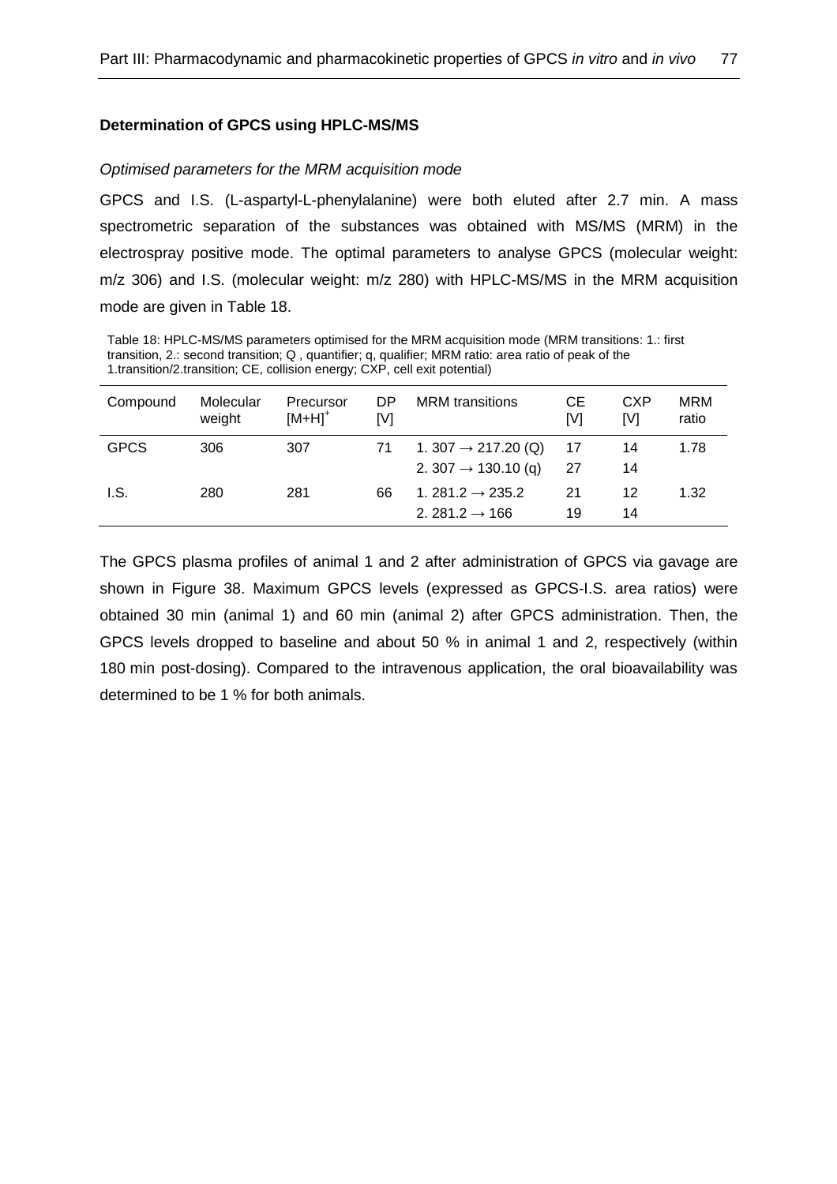**Determination of GPCS using HPLC-MS/MS**

*Optimised parameters for the MRM acquisition mode*

GPCS and I.S. (L-aspartyl-L-phenylalanine) were both eluted after 2.7 min. A mass spectrometric separation of the substances was obtained with MS/MS (MRM) in the electrospray positive mode. The optimal parameters to analyse GPCS (molecular weight: m/z 306) and I.S. (molecular weight: m/z 280) with HPLC-MS/MS in the MRM acquisition mode are given in Table 18.

Table 18: HPLC-MS/MS parameters optimised for the MRM acquisition mode (MRM transitions: 1.: first transition, 2.: second transition; Q , quantifier; q, qualifier; MRM ratio: area ratio of peak of the 1.transition/2.transition; CE, collision energy; CXP, cell exit potential)

| Compound | Molecular weight | Precursor $[M+H]^+$ | DP [V] | MRM transitions | CE [V] | CXP [V] | MRM ratio |
|---|---|---|---|---|---|---|---|
| GPCS | 306 | 307 | 71 | 1. 307 → 217.20 (Q) | 17 | 14 | 1.78 |
| | | | | 2. 307 → 130.10 (q) | 27 | 14 | |
| I.S. | 280 | 281 | 66 | 1. 281.2 → 235.2 | 21 | 12 | 1.32 |
| | | | | 2. 281.2 → 166 | 19 | 14 | |

The GPCS plasma profiles of animal 1 and 2 after administration of GPCS via gavage are shown in Figure 38. Maximum GPCS levels (expressed as GPCS-I.S. area ratios) were obtained 30 min (animal 1) and 60 min (animal 2) after GPCS administration. Then, the GPCS levels dropped to baseline and about 50 % in animal 1 and 2, respectively (within 180 min post-dosing). Compared to the intravenous application, the oral bioavailability was determined to be 1 % for both animals.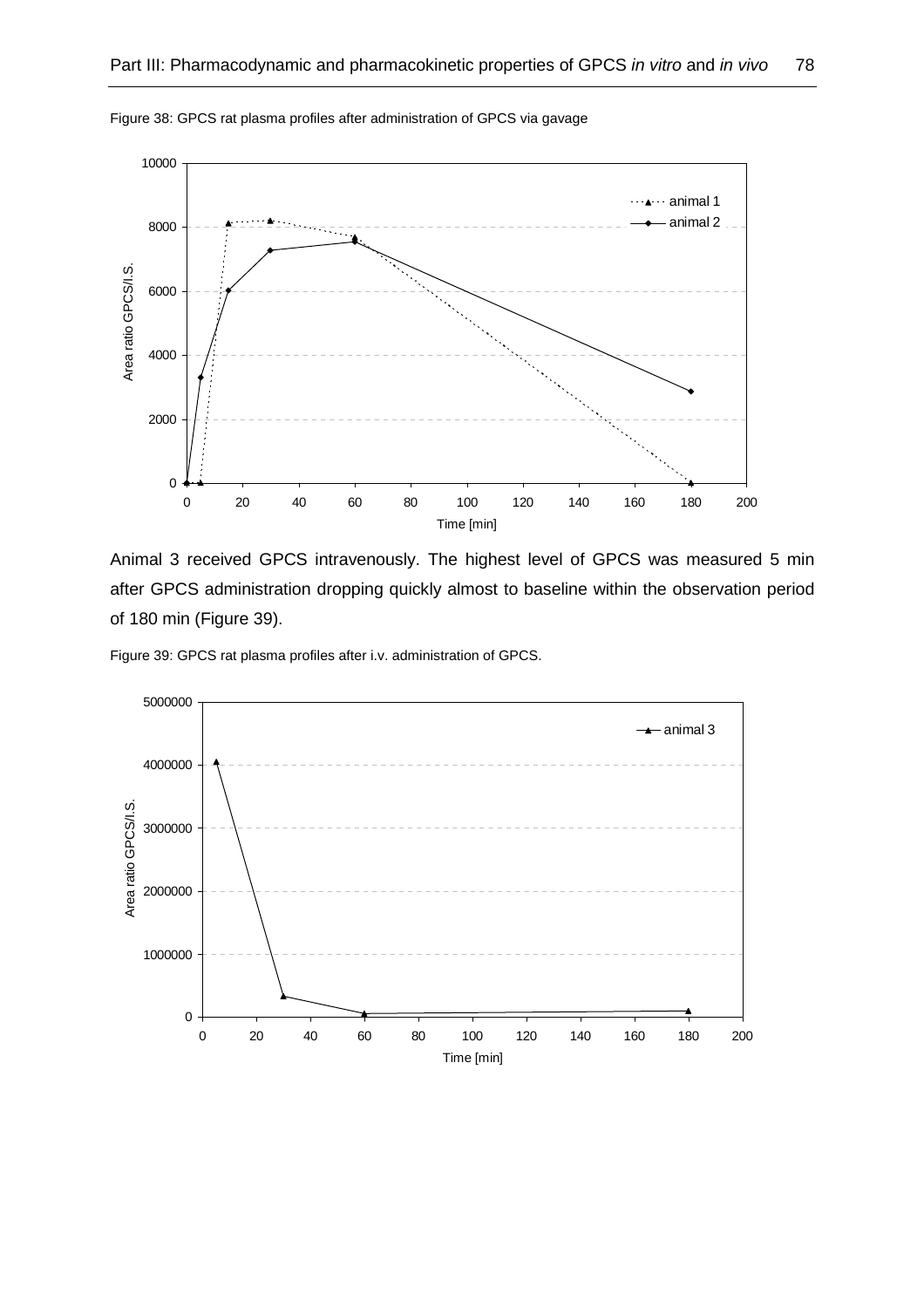Figure 38: GPCS rat plasma profiles after administration of GPCS via gavage

Animal 3 received GPCS intravenously. The highest level of GPCS was measured 5 min after GPCS administration dropping quickly almost to baseline within the observation period of 180 min (Figure 39).

Figure 39: GPCS rat plasma profiles after i.v. administration of GPCS.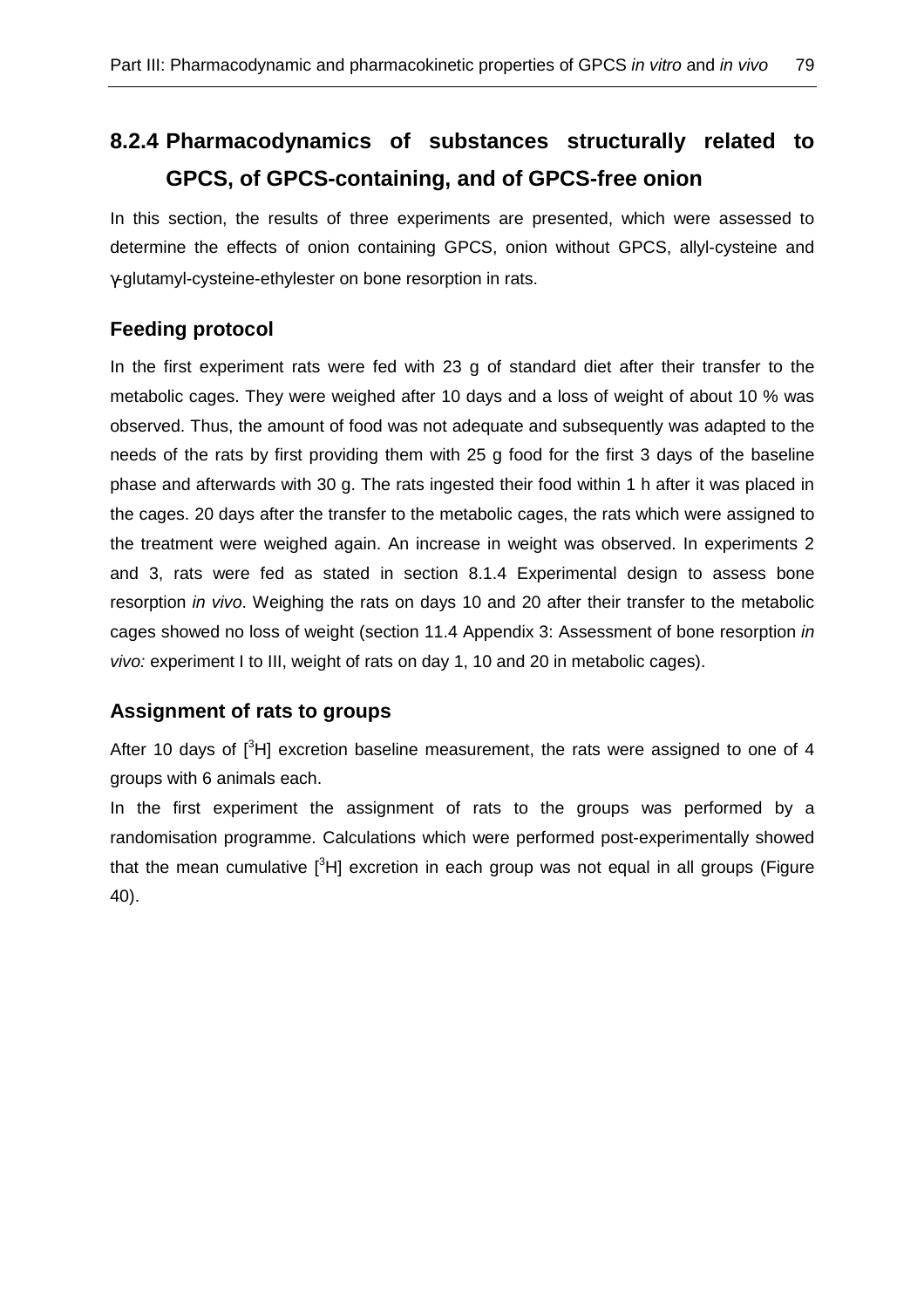## 8.2.4 Pharmacodynamics of substances structurally related to GPCS, of GPCS-containing, and of GPCS-free onion

In this section, the results of three experiments are presented, which were assessed to determine the effects of onion containing GPCS, onion without GPCS, allyl-cysteine and γ-glutamyl-cysteine-ethylester on bone resorption in rats.

### Feeding protocol

In the first experiment rats were fed with 23 g of standard diet after their transfer to the metabolic cages. They were weighed after 10 days and a loss of weight of about 10 % was observed. Thus, the amount of food was not adequate and subsequently was adapted to the needs of the rats by first providing them with 25 g food for the first 3 days of the baseline phase and afterwards with 30 g. The rats ingested their food within 1 h after it was placed in the cages. 20 days after the transfer to the metabolic cages, the rats which were assigned to the treatment were weighed again. An increase in weight was observed. In experiments 2 and 3, rats were fed as stated in section 8.1.4 Experimental design to assess bone resorption *in vivo*. Weighing the rats on days 10 and 20 after their transfer to the metabolic cages showed no loss of weight (section 11.4 Appendix 3: Assessment of bone resorption *in vivo:* experiment I to III, weight of rats on day 1, 10 and 20 in metabolic cages).

### Assignment of rats to groups

After 10 days of [$^3$H] excretion baseline measurement, the rats were assigned to one of 4 groups with 6 animals each.

In the first experiment the assignment of rats to the groups was performed by a randomisation programme. Calculations which were performed post-experimentally showed that the mean cumulative [$^3$H] excretion in each group was not equal in all groups (Figure 40).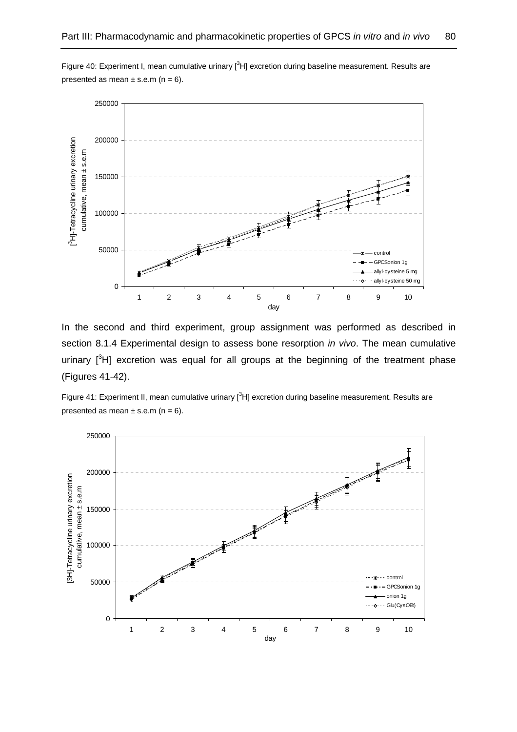Figure 40: Experiment I, mean cumulative urinary [$^3$H] excretion during baseline measurement. Results are presented as mean ± s.e.m (n = 6).

In the second and third experiment, group assignment was performed as described in section 8.1.4 Experimental design to assess bone resorption *in vivo*. The mean cumulative urinary [$^3$H] excretion was equal for all groups at the beginning of the treatment phase (Figures 41-42).

Figure 41: Experiment II, mean cumulative urinary [$^3$H] excretion during baseline measurement. Results are presented as mean ± s.e.m (n = 6).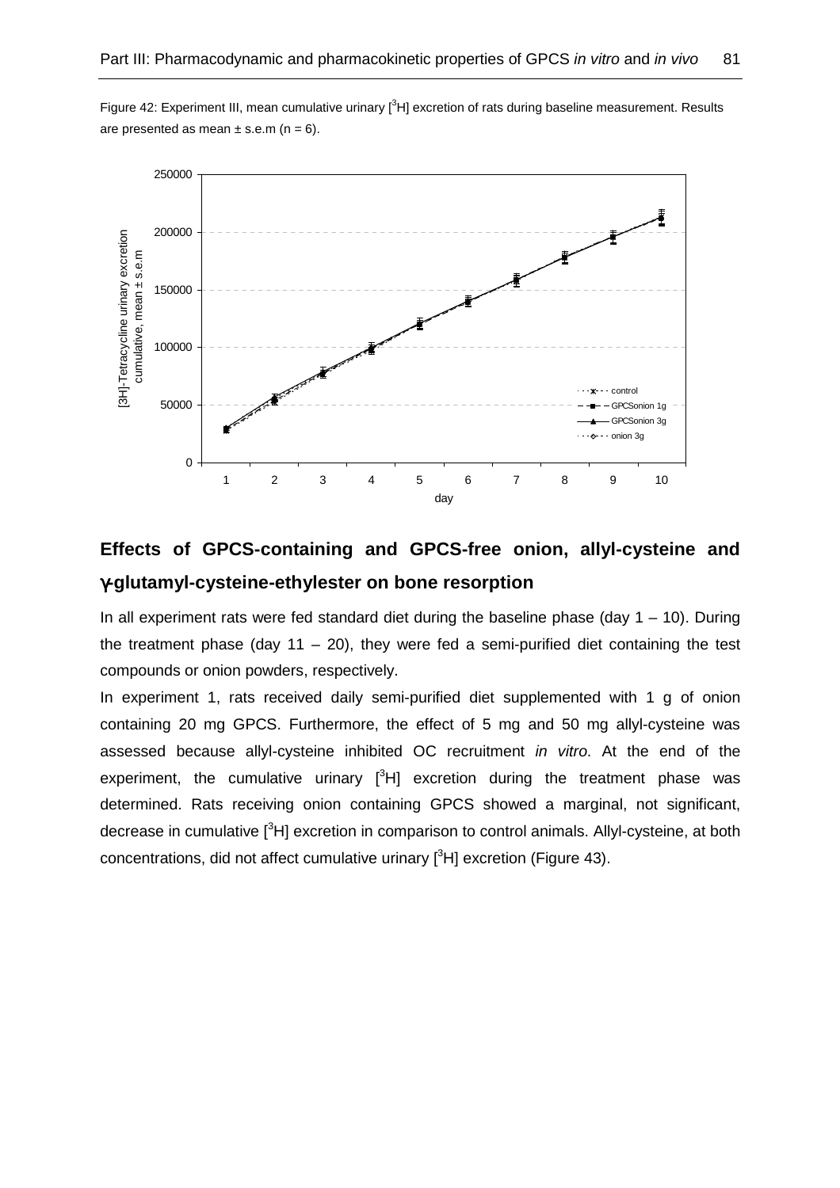Figure 42: Experiment III, mean cumulative urinary [$^3$H] excretion of rats during baseline measurement. Results are presented as mean ± s.e.m (n = 6).

## Effects of GPCS-containing and GPCS-free onion, allyl-cysteine and γ-glutamyl-cysteine-ethylester on bone resorption

In all experiment rats were fed standard diet during the baseline phase (day 1 – 10). During the treatment phase (day 11 – 20), they were fed a semi-purified diet containing the test compounds or onion powders, respectively.

In experiment 1, rats received daily semi-purified diet supplemented with 1 g of onion containing 20 mg GPCS. Furthermore, the effect of 5 mg and 50 mg allyl-cysteine was assessed because allyl-cysteine inhibited OC recruitment *in vitro*. At the end of the experiment, the cumulative urinary [$^3$H] excretion during the treatment phase was determined. Rats receiving onion containing GPCS showed a marginal, not significant, decrease in cumulative [$^3$H] excretion in comparison to control animals. Allyl-cysteine, at both concentrations, did not affect cumulative urinary [$^3$H] excretion (Figure 43).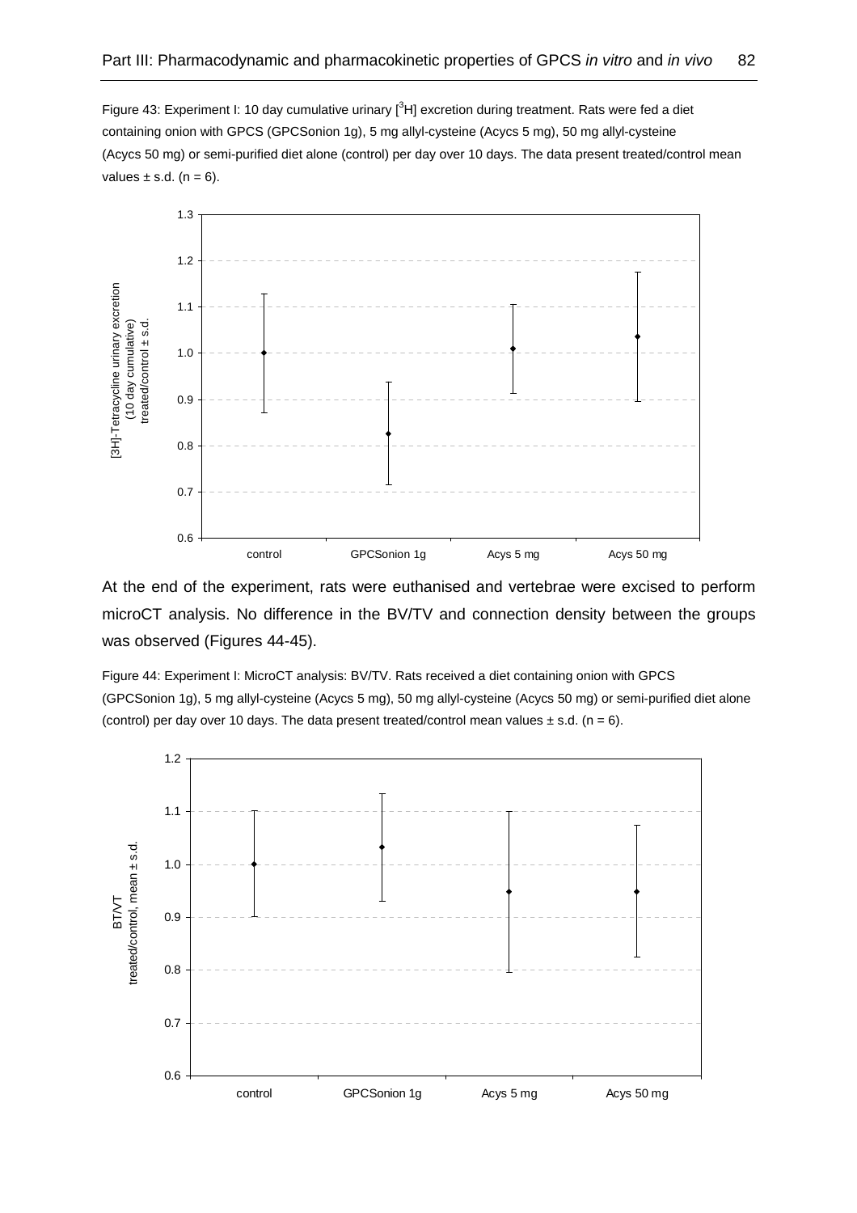Figure 43: Experiment I: 10 day cumulative urinary [$^3$H] excretion during treatment. Rats were fed a diet containing onion with GPCS (GPCSonion 1g), 5 mg allyl-cysteine (Acycs 5 mg), 50 mg allyl-cysteine (Acycs 50 mg) or semi-purified diet alone (control) per day over 10 days. The data present treated/control mean values ± s.d. (n = 6).

At the end of the experiment, rats were euthanised and vertebrae were excised to perform microCT analysis. No difference in the BV/TV and connection density between the groups was observed (Figures 44-45).

Figure 44: Experiment I: MicroCT analysis: BV/TV. Rats received a diet containing onion with GPCS (GPCSonion 1g), 5 mg allyl-cysteine (Acycs 5 mg), 50 mg allyl-cysteine (Acycs 50 mg) or semi-purified diet alone (control) per day over 10 days. The data present treated/control mean values ± s.d. (n = 6).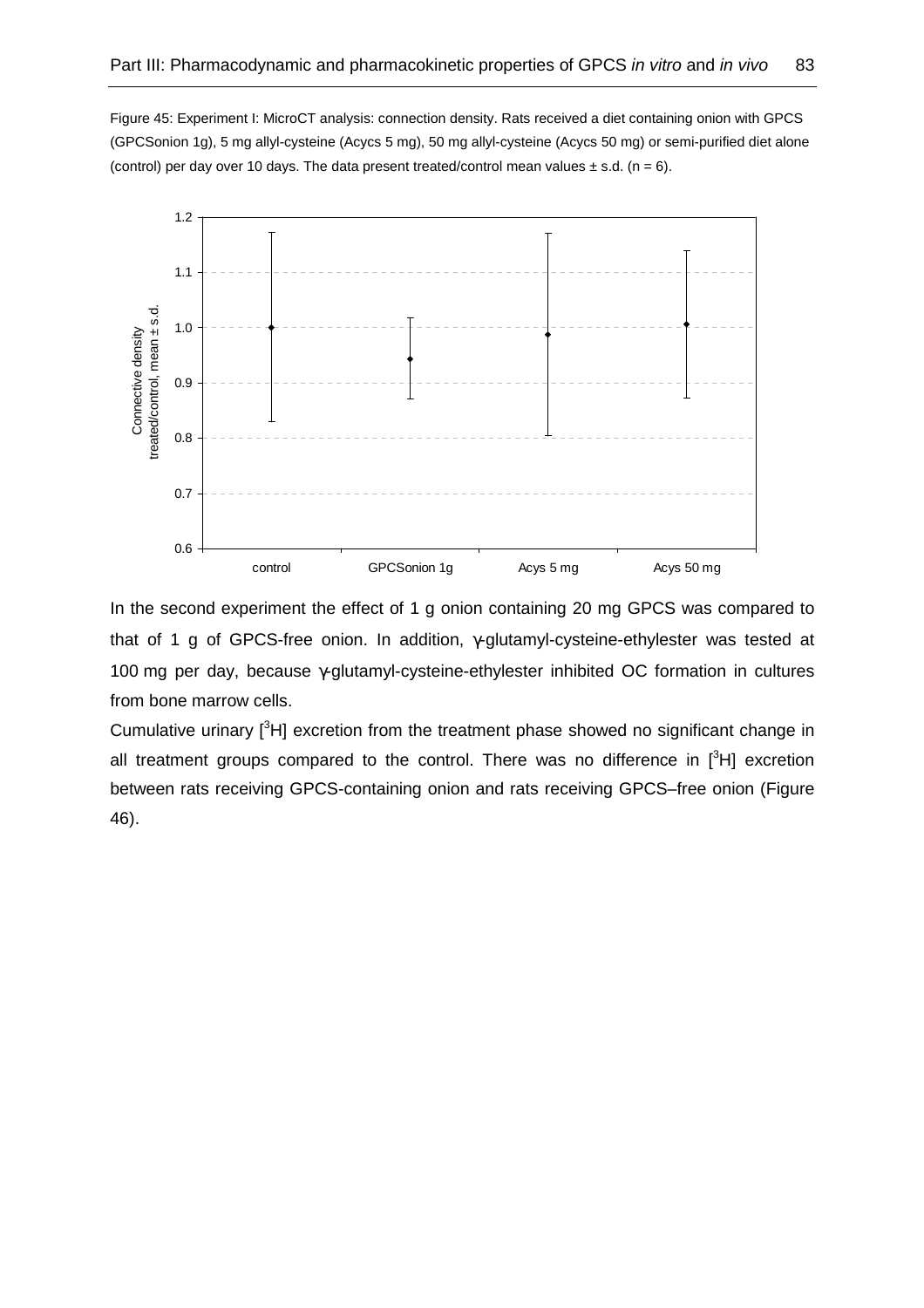Figure 45: Experiment I: MicroCT analysis: connection density. Rats received a diet containing onion with GPCS (GPCSonion 1g), 5 mg allyl-cysteine (Acycs 5 mg), 50 mg allyl-cysteine (Acycs 50 mg) or semi-purified diet alone (control) per day over 10 days. The data present treated/control mean values ± s.d. (n = 6).

In the second experiment the effect of 1 g onion containing 20 mg GPCS was compared to that of 1 g of GPCS-free onion. In addition, γ-glutamyl-cysteine-ethylester was tested at 100 mg per day, because γ-glutamyl-cysteine-ethylester inhibited OC formation in cultures from bone marrow cells.

Cumulative urinary [$^{3}$H] excretion from the treatment phase showed no significant change in all treatment groups compared to the control. There was no difference in [$^{3}$H] excretion between rats receiving GPCS-containing onion and rats receiving GPCS–free onion (Figure 46).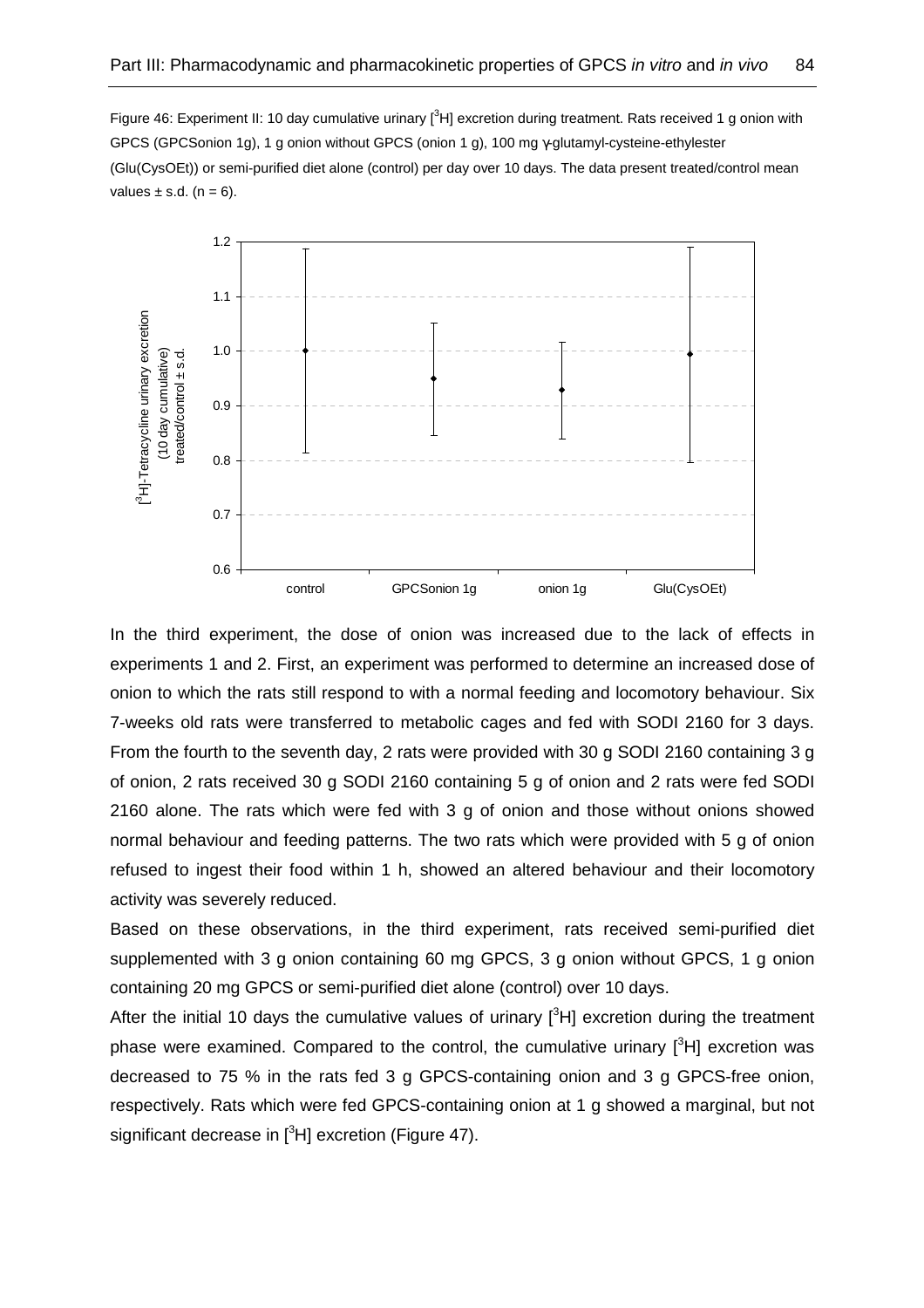Figure 46: Experiment II: 10 day cumulative urinary [$^{3}$H] excretion during treatment. Rats received 1 g onion with GPCS (GPCSonion 1g), 1 g onion without GPCS (onion 1 g), 100 mg γ-glutamyl-cysteine-ethylester (Glu(CysOEt)) or semi-purified diet alone (control) per day over 10 days. The data present treated/control mean values ± s.d. (n = 6).

In the third experiment, the dose of onion was increased due to the lack of effects in experiments 1 and 2. First, an experiment was performed to determine an increased dose of onion to which the rats still respond to with a normal feeding and locomotory behaviour. Six 7-weeks old rats were transferred to metabolic cages and fed with SODI 2160 for 3 days. From the fourth to the seventh day, 2 rats were provided with 30 g SODI 2160 containing 3 g of onion, 2 rats received 30 g SODI 2160 containing 5 g of onion and 2 rats were fed SODI 2160 alone. The rats which were fed with 3 g of onion and those without onions showed normal behaviour and feeding patterns. The two rats which were provided with 5 g of onion refused to ingest their food within 1 h, showed an altered behaviour and their locomotory activity was severely reduced.

Based on these observations, in the third experiment, rats received semi-purified diet supplemented with 3 g onion containing 60 mg GPCS, 3 g onion without GPCS, 1 g onion containing 20 mg GPCS or semi-purified diet alone (control) over 10 days.

After the initial 10 days the cumulative values of urinary [$^{3}$H] excretion during the treatment phase were examined. Compared to the control, the cumulative urinary [$^{3}$H] excretion was decreased to 75 % in the rats fed 3 g GPCS-containing onion and 3 g GPCS-free onion, respectively. Rats which were fed GPCS-containing onion at 1 g showed a marginal, but not significant decrease in [$^{3}$H] excretion (Figure 47).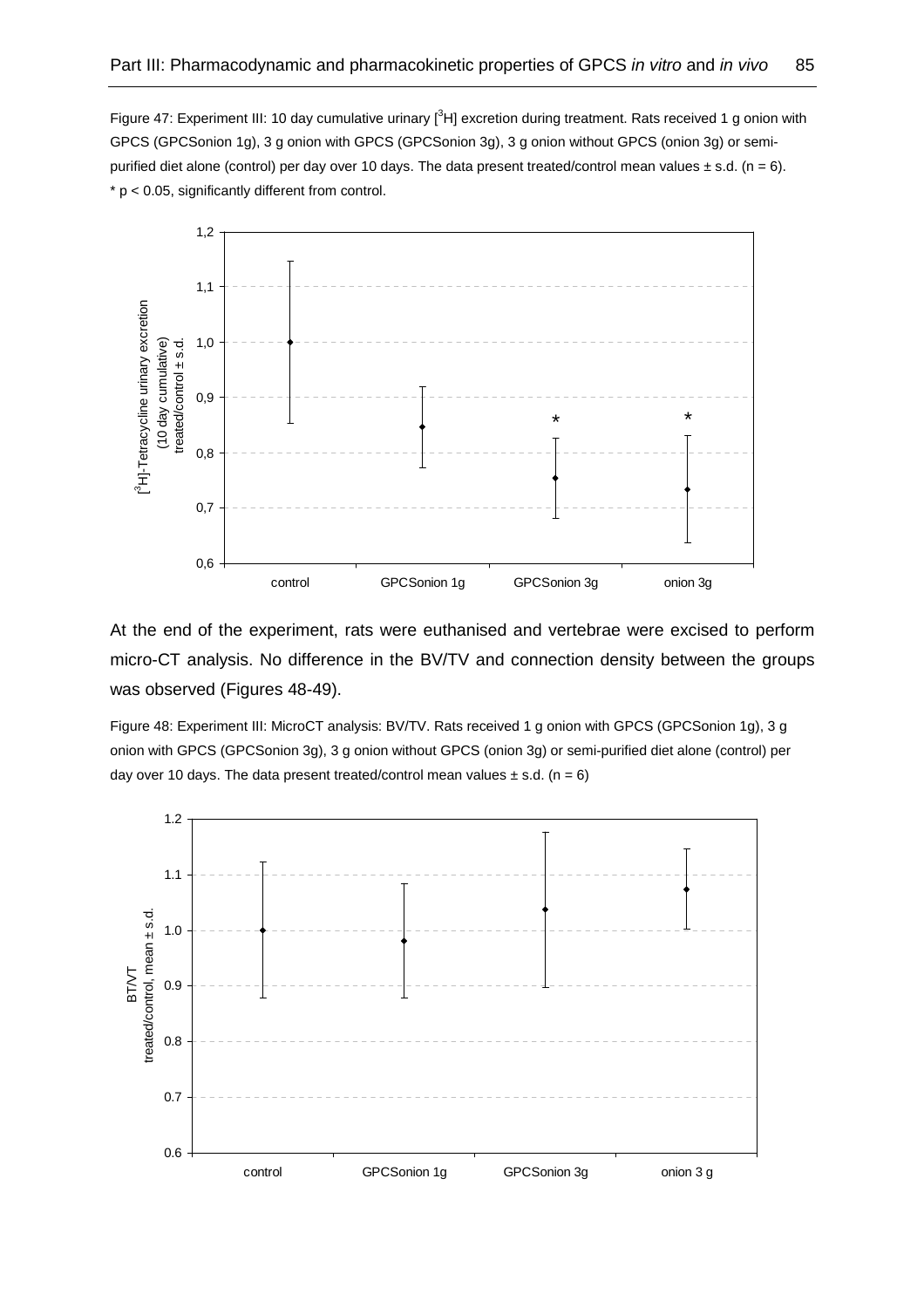Figure 47: Experiment III: 10 day cumulative urinary [$^3$H] excretion during treatment. Rats received 1 g onion with GPCS (GPCSonion 1g), 3 g onion with GPCS (GPCSonion 3g), 3 g onion without GPCS (onion 3g) or semi-purified diet alone (control) per day over 10 days. The data present treated/control mean values ± s.d. (n = 6). * $p < 0.05$, significantly different from control.

At the end of the experiment, rats were euthanised and vertebrae were excised to perform micro-CT analysis. No difference in the BV/TV and connection density between the groups was observed (Figures 48-49).

Figure 48: Experiment III: MicroCT analysis: BV/TV. Rats received 1 g onion with GPCS (GPCSonion 1g), 3 g onion with GPCS (GPCSonion 3g), 3 g onion without GPCS (onion 3g) or semi-purified diet alone (control) per day over 10 days. The data present treated/control mean values ± s.d. (n = 6)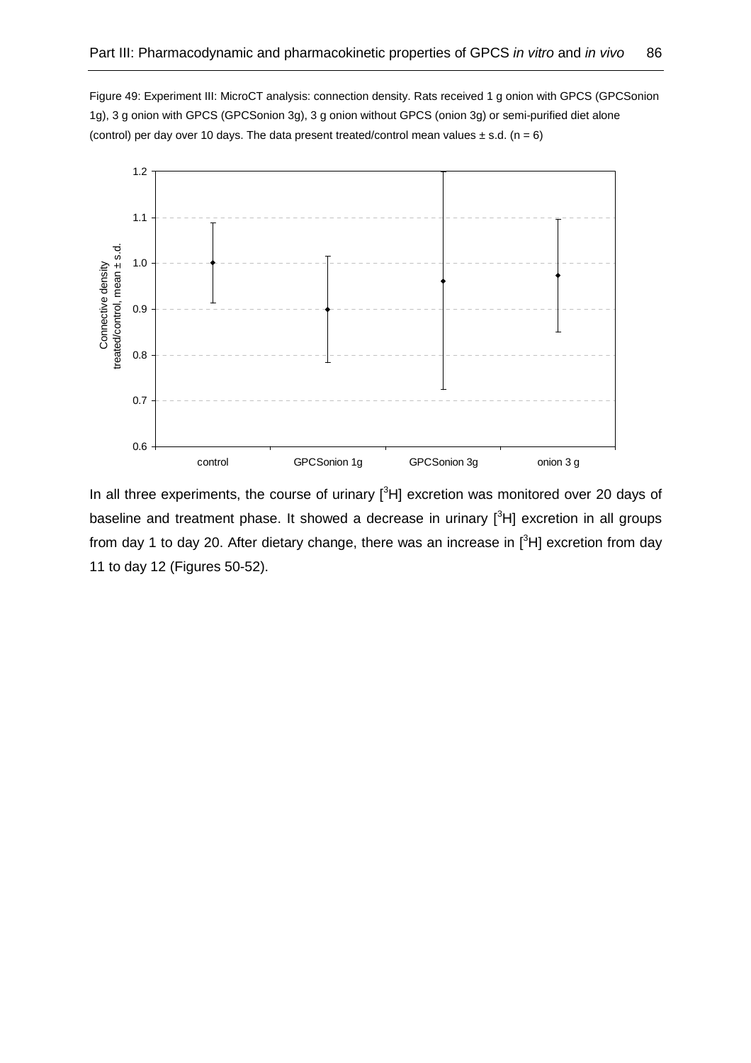Figure 49: Experiment III: MicroCT analysis: connection density. Rats received 1 g onion with GPCS (GPCSonion 1g), 3 g onion with GPCS (GPCSonion 3g), 3 g onion without GPCS (onion 3g) or semi-purified diet alone (control) per day over 10 days. The data present treated/control mean values ± s.d. (n = 6)

In all three experiments, the course of urinary [$^3$H] excretion was monitored over 20 days of baseline and treatment phase. It showed a decrease in urinary [$^3$H] excretion in all groups from day 1 to day 20. After dietary change, there was an increase in [$^3$H] excretion from day 11 to day 12 (Figures 50-52).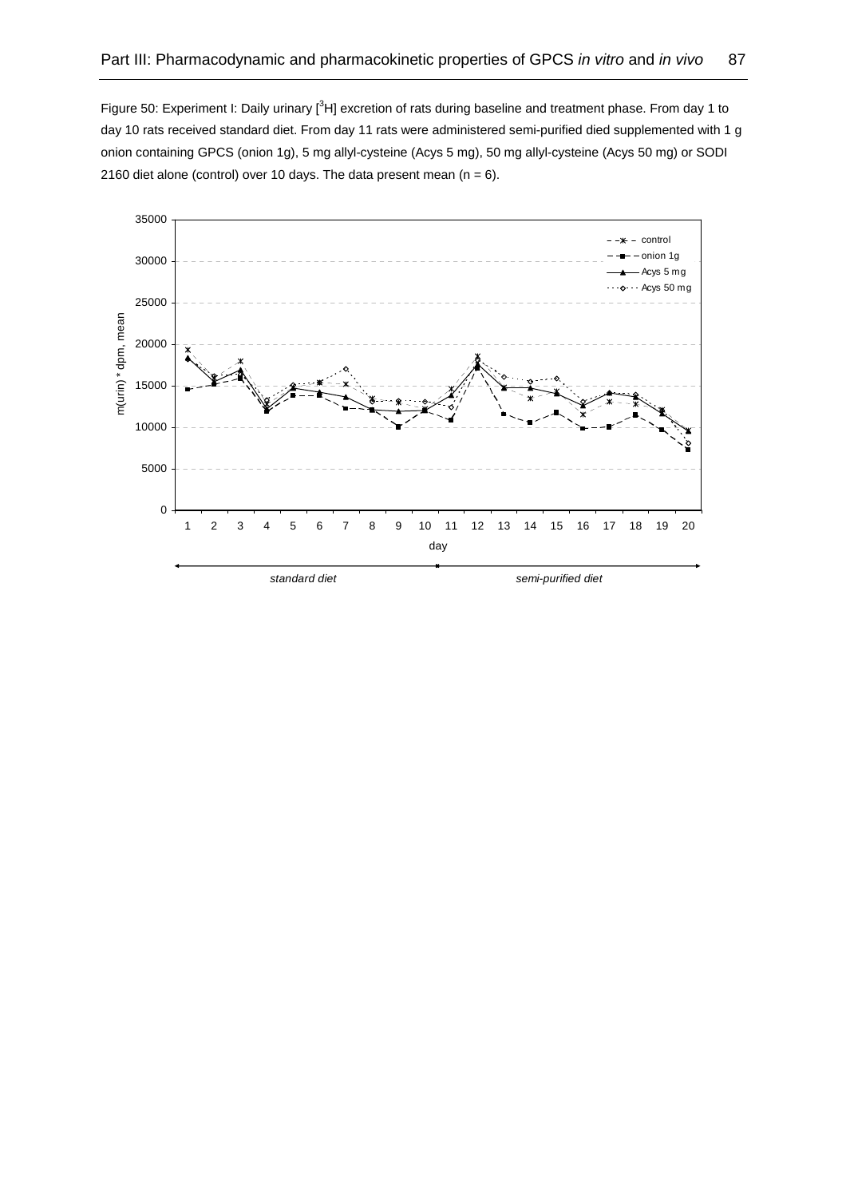Figure 50: Experiment I: Daily urinary [$^3$H] excretion of rats during baseline and treatment phase. From day 1 to day 10 rats received standard diet. From day 11 rats were administered semi-purified died supplemented with 1 g onion containing GPCS (onion 1g), 5 mg allyl-cysteine (Acys 5 mg), 50 mg allyl-cysteine (Acys 50 mg) or SODI 2160 diet alone (control) over 10 days. The data present mean (n = 6).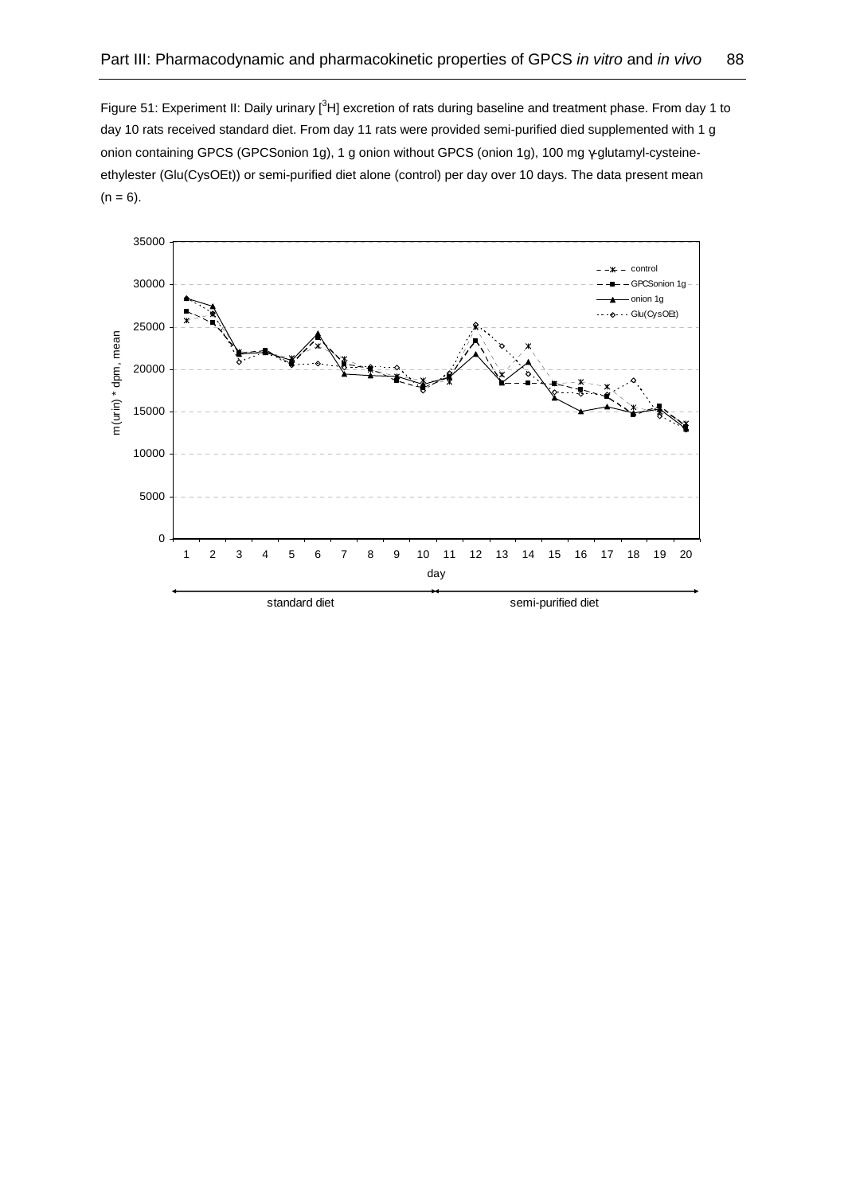Figure 51: Experiment II: Daily urinary [$^{3}$H] excretion of rats during baseline and treatment phase. From day 1 to day 10 rats received standard diet. From day 11 rats were provided semi-purified died supplemented with 1 g onion containing GPCS (GPCSonion 1g), 1 g onion without GPCS (onion 1g), 100 mg γ-glutamyl-cysteine-ethylester (Glu(CysOEt)) or semi-purified diet alone (control) per day over 10 days. The data present mean (n = 6).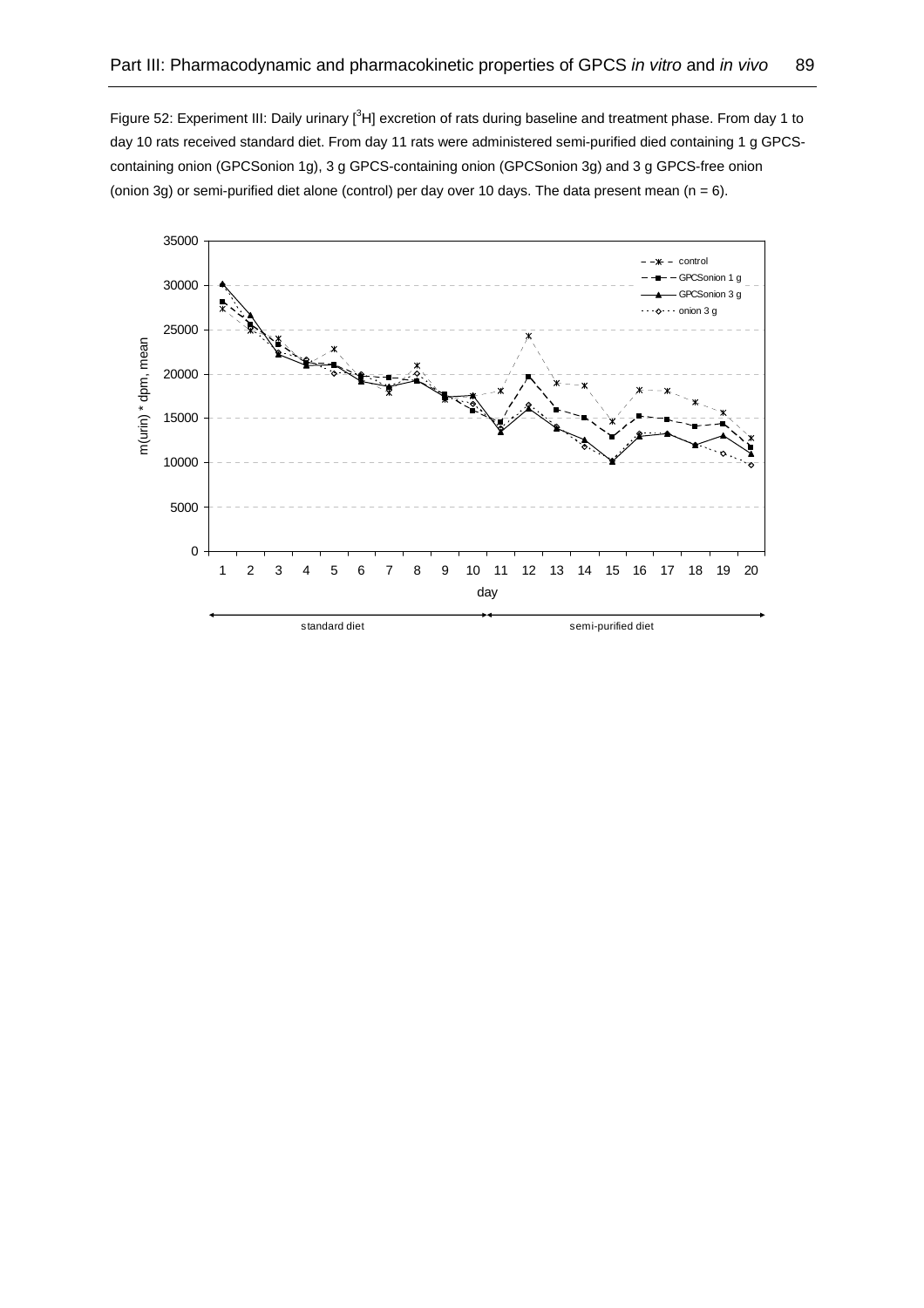Figure 52: Experiment III: Daily urinary [$^3$H] excretion of rats during baseline and treatment phase. From day 1 to day 10 rats received standard diet. From day 11 rats were administered semi-purified died containing 1 g GPCS-containing onion (GPCSonion 1g), 3 g GPCS-containing onion (GPCSonion 3g) and 3 g GPCS-free onion (onion 3g) or semi-purified diet alone (control) per day over 10 days. The data present mean (n = 6).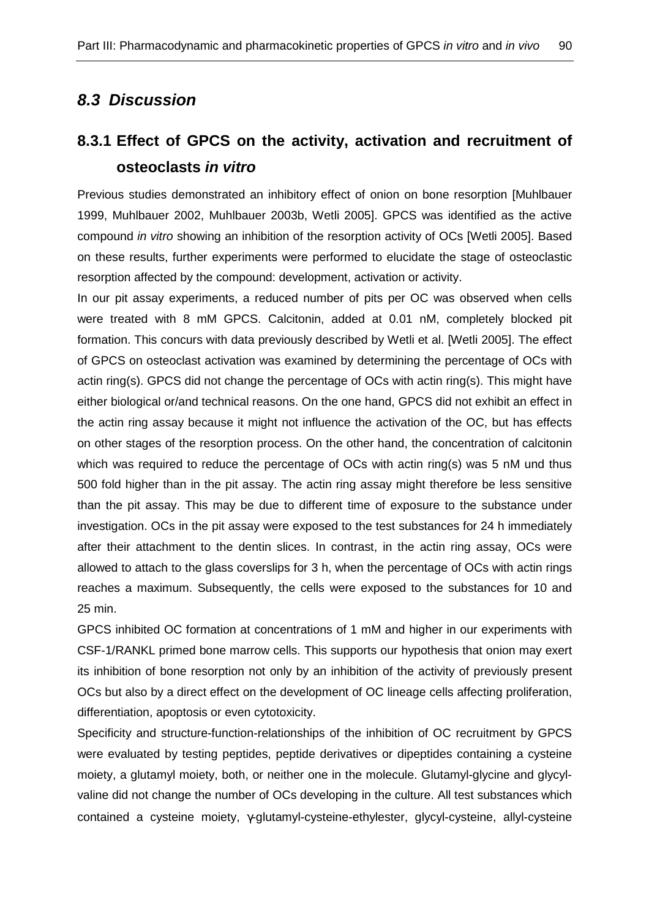## *8.3 Discussion*

### 8.3.1 Effect of GPCS on the activity, activation and recruitment of osteoclasts *in vitro*

Previous studies demonstrated an inhibitory effect of onion on bone resorption [Muhlbauer 1999, Muhlbauer 2002, Muhlbauer 2003b, Wetli 2005]. GPCS was identified as the active compound *in vitro* showing an inhibition of the resorption activity of OCs [Wetli 2005]. Based on these results, further experiments were performed to elucidate the stage of osteoclastic resorption affected by the compound: development, activation or activity.

In our pit assay experiments, a reduced number of pits per OC was observed when cells were treated with 8 mM GPCS. Calcitonin, added at 0.01 nM, completely blocked pit formation. This concurs with data previously described by Wetli et al. [Wetli 2005]. The effect of GPCS on osteoclast activation was examined by determining the percentage of OCs with actin ring(s). GPCS did not change the percentage of OCs with actin ring(s). This might have either biological or/and technical reasons. On the one hand, GPCS did not exhibit an effect in the actin ring assay because it might not influence the activation of the OC, but has effects on other stages of the resorption process. On the other hand, the concentration of calcitonin which was required to reduce the percentage of OCs with actin ring(s) was 5 nM und thus 500 fold higher than in the pit assay. The actin ring assay might therefore be less sensitive than the pit assay. This may be due to different time of exposure to the substance under investigation. OCs in the pit assay were exposed to the test substances for 24 h immediately after their attachment to the dentin slices. In contrast, in the actin ring assay, OCs were allowed to attach to the glass coverslips for 3 h, when the percentage of OCs with actin rings reaches a maximum. Subsequently, the cells were exposed to the substances for 10 and 25 min.

GPCS inhibited OC formation at concentrations of 1 mM and higher in our experiments with CSF-1/RANKL primed bone marrow cells. This supports our hypothesis that onion may exert its inhibition of bone resorption not only by an inhibition of the activity of previously present OCs but also by a direct effect on the development of OC lineage cells affecting proliferation, differentiation, apoptosis or even cytotoxicity.

Specificity and structure-function-relationships of the inhibition of OC recruitment by GPCS were evaluated by testing peptides, peptide derivatives or dipeptides containing a cysteine moiety, a glutamyl moiety, both, or neither one in the molecule. Glutamyl-glycine and glycyl-valine did not change the number of OCs developing in the culture. All test substances which contained a cysteine moiety, γ-glutamyl-cysteine-ethylester, glycyl-cysteine, allyl-cysteine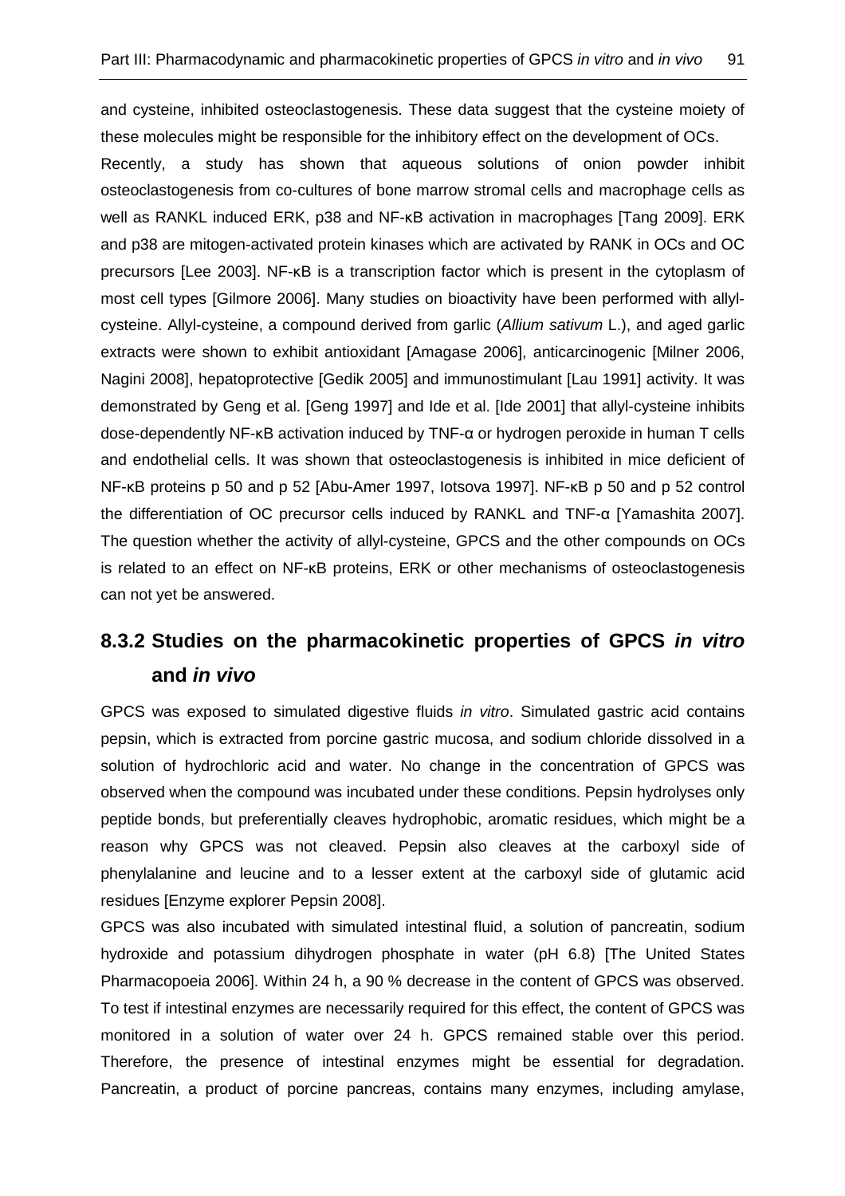and cysteine, inhibited osteoclastogenesis. These data suggest that the cysteine moiety of these molecules might be responsible for the inhibitory effect on the development of OCs.

Recently, a study has shown that aqueous solutions of onion powder inhibit osteoclastogenesis from co-cultures of bone marrow stromal cells and macrophage cells as well as RANKL induced ERK, p38 and NF-κB activation in macrophages [Tang 2009]. ERK and p38 are mitogen-activated protein kinases which are activated by RANK in OCs and OC precursors [Lee 2003]. NF-κB is a transcription factor which is present in the cytoplasm of most cell types [Gilmore 2006]. Many studies on bioactivity have been performed with allyl-cysteine. Allyl-cysteine, a compound derived from garlic (*Allium sativum* L.), and aged garlic extracts were shown to exhibit antioxidant [Amagase 2006], anticarcinogenic [Milner 2006, Nagini 2008], hepatoprotective [Gedik 2005] and immunostimulant [Lau 1991] activity. It was demonstrated by Geng et al. [Geng 1997] and Ide et al. [Ide 2001] that allyl-cysteine inhibits dose-dependently NF-κB activation induced by TNF-α or hydrogen peroxide in human T cells and endothelial cells. It was shown that osteoclastogenesis is inhibited in mice deficient of NF-κB proteins p 50 and p 52 [Abu-Amer 1997, Iotsova 1997]. NF-κB p 50 and p 52 control the differentiation of OC precursor cells induced by RANKL and TNF-α [Yamashita 2007]. The question whether the activity of allyl-cysteine, GPCS and the other compounds on OCs is related to an effect on NF-κB proteins, ERK or other mechanisms of osteoclastogenesis can not yet be answered.

### 8.3.2 Studies on the pharmacokinetic properties of GPCS *in vitro* and *in vivo*

GPCS was exposed to simulated digestive fluids *in vitro*. Simulated gastric acid contains pepsin, which is extracted from porcine gastric mucosa, and sodium chloride dissolved in a solution of hydrochloric acid and water. No change in the concentration of GPCS was observed when the compound was incubated under these conditions. Pepsin hydrolyses only peptide bonds, but preferentially cleaves hydrophobic, aromatic residues, which might be a reason why GPCS was not cleaved. Pepsin also cleaves at the carboxyl side of phenylalanine and leucine and to a lesser extent at the carboxyl side of glutamic acid residues [Enzyme explorer Pepsin 2008].

GPCS was also incubated with simulated intestinal fluid, a solution of pancreatin, sodium hydroxide and potassium dihydrogen phosphate in water (pH 6.8) [The United States Pharmacopoeia 2006]. Within 24 h, a 90 % decrease in the content of GPCS was observed. To test if intestinal enzymes are necessarily required for this effect, the content of GPCS was monitored in a solution of water over 24 h. GPCS remained stable over this period. Therefore, the presence of intestinal enzymes might be essential for degradation. Pancreatin, a product of porcine pancreas, contains many enzymes, including amylase,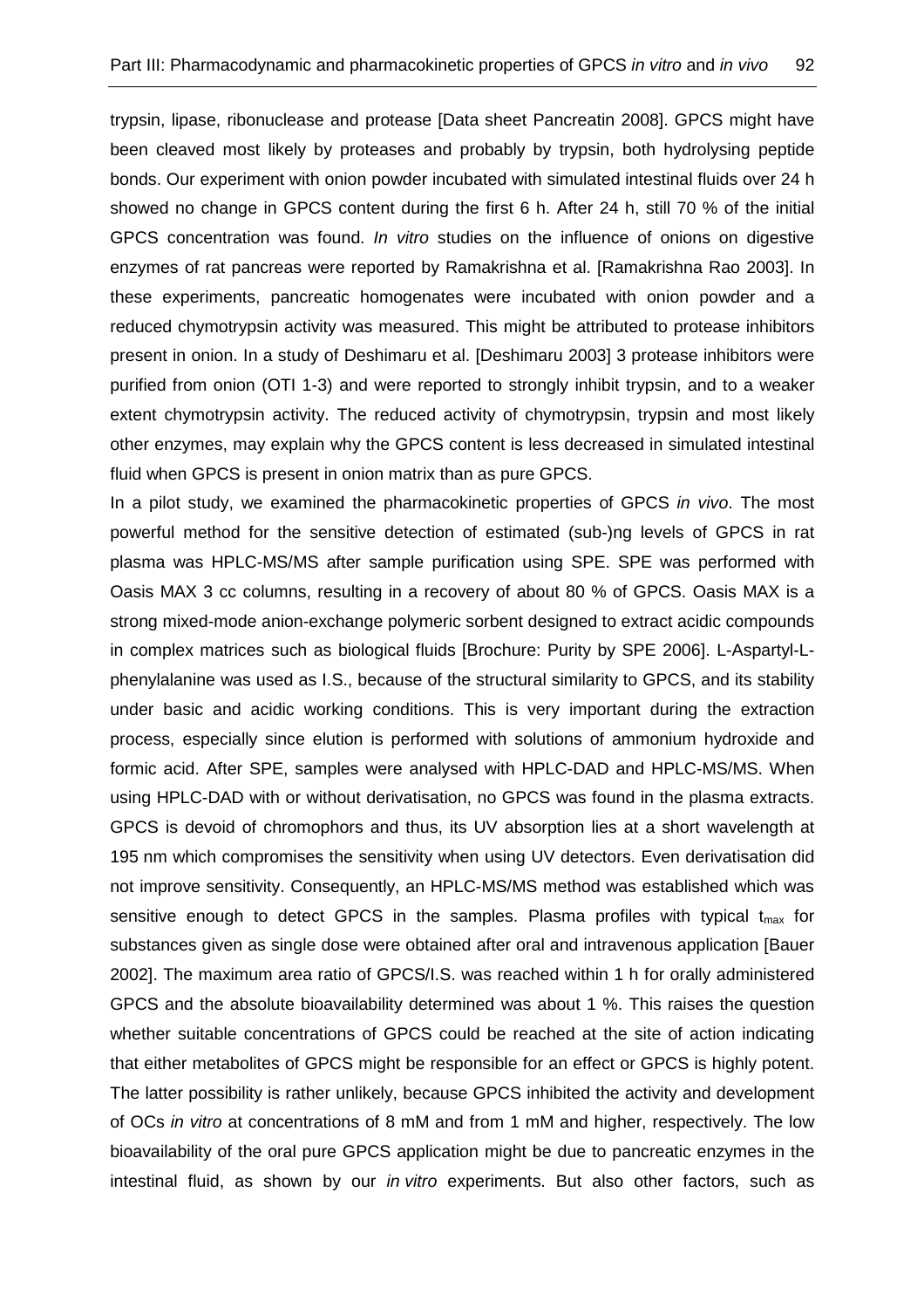trypsin, lipase, ribonuclease and protease [Data sheet Pancreatin 2008]. GPCS might have been cleaved most likely by proteases and probably by trypsin, both hydrolysing peptide bonds. Our experiment with onion powder incubated with simulated intestinal fluids over 24 h showed no change in GPCS content during the first 6 h. After 24 h, still 70 % of the initial GPCS concentration was found. *In vitro* studies on the influence of onions on digestive enzymes of rat pancreas were reported by Ramakrishna et al. [Ramakrishna Rao 2003]. In these experiments, pancreatic homogenates were incubated with onion powder and a reduced chymotrypsin activity was measured. This might be attributed to protease inhibitors present in onion. In a study of Deshimaru et al. [Deshimaru 2003] 3 protease inhibitors were purified from onion (OTI 1-3) and were reported to strongly inhibit trypsin, and to a weaker extent chymotrypsin activity. The reduced activity of chymotrypsin, trypsin and most likely other enzymes, may explain why the GPCS content is less decreased in simulated intestinal fluid when GPCS is present in onion matrix than as pure GPCS.

In a pilot study, we examined the pharmacokinetic properties of GPCS *in vivo*. The most powerful method for the sensitive detection of estimated (sub-)ng levels of GPCS in rat plasma was HPLC-MS/MS after sample purification using SPE. SPE was performed with Oasis MAX 3 cc columns, resulting in a recovery of about 80 % of GPCS. Oasis MAX is a strong mixed-mode anion-exchange polymeric sorbent designed to extract acidic compounds in complex matrices such as biological fluids [Brochure: Purity by SPE 2006]. L-Aspartyl-L-phenylalanine was used as I.S., because of the structural similarity to GPCS, and its stability under basic and acidic working conditions. This is very important during the extraction process, especially since elution is performed with solutions of ammonium hydroxide and formic acid. After SPE, samples were analysed with HPLC-DAD and HPLC-MS/MS. When using HPLC-DAD with or without derivatisation, no GPCS was found in the plasma extracts. GPCS is devoid of chromophors and thus, its UV absorption lies at a short wavelength at 195 nm which compromises the sensitivity when using UV detectors. Even derivatisation did not improve sensitivity. Consequently, an HPLC-MS/MS method was established which was sensitive enough to detect GPCS in the samples. Plasma profiles with typical $t_{max}$ for substances given as single dose were obtained after oral and intravenous application [Bauer 2002]. The maximum area ratio of GPCS/I.S. was reached within 1 h for orally administered GPCS and the absolute bioavailability determined was about 1 %. This raises the question whether suitable concentrations of GPCS could be reached at the site of action indicating that either metabolites of GPCS might be responsible for an effect or GPCS is highly potent. The latter possibility is rather unlikely, because GPCS inhibited the activity and development of OCs *in vitro* at concentrations of 8 mM and from 1 mM and higher, respectively. The low bioavailability of the oral pure GPCS application might be due to pancreatic enzymes in the intestinal fluid, as shown by our *in vitro* experiments. But also other factors, such as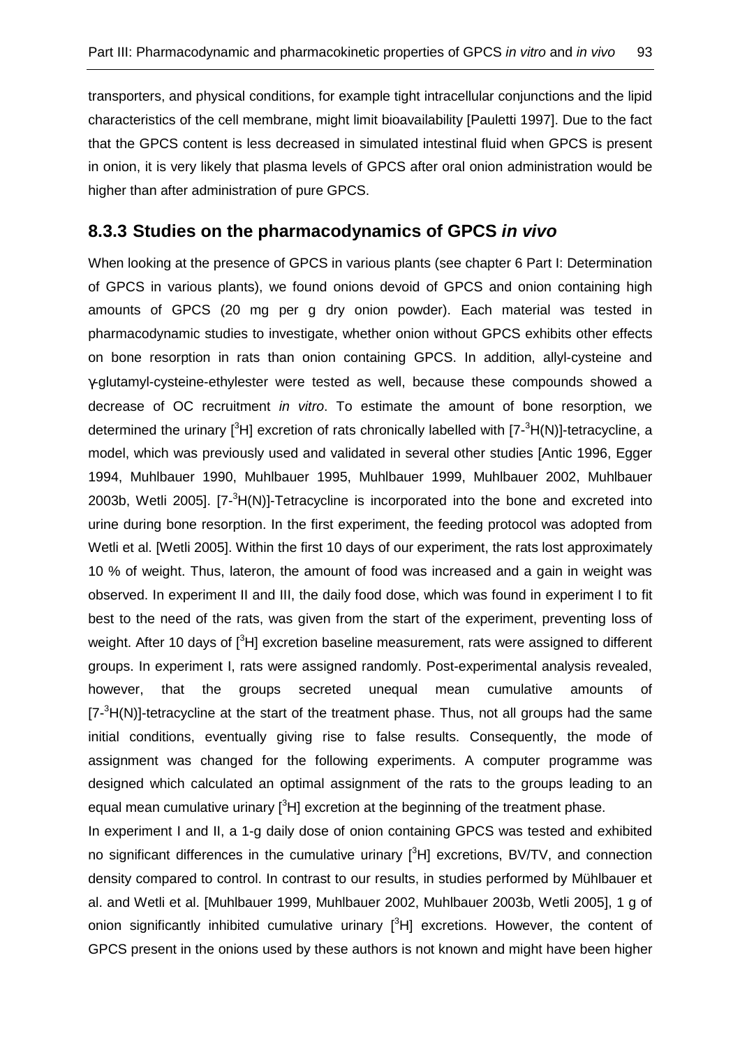transporters, and physical conditions, for example tight intracellular conjunctions and the lipid characteristics of the cell membrane, might limit bioavailability [Pauletti 1997]. Due to the fact that the GPCS content is less decreased in simulated intestinal fluid when GPCS is present in onion, it is very likely that plasma levels of GPCS after oral onion administration would be higher than after administration of pure GPCS.

### 8.3.3 Studies on the pharmacodynamics of GPCS *in vivo*

When looking at the presence of GPCS in various plants (see chapter 6 Part I: Determination of GPCS in various plants), we found onions devoid of GPCS and onion containing high amounts of GPCS (20 mg per g dry onion powder). Each material was tested in pharmacodynamic studies to investigate, whether onion without GPCS exhibits other effects on bone resorption in rats than onion containing GPCS. In addition, allyl-cysteine and γ-glutamyl-cysteine-ethylester were tested as well, because these compounds showed a decrease of OC recruitment *in vitro*. To estimate the amount of bone resorption, we determined the urinary [$^{3}$H] excretion of rats chronically labelled with [7-$^{3}$H(N)]-tetracycline, a model, which was previously used and validated in several other studies [Antic 1996, Egger 1994, Muhlbauer 1990, Muhlbauer 1995, Muhlbauer 1999, Muhlbauer 2002, Muhlbauer 2003b, Wetli 2005]. [7-$^{3}$H(N)]-Tetracycline is incorporated into the bone and excreted into urine during bone resorption. In the first experiment, the feeding protocol was adopted from Wetli et al. [Wetli 2005]. Within the first 10 days of our experiment, the rats lost approximately 10 % of weight. Thus, lateron, the amount of food was increased and a gain in weight was observed. In experiment II and III, the daily food dose, which was found in experiment I to fit best to the need of the rats, was given from the start of the experiment, preventing loss of weight. After 10 days of [$^{3}$H] excretion baseline measurement, rats were assigned to different groups. In experiment I, rats were assigned randomly. Post-experimental analysis revealed, however, that the groups secreted unequal mean cumulative amounts of [7-$^{3}$H(N)]-tetracycline at the start of the treatment phase. Thus, not all groups had the same initial conditions, eventually giving rise to false results. Consequently, the mode of assignment was changed for the following experiments. A computer programme was designed which calculated an optimal assignment of the rats to the groups leading to an equal mean cumulative urinary [$^{3}$H] excretion at the beginning of the treatment phase.

In experiment I and II, a 1-g daily dose of onion containing GPCS was tested and exhibited no significant differences in the cumulative urinary [$^{3}$H] excretions, BV/TV, and connection density compared to control. In contrast to our results, in studies performed by Mühlbauer et al. and Wetli et al. [Muhlbauer 1999, Muhlbauer 2002, Muhlbauer 2003b, Wetli 2005], 1 g of onion significantly inhibited cumulative urinary [$^{3}$H] excretions. However, the content of GPCS present in the onions used by these authors is not known and might have been higher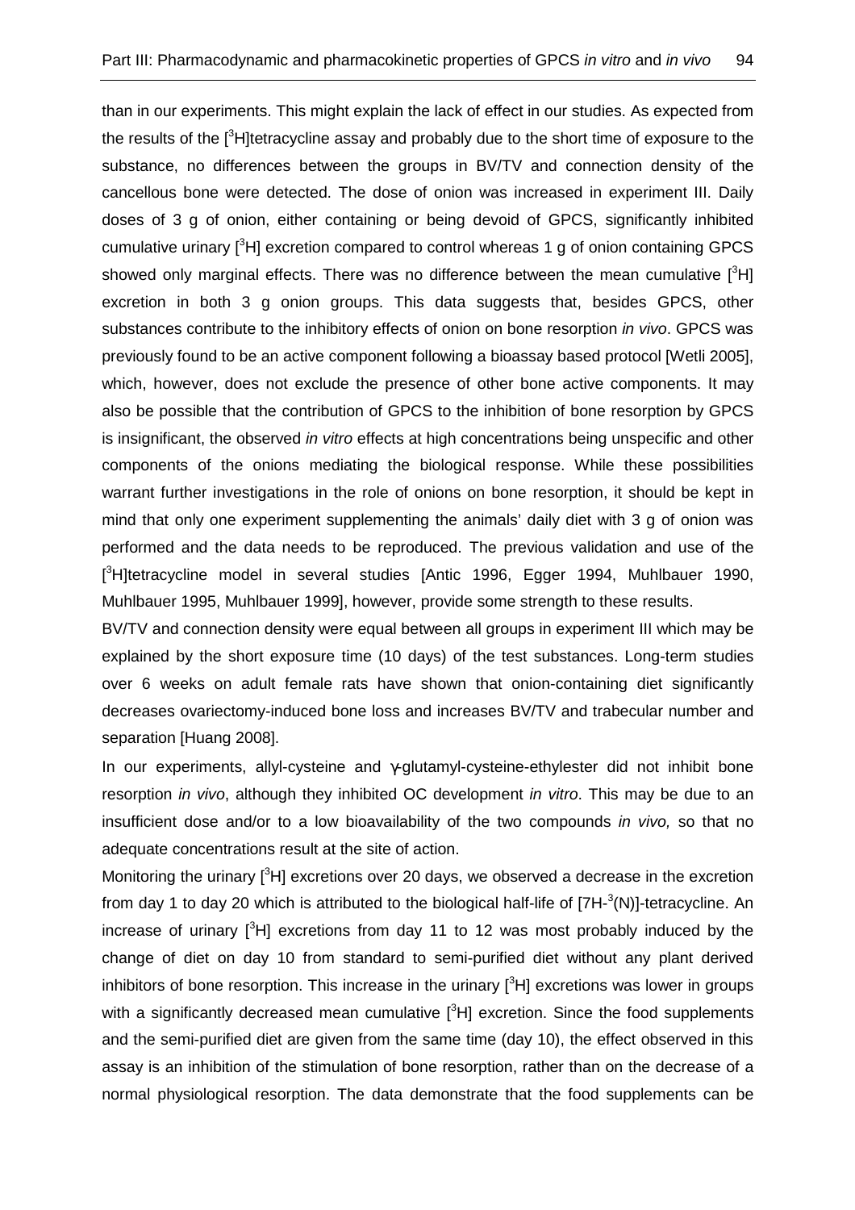than in our experiments. This might explain the lack of effect in our studies. As expected from the results of the [$^3$H]tetracycline assay and probably due to the short time of exposure to the substance, no differences between the groups in BV/TV and connection density of the cancellous bone were detected. The dose of onion was increased in experiment III. Daily doses of 3 g of onion, either containing or being devoid of GPCS, significantly inhibited cumulative urinary [$^3$H] excretion compared to control whereas 1 g of onion containing GPCS showed only marginal effects. There was no difference between the mean cumulative [$^3$H] excretion in both 3 g onion groups. This data suggests that, besides GPCS, other substances contribute to the inhibitory effects of onion on bone resorption *in vivo*. GPCS was previously found to be an active component following a bioassay based protocol [Wetli 2005], which, however, does not exclude the presence of other bone active components. It may also be possible that the contribution of GPCS to the inhibition of bone resorption by GPCS is insignificant, the observed *in vitro* effects at high concentrations being unspecific and other components of the onions mediating the biological response. While these possibilities warrant further investigations in the role of onions on bone resorption, it should be kept in mind that only one experiment supplementing the animals' daily diet with 3 g of onion was performed and the data needs to be reproduced. The previous validation and use of the [$^3$H]tetracycline model in several studies [Antic 1996, Egger 1994, Muhlbauer 1990, Muhlbauer 1995, Muhlbauer 1999], however, provide some strength to these results.

BV/TV and connection density were equal between all groups in experiment III which may be explained by the short exposure time (10 days) of the test substances. Long-term studies over 6 weeks on adult female rats have shown that onion-containing diet significantly decreases ovariectomy-induced bone loss and increases BV/TV and trabecular number and separation [Huang 2008].

In our experiments, allyl-cysteine and γ-glutamyl-cysteine-ethylester did not inhibit bone resorption *in vivo*, although they inhibited OC development *in vitro*. This may be due to an insufficient dose and/or to a low bioavailability of the two compounds *in vivo,* so that no adequate concentrations result at the site of action.

Monitoring the urinary [$^3$H] excretions over 20 days, we observed a decrease in the excretion from day 1 to day 20 which is attributed to the biological half-life of [7H-$^3$(N)]-tetracycline. An increase of urinary [$^3$H] excretions from day 11 to 12 was most probably induced by the change of diet on day 10 from standard to semi-purified diet without any plant derived inhibitors of bone resorption. This increase in the urinary [$^3$H] excretions was lower in groups with a significantly decreased mean cumulative [$^3$H] excretion. Since the food supplements and the semi-purified diet are given from the same time (day 10), the effect observed in this assay is an inhibition of the stimulation of bone resorption, rather than on the decrease of a normal physiological resorption. The data demonstrate that the food supplements can be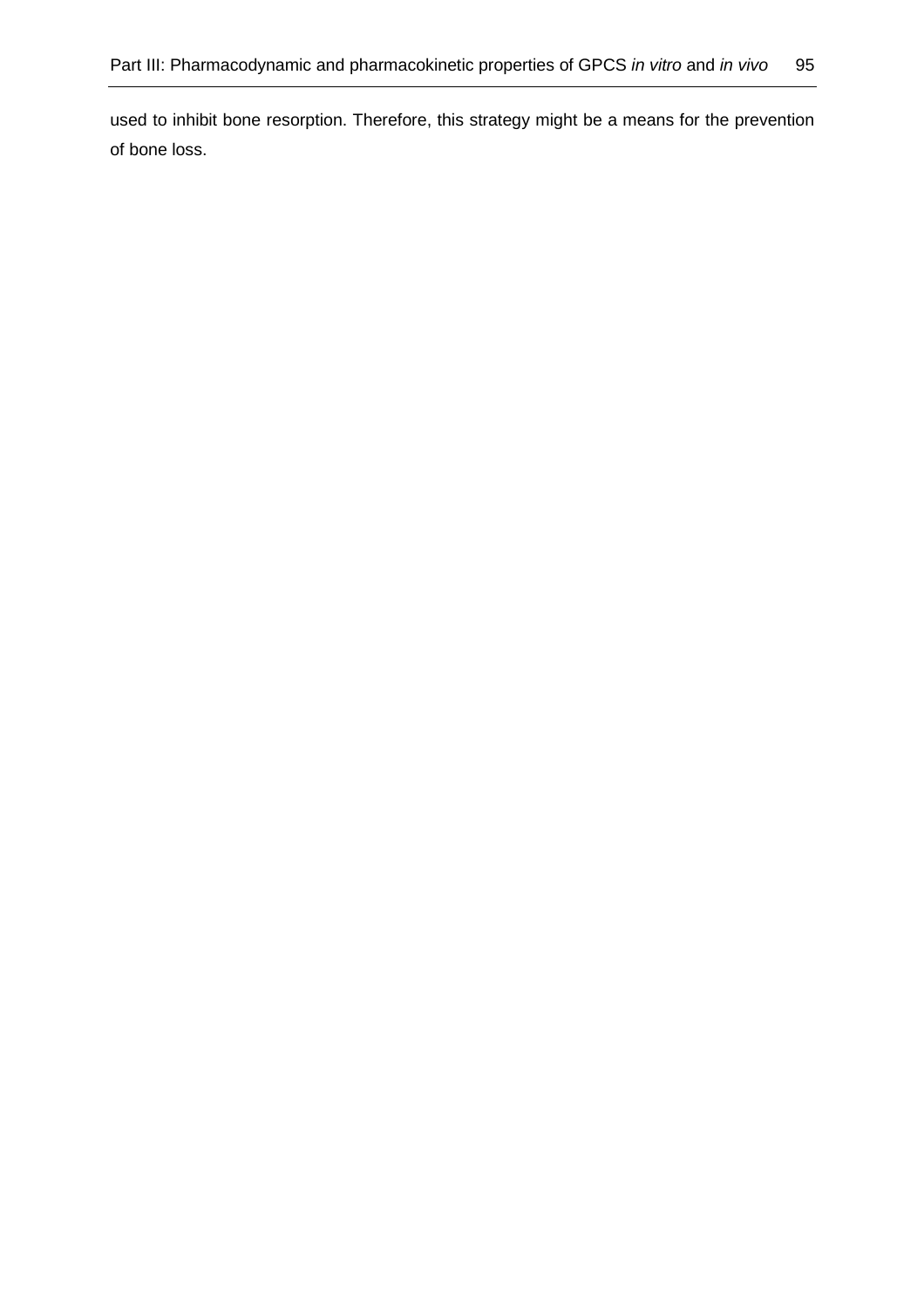used to inhibit bone resorption. Therefore, this strategy might be a means for the prevention of bone loss.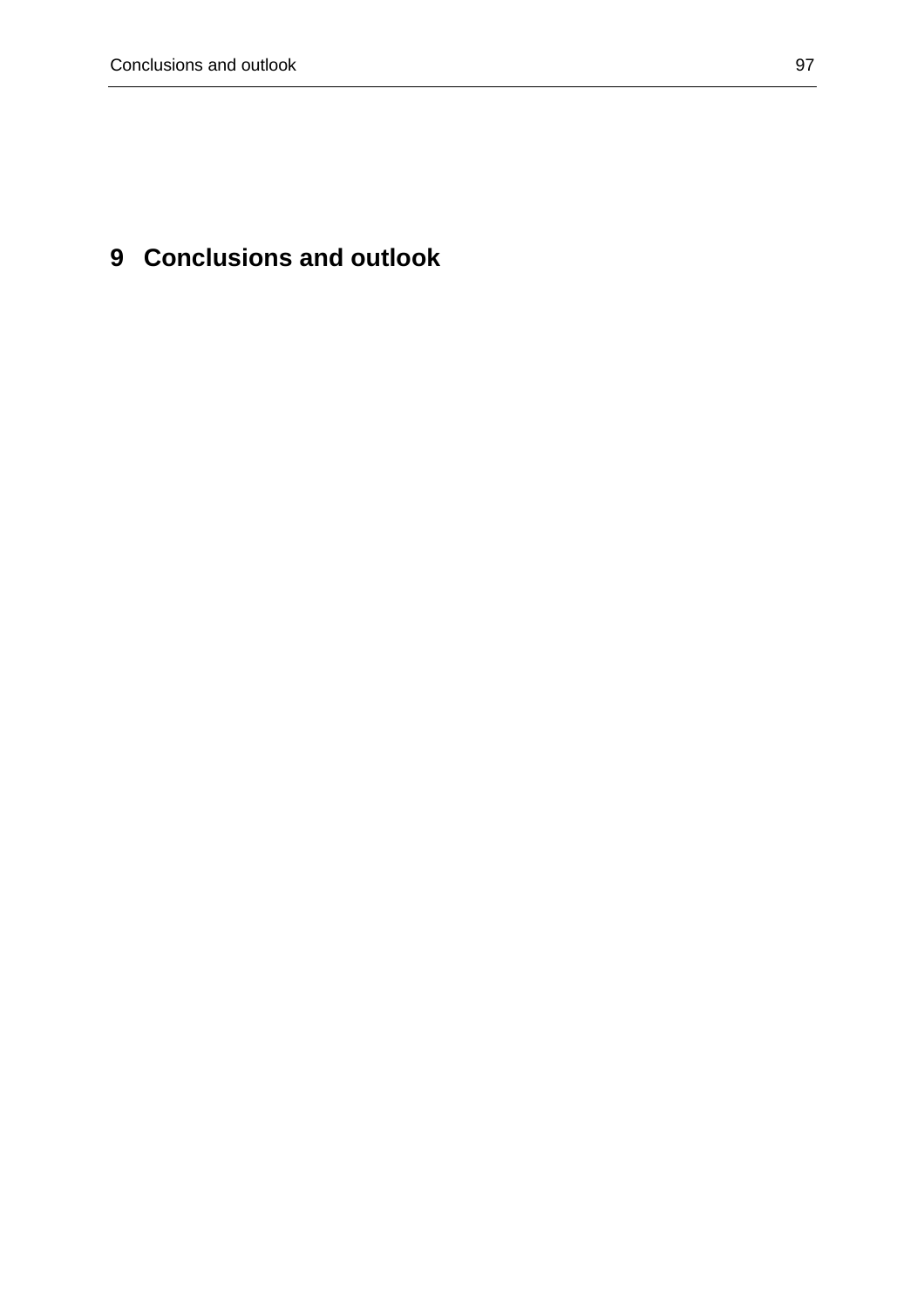# 9 Conclusions and outlook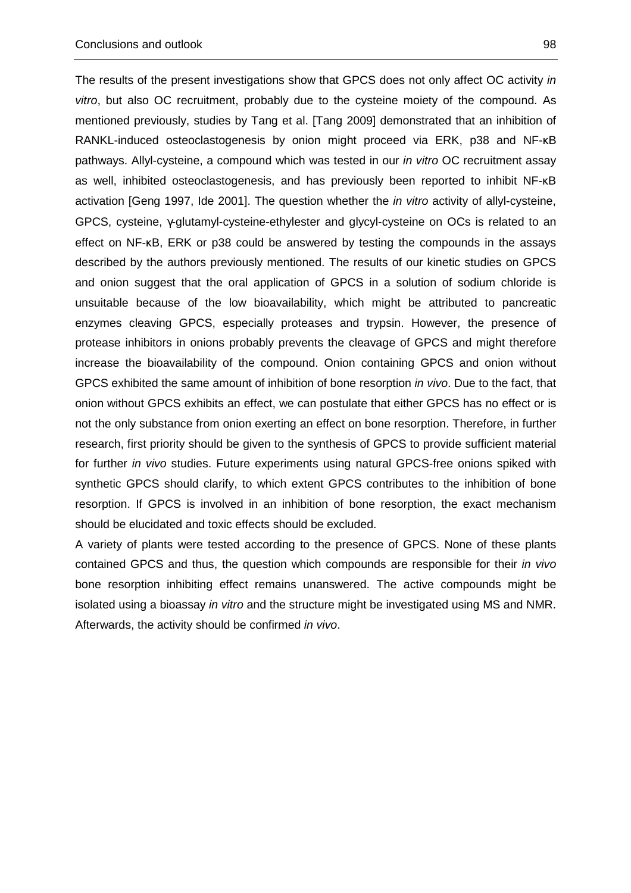The results of the present investigations show that GPCS does not only affect OC activity *in vitro*, but also OC recruitment, probably due to the cysteine moiety of the compound. As mentioned previously, studies by Tang et al. [Tang 2009] demonstrated that an inhibition of RANKL-induced osteoclastogenesis by onion might proceed via ERK, p38 and NF-κB pathways. Allyl-cysteine, a compound which was tested in our *in vitro* OC recruitment assay as well, inhibited osteoclastogenesis, and has previously been reported to inhibit NF-κB activation [Geng 1997, Ide 2001]. The question whether the *in vitro* activity of allyl-cysteine, GPCS, cysteine, γ-glutamyl-cysteine-ethylester and glycyl-cysteine on OCs is related to an effect on NF-κB, ERK or p38 could be answered by testing the compounds in the assays described by the authors previously mentioned. The results of our kinetic studies on GPCS and onion suggest that the oral application of GPCS in a solution of sodium chloride is unsuitable because of the low bioavailability, which might be attributed to pancreatic enzymes cleaving GPCS, especially proteases and trypsin. However, the presence of protease inhibitors in onions probably prevents the cleavage of GPCS and might therefore increase the bioavailability of the compound. Onion containing GPCS and onion without GPCS exhibited the same amount of inhibition of bone resorption *in vivo*. Due to the fact, that onion without GPCS exhibits an effect, we can postulate that either GPCS has no effect or is not the only substance from onion exerting an effect on bone resorption. Therefore, in further research, first priority should be given to the synthesis of GPCS to provide sufficient material for further *in vivo* studies. Future experiments using natural GPCS-free onions spiked with synthetic GPCS should clarify, to which extent GPCS contributes to the inhibition of bone resorption. If GPCS is involved in an inhibition of bone resorption, the exact mechanism should be elucidated and toxic effects should be excluded.

A variety of plants were tested according to the presence of GPCS. None of these plants contained GPCS and thus, the question which compounds are responsible for their *in vivo* bone resorption inhibiting effect remains unanswered. The active compounds might be isolated using a bioassay *in vitro* and the structure might be investigated using MS and NMR. Afterwards, the activity should be confirmed *in vivo*.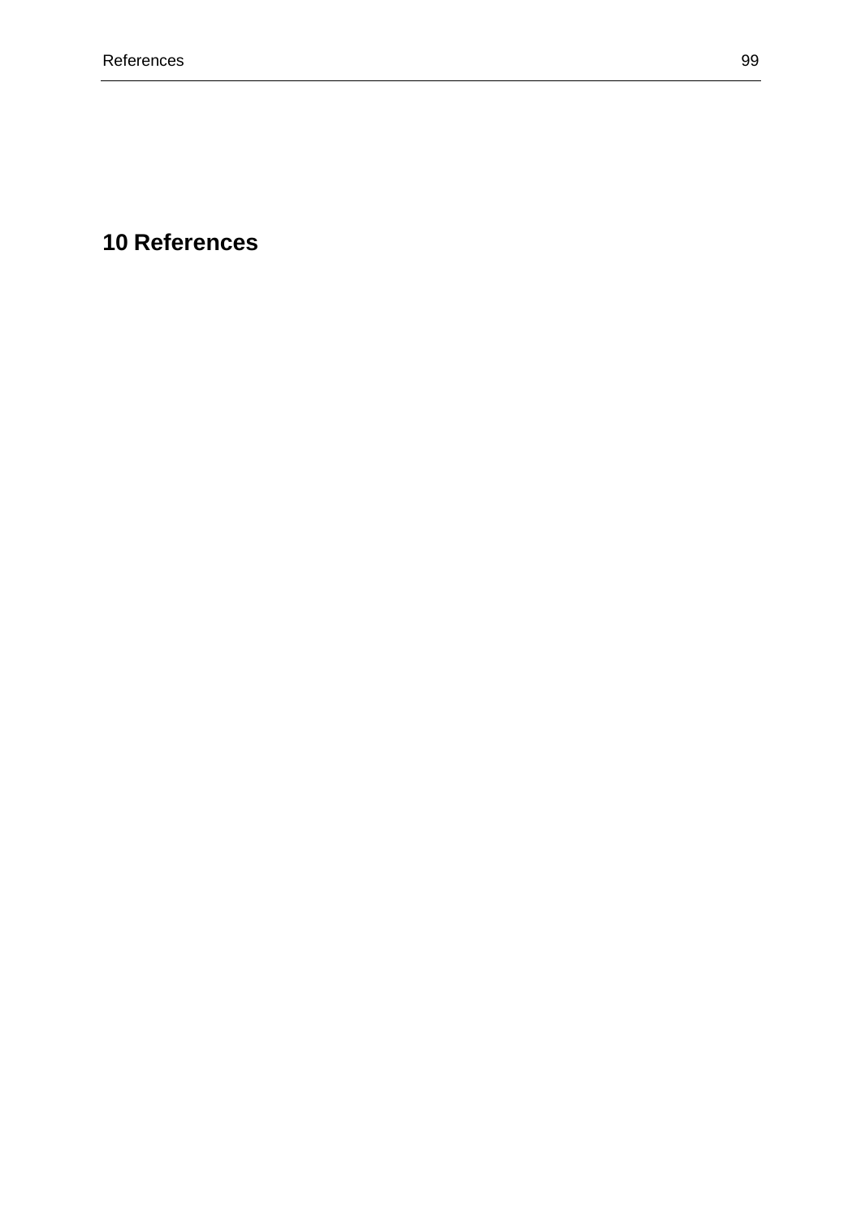# 10 References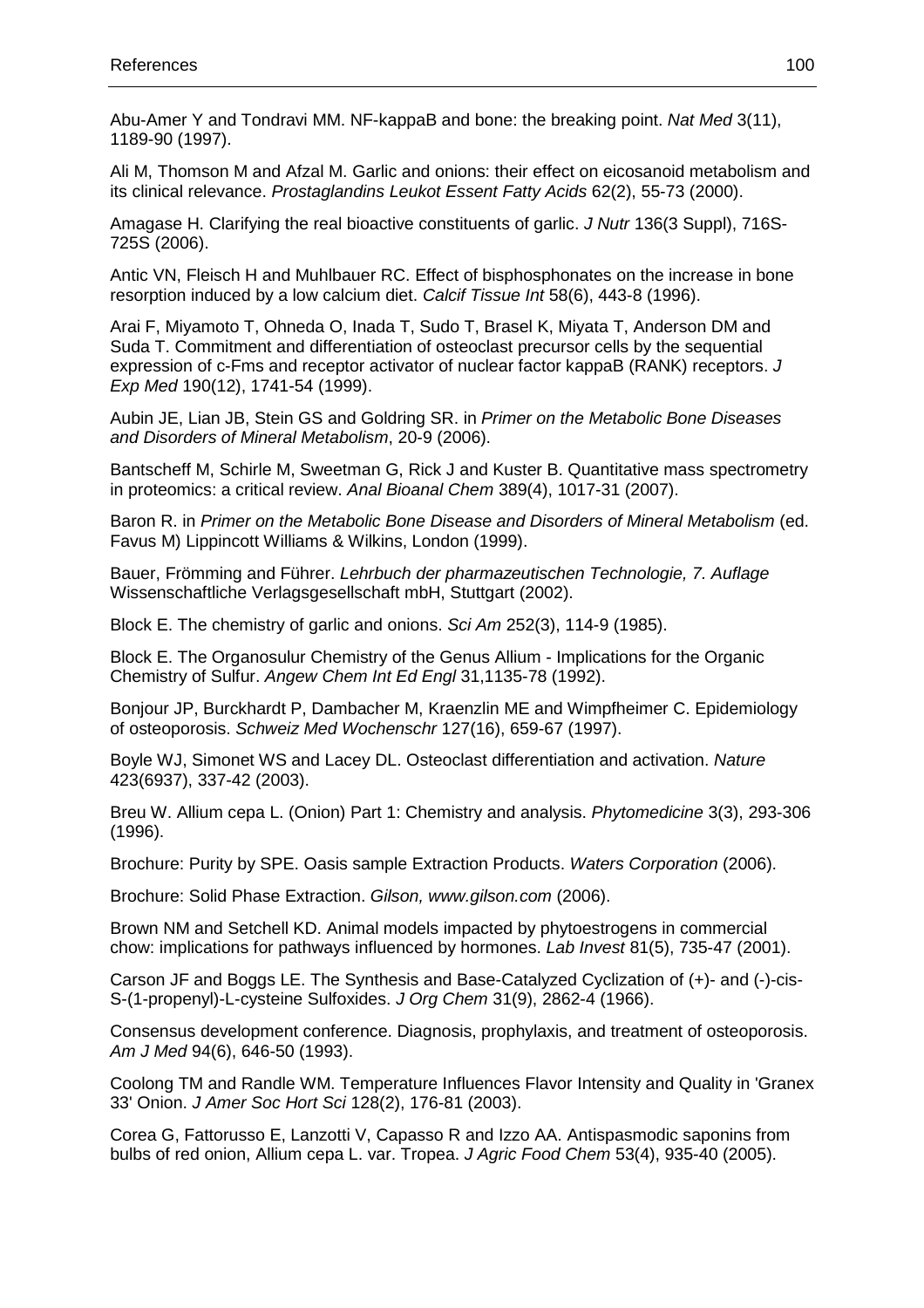Abu-Amer Y and Tondravi MM. NF-kappaB and bone: the breaking point. *Nat Med* 3(11), 1189-90 (1997).

Ali M, Thomson M and Afzal M. Garlic and onions: their effect on eicosanoid metabolism and its clinical relevance. *Prostaglandins Leukot Essent Fatty Acids* 62(2), 55-73 (2000).

Amagase H. Clarifying the real bioactive constituents of garlic. *J Nutr* 136(3 Suppl), 716S-725S (2006).

Antic VN, Fleisch H and Muhlbauer RC. Effect of bisphosphonates on the increase in bone resorption induced by a low calcium diet. *Calcif Tissue Int* 58(6), 443-8 (1996).

Arai F, Miyamoto T, Ohneda O, Inada T, Sudo T, Brasel K, Miyata T, Anderson DM and Suda T. Commitment and differentiation of osteoclast precursor cells by the sequential expression of c-Fms and receptor activator of nuclear factor kappaB (RANK) receptors. *J Exp Med* 190(12), 1741-54 (1999).

Aubin JE, Lian JB, Stein GS and Goldring SR. in *Primer on the Metabolic Bone Diseases and Disorders of Mineral Metabolism*, 20-9 (2006).

Bantscheff M, Schirle M, Sweetman G, Rick J and Kuster B. Quantitative mass spectrometry in proteomics: a critical review. *Anal Bioanal Chem* 389(4), 1017-31 (2007).

Baron R. in *Primer on the Metabolic Bone Disease and Disorders of Mineral Metabolism* (ed. Favus M) Lippincott Williams & Wilkins, London (1999).

Bauer, Frömming and Führer. *Lehrbuch der pharmazeutischen Technologie, 7. Auflage* Wissenschaftliche Verlagsgesellschaft mbH, Stuttgart (2002).

Block E. The chemistry of garlic and onions. *Sci Am* 252(3), 114-9 (1985).

Block E. The Organosulur Chemistry of the Genus Allium - Implications for the Organic Chemistry of Sulfur. *Angew Chem Int Ed Engl* 31,1135-78 (1992).

Bonjour JP, Burckhardt P, Dambacher M, Kraenzlin ME and Wimpfheimer C. Epidemiology of osteoporosis. *Schweiz Med Wochenschr* 127(16), 659-67 (1997).

Boyle WJ, Simonet WS and Lacey DL. Osteoclast differentiation and activation. *Nature* 423(6937), 337-42 (2003).

Breu W. Allium cepa L. (Onion) Part 1: Chemistry and analysis. *Phytomedicine* 3(3), 293-306 (1996).

Brochure: Purity by SPE. Oasis sample Extraction Products. *Waters Corporation* (2006).

Brochure: Solid Phase Extraction. *Gilson, www.gilson.com* (2006).

Brown NM and Setchell KD. Animal models impacted by phytoestrogens in commercial chow: implications for pathways influenced by hormones. *Lab Invest* 81(5), 735-47 (2001).

Carson JF and Boggs LE. The Synthesis and Base-Catalyzed Cyclization of (+)- and (-)-cis-S-(1-propenyl)-L-cysteine Sulfoxides. *J Org Chem* 31(9), 2862-4 (1966).

Consensus development conference. Diagnosis, prophylaxis, and treatment of osteoporosis. *Am J Med* 94(6), 646-50 (1993).

Coolong TM and Randle WM. Temperature Influences Flavor Intensity and Quality in 'Granex 33' Onion. *J Amer Soc Hort Sci* 128(2), 176-81 (2003).

Corea G, Fattorusso E, Lanzotti V, Capasso R and Izzo AA. Antispasmodic saponins from bulbs of red onion, Allium cepa L. var. Tropea. *J Agric Food Chem* 53(4), 935-40 (2005).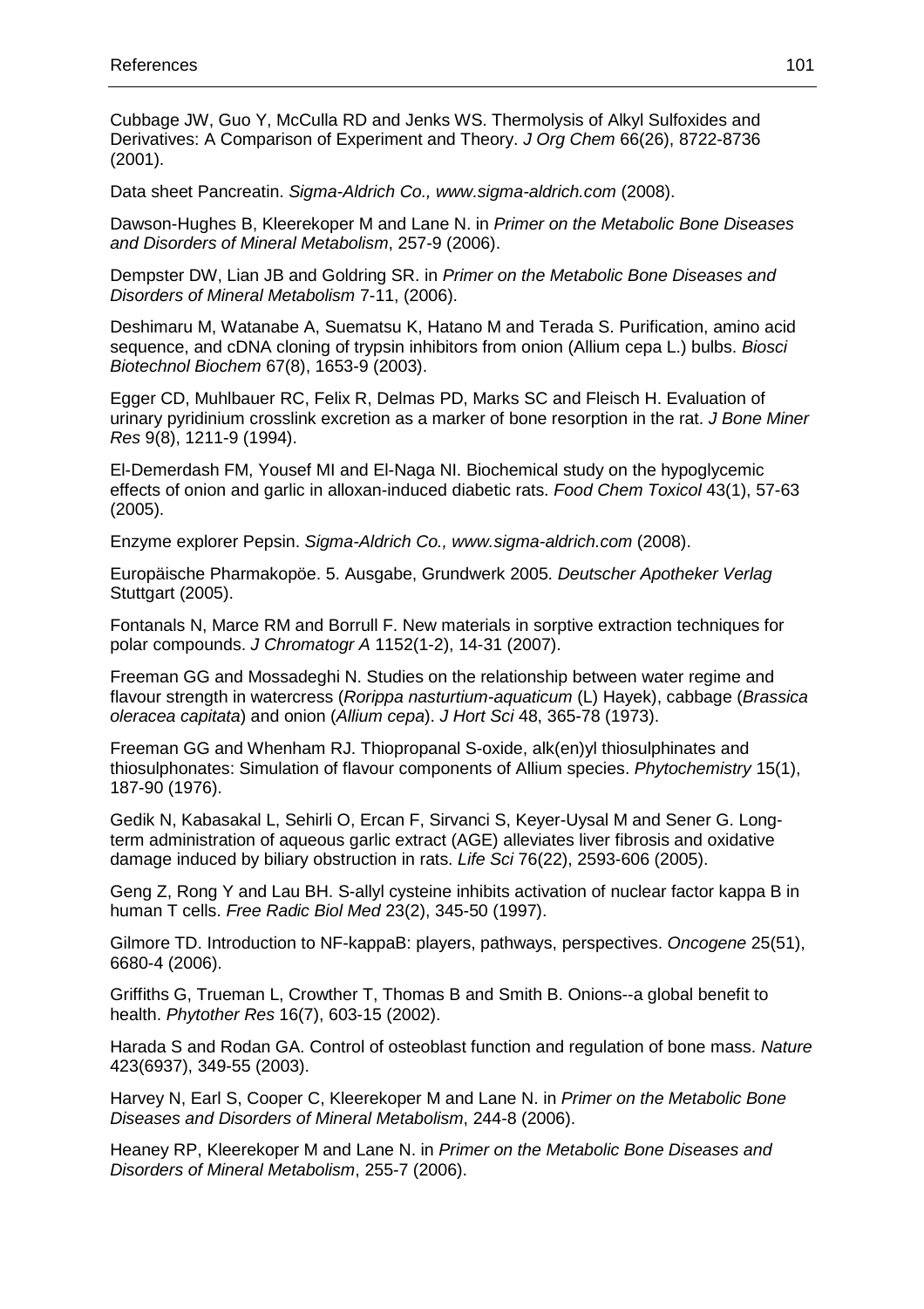Cubbage JW, Guo Y, McCulla RD and Jenks WS. Thermolysis of Alkyl Sulfoxides and Derivatives: A Comparison of Experiment and Theory. *J Org Chem* 66(26), 8722-8736 (2001).

Data sheet Pancreatin. *Sigma-Aldrich Co., www.sigma-aldrich.com* (2008).

Dawson-Hughes B, Kleerekoper M and Lane N. in *Primer on the Metabolic Bone Diseases and Disorders of Mineral Metabolism*, 257-9 (2006).

Dempster DW, Lian JB and Goldring SR. in *Primer on the Metabolic Bone Diseases and Disorders of Mineral Metabolism* 7-11, (2006).

Deshimaru M, Watanabe A, Suematsu K, Hatano M and Terada S. Purification, amino acid sequence, and cDNA cloning of trypsin inhibitors from onion (Allium cepa L.) bulbs. *Biosci Biotechnol Biochem* 67(8), 1653-9 (2003).

Egger CD, Muhlbauer RC, Felix R, Delmas PD, Marks SC and Fleisch H. Evaluation of urinary pyridinium crosslink excretion as a marker of bone resorption in the rat. *J Bone Miner Res* 9(8), 1211-9 (1994).

El-Demerdash FM, Yousef MI and El-Naga NI. Biochemical study on the hypoglycemic effects of onion and garlic in alloxan-induced diabetic rats. *Food Chem Toxicol* 43(1), 57-63 (2005).

Enzyme explorer Pepsin. *Sigma-Aldrich Co., www.sigma-aldrich.com* (2008).

Europäische Pharmakopöe. 5. Ausgabe, Grundwerk 2005. *Deutscher Apotheker Verlag* Stuttgart (2005).

Fontanals N, Marce RM and Borrull F. New materials in sorptive extraction techniques for polar compounds. *J Chromatogr A* 1152(1-2), 14-31 (2007).

Freeman GG and Mossadeghi N. Studies on the relationship between water regime and flavour strength in watercress (*Rorippa nasturtium-aquaticum* (L) Hayek), cabbage (*Brassica oleracea capitata*) and onion (*Allium cepa*). *J Hort Sci* 48, 365-78 (1973).

Freeman GG and Whenham RJ. Thiopropanal S-oxide, alk(en)yl thiosulphinates and thiosulphonates: Simulation of flavour components of Allium species. *Phytochemistry* 15(1), 187-90 (1976).

Gedik N, Kabasakal L, Sehirli O, Ercan F, Sirvanci S, Keyer-Uysal M and Sener G. Long-term administration of aqueous garlic extract (AGE) alleviates liver fibrosis and oxidative damage induced by biliary obstruction in rats. *Life Sci* 76(22), 2593-606 (2005).

Geng Z, Rong Y and Lau BH. S-allyl cysteine inhibits activation of nuclear factor kappa B in human T cells. *Free Radic Biol Med* 23(2), 345-50 (1997).

Gilmore TD. Introduction to NF-kappaB: players, pathways, perspectives. *Oncogene* 25(51), 6680-4 (2006).

Griffiths G, Trueman L, Crowther T, Thomas B and Smith B. Onions--a global benefit to health. *Phytother Res* 16(7), 603-15 (2002).

Harada S and Rodan GA. Control of osteoblast function and regulation of bone mass. *Nature* 423(6937), 349-55 (2003).

Harvey N, Earl S, Cooper C, Kleerekoper M and Lane N. in *Primer on the Metabolic Bone Diseases and Disorders of Mineral Metabolism*, 244-8 (2006).

Heaney RP, Kleerekoper M and Lane N. in *Primer on the Metabolic Bone Diseases and Disorders of Mineral Metabolism*, 255-7 (2006).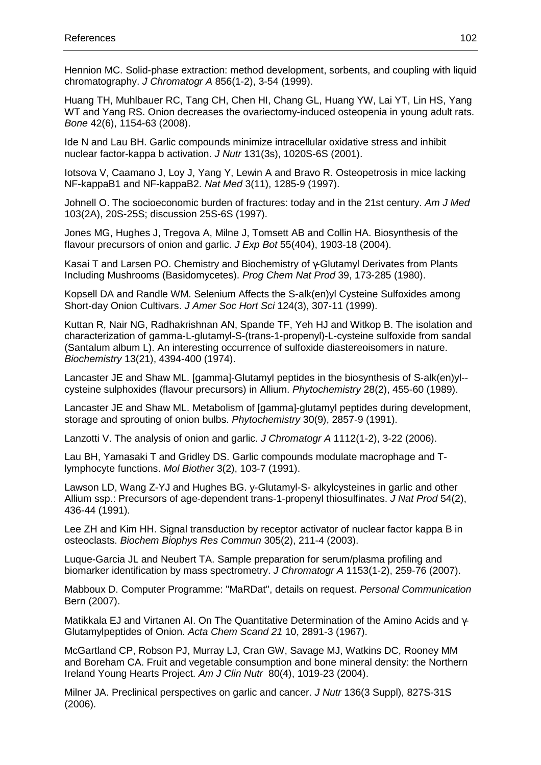Hennion MC. Solid-phase extraction: method development, sorbents, and coupling with liquid chromatography. *J Chromatogr A* 856(1-2), 3-54 (1999).

Huang TH, Muhlbauer RC, Tang CH, Chen HI, Chang GL, Huang YW, Lai YT, Lin HS, Yang WT and Yang RS. Onion decreases the ovariectomy-induced osteopenia in young adult rats. *Bone* 42(6), 1154-63 (2008).

Ide N and Lau BH. Garlic compounds minimize intracellular oxidative stress and inhibit nuclear factor-kappa b activation. *J Nutr* 131(3s), 1020S-6S (2001).

Iotsova V, Caamano J, Loy J, Yang Y, Lewin A and Bravo R. Osteopetrosis in mice lacking NF-kappaB1 and NF-kappaB2. *Nat Med* 3(11), 1285-9 (1997).

Johnell O. The socioeconomic burden of fractures: today and in the 21st century. *Am J Med* 103(2A), 20S-25S; discussion 25S-6S (1997).

Jones MG, Hughes J, Tregova A, Milne J, Tomsett AB and Collin HA. Biosynthesis of the flavour precursors of onion and garlic. *J Exp Bot* 55(404), 1903-18 (2004).

Kasai T and Larsen PO. Chemistry and Biochemistry of γ-Glutamyl Derivates from Plants Including Mushrooms (Basidomycetes). *Prog Chem Nat Prod* 39, 173-285 (1980).

Kopsell DA and Randle WM. Selenium Affects the S-alk(en)yl Cysteine Sulfoxides among Short-day Onion Cultivars. *J Amer Soc Hort Sci* 124(3), 307-11 (1999).

Kuttan R, Nair NG, Radhakrishnan AN, Spande TF, Yeh HJ and Witkop B. The isolation and characterization of gamma-L-glutamyl-S-(trans-1-propenyl)-L-cysteine sulfoxide from sandal (Santalum album L). An interesting occurrence of sulfoxide diastereoisomers in nature. *Biochemistry* 13(21), 4394-400 (1974).

Lancaster JE and Shaw ML. [gamma]-Glutamyl peptides in the biosynthesis of S-alk(en)yl-- cysteine sulphoxides (flavour precursors) in Allium. *Phytochemistry* 28(2), 455-60 (1989).

Lancaster JE and Shaw ML. Metabolism of [gamma]-glutamyl peptides during development, storage and sprouting of onion bulbs. *Phytochemistry* 30(9), 2857-9 (1991).

Lanzotti V. The analysis of onion and garlic. *J Chromatogr A* 1112(1-2), 3-22 (2006).

Lau BH, Yamasaki T and Gridley DS. Garlic compounds modulate macrophage and T-lymphocyte functions. *Mol Biother* 3(2), 103-7 (1991).

Lawson LD, Wang Z-YJ and Hughes BG. γ-Glutamyl-S- alkylcysteines in garlic and other Allium ssp.: Precursors of age-dependent trans-1-propenyl thiosulfinates. *J Nat Prod* 54(2), 436-44 (1991).

Lee ZH and Kim HH. Signal transduction by receptor activator of nuclear factor kappa B in osteoclasts. *Biochem Biophys Res Commun* 305(2), 211-4 (2003).

Luque-Garcia JL and Neubert TA. Sample preparation for serum/plasma profiling and biomarker identification by mass spectrometry. *J Chromatogr A* 1153(1-2), 259-76 (2007).

Mabboux D. Computer Programme: "MaRDat", details on request. *Personal Communication* Bern (2007).

Matikkala EJ and Virtanen AI. On The Quantitative Determination of the Amino Acids and γ-Glutamylpeptides of Onion. *Acta Chem Scand 21* 10, 2891-3 (1967).

McGartland CP, Robson PJ, Murray LJ, Cran GW, Savage MJ, Watkins DC, Rooney MM and Boreham CA. Fruit and vegetable consumption and bone mineral density: the Northern Ireland Young Hearts Project. *Am J Clin Nutr* 80(4), 1019-23 (2004).

Milner JA. Preclinical perspectives on garlic and cancer. *J Nutr* 136(3 Suppl), 827S-31S (2006).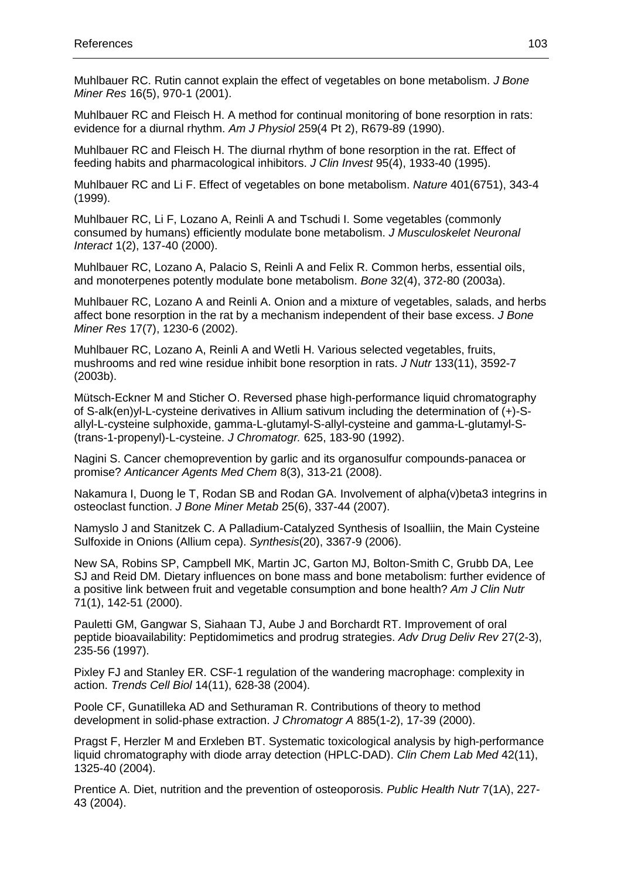Muhlbauer RC. Rutin cannot explain the effect of vegetables on bone metabolism. *J Bone Miner Res* 16(5), 970-1 (2001).

Muhlbauer RC and Fleisch H. A method for continual monitoring of bone resorption in rats: evidence for a diurnal rhythm. *Am J Physiol* 259(4 Pt 2), R679-89 (1990).

Muhlbauer RC and Fleisch H. The diurnal rhythm of bone resorption in the rat. Effect of feeding habits and pharmacological inhibitors. *J Clin Invest* 95(4), 1933-40 (1995).

Muhlbauer RC and Li F. Effect of vegetables on bone metabolism. *Nature* 401(6751), 343-4 (1999).

Muhlbauer RC, Li F, Lozano A, Reinli A and Tschudi I. Some vegetables (commonly consumed by humans) efficiently modulate bone metabolism. *J Musculoskelet Neuronal Interact* 1(2), 137-40 (2000).

Muhlbauer RC, Lozano A, Palacio S, Reinli A and Felix R. Common herbs, essential oils, and monoterpenes potently modulate bone metabolism. *Bone* 32(4), 372-80 (2003a).

Muhlbauer RC, Lozano A and Reinli A. Onion and a mixture of vegetables, salads, and herbs affect bone resorption in the rat by a mechanism independent of their base excess. *J Bone Miner Res* 17(7), 1230-6 (2002).

Muhlbauer RC, Lozano A, Reinli A and Wetli H. Various selected vegetables, fruits, mushrooms and red wine residue inhibit bone resorption in rats. *J Nutr* 133(11), 3592-7 (2003b).

Mütsch-Eckner M and Sticher O. Reversed phase high-performance liquid chromatography of S-alk(en)yl-L-cysteine derivatives in Allium sativum including the determination of (+)-S-allyl-L-cysteine sulphoxide, gamma-L-glutamyl-S-allyl-cysteine and gamma-L-glutamyl-S-(trans-1-propenyl)-L-cysteine. *J Chromatogr.* 625, 183-90 (1992).

Nagini S. Cancer chemoprevention by garlic and its organosulfur compounds-panacea or promise? *Anticancer Agents Med Chem* 8(3), 313-21 (2008).

Nakamura I, Duong le T, Rodan SB and Rodan GA. Involvement of alpha(v)beta3 integrins in osteoclast function. *J Bone Miner Metab* 25(6), 337-44 (2007).

Namyslo J and Stanitzek C. A Palladium-Catalyzed Synthesis of Isoalliin, the Main Cysteine Sulfoxide in Onions (Allium cepa). *Synthesis*(20), 3367-9 (2006).

New SA, Robins SP, Campbell MK, Martin JC, Garton MJ, Bolton-Smith C, Grubb DA, Lee SJ and Reid DM. Dietary influences on bone mass and bone metabolism: further evidence of a positive link between fruit and vegetable consumption and bone health? *Am J Clin Nutr* 71(1), 142-51 (2000).

Pauletti GM, Gangwar S, Siahaan TJ, Aube J and Borchardt RT. Improvement of oral peptide bioavailability: Peptidomimetics and prodrug strategies. *Adv Drug Deliv Rev* 27(2-3), 235-56 (1997).

Pixley FJ and Stanley ER. CSF-1 regulation of the wandering macrophage: complexity in action. *Trends Cell Biol* 14(11), 628-38 (2004).

Poole CF, Gunatilleka AD and Sethuraman R. Contributions of theory to method development in solid-phase extraction. *J Chromatogr A* 885(1-2), 17-39 (2000).

Pragst F, Herzler M and Erxleben BT. Systematic toxicological analysis by high-performance liquid chromatography with diode array detection (HPLC-DAD). *Clin Chem Lab Med* 42(11), 1325-40 (2004).

Prentice A. Diet, nutrition and the prevention of osteoporosis. *Public Health Nutr* 7(1A), 227-43 (2004).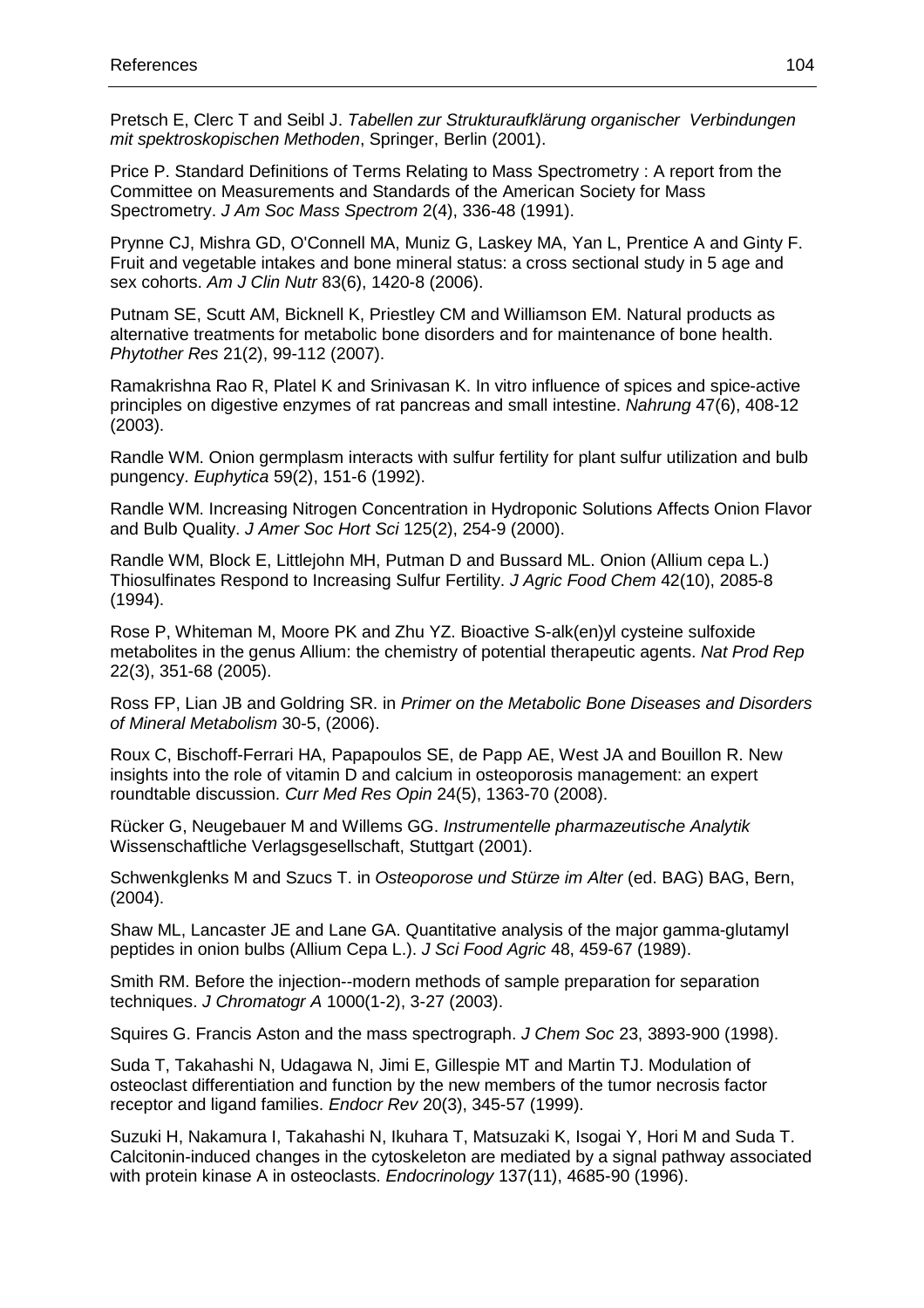Pretsch E, Clerc T and Seibl J. *Tabellen zur Strukturaufklärung organischer Verbindungen mit spektroskopischen Methoden*, Springer, Berlin (2001).

Price P. Standard Definitions of Terms Relating to Mass Spectrometry : A report from the Committee on Measurements and Standards of the American Society for Mass Spectrometry. *J Am Soc Mass Spectrom* 2(4), 336-48 (1991).

Prynne CJ, Mishra GD, O'Connell MA, Muniz G, Laskey MA, Yan L, Prentice A and Ginty F. Fruit and vegetable intakes and bone mineral status: a cross sectional study in 5 age and sex cohorts. *Am J Clin Nutr* 83(6), 1420-8 (2006).

Putnam SE, Scutt AM, Bicknell K, Priestley CM and Williamson EM. Natural products as alternative treatments for metabolic bone disorders and for maintenance of bone health. *Phytother Res* 21(2), 99-112 (2007).

Ramakrishna Rao R, Platel K and Srinivasan K. In vitro influence of spices and spice-active principles on digestive enzymes of rat pancreas and small intestine. *Nahrung* 47(6), 408-12 (2003).

Randle WM. Onion germplasm interacts with sulfur fertility for plant sulfur utilization and bulb pungency. *Euphytica* 59(2), 151-6 (1992).

Randle WM. Increasing Nitrogen Concentration in Hydroponic Solutions Affects Onion Flavor and Bulb Quality. *J Amer Soc Hort Sci* 125(2), 254-9 (2000).

Randle WM, Block E, Littlejohn MH, Putman D and Bussard ML. Onion (Allium cepa L.) Thiosulfinates Respond to Increasing Sulfur Fertility. *J Agric Food Chem* 42(10), 2085-8 (1994).

Rose P, Whiteman M, Moore PK and Zhu YZ. Bioactive S-alk(en)yl cysteine sulfoxide metabolites in the genus Allium: the chemistry of potential therapeutic agents. *Nat Prod Rep* 22(3), 351-68 (2005).

Ross FP, Lian JB and Goldring SR. in *Primer on the Metabolic Bone Diseases and Disorders of Mineral Metabolism* 30-5, (2006).

Roux C, Bischoff-Ferrari HA, Papapoulos SE, de Papp AE, West JA and Bouillon R. New insights into the role of vitamin D and calcium in osteoporosis management: an expert roundtable discussion. *Curr Med Res Opin* 24(5), 1363-70 (2008).

Rücker G, Neugebauer M and Willems GG. *Instrumentelle pharmazeutische Analytik* Wissenschaftliche Verlagsgesellschaft, Stuttgart (2001).

Schwenkglenks M and Szucs T. in *Osteoporose und Stürze im Alter* (ed. BAG) BAG, Bern, (2004).

Shaw ML, Lancaster JE and Lane GA. Quantitative analysis of the major gamma-glutamyl peptides in onion bulbs (Allium Cepa L.). *J Sci Food Agric* 48, 459-67 (1989).

Smith RM. Before the injection--modern methods of sample preparation for separation techniques. *J Chromatogr A* 1000(1-2), 3-27 (2003).

Squires G. Francis Aston and the mass spectrograph. *J Chem Soc* 23, 3893-900 (1998).

Suda T, Takahashi N, Udagawa N, Jimi E, Gillespie MT and Martin TJ. Modulation of osteoclast differentiation and function by the new members of the tumor necrosis factor receptor and ligand families. *Endocr Rev* 20(3), 345-57 (1999).

Suzuki H, Nakamura I, Takahashi N, Ikuhara T, Matsuzaki K, Isogai Y, Hori M and Suda T. Calcitonin-induced changes in the cytoskeleton are mediated by a signal pathway associated with protein kinase A in osteoclasts. *Endocrinology* 137(11), 4685-90 (1996).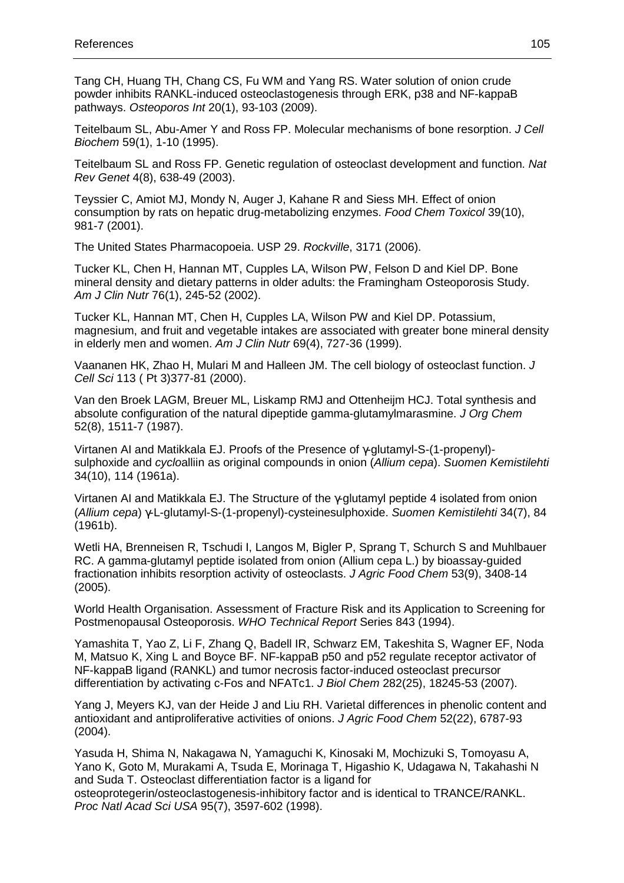Tang CH, Huang TH, Chang CS, Fu WM and Yang RS. Water solution of onion crude powder inhibits RANKL-induced osteoclastogenesis through ERK, p38 and NF-kappaB pathways. *Osteoporos Int* 20(1), 93-103 (2009).

Teitelbaum SL, Abu-Amer Y and Ross FP. Molecular mechanisms of bone resorption. *J Cell Biochem* 59(1), 1-10 (1995).

Teitelbaum SL and Ross FP. Genetic regulation of osteoclast development and function. *Nat Rev Genet* 4(8), 638-49 (2003).

Teyssier C, Amiot MJ, Mondy N, Auger J, Kahane R and Siess MH. Effect of onion consumption by rats on hepatic drug-metabolizing enzymes. *Food Chem Toxicol* 39(10), 981-7 (2001).

The United States Pharmacopoeia. USP 29. *Rockville*, 3171 (2006).

Tucker KL, Chen H, Hannan MT, Cupples LA, Wilson PW, Felson D and Kiel DP. Bone mineral density and dietary patterns in older adults: the Framingham Osteoporosis Study. *Am J Clin Nutr* 76(1), 245-52 (2002).

Tucker KL, Hannan MT, Chen H, Cupples LA, Wilson PW and Kiel DP. Potassium, magnesium, and fruit and vegetable intakes are associated with greater bone mineral density in elderly men and women. *Am J Clin Nutr* 69(4), 727-36 (1999).

Vaananen HK, Zhao H, Mulari M and Halleen JM. The cell biology of osteoclast function. *J Cell Sci* 113 ( Pt 3)377-81 (2000).

Van den Broek LAGM, Breuer ML, Liskamp RMJ and Ottenheijm HCJ. Total synthesis and absolute configuration of the natural dipeptide gamma-glutamylmarasmine. *J Org Chem* 52(8), 1511-7 (1987).

Virtanen AI and Matikkala EJ. Proofs of the Presence of γ-glutamyl-S-(1-propenyl)-sulphoxide and *cyclo*alliin as original compounds in onion (*Allium cepa*). *Suomen Kemistilehti* 34(10), 114 (1961a).

Virtanen AI and Matikkala EJ. The Structure of the γ-glutamyl peptide 4 isolated from onion (*Allium cepa*) γ-L-glutamyl-S-(1-propenyl)-cysteinesulphoxide. *Suomen Kemistilehti* 34(7), 84 (1961b).

Wetli HA, Brenneisen R, Tschudi I, Langos M, Bigler P, Sprang T, Schurch S and Muhlbauer RC. A gamma-glutamyl peptide isolated from onion (Allium cepa L.) by bioassay-guided fractionation inhibits resorption activity of osteoclasts. *J Agric Food Chem* 53(9), 3408-14 (2005).

World Health Organisation. Assessment of Fracture Risk and its Application to Screening for Postmenopausal Osteoporosis. *WHO Technical Report* Series 843 (1994).

Yamashita T, Yao Z, Li F, Zhang Q, Badell IR, Schwarz EM, Takeshita S, Wagner EF, Noda M, Matsuo K, Xing L and Boyce BF. NF-kappaB p50 and p52 regulate receptor activator of NF-kappaB ligand (RANKL) and tumor necrosis factor-induced osteoclast precursor differentiation by activating c-Fos and NFATc1. *J Biol Chem* 282(25), 18245-53 (2007).

Yang J, Meyers KJ, van der Heide J and Liu RH. Varietal differences in phenolic content and antioxidant and antiproliferative activities of onions. *J Agric Food Chem* 52(22), 6787-93 (2004).

Yasuda H, Shima N, Nakagawa N, Yamaguchi K, Kinosaki M, Mochizuki S, Tomoyasu A, Yano K, Goto M, Murakami A, Tsuda E, Morinaga T, Higashio K, Udagawa N, Takahashi N and Suda T. Osteoclast differentiation factor is a ligand for osteoprotegerin/osteoclastogenesis-inhibitory factor and is identical to TRANCE/RANKL. *Proc Natl Acad Sci USA* 95(7), 3597-602 (1998).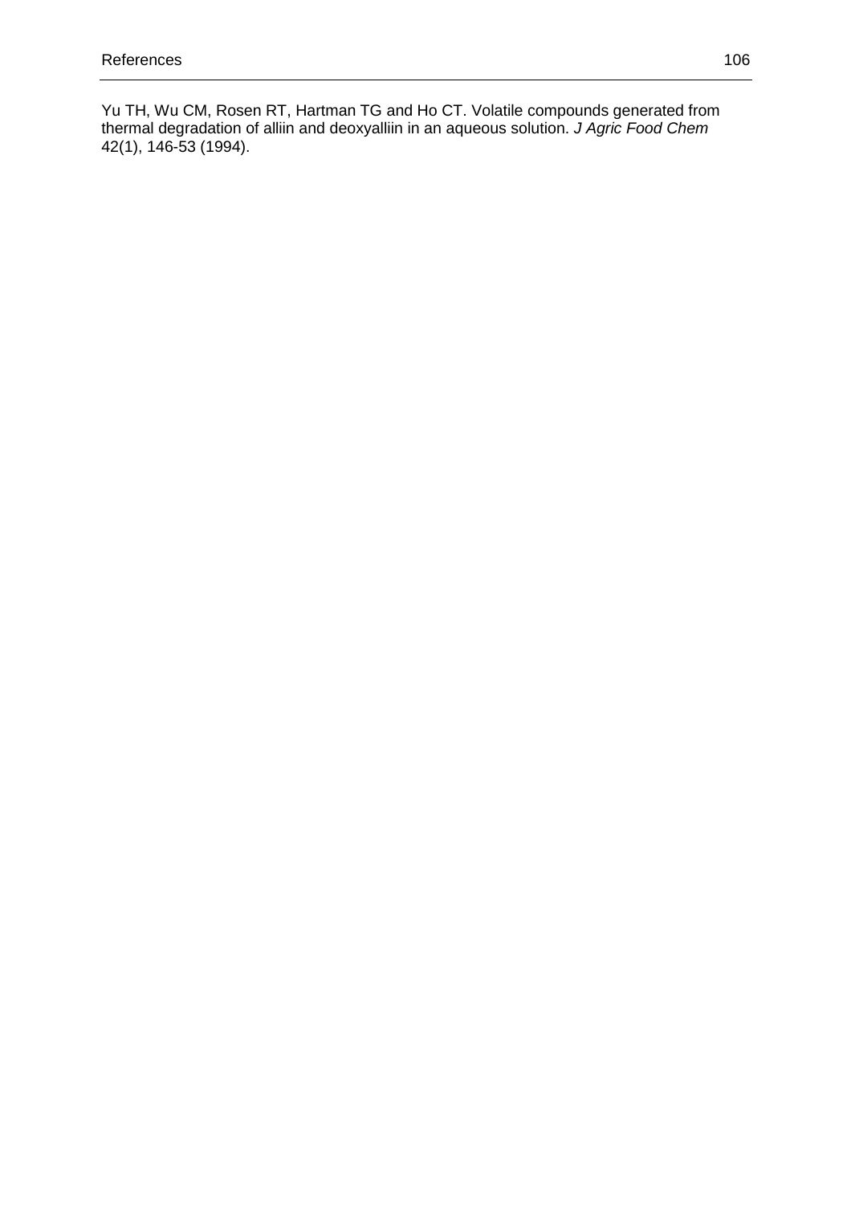Yu TH, Wu CM, Rosen RT, Hartman TG and Ho CT. Volatile compounds generated from thermal degradation of alliin and deoxyalliin in an aqueous solution. *J Agric Food Chem* 42(1), 146-53 (1994).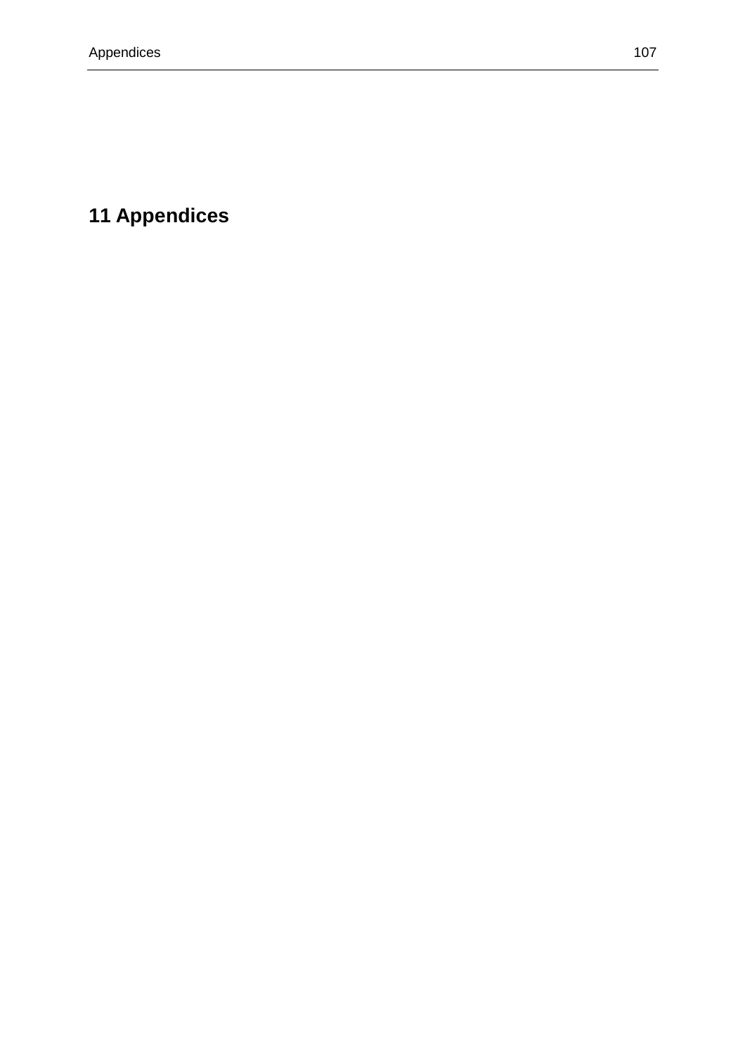# 11 Appendices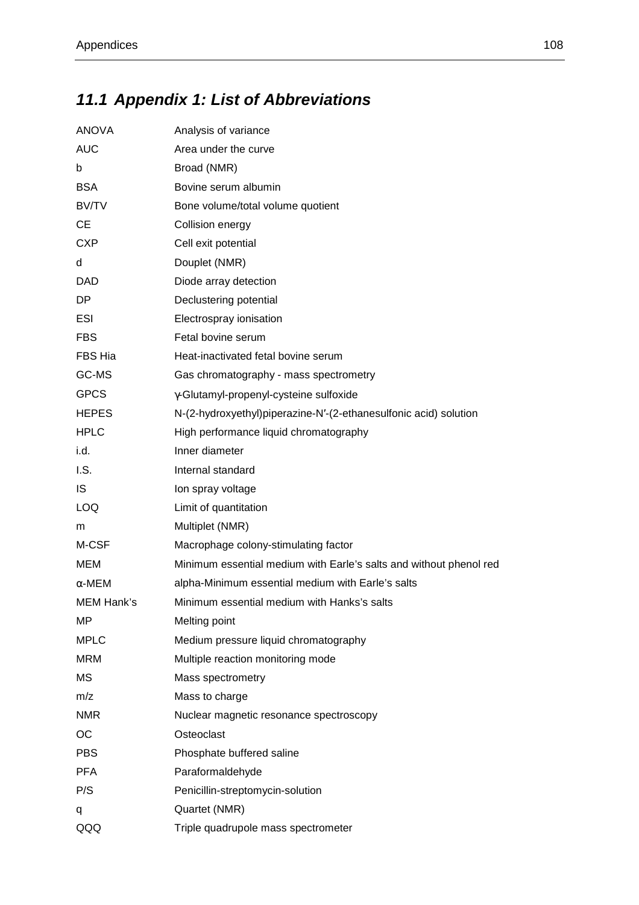## 11.1 *Appendix 1: List of Abbreviations*

| | |
|---|---|
| ANOVA | Analysis of variance |
| AUC | Area under the curve |
| b | Broad (NMR) |
| BSA | Bovine serum albumin |
| BV/TV | Bone volume/total volume quotient |
| CE | Collision energy |
| CXP | Cell exit potential |
| d | Douplet (NMR) |
| DAD | Diode array detection |
| DP | Declustering potential |
| ESI | Electrospray ionisation |
| FBS | Fetal bovine serum |
| FBS Hia | Heat-inactivated fetal bovine serum |
| GC-MS | Gas chromatography - mass spectrometry |
| GPCS | γ-Glutamyl-propenyl-cysteine sulfoxide |
| HEPES | N-(2-hydroxyethyl)piperazine-N′-(2-ethanesulfonic acid) solution |
| HPLC | High performance liquid chromatography |
| i.d. | Inner diameter |
| I.S. | Internal standard |
| IS | Ion spray voltage |
| LOQ | Limit of quantitation |
| m | Multiplet (NMR) |
| M-CSF | Macrophage colony-stimulating factor |
| MEM | Minimum essential medium with Earle's salts and without phenol red |
| α-MEM | alpha-Minimum essential medium with Earle's salts |
| MEM Hank's | Minimum essential medium with Hanks's salts |
| MP | Melting point |
| MPLC | Medium pressure liquid chromatography |
| MRM | Multiple reaction monitoring mode |
| MS | Mass spectrometry |
| m/z | Mass to charge |
| NMR | Nuclear magnetic resonance spectroscopy |
| OC | Osteoclast |
| PBS | Phosphate buffered saline |
| PFA | Paraformaldehyde |
| P/S | Penicillin-streptomycin-solution |
| q | Quartet (NMR) |
| QQQ | Triple quadrupole mass spectrometer |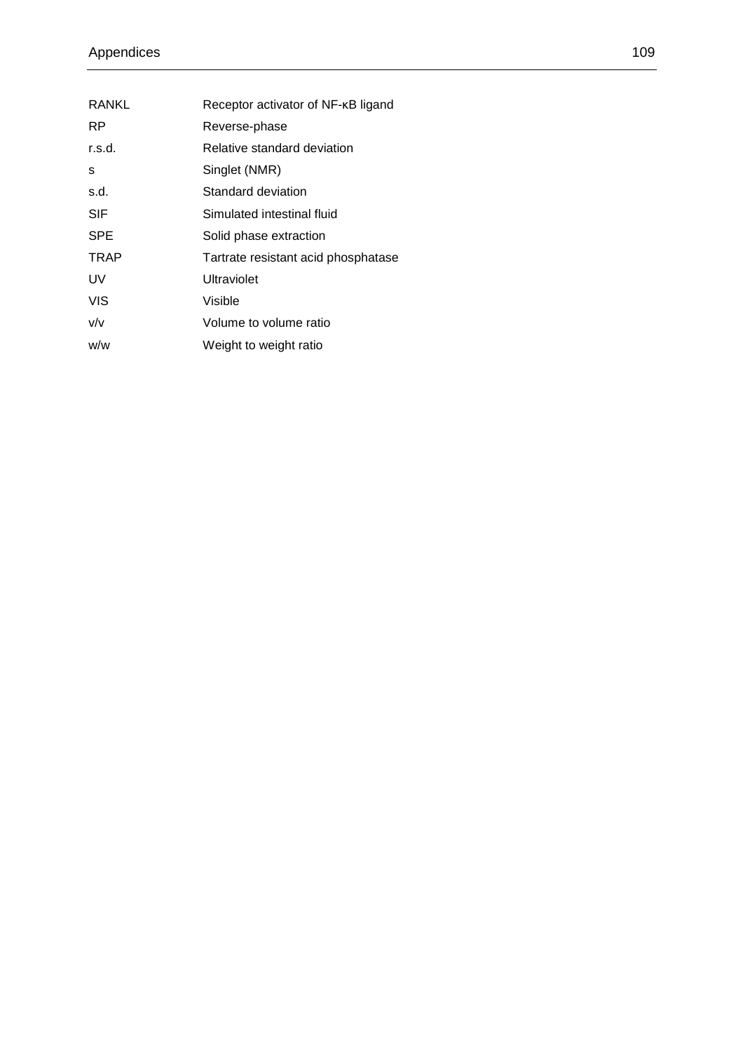| | |
|---|---|
| RANKL | Receptor activator of NF-κB ligand |
| RP | Reverse-phase |
| r.s.d. | Relative standard deviation |
| s | Singlet (NMR) |
| s.d. | Standard deviation |
| SIF | Simulated intestinal fluid |
| SPE | Solid phase extraction |
| TRAP | Tartrate resistant acid phosphatase |
| UV | Ultraviolet |
| VIS | Visible |
| v/v | Volume to volume ratio |
| w/w | Weight to weight ratio |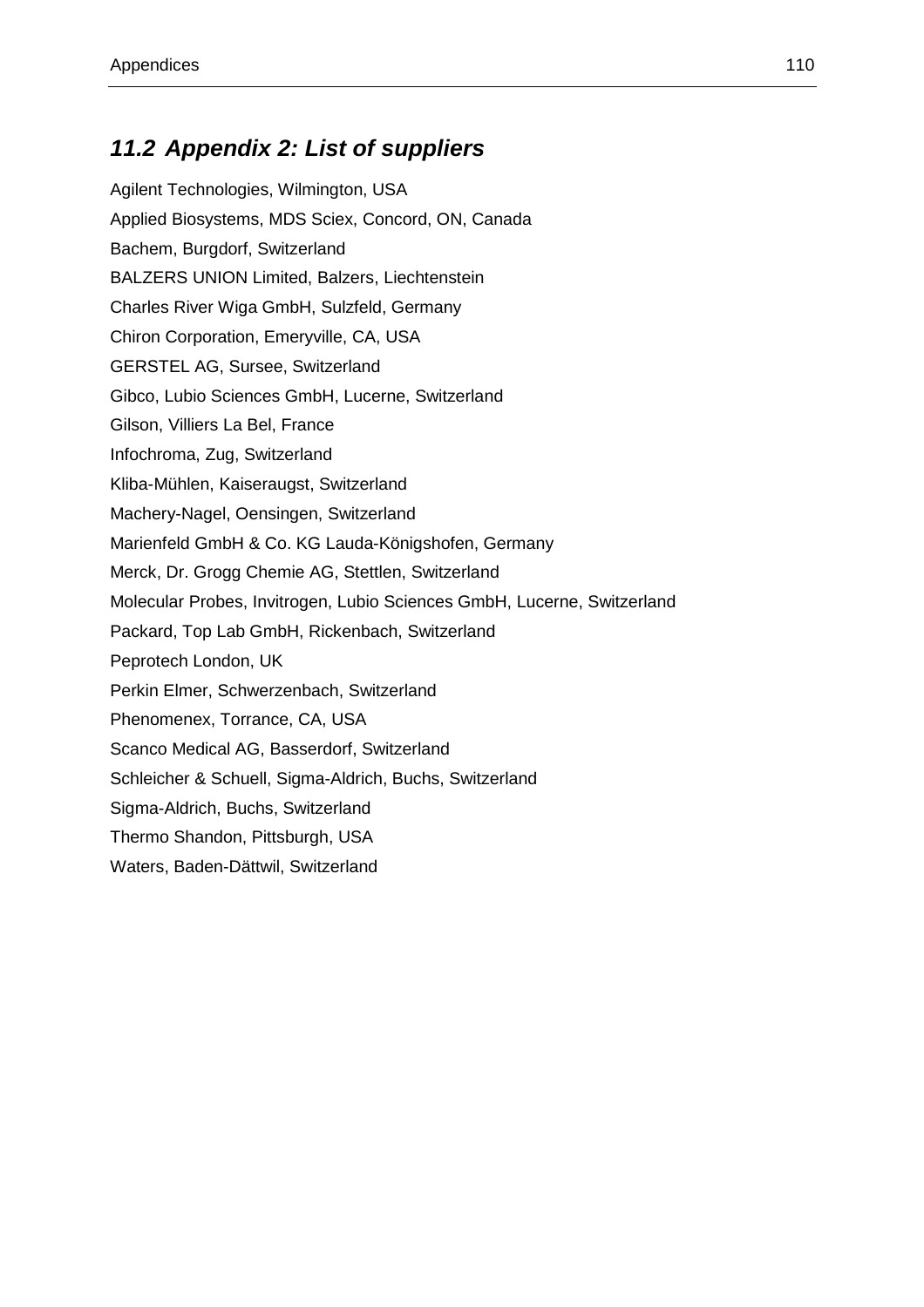## 11.2 Appendix 2: List of suppliers

Agilent Technologies, Wilmington, USA

Applied Biosystems, MDS Sciex, Concord, ON, Canada

Bachem, Burgdorf, Switzerland

BALZERS UNION Limited, Balzers, Liechtenstein

Charles River Wiga GmbH, Sulzfeld, Germany

Chiron Corporation, Emeryville, CA, USA

GERSTEL AG, Sursee, Switzerland

Gibco, Lubio Sciences GmbH, Lucerne, Switzerland

Gilson, Villiers La Bel, France

Infochroma, Zug, Switzerland

Kliba-Mühlen, Kaiseraugst, Switzerland

Machery-Nagel, Oensingen, Switzerland

Marienfeld GmbH & Co. KG Lauda-Königshofen, Germany

Merck, Dr. Grogg Chemie AG, Stettlen, Switzerland

Molecular Probes, Invitrogen, Lubio Sciences GmbH, Lucerne, Switzerland

Packard, Top Lab GmbH, Rickenbach, Switzerland

Peprotech London, UK

Perkin Elmer, Schwerzenbach, Switzerland

Phenomenex, Torrance, CA, USA

Scanco Medical AG, Basserdorf, Switzerland

Schleicher & Schuell, Sigma-Aldrich, Buchs, Switzerland

Sigma-Aldrich, Buchs, Switzerland

Thermo Shandon, Pittsburgh, USA

Waters, Baden-Dättwil, Switzerland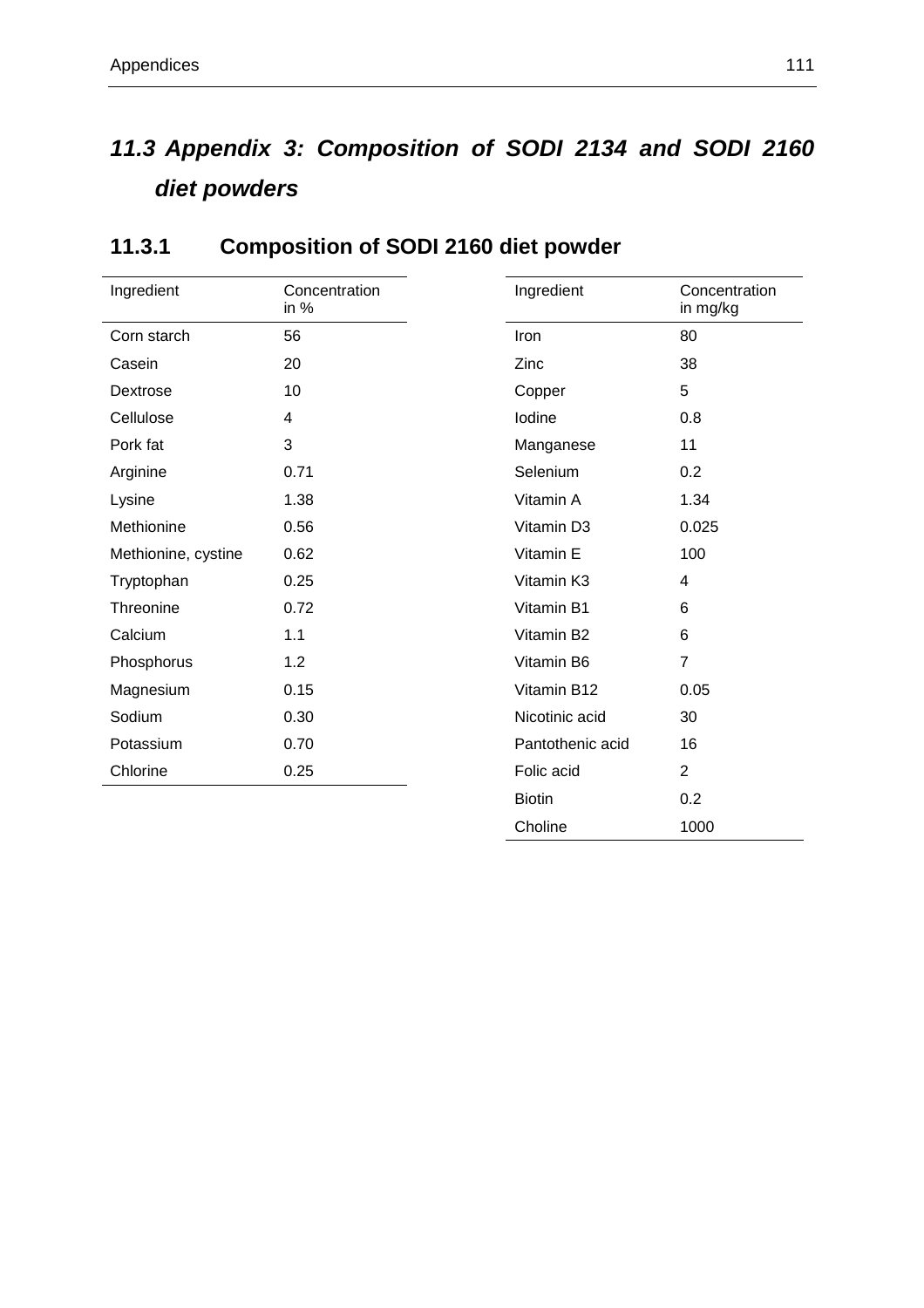## 11.3 Appendix 3: Composition of SODI 2134 and SODI 2160 diet powders

### 11.3.1 Composition of SODI 2160 diet powder

| Ingredient | Concentration in % |
|---|---|
| Corn starch | 56 |
| Casein | 20 |
| Dextrose | 10 |
| Cellulose | 4 |
| Pork fat | 3 |
| Arginine | 0.71 |
| Lysine | 1.38 |
| Methionine | 0.56 |
| Methionine, cystine | 0.62 |
| Tryptophan | 0.25 |
| Threonine | 0.72 |
| Calcium | 1.1 |
| Phosphorus | 1.2 |
| Magnesium | 0.15 |
| Sodium | 0.30 |
| Potassium | 0.70 |
| Chlorine | 0.25 |

| Ingredient | Concentration in mg/kg |
|---|---|
| Iron | 80 |
| Zinc | 38 |
| Copper | 5 |
| Iodine | 0.8 |
| Manganese | 11 |
| Selenium | 0.2 |
| Vitamin A | 1.34 |
| Vitamin D3 | 0.025 |
| Vitamin E | 100 |
| Vitamin K3 | 4 |
| Vitamin B1 | 6 |
| Vitamin B2 | 6 |
| Vitamin B6 | 7 |
| Vitamin B12 | 0.05 |
| Nicotinic acid | 30 |
| Pantothenic acid | 16 |
| Folic acid | 2 |
| Biotin | 0.2 |
| Choline | 1000 |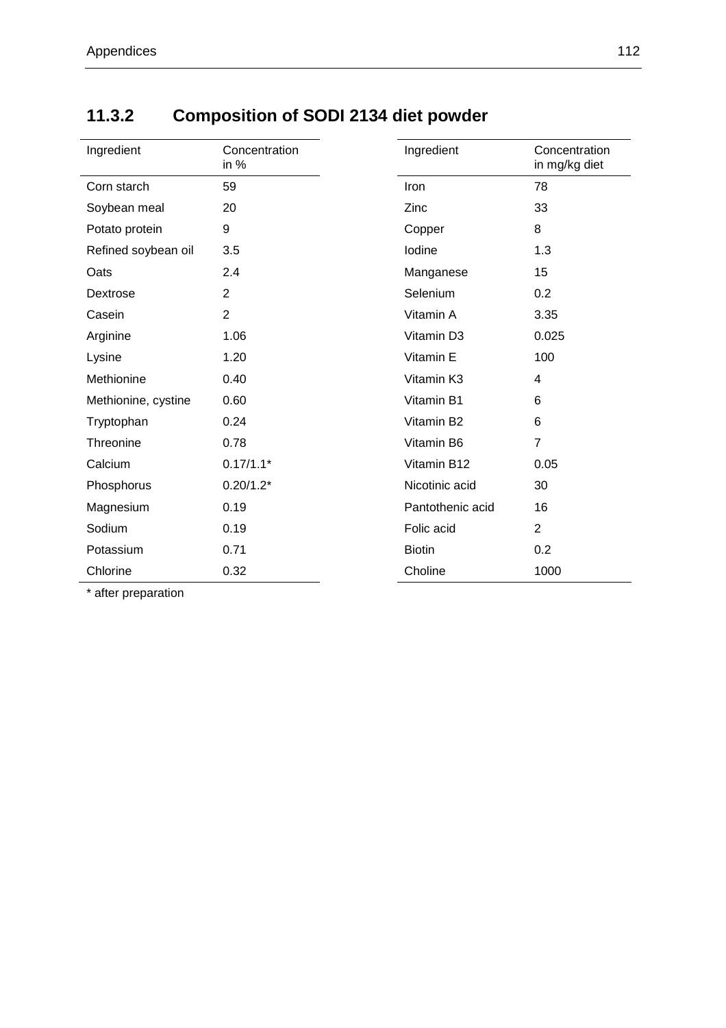## 11.3.2 Composition of SODI 2134 diet powder

| Ingredient | Concentration in % |
|---|---|
| Corn starch | 59 |
| Soybean meal | 20 |
| Potato protein | 9 |
| Refined soybean oil | 3.5 |
| Oats | 2.4 |
| Dextrose | 2 |
| Casein | 2 |
| Arginine | 1.06 |
| Lysine | 1.20 |
| Methionine | 0.40 |
| Methionine, cystine | 0.60 |
| Tryptophan | 0.24 |
| Threonine | 0.78 |
| Calcium | 0.17/1.1* |
| Phosphorus | 0.20/1.2* |
| Magnesium | 0.19 |
| Sodium | 0.19 |
| Potassium | 0.71 |
| Chlorine | 0.32 |

* after preparation

| Ingredient | Concentration in mg/kg diet |
|---|---|
| Iron | 78 |
| Zinc | 33 |
| Copper | 8 |
| Iodine | 1.3 |
| Manganese | 15 |
| Selenium | 0.2 |
| Vitamin A | 3.35 |
| Vitamin D3 | 0.025 |
| Vitamin E | 100 |
| Vitamin K3 | 4 |
| Vitamin B1 | 6 |
| Vitamin B2 | 6 |
| Vitamin B6 | 7 |
| Vitamin B12 | 0.05 |
| Nicotinic acid | 30 |
| Pantothenic acid | 16 |
| Folic acid | 2 |
| Biotin | 0.2 |
| Choline | 1000 |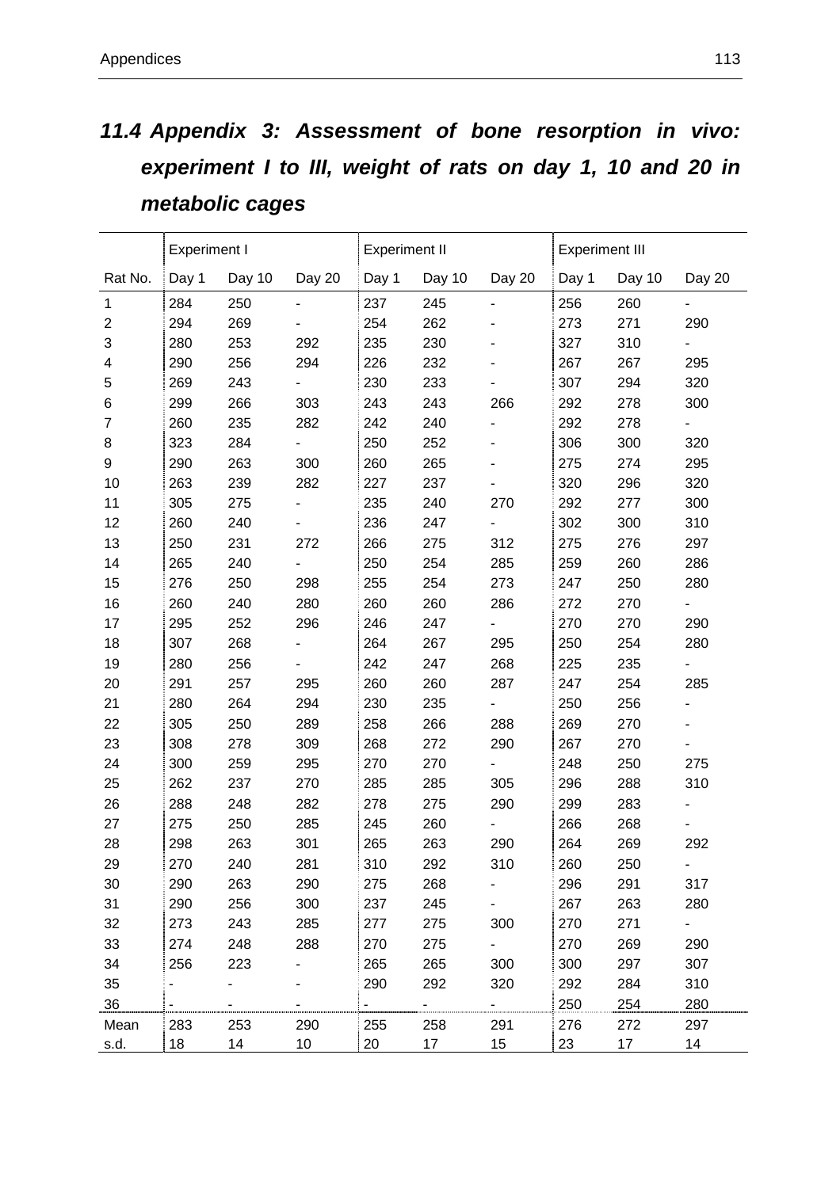## 11.4 Appendix 3: Assessment of bone resorption in vivo: experiment I to III, weight of rats on day 1, 10 and 20 in metabolic cages

| | Experiment I | | | Experiment II | | | Experiment III | | |
|---|---|---|---|---|---|---|---|---|---|
| Rat No. | Day 1 | Day 10 | Day 20 | Day 1 | Day 10 | Day 20 | Day 1 | Day 10 | Day 20 |
| 1 | 284 | 250 | - | 237 | 245 | - | 256 | 260 | - |
| 2 | 294 | 269 | - | 254 | 262 | - | 273 | 271 | 290 |
| 3 | 280 | 253 | 292 | 235 | 230 | - | 327 | 310 | - |
| 4 | 290 | 256 | 294 | 226 | 232 | - | 267 | 267 | 295 |
| 5 | 269 | 243 | - | 230 | 233 | - | 307 | 294 | 320 |
| 6 | 299 | 266 | 303 | 243 | 243 | 266 | 292 | 278 | 300 |
| 7 | 260 | 235 | 282 | 242 | 240 | - | 292 | 278 | - |
| 8 | 323 | 284 | - | 250 | 252 | - | 306 | 300 | 320 |
| 9 | 290 | 263 | 300 | 260 | 265 | - | 275 | 274 | 295 |
| 10 | 263 | 239 | 282 | 227 | 237 | - | 320 | 296 | 320 |
| 11 | 305 | 275 | - | 235 | 240 | 270 | 292 | 277 | 300 |
| 12 | 260 | 240 | - | 236 | 247 | - | 302 | 300 | 310 |
| 13 | 250 | 231 | 272 | 266 | 275 | 312 | 275 | 276 | 297 |
| 14 | 265 | 240 | - | 250 | 254 | 285 | 259 | 260 | 286 |
| 15 | 276 | 250 | 298 | 255 | 254 | 273 | 247 | 250 | 280 |
| 16 | 260 | 240 | 280 | 260 | 260 | 286 | 272 | 270 | - |
| 17 | 295 | 252 | 296 | 246 | 247 | - | 270 | 270 | 290 |
| 18 | 307 | 268 | - | 264 | 267 | 295 | 250 | 254 | 280 |
| 19 | 280 | 256 | - | 242 | 247 | 268 | 225 | 235 | - |
| 20 | 291 | 257 | 295 | 260 | 260 | 287 | 247 | 254 | 285 |
| 21 | 280 | 264 | 294 | 230 | 235 | - | 250 | 256 | - |
| 22 | 305 | 250 | 289 | 258 | 266 | 288 | 269 | 270 | - |
| 23 | 308 | 278 | 309 | 268 | 272 | 290 | 267 | 270 | - |
| 24 | 300 | 259 | 295 | 270 | 270 | - | 248 | 250 | 275 |
| 25 | 262 | 237 | 270 | 285 | 285 | 305 | 296 | 288 | 310 |
| 26 | 288 | 248 | 282 | 278 | 275 | 290 | 299 | 283 | - |
| 27 | 275 | 250 | 285 | 245 | 260 | - | 266 | 268 | - |
| 28 | 298 | 263 | 301 | 265 | 263 | 290 | 264 | 269 | 292 |
| 29 | 270 | 240 | 281 | 310 | 292 | 310 | 260 | 250 | - |
| 30 | 290 | 263 | 290 | 275 | 268 | - | 296 | 291 | 317 |
| 31 | 290 | 256 | 300 | 237 | 245 | - | 267 | 263 | 280 |
| 32 | 273 | 243 | 285 | 277 | 275 | 300 | 270 | 271 | - |
| 33 | 274 | 248 | 288 | 270 | 275 | - | 270 | 269 | 290 |
| 34 | 256 | 223 | - | 265 | 265 | 300 | 300 | 297 | 307 |
| 35 | - | - | - | 290 | 292 | 320 | 292 | 284 | 310 |
| 36 | - | - | - | - | - | - | 250 | 254 | 280 |
| Mean | 283 | 253 | 290 | 255 | 258 | 291 | 276 | 272 | 297 |
| s.d. | 18 | 14 | 10 | 20 | 17 | 15 | 23 | 17 | 14 |